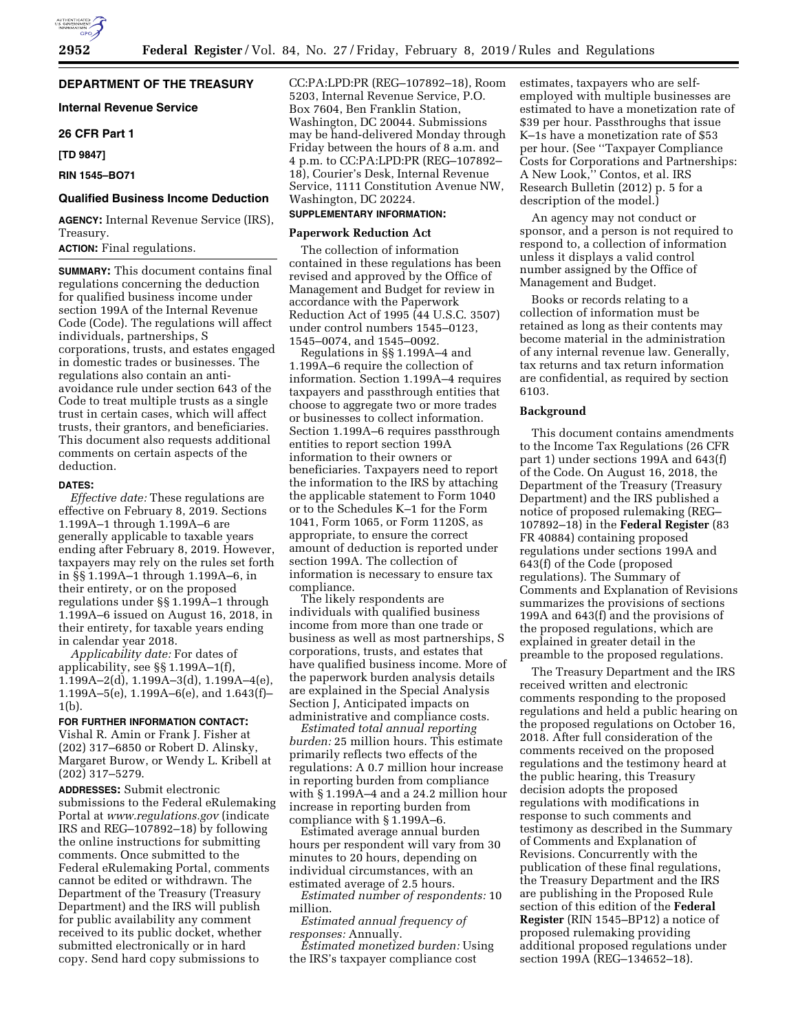## DEPARTMENT OF THE TREASURY

### Internal Revenue Service

### 26 CFR Part 1

**[TD 9847]**

**RIN 1545–BO71**

### Qualified Business Income Deduction

**AGENCY:** Internal Revenue Service (IRS), Treasury.

**ACTION:** Final regulations.

**SUMMARY:** This document contains final regulations concerning the deduction for qualified business income under section 199A of the Internal Revenue Code (Code). The regulations will affect individuals, partnerships, S corporations, trusts, and estates engaged in domestic trades or businesses. The regulations also contain an anti-avoidance rule under section 643 of the Code to treat multiple trusts as a single trust in certain cases, which will affect trusts, their grantors, and beneficiaries. This document also requests additional comments on certain aspects of the deduction.

**DATES:**

*Effective date:* These regulations are effective on February 8, 2019. Sections 1.199A–1 through 1.199A–6 are generally applicable to taxable years ending after February 8, 2019. However, taxpayers may rely on the rules set forth in §§ 1.199A–1 through 1.199A–6, in their entirety, or on the proposed regulations under §§ 1.199A–1 through 1.199A–6 issued on August 16, 2018, in their entirety, for taxable years ending in calendar year 2018.

*Applicability date:* For dates of applicability, see §§ 1.199A–1(f), 1.199A–2(d), 1.199A–3(d), 1.199A–4(e), 1.199A–5(e), 1.199A–6(e), and 1.643(f)–1(b).

**FOR FURTHER INFORMATION CONTACT:** Vishal R. Amin or Frank J. Fisher at (202) 317–6850 or Robert D. Alinsky, Margaret Burow, or Wendy L. Kribell at (202) 317–5279.

**ADDRESSES:** Submit electronic submissions to the Federal eRulemaking Portal at *www.regulations.gov* (indicate IRS and REG–107892–18) by following the online instructions for submitting comments. Once submitted to the Federal eRulemaking Portal, comments cannot be edited or withdrawn. The Department of the Treasury (Treasury Department) and the IRS will publish for public availability any comment received to its public docket, whether submitted electronically or in hard copy. Send hard copy submissions to CC:PA:LPD:PR (REG–107892–18), Room 5203, Internal Revenue Service, P.O. Box 7604, Ben Franklin Station, Washington, DC 20044. Submissions may be hand-delivered Monday through Friday between the hours of 8 a.m. and 4 p.m. to CC:PA:LPD:PR (REG–107892–18), Courier's Desk, Internal Revenue Service, 1111 Constitution Avenue NW, Washington, DC 20224.

**SUPPLEMENTARY INFORMATION:**

### Paperwork Reduction Act

The collection of information contained in these regulations has been revised and approved by the Office of Management and Budget for review in accordance with the Paperwork Reduction Act of 1995 (44 U.S.C. 3507) under control numbers 1545–0123, 1545–0074, and 1545–0092.

Regulations in §§ 1.199A–4 and 1.199A–6 require the collection of information. Section 1.199A–4 requires taxpayers and passthrough entities that choose to aggregate two or more trades or businesses to collect information. Section 1.199A–6 requires passthrough entities to report section 199A information to their owners or beneficiaries. Taxpayers need to report the information to the IRS by attaching the applicable statement to Form 1040 or to the Schedules K–1 for the Form 1041, Form 1065, or Form 1120S, as appropriate, to ensure the correct amount of deduction is reported under section 199A. The collection of information is necessary to ensure tax compliance.

The likely respondents are individuals with qualified business income from more than one trade or business as well as most partnerships, S corporations, trusts, and estates that have qualified business income. More of the paperwork burden analysis details are explained in the Special Analysis Section J, Anticipated impacts on administrative and compliance costs.

*Estimated total annual reporting burden:* 25 million hours. This estimate primarily reflects two effects of the regulations: A 0.7 million hour increase in reporting burden from compliance with § 1.199A–4 and a 24.2 million hour increase in reporting burden from compliance with § 1.199A–6.

Estimated average annual burden hours per respondent will vary from 30 minutes to 20 hours, depending on individual circumstances, with an estimated average of 2.5 hours.

*Estimated number of respondents:* 10 million.

*Estimated annual frequency of responses:* Annually.

*Estimated monetized burden:* Using the IRS's taxpayer compliance cost estimates, taxpayers who are self-employed with multiple businesses are estimated to have a monetization rate of $39 per hour. Passthroughs that issue K–1s have a monetization rate of $53 per hour. (See ''Taxpayer Compliance Costs for Corporations and Partnerships: A New Look,'' Contos, et al. IRS Research Bulletin (2012) p. 5 for a description of the model.)

An agency may not conduct or sponsor, and a person is not required to respond to, a collection of information unless it displays a valid control number assigned by the Office of Management and Budget.

Books or records relating to a collection of information must be retained as long as their contents may become material in the administration of any internal revenue law. Generally, tax returns and tax return information are confidential, as required by section 6103.

### Background

This document contains amendments to the Income Tax Regulations (26 CFR part 1) under sections 199A and 643(f) of the Code. On August 16, 2018, the Department of the Treasury (Treasury Department) and the IRS published a notice of proposed rulemaking (REG–107892–18) in the **Federal Register** (83 FR 40884) containing proposed regulations under sections 199A and 643(f) of the Code (proposed regulations). The Summary of Comments and Explanation of Revisions summarizes the provisions of sections 199A and 643(f) and the provisions of the proposed regulations, which are explained in greater detail in the preamble to the proposed regulations.

The Treasury Department and the IRS received written and electronic comments responding to the proposed regulations and held a public hearing on the proposed regulations on October 16, 2018. After full consideration of the comments received on the proposed regulations and the testimony heard at the public hearing, this Treasury decision adopts the proposed regulations with modifications in response to such comments and testimony as described in the Summary of Comments and Explanation of Revisions. Concurrently with the publication of these final regulations, the Treasury Department and the IRS are publishing in the Proposed Rule section of this edition of the **Federal Register** (RIN 1545–BP12) a notice of proposed rulemaking providing additional proposed regulations under section 199A (REG–134652–18).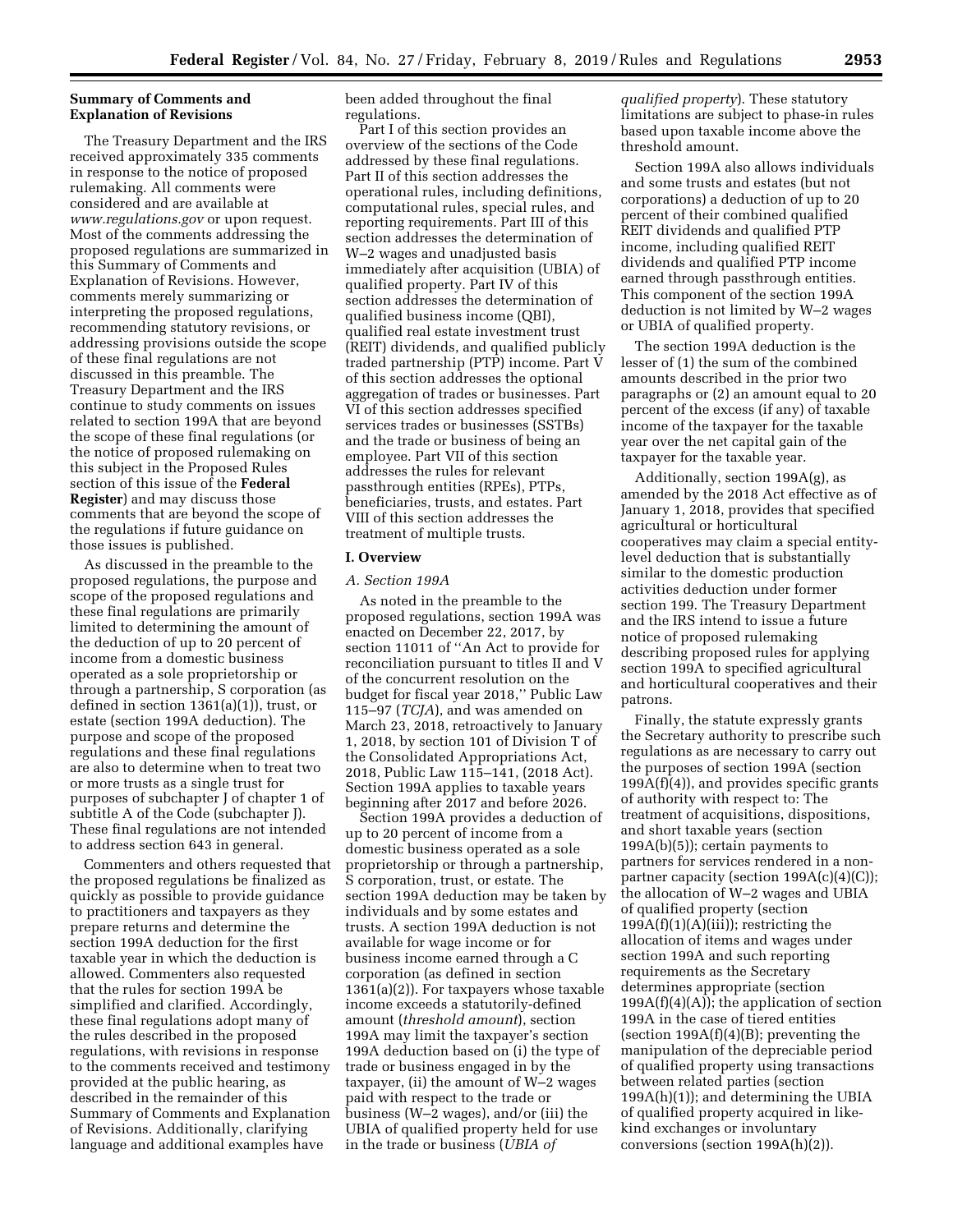**Summary of Comments and Explanation of Revisions**

The Treasury Department and the IRS received approximately 335 comments in response to the notice of proposed rulemaking. All comments were considered and are available at *www.regulations.gov* or upon request. Most of the comments addressing the proposed regulations are summarized in this Summary of Comments and Explanation of Revisions. However, comments merely summarizing or interpreting the proposed regulations, recommending statutory revisions, or addressing provisions outside the scope of these final regulations are not discussed in this preamble. The Treasury Department and the IRS continue to study comments on issues related to section 199A that are beyond the scope of these final regulations (or the notice of proposed rulemaking on this subject in the Proposed Rules section of this issue of the **Federal Register**) and may discuss those comments that are beyond the scope of the regulations if future guidance on those issues is published.

As discussed in the preamble to the proposed regulations, the purpose and scope of the proposed regulations and these final regulations are primarily limited to determining the amount of the deduction of up to 20 percent of income from a domestic business operated as a sole proprietorship or through a partnership, S corporation (as defined in section 1361(a)(1)), trust, or estate (section 199A deduction). The purpose and scope of the proposed regulations and these final regulations are also to determine when to treat two or more trusts as a single trust for purposes of subchapter J of chapter 1 of subtitle A of the Code (subchapter J). These final regulations are not intended to address section 643 in general.

Commenters and others requested that the proposed regulations be finalized as quickly as possible to provide guidance to practitioners and taxpayers as they prepare returns and determine the section 199A deduction for the first taxable year in which the deduction is allowed. Commenters also requested that the rules for section 199A be simplified and clarified. Accordingly, these final regulations adopt many of the rules described in the proposed regulations, with revisions in response to the comments received and testimony provided at the public hearing, as described in the remainder of this Summary of Comments and Explanation of Revisions. Additionally, clarifying language and additional examples have been added throughout the final regulations.

Part I of this section provides an overview of the sections of the Code addressed by these final regulations. Part II of this section addresses the operational rules, including definitions, computational rules, special rules, and reporting requirements. Part III of this section addresses the determination of W–2 wages and unadjusted basis immediately after acquisition (UBIA) of qualified property. Part IV of this section addresses the determination of qualified business income (QBI), qualified real estate investment trust (REIT) dividends, and qualified publicly traded partnership (PTP) income. Part V of this section addresses the optional aggregation of trades or businesses. Part VI of this section addresses specified services trades or businesses (SSTBs) and the trade or business of being an employee. Part VII of this section addresses the rules for relevant passthrough entities (RPEs), PTPs, beneficiaries, trusts, and estates. Part VIII of this section addresses the treatment of multiple trusts.

## I. Overview

### *A. Section 199A*

As noted in the preamble to the proposed regulations, section 199A was enacted on December 22, 2017, by section 11011 of ''An Act to provide for reconciliation pursuant to titles II and V of the concurrent resolution on the budget for fiscal year 2018,'' Public Law 115–97 (*TCJA*), and was amended on March 23, 2018, retroactively to January 1, 2018, by section 101 of Division T of the Consolidated Appropriations Act, 2018, Public Law 115–141, (2018 Act). Section 199A applies to taxable years beginning after 2017 and before 2026.

Section 199A provides a deduction of up to 20 percent of income from a domestic business operated as a sole proprietorship or through a partnership, S corporation, trust, or estate. The section 199A deduction may be taken by individuals and by some estates and trusts. A section 199A deduction is not available for wage income or for business income earned through a C corporation (as defined in section 1361(a)(2)). For taxpayers whose taxable income exceeds a statutorily-defined amount (*threshold amount*), section 199A may limit the taxpayer's section 199A deduction based on (i) the type of trade or business engaged in by the taxpayer, (ii) the amount of W–2 wages paid with respect to the trade or business (W–2 wages), and/or (iii) the UBIA of qualified property held for use in the trade or business (*UBIA of qualified property*). These statutory limitations are subject to phase-in rules based upon taxable income above the threshold amount.

Section 199A also allows individuals and some trusts and estates (but not corporations) a deduction of up to 20 percent of their combined qualified REIT dividends and qualified PTP income, including qualified REIT dividends and qualified PTP income earned through passthrough entities. This component of the section 199A deduction is not limited by W–2 wages or UBIA of qualified property.

The section 199A deduction is the lesser of (1) the sum of the combined amounts described in the prior two paragraphs or (2) an amount equal to 20 percent of the excess (if any) of taxable income of the taxpayer for the taxable year over the net capital gain of the taxpayer for the taxable year.

Additionally, section 199A(g), as amended by the 2018 Act effective as of January 1, 2018, provides that specified agricultural or horticultural cooperatives may claim a special entity-level deduction that is substantially similar to the domestic production activities deduction under former section 199. The Treasury Department and the IRS intend to issue a future notice of proposed rulemaking describing proposed rules for applying section 199A to specified agricultural and horticultural cooperatives and their patrons.

Finally, the statute expressly grants the Secretary authority to prescribe such regulations as are necessary to carry out the purposes of section 199A (section 199A(f)(4)), and provides specific grants of authority with respect to: The treatment of acquisitions, dispositions, and short taxable years (section 199A(b)(5)); certain payments to partners for services rendered in a non-partner capacity (section 199A(c)(4)(C)); the allocation of W–2 wages and UBIA of qualified property (section 199A(f)(1)(A)(iii)); restricting the allocation of items and wages under section 199A and such reporting requirements as the Secretary determines appropriate (section 199A(f)(4)(A)); the application of section 199A in the case of tiered entities (section 199A(f)(4)(B); preventing the manipulation of the depreciable period of qualified property using transactions between related parties (section 199A(h)(1)); and determining the UBIA of qualified property acquired in like-kind exchanges or involuntary conversions (section 199A(h)(2)).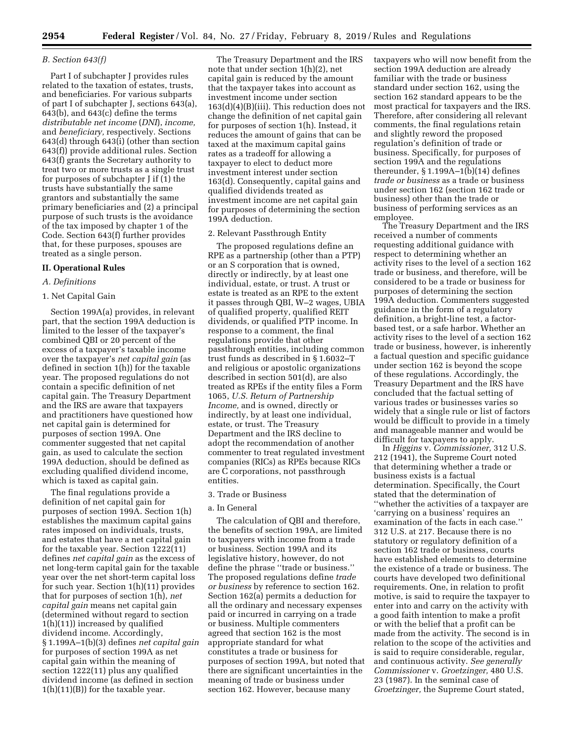*B. Section 643(f)*

Part I of subchapter J provides rules related to the taxation of estates, trusts, and beneficiaries. For various subparts of part I of subchapter J, sections 643(a), 643(b), and 643(c) define the terms *distributable net income* (*DNI*), *income,* and *beneficiary,* respectively. Sections 643(d) through 643(i) (other than section 643(f)) provide additional rules. Section 643(f) grants the Secretary authority to treat two or more trusts as a single trust for purposes of subchapter J if (1) the trusts have substantially the same grantors and substantially the same primary beneficiaries and (2) a principal purpose of such trusts is the avoidance of the tax imposed by chapter 1 of the Code. Section 643(f) further provides that, for these purposes, spouses are treated as a single person.

## II. Operational Rules

*A. Definitions*

1. Net Capital Gain

Section 199A(a) provides, in relevant part, that the section 199A deduction is limited to the lesser of the taxpayer's combined QBI or 20 percent of the excess of a taxpayer's taxable income over the taxpayer's *net capital gain* (as defined in section 1(h)) for the taxable year. The proposed regulations do not contain a specific definition of net capital gain. The Treasury Department and the IRS are aware that taxpayers and practitioners have questioned how net capital gain is determined for purposes of section 199A. One commenter suggested that net capital gain, as used to calculate the section 199A deduction, should be defined as excluding qualified dividend income, which is taxed as capital gain.

The final regulations provide a definition of net capital gain for purposes of section 199A. Section 1(h) establishes the maximum capital gains rates imposed on individuals, trusts, and estates that have a net capital gain for the taxable year. Section 1222(11) defines *net capital gain* as the excess of net long-term capital gain for the taxable year over the net short-term capital loss for such year. Section 1(h)(11) provides that for purposes of section 1(h), *net capital gain* means net capital gain (determined without regard to section 1(h)(11)) increased by qualified dividend income. Accordingly, § 1.199A–1(b)(3) defines *net capital gain* for purposes of section 199A as net capital gain within the meaning of section 1222(11) plus any qualified dividend income (as defined in section 1(h)(11)(B)) for the taxable year.

The Treasury Department and the IRS note that under section 1(h)(2), net capital gain is reduced by the amount that the taxpayer takes into account as investment income under section 163(d)(4)(B)(iii). This reduction does not change the definition of net capital gain for purposes of section 1(h). Instead, it reduces the amount of gains that can be taxed at the maximum capital gains rates as a tradeoff for allowing a taxpayer to elect to deduct more investment interest under section 163(d). Consequently, capital gains and qualified dividends treated as investment income are net capital gain for purposes of determining the section 199A deduction.

2. Relevant Passthrough Entity

The proposed regulations define an RPE as a partnership (other than a PTP) or an S corporation that is owned, directly or indirectly, by at least one individual, estate, or trust. A trust or estate is treated as an RPE to the extent it passes through QBI, W–2 wages, UBIA of qualified property, qualified REIT dividends, or qualified PTP income. In response to a comment, the final regulations provide that other passthrough entities, including common trust funds as described in § 1.6032–T and religious or apostolic organizations described in section 501(d), are also treated as RPEs if the entity files a Form 1065, *U.S. Return of Partnership Income,* and is owned, directly or indirectly, by at least one individual, estate, or trust. The Treasury Department and the IRS decline to adopt the recommendation of another commenter to treat regulated investment companies (RICs) as RPEs because RICs are C corporations, not passthrough entities.

3. Trade or Business

a. In General

The calculation of QBI and therefore, the benefits of section 199A, are limited to taxpayers with income from a trade or business. Section 199A and its legislative history, however, do not define the phrase ''trade or business.'' The proposed regulations define *trade or business* by reference to section 162. Section 162(a) permits a deduction for all the ordinary and necessary expenses paid or incurred in carrying on a trade or business. Multiple commenters agreed that section 162 is the most appropriate standard for what constitutes a trade or business for purposes of section 199A, but noted that there are significant uncertainties in the meaning of trade or business under section 162. However, because many taxpayers who will now benefit from the section 199A deduction are already familiar with the trade or business standard under section 162, using the section 162 standard appears to be the most practical for taxpayers and the IRS. Therefore, after considering all relevant comments, the final regulations retain and slightly reword the proposed regulation's definition of trade or business. Specifically, for purposes of section 199A and the regulations thereunder, § 1.199A–1(b)(14) defines *trade or business* as a trade or business under section 162 (section 162 trade or business) other than the trade or business of performing services as an employee.

The Treasury Department and the IRS received a number of comments requesting additional guidance with respect to determining whether an activity rises to the level of a section 162 trade or business, and therefore, will be considered to be a trade or business for purposes of determining the section 199A deduction. Commenters suggested guidance in the form of a regulatory definition, a bright-line test, a factor-based test, or a safe harbor. Whether an activity rises to the level of a section 162 trade or business, however, is inherently a factual question and specific guidance under section 162 is beyond the scope of these regulations. Accordingly, the Treasury Department and the IRS have concluded that the factual setting of various trades or businesses varies so widely that a single rule or list of factors would be difficult to provide in a timely and manageable manner and would be difficult for taxpayers to apply.

In *Higgins* v. *Commissioner,* 312 U.S. 212 (1941), the Supreme Court noted that determining whether a trade or business exists is a factual determination. Specifically, the Court stated that the determination of ''whether the activities of a taxpayer are 'carrying on a business' requires an examination of the facts in each case.'' 312 U.S. at 217. Because there is no statutory or regulatory definition of a section 162 trade or business, courts have established elements to determine the existence of a trade or business. The courts have developed two definitional requirements. One, in relation to profit motive, is said to require the taxpayer to enter into and carry on the activity with a good faith intention to make a profit or with the belief that a profit can be made from the activity. The second is in relation to the scope of the activities and is said to require considerable, regular, and continuous activity. *See generally Commissioner* v. *Groetzinger,* 480 U.S. 23 (1987). In the seminal case of *Groetzinger,* the Supreme Court stated,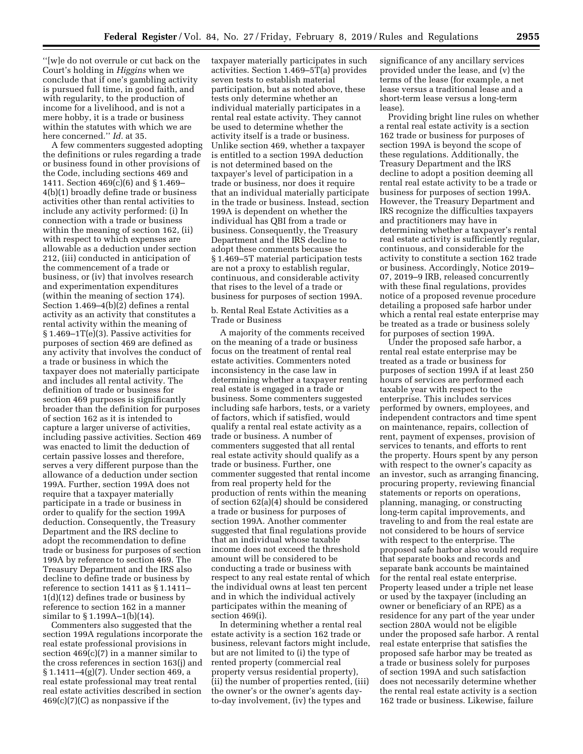''[w]e do not overrule or cut back on the Court's holding in *Higgins* when we conclude that if one's gambling activity is pursued full time, in good faith, and with regularity, to the production of income for a livelihood, and is not a mere hobby, it is a trade or business within the statutes with which we are here concerned.'' *Id.* at 35.

A few commenters suggested adopting the definitions or rules regarding a trade or business found in other provisions of the Code, including sections 469 and 1411. Section 469(c)(6) and § 1.469–4(b)(1) broadly define trade or business activities other than rental activities to include any activity performed: (i) In connection with a trade or business within the meaning of section 162, (ii) with respect to which expenses are allowable as a deduction under section 212, (iii) conducted in anticipation of the commencement of a trade or business, or (iv) that involves research and experimentation expenditures (within the meaning of section 174). Section 1.469–4(b)(2) defines a rental activity as an activity that constitutes a rental activity within the meaning of § 1.469–1T(e)(3). Passive activities for purposes of section 469 are defined as any activity that involves the conduct of a trade or business in which the taxpayer does not materially participate and includes all rental activity. The definition of trade or business for section 469 purposes is significantly broader than the definition for purposes of section 162 as it is intended to capture a larger universe of activities, including passive activities. Section 469 was enacted to limit the deduction of certain passive losses and therefore, serves a very different purpose than the allowance of a deduction under section 199A. Further, section 199A does not require that a taxpayer materially participate in a trade or business in order to qualify for the section 199A deduction. Consequently, the Treasury Department and the IRS decline to adopt the recommendation to define trade or business for purposes of section 199A by reference to section 469. The Treasury Department and the IRS also decline to define trade or business by reference to section 1411 as § 1.1411–1(d)(12) defines trade or business by reference to section 162 in a manner similar to § 1.199A–1(b)(14).

Commenters also suggested that the section 199A regulations incorporate the real estate professional provisions in section 469(c)(7) in a manner similar to the cross references in section 163(j) and § 1.1411–4(g)(7). Under section 469, a real estate professional may treat rental real estate activities described in section 469(c)(7)(C) as nonpassive if the taxpayer materially participates in such activities. Section 1.469–5T(a) provides seven tests to establish material participation, but as noted above, these tests only determine whether an individual materially participates in a rental real estate activity. They cannot be used to determine whether the activity itself is a trade or business. Unlike section 469, whether a taxpayer is entitled to a section 199A deduction is not determined based on the taxpayer's level of participation in a trade or business, nor does it require that an individual materially participate in the trade or business. Instead, section 199A is dependent on whether the individual has QBI from a trade or business. Consequently, the Treasury Department and the IRS decline to adopt these comments because the § 1.469–5T material participation tests are not a proxy to establish regular, continuous, and considerable activity that rises to the level of a trade or business for purposes of section 199A.

b. Rental Real Estate Activities as a Trade or Business

A majority of the comments received on the meaning of a trade or business focus on the treatment of rental real estate activities. Commenters noted inconsistency in the case law in determining whether a taxpayer renting real estate is engaged in a trade or business. Some commenters suggested including safe harbors, tests, or a variety of factors, which if satisfied, would qualify a rental real estate activity as a trade or business. A number of commenters suggested that all rental real estate activity should qualify as a trade or business. Further, one commenter suggested that rental income from real property held for the production of rents within the meaning of section 62(a)(4) should be considered a trade or business for purposes of section 199A. Another commenter suggested that final regulations provide that an individual whose taxable income does not exceed the threshold amount will be considered to be conducting a trade or business with respect to any real estate rental of which the individual owns at least ten percent and in which the individual actively participates within the meaning of section 469(i).

In determining whether a rental real estate activity is a section 162 trade or business, relevant factors might include, but are not limited to (i) the type of rented property (commercial real property versus residential property), (ii) the number of properties rented, (iii) the owner's or the owner's agents day-to-day involvement, (iv) the types and significance of any ancillary services provided under the lease, and (v) the terms of the lease (for example, a net lease versus a traditional lease and a short-term lease versus a long-term lease).

Providing bright line rules on whether a rental real estate activity is a section 162 trade or business for purposes of section 199A is beyond the scope of these regulations. Additionally, the Treasury Department and the IRS decline to adopt a position deeming all rental real estate activity to be a trade or business for purposes of section 199A. However, the Treasury Department and IRS recognize the difficulties taxpayers and practitioners may have in determining whether a taxpayer's rental real estate activity is sufficiently regular, continuous, and considerable for the activity to constitute a section 162 trade or business. Accordingly, Notice 2019–07, 2019–9 IRB, released concurrently with these final regulations, provides notice of a proposed revenue procedure detailing a proposed safe harbor under which a rental real estate enterprise may be treated as a trade or business solely for purposes of section 199A.

Under the proposed safe harbor, a rental real estate enterprise may be treated as a trade or business for purposes of section 199A if at least 250 hours of services are performed each taxable year with respect to the enterprise. This includes services performed by owners, employees, and independent contractors and time spent on maintenance, repairs, collection of rent, payment of expenses, provision of services to tenants, and efforts to rent the property. Hours spent by any person with respect to the owner's capacity as an investor, such as arranging financing, procuring property, reviewing financial statements or reports on operations, planning, managing, or constructing long-term capital improvements, and traveling to and from the real estate are not considered to be hours of service with respect to the enterprise. The proposed safe harbor also would require that separate books and records and separate bank accounts be maintained for the rental real estate enterprise. Property leased under a triple net lease or used by the taxpayer (including an owner or beneficiary of an RPE) as a residence for any part of the year under section 280A would not be eligible under the proposed safe harbor. A rental real estate enterprise that satisfies the proposed safe harbor may be treated as a trade or business solely for purposes of section 199A and such satisfaction does not necessarily determine whether the rental real estate activity is a section 162 trade or business. Likewise, failure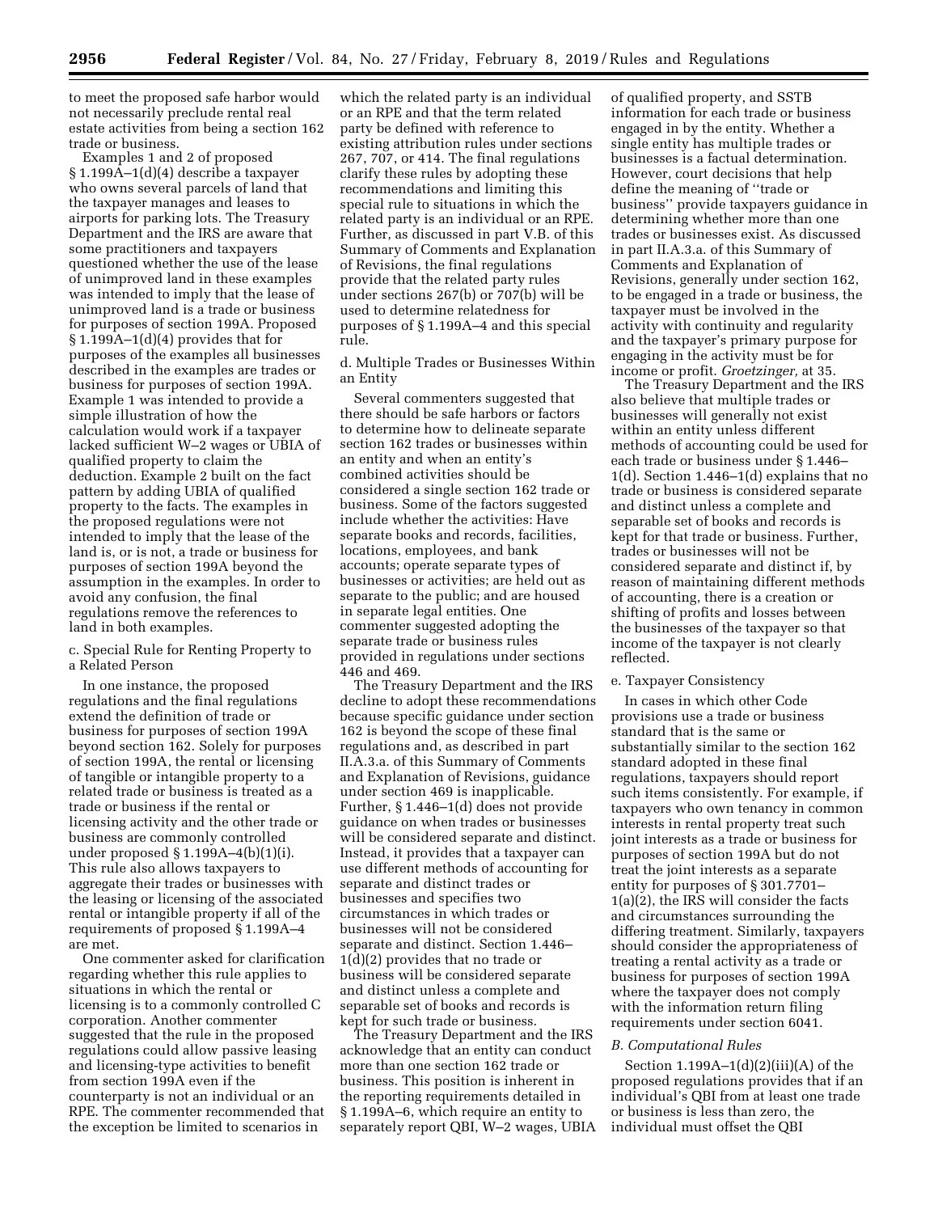to meet the proposed safe harbor would not necessarily preclude rental real estate activities from being a section 162 trade or business.

Examples 1 and 2 of proposed § 1.199A–1(d)(4) describe a taxpayer who owns several parcels of land that the taxpayer manages and leases to airports for parking lots. The Treasury Department and the IRS are aware that some practitioners and taxpayers questioned whether the use of the lease of unimproved land in these examples was intended to imply that the lease of unimproved land is a trade or business for purposes of section 199A. Proposed § 1.199A–1(d)(4) provides that for purposes of the examples all businesses described in the examples are trades or business for purposes of section 199A. Example 1 was intended to provide a simple illustration of how the calculation would work if a taxpayer lacked sufficient W–2 wages or UBIA of qualified property to claim the deduction. Example 2 built on the fact pattern by adding UBIA of qualified property to the facts. The examples in the proposed regulations were not intended to imply that the lease of the land is, or is not, a trade or business for purposes of section 199A beyond the assumption in the examples. In order to avoid any confusion, the final regulations remove the references to land in both examples.

c. Special Rule for Renting Property to a Related Person

In one instance, the proposed regulations and the final regulations extend the definition of trade or business for purposes of section 199A beyond section 162. Solely for purposes of section 199A, the rental or licensing of tangible or intangible property to a related trade or business is treated as a trade or business if the rental or licensing activity and the other trade or business are commonly controlled under proposed § 1.199A–4(b)(1)(i). This rule also allows taxpayers to aggregate their trades or businesses with the leasing or licensing of the associated rental or intangible property if all of the requirements of proposed § 1.199A–4 are met.

One commenter asked for clarification regarding whether this rule applies to situations in which the rental or licensing is to a commonly controlled C corporation. Another commenter suggested that the rule in the proposed regulations could allow passive leasing and licensing-type activities to benefit from section 199A even if the counterparty is not an individual or an RPE. The commenter recommended that the exception be limited to scenarios in which the related party is an individual or an RPE and that the term related party be defined with reference to existing attribution rules under sections 267, 707, or 414. The final regulations clarify these rules by adopting these recommendations and limiting this special rule to situations in which the related party is an individual or an RPE. Further, as discussed in part V.B. of this Summary of Comments and Explanation of Revisions, the final regulations provide that the related party rules under sections 267(b) or 707(b) will be used to determine relatedness for purposes of § 1.199A–4 and this special rule.

d. Multiple Trades or Businesses Within an Entity

Several commenters suggested that there should be safe harbors or factors to determine how to delineate separate section 162 trades or businesses within an entity and when an entity's combined activities should be considered a single section 162 trade or business. Some of the factors suggested include whether the activities: Have separate books and records, facilities, locations, employees, and bank accounts; operate separate types of businesses or activities; are held out as separate to the public; and are housed in separate legal entities. One commenter suggested adopting the separate trade or business rules provided in regulations under sections 446 and 469.

The Treasury Department and the IRS decline to adopt these recommendations because specific guidance under section 162 is beyond the scope of these final regulations and, as described in part II.A.3.a. of this Summary of Comments and Explanation of Revisions, guidance under section 469 is inapplicable. Further, § 1.446–1(d) does not provide guidance on when trades or businesses will be considered separate and distinct. Instead, it provides that a taxpayer can use different methods of accounting for separate and distinct trades or businesses and specifies two circumstances in which trades or businesses will not be considered separate and distinct. Section 1.446–1(d)(2) provides that no trade or business will be considered separate and distinct unless a complete and separable set of books and records is kept for such trade or business.

The Treasury Department and the IRS acknowledge that an entity can conduct more than one section 162 trade or business. This position is inherent in the reporting requirements detailed in § 1.199A–6, which require an entity to separately report QBI, W–2 wages, UBIA of qualified property, and SSTB information for each trade or business engaged in by the entity. Whether a single entity has multiple trades or businesses is a factual determination. However, court decisions that help define the meaning of "trade or business" provide taxpayers guidance in determining whether more than one trades or businesses exist. As discussed in part II.A.3.a. of this Summary of Comments and Explanation of Revisions, generally under section 162, to be engaged in a trade or business, the taxpayer must be involved in the activity with continuity and regularity and the taxpayer's primary purpose for engaging in the activity must be for income or profit. *Groetzinger,* at 35.

The Treasury Department and the IRS also believe that multiple trades or businesses will generally not exist within an entity unless different methods of accounting could be used for each trade or business under § 1.446–1(d). Section 1.446–1(d) explains that no trade or business is considered separate and distinct unless a complete and separable set of books and records is kept for that trade or business. Further, trades or businesses will not be considered separate and distinct if, by reason of maintaining different methods of accounting, there is a creation or shifting of profits and losses between the businesses of the taxpayer so that income of the taxpayer is not clearly reflected.

e. Taxpayer Consistency

In cases in which other Code provisions use a trade or business standard that is the same or substantially similar to the section 162 standard adopted in these final regulations, taxpayers should report such items consistently. For example, if taxpayers who own tenancy in common interests in rental property treat such joint interests as a trade or business for purposes of section 199A but do not treat the joint interests as a separate entity for purposes of § 301.7701–1(a)(2), the IRS will consider the facts and circumstances surrounding the differing treatment. Similarly, taxpayers should consider the appropriateness of treating a rental activity as a trade or business for purposes of section 199A where the taxpayer does not comply with the information return filing requirements under section 6041.

### *B. Computational Rules*

Section 1.199A–1(d)(2)(iii)(A) of the proposed regulations provides that if an individual's QBI from at least one trade or business is less than zero, the individual must offset the QBI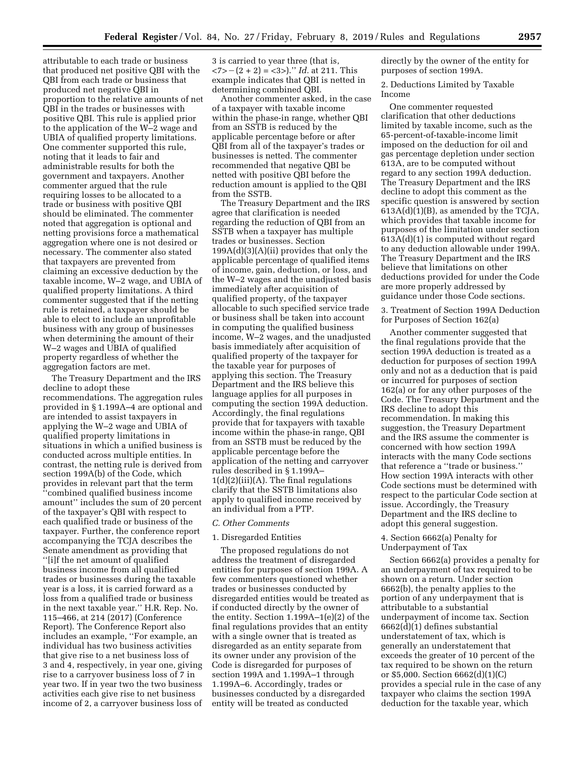attributable to each trade or business that produced net positive QBI with the QBI from each trade or business that produced net negative QBI in proportion to the relative amounts of net QBI in the trades or businesses with positive QBI. This rule is applied prior to the application of the W–2 wage and UBIA of qualified property limitations. One commenter supported this rule, noting that it leads to fair and administrable results for both the government and taxpayers. Another commenter argued that the rule requiring losses to be allocated to a trade or business with positive QBI should be eliminated. The commenter noted that aggregation is optional and netting provisions force a mathematical aggregation where one is not desired or necessary. The commenter also stated that taxpayers are prevented from claiming an excessive deduction by the taxable income, W–2 wage, and UBIA of qualified property limitations. A third commenter suggested that if the netting rule is retained, a taxpayer should be able to elect to include an unprofitable business with any group of businesses when determining the amount of their W–2 wages and UBIA of qualified property regardless of whether the aggregation factors are met.

The Treasury Department and the IRS decline to adopt these recommendations. The aggregation rules provided in § 1.199A–4 are optional and are intended to assist taxpayers in applying the W–2 wage and UBIA of qualified property limitations in situations in which a unified business is conducted across multiple entities. In contrast, the netting rule is derived from section 199A(b) of the Code, which provides in relevant part that the term ''combined qualified business income amount'' includes the sum of 20 percent of the taxpayer's QBI with respect to each qualified trade or business of the taxpayer. Further, the conference report accompanying the TCJA describes the Senate amendment as providing that ''[i]f the net amount of qualified business income from all qualified trades or businesses during the taxable year is a loss, it is carried forward as a loss from a qualified trade or business in the next taxable year.'' H.R. Rep. No. 115–466, at 214 (2017) (Conference Report). The Conference Report also includes an example, ''For example, an individual has two business activities that give rise to a net business loss of 3 and 4, respectively, in year one, giving rise to a carryover business loss of 7 in year two. If in year two the two business activities each give rise to net business income of 2, a carryover business loss of 3 is carried to year three (that is, <7> − (2 + 2) = <3>).'' *Id.* at 211. This example indicates that QBI is netted in determining combined QBI.

Another commenter asked, in the case of a taxpayer with taxable income within the phase-in range, whether QBI from an SSTB is reduced by the applicable percentage before or after QBI from all of the taxpayer's trades or businesses is netted. The commenter recommended that negative QBI be netted with positive QBI before the reduction amount is applied to the QBI from the SSTB.

The Treasury Department and the IRS agree that clarification is needed regarding the reduction of QBI from an SSTB when a taxpayer has multiple trades or businesses. Section 199A(d)(3)(A)(ii) provides that only the applicable percentage of qualified items of income, gain, deduction, or loss, and the W–2 wages and the unadjusted basis immediately after acquisition of qualified property, of the taxpayer allocable to such specified service trade or business shall be taken into account in computing the qualified business income, W–2 wages, and the unadjusted basis immediately after acquisition of qualified property of the taxpayer for the taxable year for purposes of applying this section. The Treasury Department and the IRS believe this language applies for all purposes in computing the section 199A deduction. Accordingly, the final regulations provide that for taxpayers with taxable income within the phase-in range, QBI from an SSTB must be reduced by the applicable percentage before the application of the netting and carryover rules described in § 1.199A–1(d)(2)(iii)(A). The final regulations clarify that the SSTB limitations also apply to qualified income received by an individual from a PTP.

### *C. Other Comments*

1. Disregarded Entities

The proposed regulations do not address the treatment of disregarded entities for purposes of section 199A. A few commenters questioned whether trades or businesses conducted by disregarded entities would be treated as if conducted directly by the owner of the entity. Section 1.199A–1(e)(2) of the final regulations provides that an entity with a single owner that is treated as disregarded as an entity separate from its owner under any provision of the Code is disregarded for purposes of section 199A and 1.199A–1 through 1.199A–6. Accordingly, trades or businesses conducted by a disregarded entity will be treated as conducted directly by the owner of the entity for purposes of section 199A.

2. Deductions Limited by Taxable Income

One commenter requested clarification that other deductions limited by taxable income, such as the 65-percent-of-taxable-income limit imposed on the deduction for oil and gas percentage depletion under section 613A, are to be computed without regard to any section 199A deduction. The Treasury Department and the IRS decline to adopt this comment as the specific question is answered by section 613A(d)(1)(B), as amended by the TCJA, which provides that taxable income for purposes of the limitation under section 613A(d)(1) is computed without regard to any deduction allowable under 199A. The Treasury Department and the IRS believe that limitations on other deductions provided for under the Code are more properly addressed by guidance under those Code sections.

3. Treatment of Section 199A Deduction for Purposes of Section 162(a)

Another commenter suggested that the final regulations provide that the section 199A deduction is treated as a deduction for purposes of section 199A only and not as a deduction that is paid or incurred for purposes of section 162(a) or for any other purposes of the Code. The Treasury Department and the IRS decline to adopt this recommendation. In making this suggestion, the Treasury Department and the IRS assume the commenter is concerned with how section 199A interacts with the many Code sections that reference a ''trade or business.'' How section 199A interacts with other Code sections must be determined with respect to the particular Code section at issue. Accordingly, the Treasury Department and the IRS decline to adopt this general suggestion.

4. Section 6662(a) Penalty for Underpayment of Tax

Section 6662(a) provides a penalty for an underpayment of tax required to be shown on a return. Under section 6662(b), the penalty applies to the portion of any underpayment that is attributable to a substantial underpayment of income tax. Section 6662(d)(1) defines substantial understatement of tax, which is generally an understatement that exceeds the greater of 10 percent of the tax required to be shown on the return or $5,000. Section 6662(d)(1)(C) provides a special rule in the case of any taxpayer who claims the section 199A deduction for the taxable year, which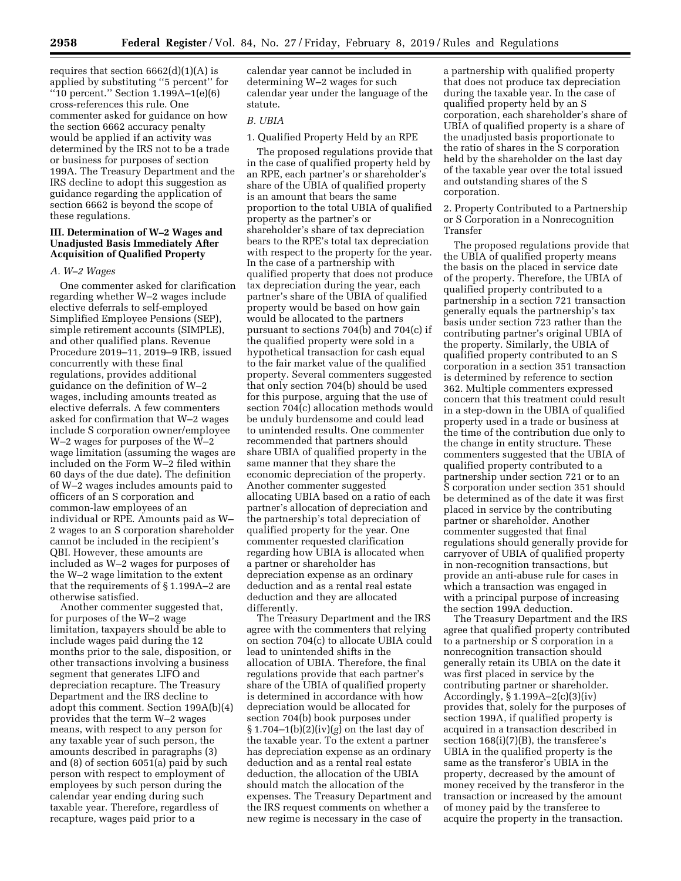requires that section 6662(d)(1)(A) is applied by substituting ''5 percent'' for ''10 percent.'' Section 1.199A–1(e)(6) cross-references this rule. One commenter asked for guidance on how the section 6662 accuracy penalty would be applied if an activity was determined by the IRS not to be a trade or business for purposes of section 199A. The Treasury Department and the IRS decline to adopt this suggestion as guidance regarding the application of section 6662 is beyond the scope of these regulations.

### III. Determination of W–2 Wages and Unadjusted Basis Immediately After Acquisition of Qualified Property

#### *A. W–2 Wages*

One commenter asked for clarification regarding whether W–2 wages include elective deferrals to self-employed Simplified Employee Pensions (SEP), simple retirement accounts (SIMPLE), and other qualified plans. Revenue Procedure 2019–11, 2019–9 IRB, issued concurrently with these final regulations, provides additional guidance on the definition of W–2 wages, including amounts treated as elective deferrals. A few commenters asked for confirmation that W–2 wages include S corporation owner/employee W–2 wages for purposes of the W–2 wage limitation (assuming the wages are included on the Form W–2 filed within 60 days of the due date). The definition of W–2 wages includes amounts paid to officers of an S corporation and common-law employees of an individual or RPE. Amounts paid as W–2 wages to an S corporation shareholder cannot be included in the recipient's QBI. However, these amounts are included as W–2 wages for purposes of the W–2 wage limitation to the extent that the requirements of § 1.199A–2 are otherwise satisfied.

Another commenter suggested that, for purposes of the W–2 wage limitation, taxpayers should be able to include wages paid during the 12 months prior to the sale, disposition, or other transactions involving a business segment that generates LIFO and depreciation recapture. The Treasury Department and the IRS decline to adopt this comment. Section 199A(b)(4) provides that the term W–2 wages means, with respect to any person for any taxable year of such person, the amounts described in paragraphs (3) and (8) of section 6051(a) paid by such person with respect to employment of employees by such person during the calendar year ending during such taxable year. Therefore, regardless of recapture, wages paid prior to a calendar year cannot be included in determining W–2 wages for such calendar year under the language of the statute.

#### *B. UBIA*

1. Qualified Property Held by an RPE

The proposed regulations provide that in the case of qualified property held by an RPE, each partner's or shareholder's share of the UBIA of qualified property is an amount that bears the same proportion to the total UBIA of qualified property as the partner's or shareholder's share of tax depreciation bears to the RPE's total tax depreciation with respect to the property for the year. In the case of a partnership with qualified property that does not produce tax depreciation during the year, each partner's share of the UBIA of qualified property would be based on how gain would be allocated to the partners pursuant to sections 704(b) and 704(c) if the qualified property were sold in a hypothetical transaction for cash equal to the fair market value of the qualified property. Several commenters suggested that only section 704(b) should be used for this purpose, arguing that the use of section 704(c) allocation methods would be unduly burdensome and could lead to unintended results. One commenter recommended that partners should share UBIA of qualified property in the same manner that they share the economic depreciation of the property. Another commenter suggested allocating UBIA based on a ratio of each partner's allocation of depreciation and the partnership's total depreciation of qualified property for the year. One commenter requested clarification regarding how UBIA is allocated when a partner or shareholder has depreciation expense as an ordinary deduction and as a rental real estate deduction and they are allocated differently.

The Treasury Department and the IRS agree with the commenters that relying on section 704(c) to allocate UBIA could lead to unintended shifts in the allocation of UBIA. Therefore, the final regulations provide that each partner's share of the UBIA of qualified property is determined in accordance with how depreciation would be allocated for section 704(b) book purposes under § 1.704–1(b)(2)(iv)(*g*) on the last day of the taxable year. To the extent a partner has depreciation expense as an ordinary deduction and as a rental real estate deduction, the allocation of the UBIA should match the allocation of the expenses. The Treasury Department and the IRS request comments on whether a new regime is necessary in the case of a partnership with qualified property that does not produce tax depreciation during the taxable year. In the case of qualified property held by an S corporation, each shareholder's share of UBIA of qualified property is a share of the unadjusted basis proportionate to the ratio of shares in the S corporation held by the shareholder on the last day of the taxable year over the total issued and outstanding shares of the S corporation.

2. Property Contributed to a Partnership or S Corporation in a Nonrecognition Transfer

The proposed regulations provide that the UBIA of qualified property means the basis on the placed in service date of the property. Therefore, the UBIA of qualified property contributed to a partnership in a section 721 transaction generally equals the partnership's tax basis under section 723 rather than the contributing partner's original UBIA of the property. Similarly, the UBIA of qualified property contributed to an S corporation in a section 351 transaction is determined by reference to section 362. Multiple commenters expressed concern that this treatment could result in a step-down in the UBIA of qualified property used in a trade or business at the time of the contribution due only to the change in entity structure. These commenters suggested that the UBIA of qualified property contributed to a partnership under section 721 or to an S corporation under section 351 should be determined as of the date it was first placed in service by the contributing partner or shareholder. Another commenter suggested that final regulations should generally provide for carryover of UBIA of qualified property in non-recognition transactions, but provide an anti-abuse rule for cases in which a transaction was engaged in with a principal purpose of increasing the section 199A deduction.

The Treasury Department and the IRS agree that qualified property contributed to a partnership or S corporation in a nonrecognition transaction should generally retain its UBIA on the date it was first placed in service by the contributing partner or shareholder. Accordingly, § 1.199A–2(c)(3)(iv) provides that, solely for the purposes of section 199A, if qualified property is acquired in a transaction described in section 168(i)(7)(B), the transferee's UBIA in the qualified property is the same as the transferor's UBIA in the property, decreased by the amount of money received by the transferor in the transaction or increased by the amount of money paid by the transferee to acquire the property in the transaction.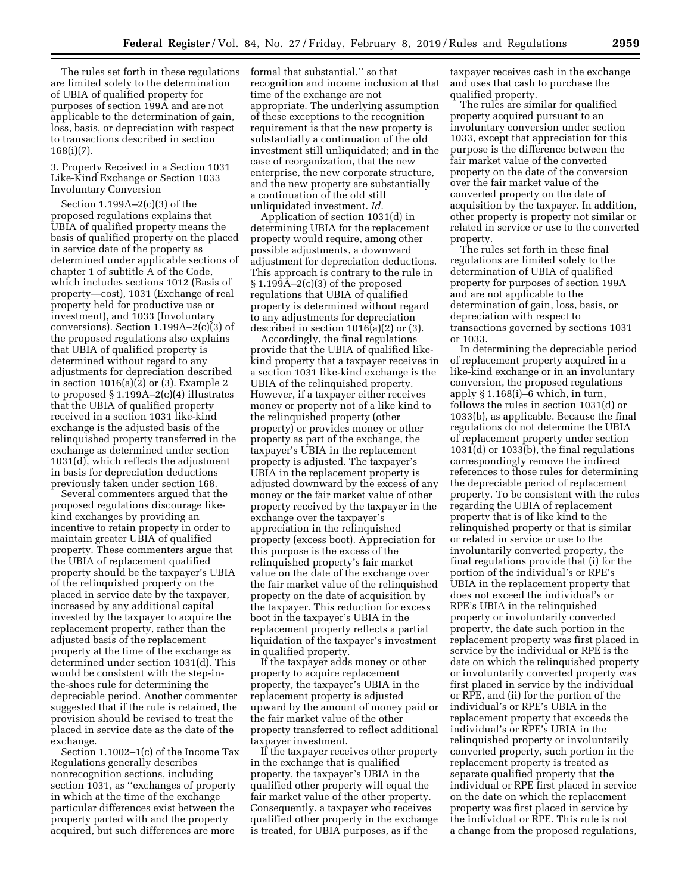The rules set forth in these regulations are limited solely to the determination of UBIA of qualified property for purposes of section 199A and are not applicable to the determination of gain, loss, basis, or depreciation with respect to transactions described in section 168(i)(7).

3. Property Received in a Section 1031 Like-Kind Exchange or Section 1033 Involuntary Conversion

Section 1.199A–2(c)(3) of the proposed regulations explains that UBIA of qualified property means the basis of qualified property on the placed in service date of the property as determined under applicable sections of chapter 1 of subtitle A of the Code, which includes sections 1012 (Basis of property—cost), 1031 (Exchange of real property held for productive use or investment), and 1033 (Involuntary conversions). Section 1.199A–2(c)(3) of the proposed regulations also explains that UBIA of qualified property is determined without regard to any adjustments for depreciation described in section 1016(a)(2) or (3). Example 2 to proposed § 1.199A–2(c)(4) illustrates that the UBIA of qualified property received in a section 1031 like-kind exchange is the adjusted basis of the relinquished property transferred in the exchange as determined under section 1031(d), which reflects the adjustment in basis for depreciation deductions previously taken under section 168.

Several commenters argued that the proposed regulations discourage like-kind exchanges by providing an incentive to retain property in order to maintain greater UBIA of qualified property. These commenters argue that the UBIA of replacement qualified property should be the taxpayer's UBIA of the relinquished property on the placed in service date by the taxpayer, increased by any additional capital invested by the taxpayer to acquire the replacement property, rather than the adjusted basis of the replacement property at the time of the exchange as determined under section 1031(d). This would be consistent with the step-in-the-shoes rule for determining the depreciable period. Another commenter suggested that if the rule is retained, the provision should be revised to treat the placed in service date as the date of the exchange.

Section 1.1002–1(c) of the Income Tax Regulations generally describes nonrecognition sections, including section 1031, as ''exchanges of property in which at the time of the exchange particular differences exist between the property parted with and the property acquired, but such differences are more formal that substantial,'' so that recognition and income inclusion at that time of the exchange are not appropriate. The underlying assumption of these exceptions to the recognition requirement is that the new property is substantially a continuation of the old investment still unliquidated; and in the case of reorganization, that the new enterprise, the new corporate structure, and the new property are substantially a continuation of the old still unliquidated investment. *Id.*

Application of section 1031(d) in determining UBIA for the replacement property would require, among other possible adjustments, a downward adjustment for depreciation deductions. This approach is contrary to the rule in § 1.199A–2(c)(3) of the proposed regulations that UBIA of qualified property is determined without regard to any adjustments for depreciation described in section 1016(a)(2) or (3).

Accordingly, the final regulations provide that the UBIA of qualified like-kind property that a taxpayer receives in a section 1031 like-kind exchange is the UBIA of the relinquished property. However, if a taxpayer either receives money or property not of a like kind to the relinquished property (other property) or provides money or other property as part of the exchange, the taxpayer's UBIA in the replacement property is adjusted. The taxpayer's UBIA in the replacement property is adjusted downward by the excess of any money or the fair market value of other property received by the taxpayer in the exchange over the taxpayer's appreciation in the relinquished property (excess boot). Appreciation for this purpose is the excess of the relinquished property's fair market value on the date of the exchange over the fair market value of the relinquished property on the date of acquisition by the taxpayer. This reduction for excess boot in the taxpayer's UBIA in the replacement property reflects a partial liquidation of the taxpayer's investment in qualified property.

If the taxpayer adds money or other property to acquire replacement property, the taxpayer's UBIA in the replacement property is adjusted upward by the amount of money paid or the fair market value of the other property transferred to reflect additional taxpayer investment.

If the taxpayer receives other property in the exchange that is qualified property, the taxpayer's UBIA in the qualified other property will equal the fair market value of the other property. Consequently, a taxpayer who receives qualified other property in the exchange is treated, for UBIA purposes, as if the taxpayer receives cash in the exchange and uses that cash to purchase the qualified property.

The rules are similar for qualified property acquired pursuant to an involuntary conversion under section 1033, except that appreciation for this purpose is the difference between the fair market value of the converted property on the date of the conversion over the fair market value of the converted property on the date of acquisition by the taxpayer. In addition, other property is property not similar or related in service or use to the converted property.

The rules set forth in these final regulations are limited solely to the determination of UBIA of qualified property for purposes of section 199A and are not applicable to the determination of gain, loss, basis, or depreciation with respect to transactions governed by sections 1031 or 1033.

In determining the depreciable period of replacement property acquired in a like-kind exchange or in an involuntary conversion, the proposed regulations apply § 1.168(i)–6 which, in turn, follows the rules in section 1031(d) or 1033(b), as applicable. Because the final regulations do not determine the UBIA of replacement property under section 1031(d) or 1033(b), the final regulations correspondingly remove the indirect references to those rules for determining the depreciable period of replacement property. To be consistent with the rules regarding the UBIA of replacement property that is of like kind to the relinquished property or that is similar or related in service or use to the involuntarily converted property, the final regulations provide that (i) for the portion of the individual's or RPE's UBIA in the replacement property that does not exceed the individual's or RPE's UBIA in the relinquished property or involuntarily converted property, the date such portion in the replacement property was first placed in service by the individual or RPE is the date on which the relinquished property or involuntarily converted property was first placed in service by the individual or RPE, and (ii) for the portion of the individual's or RPE's UBIA in the replacement property that exceeds the individual's or RPE's UBIA in the relinquished property or involuntarily converted property, such portion in the replacement property is treated as separate qualified property that the individual or RPE first placed in service on the date on which the replacement property was first placed in service by the individual or RPE. This rule is not a change from the proposed regulations,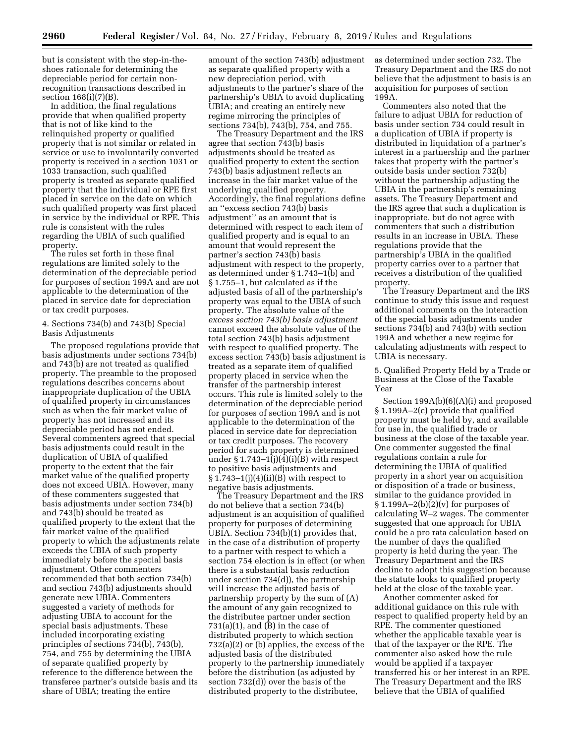but is consistent with the step-in-the-shoes rationale for determining the depreciable period for certain non-recognition transactions described in section 168(i)(7)(B).

In addition, the final regulations provide that when qualified property that is not of like kind to the relinquished property or qualified property that is not similar or related in service or use to involuntarily converted property is received in a section 1031 or 1033 transaction, such qualified property is treated as separate qualified property that the individual or RPE first placed in service on the date on which such qualified property was first placed in service by the individual or RPE. This rule is consistent with the rules regarding the UBIA of such qualified property.

The rules set forth in these final regulations are limited solely to the determination of the depreciable period for purposes of section 199A and are not applicable to the determination of the placed in service date for depreciation or tax credit purposes.

4. Sections 734(b) and 743(b) Special Basis Adjustments

The proposed regulations provide that basis adjustments under sections 734(b) and 743(b) are not treated as qualified property. The preamble to the proposed regulations describes concerns about inappropriate duplication of the UBIA of qualified property in circumstances such as when the fair market value of property has not increased and its depreciable period has not ended. Several commenters agreed that special basis adjustments could result in the duplication of UBIA of qualified property to the extent that the fair market value of the qualified property does not exceed UBIA. However, many of these commenters suggested that basis adjustments under section 734(b) and 743(b) should be treated as qualified property to the extent that the fair market value of the qualified property to which the adjustments relate exceeds the UBIA of such property immediately before the special basis adjustment. Other commenters recommended that both section 734(b) and section 743(b) adjustments should generate new UBIA. Commenters suggested a variety of methods for adjusting UBIA to account for the special basis adjustments. These included incorporating existing principles of sections 734(b), 743(b), 754, and 755 by determining the UBIA of separate qualified property by reference to the difference between the transferee partner's outside basis and its share of UBIA; treating the entire amount of the section 743(b) adjustment as separate qualified property with a new depreciation period, with adjustments to the partner's share of the partnership's UBIA to avoid duplicating UBIA; and creating an entirely new regime mirroring the principles of sections 734(b), 743(b), 754, and 755.

The Treasury Department and the IRS agree that section 743(b) basis adjustments should be treated as qualified property to extent the section 743(b) basis adjustments reflects an increase in the fair market value of the underlying qualified property. Accordingly, the final regulations define an ''excess section 743(b) basis adjustment'' as an amount that is determined with respect to each item of qualified property and is equal to an amount that would represent the partner's section 743(b) basis adjustment with respect to the property, as determined under § 1.743–1(b) and § 1.755–1, but calculated as if the adjusted basis of all of the partnership's property was equal to the UBIA of such property. The absolute value of the *excess section 743(b) basis adjustment* cannot exceed the absolute value of the total section 743(b) basis adjustment with respect to qualified property. The excess section 743(b) basis adjustment is treated as a separate item of qualified property placed in service when the transfer of the partnership interest occurs. This rule is limited solely to the determination of the depreciable period for purposes of section 199A and is not applicable to the determination of the placed in service date for depreciation or tax credit purposes. The recovery period for such property is determined under § 1.743–1(j)(4)(i)(B) with respect to positive basis adjustments and § 1.743–1(j)(4)(ii)(B) with respect to negative basis adjustments.

The Treasury Department and the IRS do not believe that a section 734(b) adjustment is an acquisition of qualified property for purposes of determining UBIA. Section 734(b)(1) provides that, in the case of a distribution of property to a partner with respect to which a section 754 election is in effect (or when there is a substantial basis reduction under section 734(d)), the partnership will increase the adjusted basis of partnership property by the sum of (A) the amount of any gain recognized to the distributee partner under section 731(a)(1), and (B) in the case of distributed property to which section 732(a)(2) or (b) applies, the excess of the adjusted basis of the distributed property to the partnership immediately before the distribution (as adjusted by section 732(d)) over the basis of the distributed property to the distributee, as determined under section 732. The Treasury Department and the IRS do not believe that the adjustment to basis is an acquisition for purposes of section 199A.

Commenters also noted that the failure to adjust UBIA for reduction of basis under section 734 could result in a duplication of UBIA if property is distributed in liquidation of a partner's interest in a partnership and the partner takes that property with the partner's outside basis under section 732(b) without the partnership adjusting the UBIA in the partnership's remaining assets. The Treasury Department and the IRS agree that such a duplication is inappropriate, but do not agree with commenters that such a distribution results in an increase in UBIA. These regulations provide that the partnership's UBIA in the qualified property carries over to a partner that receives a distribution of the qualified property.

The Treasury Department and the IRS continue to study this issue and request additional comments on the interaction of the special basis adjustments under sections 734(b) and 743(b) with section 199A and whether a new regime for calculating adjustments with respect to UBIA is necessary.

5. Qualified Property Held by a Trade or Business at the Close of the Taxable Year

Section 199A(b)(6)(A)(i) and proposed § 1.199A–2(c) provide that qualified property must be held by, and available for use in, the qualified trade or business at the close of the taxable year. One commenter suggested the final regulations contain a rule for determining the UBIA of qualified property in a short year on acquisition or disposition of a trade or business, similar to the guidance provided in § 1.199A–2(b)(2)(v) for purposes of calculating W–2 wages. The commenter suggested that one approach for UBIA could be a pro rata calculation based on the number of days the qualified property is held during the year. The Treasury Department and the IRS decline to adopt this suggestion because the statute looks to qualified property held at the close of the taxable year.

Another commenter asked for additional guidance on this rule with respect to qualified property held by an RPE. The commenter questioned whether the applicable taxable year is that of the taxpayer or the RPE. The commenter also asked how the rule would be applied if a taxpayer transferred his or her interest in an RPE. The Treasury Department and the IRS believe that the UBIA of qualified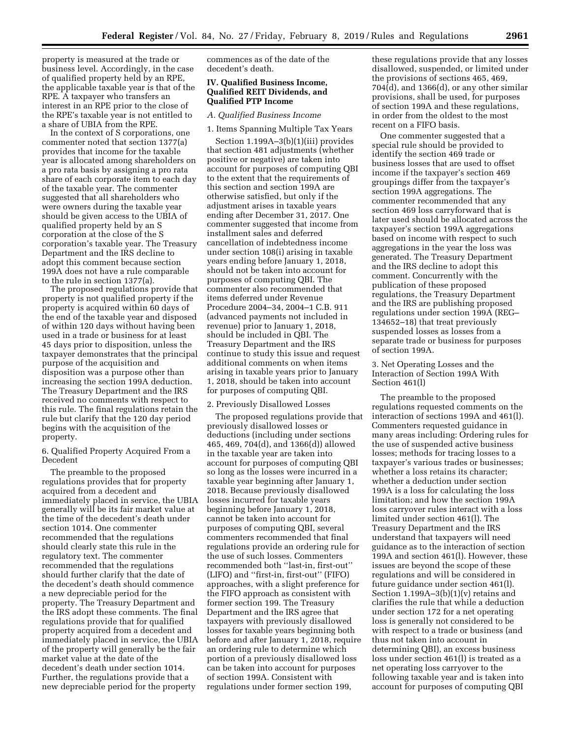property is measured at the trade or business level. Accordingly, in the case of qualified property held by an RPE, the applicable taxable year is that of the RPE. A taxpayer who transfers an interest in an RPE prior to the close of the RPE's taxable year is not entitled to a share of UBIA from the RPE.

In the context of S corporations, one commenter noted that section 1377(a) provides that income for the taxable year is allocated among shareholders on a pro rata basis by assigning a pro rata share of each corporate item to each day of the taxable year. The commenter suggested that all shareholders who were owners during the taxable year should be given access to the UBIA of qualified property held by an S corporation at the close of the S corporation's taxable year. The Treasury Department and the IRS decline to adopt this comment because section 199A does not have a rule comparable to the rule in section 1377(a).

The proposed regulations provide that property is not qualified property if the property is acquired within 60 days of the end of the taxable year and disposed of within 120 days without having been used in a trade or business for at least 45 days prior to disposition, unless the taxpayer demonstrates that the principal purpose of the acquisition and disposition was a purpose other than increasing the section 199A deduction. The Treasury Department and the IRS received no comments with respect to this rule. The final regulations retain the rule but clarify that the 120 day period begins with the acquisition of the property.

6. Qualified Property Acquired From a Decedent

The preamble to the proposed regulations provides that for property acquired from a decedent and immediately placed in service, the UBIA generally will be its fair market value at the time of the decedent's death under section 1014. One commenter recommended that the regulations should clearly state this rule in the regulatory text. The commenter recommended that the regulations should further clarify that the date of the decedent's death should commence a new depreciable period for the property. The Treasury Department and the IRS adopt these comments. The final regulations provide that for qualified property acquired from a decedent and immediately placed in service, the UBIA of the property will generally be the fair market value at the date of the decedent's death under section 1014. Further, the regulations provide that a new depreciable period for the property commences as of the date of the decedent's death.

## IV. Qualified Business Income, Qualified REIT Dividends, and Qualified PTP Income

### *A. Qualified Business Income*

1. Items Spanning Multiple Tax Years

Section 1.199A–3(b)(1)(iii) provides that section 481 adjustments (whether positive or negative) are taken into account for purposes of computing QBI to the extent that the requirements of this section and section 199A are otherwise satisfied, but only if the adjustment arises in taxable years ending after December 31, 2017. One commenter suggested that income from installment sales and deferred cancellation of indebtedness income under section 108(i) arising in taxable years ending before January 1, 2018, should not be taken into account for purposes of computing QBI. The commenter also recommended that items deferred under Revenue Procedure 2004–34, 2004–1 C.B. 911 (advanced payments not included in revenue) prior to January 1, 2018, should be included in QBI. The Treasury Department and the IRS continue to study this issue and request additional comments on when items arising in taxable years prior to January 1, 2018, should be taken into account for purposes of computing QBI.

2. Previously Disallowed Losses

The proposed regulations provide that previously disallowed losses or deductions (including under sections 465, 469, 704(d), and 1366(d)) allowed in the taxable year are taken into account for purposes of computing QBI so long as the losses were incurred in a taxable year beginning after January 1, 2018. Because previously disallowed losses incurred for taxable years beginning before January 1, 2018, cannot be taken into account for purposes of computing QBI, several commenters recommended that final regulations provide an ordering rule for the use of such losses. Commenters recommended both ''last-in, first-out'' (LIFO) and ''first-in, first-out'' (FIFO) approaches, with a slight preference for the FIFO approach as consistent with former section 199. The Treasury Department and the IRS agree that taxpayers with previously disallowed losses for taxable years beginning both before and after January 1, 2018, require an ordering rule to determine which portion of a previously disallowed loss can be taken into account for purposes of section 199A. Consistent with regulations under former section 199, these regulations provide that any losses disallowed, suspended, or limited under the provisions of sections 465, 469, 704(d), and 1366(d), or any other similar provisions, shall be used, for purposes of section 199A and these regulations, in order from the oldest to the most recent on a FIFO basis.

One commenter suggested that a special rule should be provided to identify the section 469 trade or business losses that are used to offset income if the taxpayer's section 469 groupings differ from the taxpayer's section 199A aggregations. The commenter recommended that any section 469 loss carryforward that is later used should be allocated across the taxpayer's section 199A aggregations based on income with respect to such aggregations in the year the loss was generated. The Treasury Department and the IRS decline to adopt this comment. Concurrently with the publication of these proposed regulations, the Treasury Department and the IRS are publishing proposed regulations under section 199A (REG–134652–18) that treat previously suspended losses as losses from a separate trade or business for purposes of section 199A.

3. Net Operating Losses and the Interaction of Section 199A With Section 461(l)

The preamble to the proposed regulations requested comments on the interaction of sections 199A and 461(l). Commenters requested guidance in many areas including: Ordering rules for the use of suspended active business losses; methods for tracing losses to a taxpayer's various trades or businesses; whether a loss retains its character; whether a deduction under section 199A is a loss for calculating the loss limitation; and how the section 199A loss carryover rules interact with a loss limited under section 461(l). The Treasury Department and the IRS understand that taxpayers will need guidance as to the interaction of section 199A and section 461(l). However, these issues are beyond the scope of these regulations and will be considered in future guidance under section 461(l). Section 1.199A–3(b)(1)(v) retains and clarifies the rule that while a deduction under section 172 for a net operating loss is generally not considered to be with respect to a trade or business (and thus not taken into account in determining QBI), an excess business loss under section 461(l) is treated as a net operating loss carryover to the following taxable year and is taken into account for purposes of computing QBI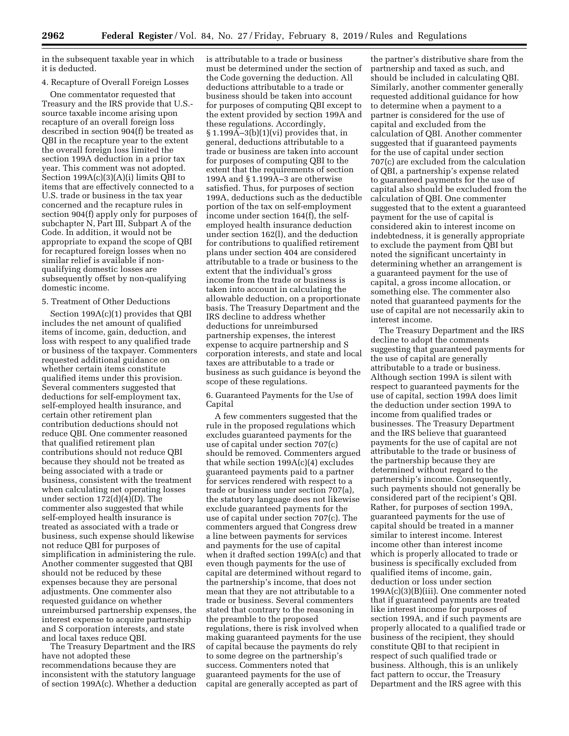in the subsequent taxable year in which it is deducted.

4. Recapture of Overall Foreign Losses

One commentator requested that Treasury and the IRS provide that U.S.-source taxable income arising upon recapture of an overall foreign loss described in section 904(f) be treated as QBI in the recapture year to the extent the overall foreign loss limited the section 199A deduction in a prior tax year. This comment was not adopted. Section 199A(c)(3)(A)(i) limits QBI to items that are effectively connected to a U.S. trade or business in the tax year concerned and the recapture rules in section 904(f) apply only for purposes of subchapter N, Part III, Subpart A of the Code. In addition, it would not be appropriate to expand the scope of QBI for recaptured foreign losses when no similar relief is available if non-qualifying domestic losses are subsequently offset by non-qualifying domestic income.

5. Treatment of Other Deductions

Section 199A(c)(1) provides that QBI includes the net amount of qualified items of income, gain, deduction, and loss with respect to any qualified trade or business of the taxpayer. Commenters requested additional guidance on whether certain items constitute qualified items under this provision. Several commenters suggested that deductions for self-employment tax, self-employed health insurance, and certain other retirement plan contribution deductions should not reduce QBI. One commenter reasoned that qualified retirement plan contributions should not reduce QBI because they should not be treated as being associated with a trade or business, consistent with the treatment when calculating net operating losses under section 172(d)(4)(D). The commenter also suggested that while self-employed health insurance is treated as associated with a trade or business, such expense should likewise not reduce QBI for purposes of simplification in administering the rule. Another commenter suggested that QBI should not be reduced by these expenses because they are personal adjustments. One commenter also requested guidance on whether unreimbursed partnership expenses, the interest expense to acquire partnership and S corporation interests, and state and local taxes reduce QBI.

The Treasury Department and the IRS have not adopted these recommendations because they are inconsistent with the statutory language of section 199A(c). Whether a deduction is attributable to a trade or business must be determined under the section of the Code governing the deduction. All deductions attributable to a trade or business should be taken into account for purposes of computing QBI except to the extent provided by section 199A and these regulations. Accordingly, § 1.199A–3(b)(1)(vi) provides that, in general, deductions attributable to a trade or business are taken into account for purposes of computing QBI to the extent that the requirements of section 199A and § 1.199A–3 are otherwise satisfied. Thus, for purposes of section 199A, deductions such as the deductible portion of the tax on self-employment income under section 164(f), the self-employed health insurance deduction under section 162(l), and the deduction for contributions to qualified retirement plans under section 404 are considered attributable to a trade or business to the extent that the individual's gross income from the trade or business is taken into account in calculating the allowable deduction, on a proportionate basis. The Treasury Department and the IRS decline to address whether deductions for unreimbursed partnership expenses, the interest expense to acquire partnership and S corporation interests, and state and local taxes are attributable to a trade or business as such guidance is beyond the scope of these regulations.

6. Guaranteed Payments for the Use of Capital

A few commenters suggested that the rule in the proposed regulations which excludes guaranteed payments for the use of capital under section 707(c) should be removed. Commenters argued that while section 199A(c)(4) excludes guaranteed payments paid to a partner for services rendered with respect to a trade or business under section 707(a), the statutory language does not likewise exclude guaranteed payments for the use of capital under section 707(c). The commenters argued that Congress drew a line between payments for services and payments for the use of capital when it drafted section 199A(c) and that even though payments for the use of capital are determined without regard to the partnership's income, that does not mean that they are not attributable to a trade or business. Several commenters stated that contrary to the reasoning in the preamble to the proposed regulations, there is risk involved when making guaranteed payments for the use of capital because the payments do rely to some degree on the partnership's success. Commenters noted that guaranteed payments for the use of capital are generally accepted as part of the partner's distributive share from the partnership and taxed as such, and should be included in calculating QBI. Similarly, another commenter generally requested additional guidance for how to determine when a payment to a partner is considered for the use of capital and excluded from the calculation of QBI. Another commenter suggested that if guaranteed payments for the use of capital under section 707(c) are excluded from the calculation of QBI, a partnership's expense related to guaranteed payments for the use of capital also should be excluded from the calculation of QBI. One commenter suggested that to the extent a guaranteed payment for the use of capital is considered akin to interest income on indebtedness, it is generally appropriate to exclude the payment from QBI but noted the significant uncertainty in determining whether an arrangement is a guaranteed payment for the use of capital, a gross income allocation, or something else. The commenter also noted that guaranteed payments for the use of capital are not necessarily akin to interest income.

The Treasury Department and the IRS decline to adopt the comments suggesting that guaranteed payments for the use of capital are generally attributable to a trade or business. Although section 199A is silent with respect to guaranteed payments for the use of capital, section 199A does limit the deduction under section 199A to income from qualified trades or businesses. The Treasury Department and the IRS believe that guaranteed payments for the use of capital are not attributable to the trade or business of the partnership because they are determined without regard to the partnership's income. Consequently, such payments should not generally be considered part of the recipient's QBI. Rather, for purposes of section 199A, guaranteed payments for the use of capital should be treated in a manner similar to interest income. Interest income other than interest income which is properly allocated to trade or business is specifically excluded from qualified items of income, gain, deduction or loss under section 199A(c)(3)(B)(iii). One commenter noted that if guaranteed payments are treated like interest income for purposes of section 199A, and if such payments are properly allocated to a qualified trade or business of the recipient, they should constitute QBI to that recipient in respect of such qualified trade or business. Although, this is an unlikely fact pattern to occur, the Treasury Department and the IRS agree with this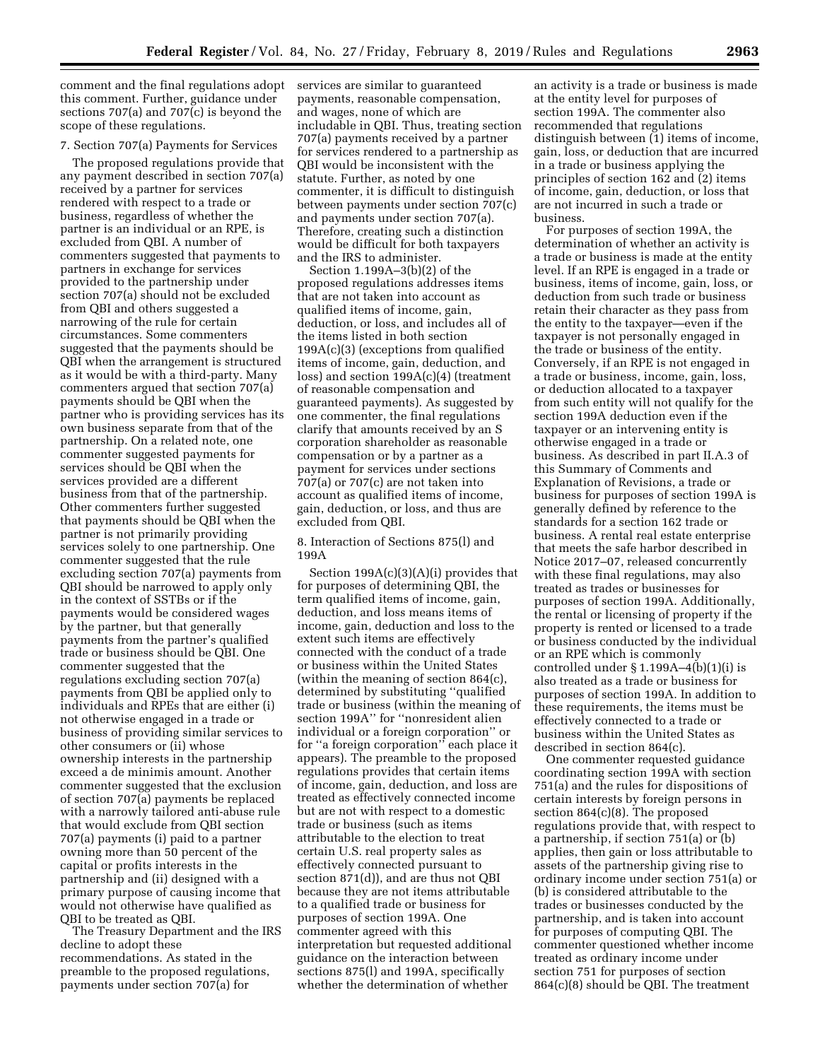comment and the final regulations adopt this comment. Further, guidance under sections 707(a) and 707(c) is beyond the scope of these regulations.

7. Section 707(a) Payments for Services

The proposed regulations provide that any payment described in section 707(a) received by a partner for services rendered with respect to a trade or business, regardless of whether the partner is an individual or an RPE, is excluded from QBI. A number of commenters suggested that payments to partners in exchange for services provided to the partnership under section 707(a) should not be excluded from QBI and others suggested a narrowing of the rule for certain circumstances. Some commenters suggested that the payments should be QBI when the arrangement is structured as it would be with a third-party. Many commenters argued that section 707(a) payments should be QBI when the partner who is providing services has its own business separate from that of the partnership. On a related note, one commenter suggested payments for services should be QBI when the services provided are a different business from that of the partnership. Other commenters further suggested that payments should be QBI when the partner is not primarily providing services solely to one partnership. One commenter suggested that the rule excluding section 707(a) payments from QBI should be narrowed to apply only in the context of SSTBs or if the payments would be considered wages by the partner, but that generally payments from the partner's qualified trade or business should be QBI. One commenter suggested that the regulations excluding section 707(a) payments from QBI be applied only to individuals and RPEs that are either (i) not otherwise engaged in a trade or business of providing similar services to other consumers or (ii) whose ownership interests in the partnership exceed a de minimis amount. Another commenter suggested that the exclusion of section 707(a) payments be replaced with a narrowly tailored anti-abuse rule that would exclude from QBI section 707(a) payments (i) paid to a partner owning more than 50 percent of the capital or profits interests in the partnership and (ii) designed with a primary purpose of causing income that would not otherwise have qualified as QBI to be treated as QBI.

The Treasury Department and the IRS decline to adopt these recommendations. As stated in the preamble to the proposed regulations, payments under section 707(a) for services are similar to guaranteed payments, reasonable compensation, and wages, none of which are includable in QBI. Thus, treating section 707(a) payments received by a partner for services rendered to a partnership as QBI would be inconsistent with the statute. Further, as noted by one commenter, it is difficult to distinguish between payments under section 707(c) and payments under section 707(a). Therefore, creating such a distinction would be difficult for both taxpayers and the IRS to administer.

Section 1.199A–3(b)(2) of the proposed regulations addresses items that are not taken into account as qualified items of income, gain, deduction, or loss, and includes all of the items listed in both section 199A(c)(3) (exceptions from qualified items of income, gain, deduction, and loss) and section 199A(c)(4) (treatment of reasonable compensation and guaranteed payments). As suggested by one commenter, the final regulations clarify that amounts received by an S corporation shareholder as reasonable compensation or by a partner as a payment for services under sections 707(a) or 707(c) are not taken into account as qualified items of income, gain, deduction, or loss, and thus are excluded from QBI.

8. Interaction of Sections 875(l) and 199A

Section 199A(c)(3)(A)(i) provides that for purposes of determining QBI, the term qualified items of income, gain, deduction, and loss means items of income, gain, deduction and loss to the extent such items are effectively connected with the conduct of a trade or business within the United States (within the meaning of section 864(c), determined by substituting "qualified trade or business (within the meaning of section 199A" for "nonresident alien individual or a foreign corporation" or for "a foreign corporation" each place it appears). The preamble to the proposed regulations provides that certain items of income, gain, deduction, and loss are treated as effectively connected income but are not with respect to a domestic trade or business (such as items attributable to the election to treat certain U.S. real property sales as effectively connected pursuant to section 871(d)), and are thus not QBI because they are not items attributable to a qualified trade or business for purposes of section 199A. One commenter agreed with this interpretation but requested additional guidance on the interaction between sections 875(l) and 199A, specifically whether the determination of whether an activity is a trade or business is made at the entity level for purposes of section 199A. The commenter also recommended that regulations distinguish between (1) items of income, gain, loss, or deduction that are incurred in a trade or business applying the principles of section 162 and (2) items of income, gain, deduction, or loss that are not incurred in such a trade or business.

For purposes of section 199A, the determination of whether an activity is a trade or business is made at the entity level. If an RPE is engaged in a trade or business, items of income, gain, loss, or deduction from such trade or business retain their character as they pass from the entity to the taxpayer—even if the taxpayer is not personally engaged in the trade or business of the entity. Conversely, if an RPE is not engaged in a trade or business, income, gain, loss, or deduction allocated to a taxpayer from such entity will not qualify for the section 199A deduction even if the taxpayer or an intervening entity is otherwise engaged in a trade or business. As described in part II.A.3 of this Summary of Comments and Explanation of Revisions, a trade or business for purposes of section 199A is generally defined by reference to the standards for a section 162 trade or business. A rental real estate enterprise that meets the safe harbor described in Notice 2017–07, released concurrently with these final regulations, may also treated as trades or businesses for purposes of section 199A. Additionally, the rental or licensing of property if the property is rented or licensed to a trade or business conducted by the individual or an RPE which is commonly controlled under § 1.199A–4(b)(1)(i) is also treated as a trade or business for purposes of section 199A. In addition to these requirements, the items must be effectively connected to a trade or business within the United States as described in section 864(c).

One commenter requested guidance coordinating section 199A with section 751(a) and the rules for dispositions of certain interests by foreign persons in section 864(c)(8). The proposed regulations provide that, with respect to a partnership, if section 751(a) or (b) applies, then gain or loss attributable to assets of the partnership giving rise to ordinary income under section 751(a) or (b) is considered attributable to the trades or businesses conducted by the partnership, and is taken into account for purposes of computing QBI. The commenter questioned whether income treated as ordinary income under section 751 for purposes of section 864(c)(8) should be QBI. The treatment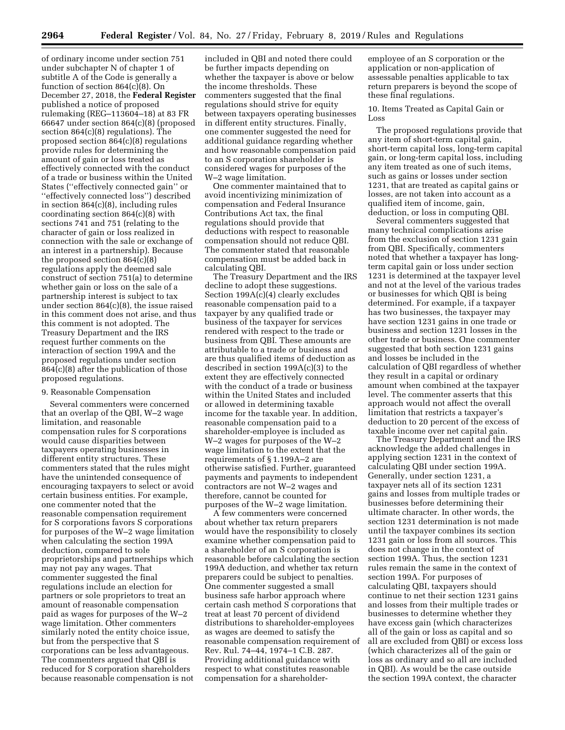of ordinary income under section 751 under subchapter N of chapter 1 of subtitle A of the Code is generally a function of section 864(c)(8). On December 27, 2018, the **Federal Register** published a notice of proposed rulemaking (REG–113604–18) at 83 FR 66647 under section 864(c)(8) (proposed section 864(c)(8) regulations). The proposed section 864(c)(8) regulations provide rules for determining the amount of gain or loss treated as effectively connected with the conduct of a trade or business within the United States (''effectively connected gain'' or ''effectively connected loss'') described in section 864(c)(8), including rules coordinating section 864(c)(8) with sections 741 and 751 (relating to the character of gain or loss realized in connection with the sale or exchange of an interest in a partnership). Because the proposed section 864(c)(8) regulations apply the deemed sale construct of section 751(a) to determine whether gain or loss on the sale of a partnership interest is subject to tax under section 864(c)(8), the issue raised in this comment does not arise, and thus this comment is not adopted. The Treasury Department and the IRS request further comments on the interaction of section 199A and the proposed regulations under section 864(c)(8) after the publication of those proposed regulations.

9. Reasonable Compensation

Several commenters were concerned that an overlap of the QBI, W–2 wage limitation, and reasonable compensation rules for S corporations would cause disparities between taxpayers operating businesses in different entity structures. These commenters stated that the rules might have the unintended consequence of encouraging taxpayers to select or avoid certain business entities. For example, one commenter noted that the reasonable compensation requirement for S corporations favors S corporations for purposes of the W–2 wage limitation when calculating the section 199A deduction, compared to sole proprietorships and partnerships which may not pay any wages. That commenter suggested the final regulations include an election for partners or sole proprietors to treat an amount of reasonable compensation paid as wages for purposes of the W–2 wage limitation. Other commenters similarly noted the entity choice issue, but from the perspective that S corporations can be less advantageous. The commenters argued that QBI is reduced for S corporation shareholders because reasonable compensation is not included in QBI and noted there could be further impacts depending on whether the taxpayer is above or below the income thresholds. These commenters suggested that the final regulations should strive for equity between taxpayers operating businesses in different entity structures. Finally, one commenter suggested the need for additional guidance regarding whether and how reasonable compensation paid to an S corporation shareholder is considered wages for purposes of the W–2 wage limitation.

One commenter maintained that to avoid incentivizing minimization of compensation and Federal Insurance Contributions Act tax, the final regulations should provide that deductions with respect to reasonable compensation should not reduce QBI. The commenter stated that reasonable compensation must be added back in calculating QBI.

The Treasury Department and the IRS decline to adopt these suggestions. Section 199A(c)(4) clearly excludes reasonable compensation paid to a taxpayer by any qualified trade or business of the taxpayer for services rendered with respect to the trade or business from QBI. These amounts are attributable to a trade or business and are thus qualified items of deduction as described in section 199A(c)(3) to the extent they are effectively connected with the conduct of a trade or business within the United States and included or allowed in determining taxable income for the taxable year. In addition, reasonable compensation paid to a shareholder-employee is included as W–2 wages for purposes of the W–2 wage limitation to the extent that the requirements of § 1.199A–2 are otherwise satisfied. Further, guaranteed payments and payments to independent contractors are not W–2 wages and therefore, cannot be counted for purposes of the W–2 wage limitation.

A few commenters were concerned about whether tax return preparers would have the responsibility to closely examine whether compensation paid to a shareholder of an S corporation is reasonable before calculating the section 199A deduction, and whether tax return preparers could be subject to penalties. One commenter suggested a small business safe harbor approach where certain cash method S corporations that treat at least 70 percent of dividend distributions to shareholder-employees as wages are deemed to satisfy the reasonable compensation requirement of Rev. Rul. 74–44, 1974–1 C.B. 287. Providing additional guidance with respect to what constitutes reasonable compensation for a shareholder-employee of an S corporation or the application or non-application of assessable penalties applicable to tax return preparers is beyond the scope of these final regulations.

10. Items Treated as Capital Gain or Loss

The proposed regulations provide that any item of short-term capital gain, short-term capital loss, long-term capital gain, or long-term capital loss, including any item treated as one of such items, such as gains or losses under section 1231, that are treated as capital gains or losses, are not taken into account as a qualified item of income, gain, deduction, or loss in computing QBI.

Several commenters suggested that many technical complications arise from the exclusion of section 1231 gain from QBI. Specifically, commenters noted that whether a taxpayer has long-term capital gain or loss under section 1231 is determined at the taxpayer level and not at the level of the various trades or businesses for which QBI is being determined. For example, if a taxpayer has two businesses, the taxpayer may have section 1231 gains in one trade or business and section 1231 losses in the other trade or business. One commenter suggested that both section 1231 gains and losses be included in the calculation of QBI regardless of whether they result in a capital or ordinary amount when combined at the taxpayer level. The commenter asserts that this approach would not affect the overall limitation that restricts a taxpayer's deduction to 20 percent of the excess of taxable income over net capital gain.

The Treasury Department and the IRS acknowledge the added challenges in applying section 1231 in the context of calculating QBI under section 199A. Generally, under section 1231, a taxpayer nets all of its section 1231 gains and losses from multiple trades or businesses before determining their ultimate character. In other words, the section 1231 determination is not made until the taxpayer combines its section 1231 gain or loss from all sources. This does not change in the context of section 199A. Thus, the section 1231 rules remain the same in the context of section 199A. For purposes of calculating QBI, taxpayers should continue to net their section 1231 gains and losses from their multiple trades or businesses to determine whether they have excess gain (which characterizes all of the gain or loss as capital and so all are excluded from QBI) or excess loss (which characterizes all of the gain or loss as ordinary and so all are included in QBI). As would be the case outside the section 199A context, the character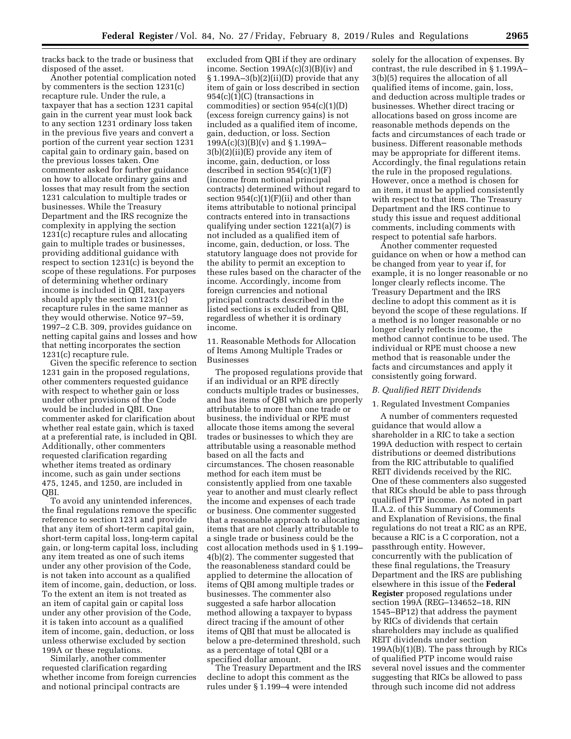tracks back to the trade or business that disposed of the asset.

Another potential complication noted by commenters is the section 1231(c) recapture rule. Under the rule, a taxpayer that has a section 1231 capital gain in the current year must look back to any section 1231 ordinary loss taken in the previous five years and convert a portion of the current year section 1231 capital gain to ordinary gain, based on the previous losses taken. One commenter asked for further guidance on how to allocate ordinary gains and losses that may result from the section 1231 calculation to multiple trades or businesses. While the Treasury Department and the IRS recognize the complexity in applying the section 1231(c) recapture rules and allocating gain to multiple trades or businesses, providing additional guidance with respect to section 1231(c) is beyond the scope of these regulations. For purposes of determining whether ordinary income is included in QBI, taxpayers should apply the section 1231(c) recapture rules in the same manner as they would otherwise. Notice 97–59, 1997–2 C.B. 309, provides guidance on netting capital gains and losses and how that netting incorporates the section 1231(c) recapture rule.

Given the specific reference to section 1231 gain in the proposed regulations, other commenters requested guidance with respect to whether gain or loss under other provisions of the Code would be included in QBI. One commenter asked for clarification about whether real estate gain, which is taxed at a preferential rate, is included in QBI. Additionally, other commenters requested clarification regarding whether items treated as ordinary income, such as gain under sections 475, 1245, and 1250, are included in QBI.

To avoid any unintended inferences, the final regulations remove the specific reference to section 1231 and provide that any item of short-term capital gain, short-term capital loss, long-term capital gain, or long-term capital loss, including any item treated as one of such items under any other provision of the Code, is not taken into account as a qualified item of income, gain, deduction, or loss. To the extent an item is not treated as an item of capital gain or capital loss under any other provision of the Code, it is taken into account as a qualified item of income, gain, deduction, or loss unless otherwise excluded by section 199A or these regulations.

Similarly, another commenter requested clarification regarding whether income from foreign currencies and notional principal contracts are excluded from QBI if they are ordinary income. Section 199A(c)(3)(B)(iv) and § 1.199A–3(b)(2)(ii)(D) provide that any item of gain or loss described in section 954(c)(1)(C) (transactions in commodities) or section 954(c)(1)(D) (excess foreign currency gains) is not included as a qualified item of income, gain, deduction, or loss. Section 199A(c)(3)(B)(v) and § 1.199A–3(b)(2)(ii)(E) provide any item of income, gain, deduction, or loss described in section 954(c)(1)(F) (income from notional principal contracts) determined without regard to section 954(c)(1)(F)(ii) and other than items attributable to notional principal contracts entered into in transactions qualifying under section 1221(a)(7) is not included as a qualified item of income, gain, deduction, or loss. The statutory language does not provide for the ability to permit an exception to these rules based on the character of the income. Accordingly, income from foreign currencies and notional principal contracts described in the listed sections is excluded from QBI, regardless of whether it is ordinary income.

11. Reasonable Methods for Allocation of Items Among Multiple Trades or Businesses

The proposed regulations provide that if an individual or an RPE directly conducts multiple trades or businesses, and has items of QBI which are properly attributable to more than one trade or business, the individual or RPE must allocate those items among the several trades or businesses to which they are attributable using a reasonable method based on all the facts and circumstances. The chosen reasonable method for each item must be consistently applied from one taxable year to another and must clearly reflect the income and expenses of each trade or business. One commenter suggested that a reasonable approach to allocating items that are not clearly attributable to a single trade or business could be the cost allocation methods used in § 1.199–4(b)(2). The commenter suggested that the reasonableness standard could be applied to determine the allocation of items of QBI among multiple trades or businesses. The commenter also suggested a safe harbor allocation method allowing a taxpayer to bypass direct tracing if the amount of other items of QBI that must be allocated is below a pre-determined threshold, such as a percentage of total QBI or a specified dollar amount.

The Treasury Department and the IRS decline to adopt this comment as the rules under § 1.199–4 were intended solely for the allocation of expenses. By contrast, the rule described in § 1.199A–3(b)(5) requires the allocation of all qualified items of income, gain, loss, and deduction across multiple trades or businesses. Whether direct tracing or allocations based on gross income are reasonable methods depends on the facts and circumstances of each trade or business. Different reasonable methods may be appropriate for different items. Accordingly, the final regulations retain the rule in the proposed regulations. However, once a method is chosen for an item, it must be applied consistently with respect to that item. The Treasury Department and the IRS continue to study this issue and request additional comments, including comments with respect to potential safe harbors.

Another commenter requested guidance on when or how a method can be changed from year to year if, for example, it is no longer reasonable or no longer clearly reflects income. The Treasury Department and the IRS decline to adopt this comment as it is beyond the scope of these regulations. If a method is no longer reasonable or no longer clearly reflects income, the method cannot continue to be used. The individual or RPE must choose a new method that is reasonable under the facts and circumstances and apply it consistently going forward.

*B. Qualified REIT Dividends*

1. Regulated Investment Companies

A number of commenters requested guidance that would allow a shareholder in a RIC to take a section 199A deduction with respect to certain distributions or deemed distributions from the RIC attributable to qualified REIT dividends received by the RIC. One of these commenters also suggested that RICs should be able to pass through qualified PTP income. As noted in part II.A.2. of this Summary of Comments and Explanation of Revisions, the final regulations do not treat a RIC as an RPE, because a RIC is a C corporation, not a passthrough entity. However, concurrently with the publication of these final regulations, the Treasury Department and the IRS are publishing elsewhere in this issue of the **Federal Register** proposed regulations under section 199A (REG–134652–18, RIN 1545–BP12) that address the payment by RICs of dividends that certain shareholders may include as qualified REIT dividends under section 199A(b)(1)(B). The pass through by RICs of qualified PTP income would raise several novel issues and the commenter suggesting that RICs be allowed to pass through such income did not address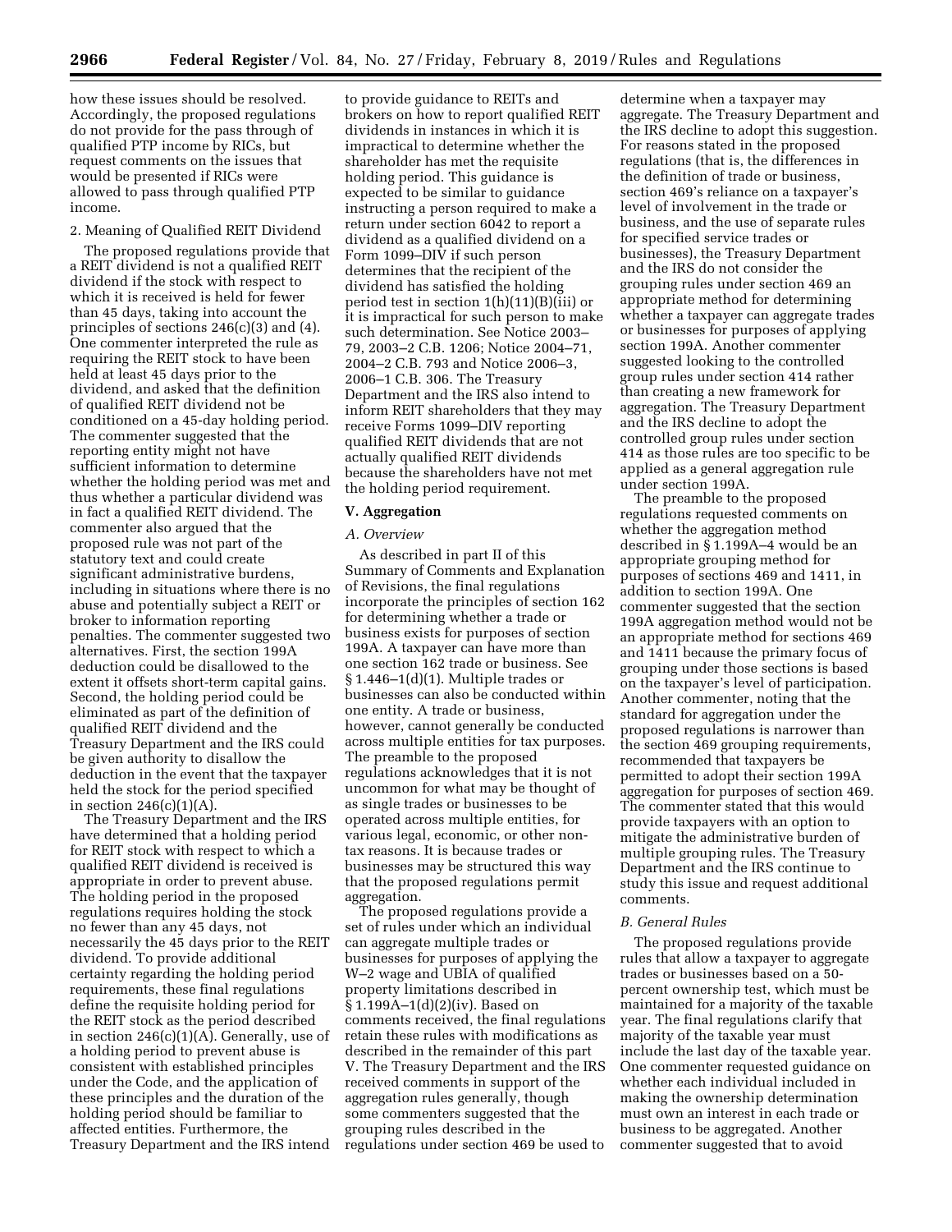how these issues should be resolved. Accordingly, the proposed regulations do not provide for the pass through of qualified PTP income by RICs, but request comments on the issues that would be presented if RICs were allowed to pass through qualified PTP income.

2. Meaning of Qualified REIT Dividend

The proposed regulations provide that a REIT dividend is not a qualified REIT dividend if the stock with respect to which it is received is held for fewer than 45 days, taking into account the principles of sections 246(c)(3) and (4). One commenter interpreted the rule as requiring the REIT stock to have been held at least 45 days prior to the dividend, and asked that the definition of qualified REIT dividend not be conditioned on a 45-day holding period. The commenter suggested that the reporting entity might not have sufficient information to determine whether the holding period was met and thus whether a particular dividend was in fact a qualified REIT dividend. The commenter also argued that the proposed rule was not part of the statutory text and could create significant administrative burdens, including in situations where there is no abuse and potentially subject a REIT or broker to information reporting penalties. The commenter suggested two alternatives. First, the section 199A deduction could be disallowed to the extent it offsets short-term capital gains. Second, the holding period could be eliminated as part of the definition of qualified REIT dividend and the Treasury Department and the IRS could be given authority to disallow the deduction in the event that the taxpayer held the stock for the period specified in section 246(c)(1)(A).

The Treasury Department and the IRS have determined that a holding period for REIT stock with respect to which a qualified REIT dividend is received is appropriate in order to prevent abuse. The holding period in the proposed regulations requires holding the stock no fewer than any 45 days, not necessarily the 45 days prior to the REIT dividend. To provide additional certainty regarding the holding period requirements, these final regulations define the requisite holding period for the REIT stock as the period described in section 246(c)(1)(A). Generally, use of a holding period to prevent abuse is consistent with established principles under the Code, and the application of these principles and the duration of the holding period should be familiar to affected entities. Furthermore, the Treasury Department and the IRS intend to provide guidance to REITs and brokers on how to report qualified REIT dividends in instances in which it is impractical to determine whether the shareholder has met the requisite holding period. This guidance is expected to be similar to guidance instructing a person required to make a return under section 6042 to report a dividend as a qualified dividend on a Form 1099–DIV if such person determines that the recipient of the dividend has satisfied the holding period test in section 1(h)(11)(B)(iii) or it is impractical for such person to make such determination. See Notice 2003–79, 2003–2 C.B. 1206; Notice 2004–71, 2004–2 C.B. 793 and Notice 2006–3, 2006–1 C.B. 306. The Treasury Department and the IRS also intend to inform REIT shareholders that they may receive Forms 1099–DIV reporting qualified REIT dividends that are not actually qualified REIT dividends because the shareholders have not met the holding period requirement.

## V. Aggregation

### A. Overview

As described in part II of this Summary of Comments and Explanation of Revisions, the final regulations incorporate the principles of section 162 for determining whether a trade or business exists for purposes of section 199A. A taxpayer can have more than one section 162 trade or business. See § 1.446–1(d)(1). Multiple trades or businesses can also be conducted within one entity. A trade or business, however, cannot generally be conducted across multiple entities for tax purposes. The preamble to the proposed regulations acknowledges that it is not uncommon for what may be thought of as single trades or businesses to be operated across multiple entities, for various legal, economic, or other non-tax reasons. It is because trades or businesses may be structured this way that the proposed regulations permit aggregation.

The proposed regulations provide a set of rules under which an individual can aggregate multiple trades or businesses for purposes of applying the W–2 wage and UBIA of qualified property limitations described in § 1.199A–1(d)(2)(iv). Based on comments received, the final regulations retain these rules with modifications as described in the remainder of this part V. The Treasury Department and the IRS received comments in support of the aggregation rules generally, though some commenters suggested that the grouping rules described in the regulations under section 469 be used to determine when a taxpayer may aggregate. The Treasury Department and the IRS decline to adopt this suggestion. For reasons stated in the proposed regulations (that is, the differences in the definition of trade or business, section 469's reliance on a taxpayer's level of involvement in the trade or business, and the use of separate rules for specified service trades or businesses), the Treasury Department and the IRS do not consider the grouping rules under section 469 an appropriate method for determining whether a taxpayer can aggregate trades or businesses for purposes of applying section 199A. Another commenter suggested looking to the controlled group rules under section 414 rather than creating a new framework for aggregation. The Treasury Department and the IRS decline to adopt the controlled group rules under section 414 as those rules are too specific to be applied as a general aggregation rule under section 199A.

The preamble to the proposed regulations requested comments on whether the aggregation method described in § 1.199A–4 would be an appropriate grouping method for purposes of sections 469 and 1411, in addition to section 199A. One commenter suggested that the section 199A aggregation method would not be an appropriate method for sections 469 and 1411 because the primary focus of grouping under those sections is based on the taxpayer's level of participation. Another commenter, noting that the standard for aggregation under the proposed regulations is narrower than the section 469 grouping requirements, recommended that taxpayers be permitted to adopt their section 199A aggregation for purposes of section 469. The commenter stated that this would provide taxpayers with an option to mitigate the administrative burden of multiple grouping rules. The Treasury Department and the IRS continue to study this issue and request additional comments.

### B. General Rules

The proposed regulations provide rules that allow a taxpayer to aggregate trades or businesses based on a 50-percent ownership test, which must be maintained for a majority of the taxable year. The final regulations clarify that majority of the taxable year must include the last day of the taxable year. One commenter requested guidance on whether each individual included in making the ownership determination must own an interest in each trade or business to be aggregated. Another commenter suggested that to avoid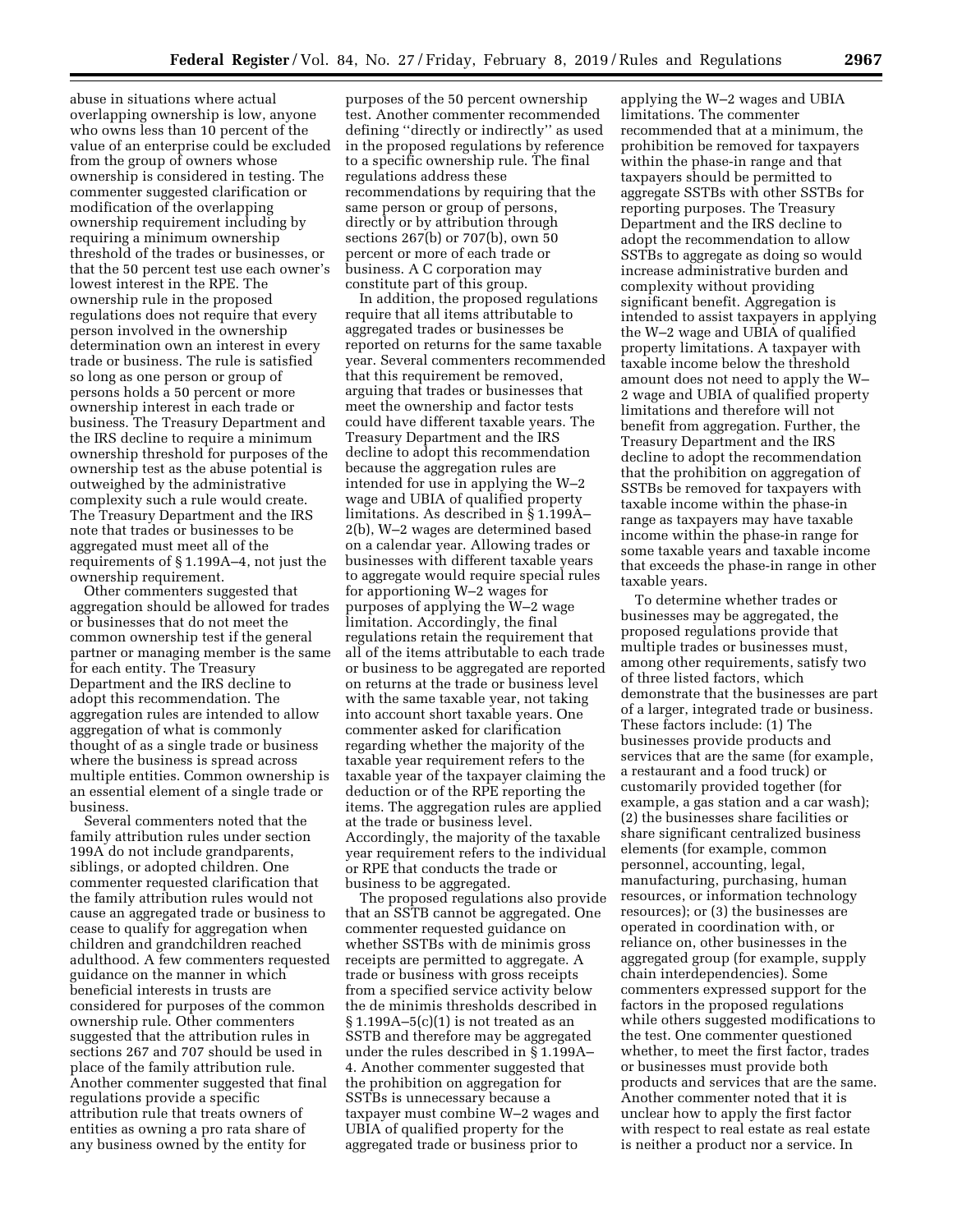abuse in situations where actual overlapping ownership is low, anyone who owns less than 10 percent of the value of an enterprise could be excluded from the group of owners whose ownership is considered in testing. The commenter suggested clarification or modification of the overlapping ownership requirement including by requiring a minimum ownership threshold of the trades or businesses, or that the 50 percent test use each owner's lowest interest in the RPE. The ownership rule in the proposed regulations does not require that every person involved in the ownership determination own an interest in every trade or business. The rule is satisfied so long as one person or group of persons holds a 50 percent or more ownership interest in each trade or business. The Treasury Department and the IRS decline to require a minimum ownership threshold for purposes of the ownership test as the abuse potential is outweighed by the administrative complexity such a rule would create. The Treasury Department and the IRS note that trades or businesses to be aggregated must meet all of the requirements of § 1.199A–4, not just the ownership requirement.

Other commenters suggested that aggregation should be allowed for trades or businesses that do not meet the common ownership test if the general partner or managing member is the same for each entity. The Treasury Department and the IRS decline to adopt this recommendation. The aggregation rules are intended to allow aggregation of what is commonly thought of as a single trade or business where the business is spread across multiple entities. Common ownership is an essential element of a single trade or business.

Several commenters noted that the family attribution rules under section 199A do not include grandparents, siblings, or adopted children. One commenter requested clarification that the family attribution rules would not cause an aggregated trade or business to cease to qualify for aggregation when children and grandchildren reached adulthood. A few commenters requested guidance on the manner in which beneficial interests in trusts are considered for purposes of the common ownership rule. Other commenters suggested that the attribution rules in sections 267 and 707 should be used in place of the family attribution rule. Another commenter suggested that final regulations provide a specific attribution rule that treats owners of entities as owning a pro rata share of any business owned by the entity for purposes of the 50 percent ownership test. Another commenter recommended defining ''directly or indirectly'' as used in the proposed regulations by reference to a specific ownership rule. The final regulations address these recommendations by requiring that the same person or group of persons, directly or by attribution through sections 267(b) or 707(b), own 50 percent or more of each trade or business. A C corporation may constitute part of this group.

In addition, the proposed regulations require that all items attributable to aggregated trades or businesses be reported on returns for the same taxable year. Several commenters recommended that this requirement be removed, arguing that trades or businesses that meet the ownership and factor tests could have different taxable years. The Treasury Department and the IRS decline to adopt this recommendation because the aggregation rules are intended for use in applying the W–2 wage and UBIA of qualified property limitations. As described in § 1.199A–2(b), W–2 wages are determined based on a calendar year. Allowing trades or businesses with different taxable years to aggregate would require special rules for apportioning W–2 wages for purposes of applying the W–2 wage limitation. Accordingly, the final regulations retain the requirement that all of the items attributable to each trade or business to be aggregated are reported on returns at the trade or business level with the same taxable year, not taking into account short taxable years. One commenter asked for clarification regarding whether the majority of the taxable year requirement refers to the taxable year of the taxpayer claiming the deduction or of the RPE reporting the items. The aggregation rules are applied at the trade or business level. Accordingly, the majority of the taxable year requirement refers to the individual or RPE that conducts the trade or business to be aggregated.

The proposed regulations also provide that an SSTB cannot be aggregated. One commenter requested guidance on whether SSTBs with de minimis gross receipts are permitted to aggregate. A trade or business with gross receipts from a specified service activity below the de minimis thresholds described in § 1.199A–5(c)(1) is not treated as an SSTB and therefore may be aggregated under the rules described in § 1.199A–4. Another commenter suggested that the prohibition on aggregation for SSTBs is unnecessary because a taxpayer must combine W–2 wages and UBIA of qualified property for the aggregated trade or business prior to applying the W–2 wages and UBIA limitations. The commenter recommended that at a minimum, the prohibition be removed for taxpayers within the phase-in range and that taxpayers should be permitted to aggregate SSTBs with other SSTBs for reporting purposes. The Treasury Department and the IRS decline to adopt the recommendation to allow SSTBs to aggregate as doing so would increase administrative burden and complexity without providing significant benefit. Aggregation is intended to assist taxpayers in applying the W–2 wage and UBIA of qualified property limitations. A taxpayer with taxable income below the threshold amount does not need to apply the W–2 wage and UBIA of qualified property limitations and therefore will not benefit from aggregation. Further, the Treasury Department and the IRS decline to adopt the recommendation that the prohibition on aggregation of SSTBs be removed for taxpayers with taxable income within the phase-in range as taxpayers may have taxable income within the phase-in range for some taxable years and taxable income that exceeds the phase-in range in other taxable years.

To determine whether trades or businesses may be aggregated, the proposed regulations provide that multiple trades or businesses must, among other requirements, satisfy two of three listed factors, which demonstrate that the businesses are part of a larger, integrated trade or business. These factors include: (1) The businesses provide products and services that are the same (for example, a restaurant and a food truck) or customarily provided together (for example, a gas station and a car wash); (2) the businesses share facilities or share significant centralized business elements (for example, common personnel, accounting, legal, manufacturing, purchasing, human resources, or information technology resources); or (3) the businesses are operated in coordination with, or reliance on, other businesses in the aggregated group (for example, supply chain interdependencies). Some commenters expressed support for the factors in the proposed regulations while others suggested modifications to the test. One commenter questioned whether, to meet the first factor, trades or businesses must provide both products and services that are the same. Another commenter noted that it is unclear how to apply the first factor with respect to real estate as real estate is neither a product nor a service. In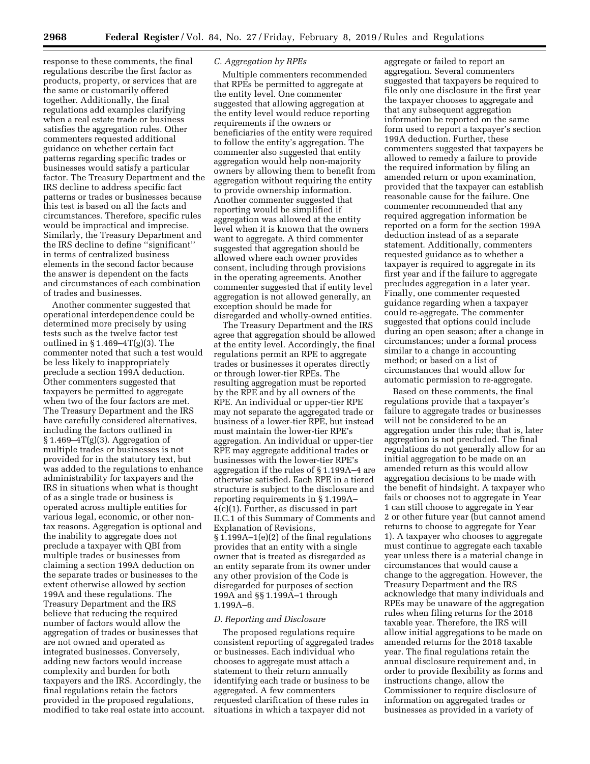response to these comments, the final regulations describe the first factor as products, property, or services that are the same or customarily offered together. Additionally, the final regulations add examples clarifying when a real estate trade or business satisfies the aggregation rules. Other commenters requested additional guidance on whether certain fact patterns regarding specific trades or businesses would satisfy a particular factor. The Treasury Department and the IRS decline to address specific fact patterns or trades or businesses because this test is based on all the facts and circumstances. Therefore, specific rules would be impractical and imprecise. Similarly, the Treasury Department and the IRS decline to define ''significant'' in terms of centralized business elements in the second factor because the answer is dependent on the facts and circumstances of each combination of trades and businesses.

Another commenter suggested that operational interdependence could be determined more precisely by using tests such as the twelve factor test outlined in § 1.469–4T(g)(3). The commenter noted that such a test would be less likely to inappropriately preclude a section 199A deduction. Other commenters suggested that taxpayers be permitted to aggregate when two of the four factors are met. The Treasury Department and the IRS have carefully considered alternatives, including the factors outlined in § 1.469–4T(g)(3). Aggregation of multiple trades or businesses is not provided for in the statutory text, but was added to the regulations to enhance administrability for taxpayers and the IRS in situations when what is thought of as a single trade or business is operated across multiple entities for various legal, economic, or other non-tax reasons. Aggregation is optional and the inability to aggregate does not preclude a taxpayer with QBI from claiming a section 199A deduction on the separate trades or businesses to the extent otherwise allowed by section 199A and these regulations. The Treasury Department and the IRS believe that reducing the required number of factors would allow the aggregation of trades or businesses that are not owned and operated as integrated businesses. Conversely, adding new factors would increase complexity and burden for both taxpayers and the IRS. Accordingly, the final regulations retain the factors provided in the proposed regulations, modified to take real estate into account.

### C. Aggregation by RPEs

Multiple commenters recommended that RPEs be permitted to aggregate at the entity level. One commenter suggested that allowing aggregation at the entity level would reduce reporting requirements if the owners or beneficiaries of the entity were required to follow the entity's aggregation. The commenter also suggested that entity aggregation would help non-majority owners by allowing them to benefit from aggregation without requiring the entity to provide ownership information. Another commenter suggested that reporting would be simplified if aggregation was allowed at the entity level when it is known that the owners want to aggregate. A third commenter suggested that aggregation should be allowed where each owner provides consent, including through provisions in the operating agreements. Another commenter suggested that if entity level aggregation is not allowed generally, an exception should be made for disregarded and wholly-owned entities.

The Treasury Department and the IRS agree that aggregation should be allowed at the entity level. Accordingly, the final regulations permit an RPE to aggregate trades or businesses it operates directly or through lower-tier RPEs. The resulting aggregation must be reported by the RPE and by all owners of the RPE. An individual or upper-tier RPE may not separate the aggregated trade or business of a lower-tier RPE, but instead must maintain the lower-tier RPE's aggregation. An individual or upper-tier RPE may aggregate additional trades or businesses with the lower-tier RPE's aggregation if the rules of § 1.199A–4 are otherwise satisfied. Each RPE in a tiered structure is subject to the disclosure and reporting requirements in § 1.199A–4(c)(1). Further, as discussed in part II.C.1 of this Summary of Comments and Explanation of Revisions, § 1.199A–1(e)(2) of the final regulations provides that an entity with a single owner that is treated as disregarded as an entity separate from its owner under any other provision of the Code is disregarded for purposes of section 199A and §§ 1.199A–1 through 1.199A–6.

### D. Reporting and Disclosure

The proposed regulations require consistent reporting of aggregated trades or businesses. Each individual who chooses to aggregate must attach a statement to their return annually identifying each trade or business to be aggregated. A few commenters requested clarification of these rules in situations in which a taxpayer did not aggregate or failed to report an aggregation. Several commenters suggested that taxpayers be required to file only one disclosure in the first year the taxpayer chooses to aggregate and that any subsequent aggregation information be reported on the same form used to report a taxpayer's section 199A deduction. Further, these commenters suggested that taxpayers be allowed to remedy a failure to provide the required information by filing an amended return or upon examination, provided that the taxpayer can establish reasonable cause for the failure. One commenter recommended that any required aggregation information be reported on a form for the section 199A deduction instead of as a separate statement. Additionally, commenters requested guidance as to whether a taxpayer is required to aggregate in its first year and if the failure to aggregate precludes aggregation in a later year. Finally, one commenter requested guidance regarding when a taxpayer could re-aggregate. The commenter suggested that options could include during an open season; after a change in circumstances; under a formal process similar to a change in accounting method; or based on a list of circumstances that would allow for automatic permission to re-aggregate.

Based on these comments, the final regulations provide that a taxpayer's failure to aggregate trades or businesses will not be considered to be an aggregation under this rule; that is, later aggregation is not precluded. The final regulations do not generally allow for an initial aggregation to be made on an amended return as this would allow aggregation decisions to be made with the benefit of hindsight. A taxpayer who fails or chooses not to aggregate in Year 1 can still choose to aggregate in Year 2 or other future year (but cannot amend returns to choose to aggregate for Year 1). A taxpayer who chooses to aggregate must continue to aggregate each taxable year unless there is a material change in circumstances that would cause a change to the aggregation. However, the Treasury Department and the IRS acknowledge that many individuals and RPEs may be unaware of the aggregation rules when filing returns for the 2018 taxable year. Therefore, the IRS will allow initial aggregations to be made on amended returns for the 2018 taxable year. The final regulations retain the annual disclosure requirement and, in order to provide flexibility as forms and instructions change, allow the Commissioner to require disclosure of information on aggregated trades or businesses as provided in a variety of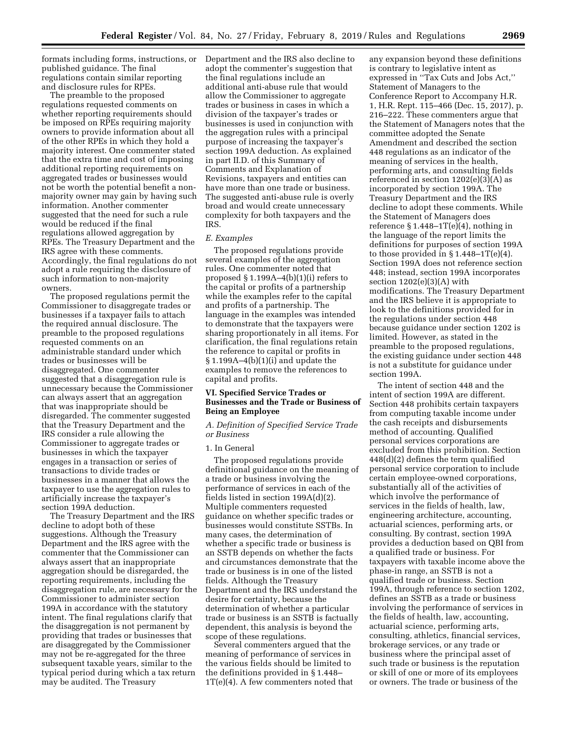formats including forms, instructions, or published guidance. The final regulations contain similar reporting and disclosure rules for RPEs.

The preamble to the proposed regulations requested comments on whether reporting requirements should be imposed on RPEs requiring majority owners to provide information about all of the other RPEs in which they hold a majority interest. One commenter stated that the extra time and cost of imposing additional reporting requirements on aggregated trades or businesses would not be worth the potential benefit a non-majority owner may gain by having such information. Another commenter suggested that the need for such a rule would be reduced if the final regulations allowed aggregation by RPEs. The Treasury Department and the IRS agree with these comments. Accordingly, the final regulations do not adopt a rule requiring the disclosure of such information to non-majority owners.

The proposed regulations permit the Commissioner to disaggregate trades or businesses if a taxpayer fails to attach the required annual disclosure. The preamble to the proposed regulations requested comments on an administrable standard under which trades or businesses will be disaggregated. One commenter suggested that a disaggregation rule is unnecessary because the Commissioner can always assert that an aggregation that was inappropriate should be disregarded. The commenter suggested that the Treasury Department and the IRS consider a rule allowing the Commissioner to aggregate trades or businesses in which the taxpayer engages in a transaction or series of transactions to divide trades or businesses in a manner that allows the taxpayer to use the aggregation rules to artificially increase the taxpayer's section 199A deduction.

The Treasury Department and the IRS decline to adopt both of these suggestions. Although the Treasury Department and the IRS agree with the commenter that the Commissioner can always assert that an inappropriate aggregation should be disregarded, the reporting requirements, including the disaggregation rule, are necessary for the Commissioner to administer section 199A in accordance with the statutory intent. The final regulations clarify that the disaggregation is not permanent by providing that trades or businesses that are disaggregated by the Commissioner may not be re-aggregated for the three subsequent taxable years, similar to the typical period during which a tax return may be audited. The Treasury Department and the IRS also decline to adopt the commenter's suggestion that the final regulations include an additional anti-abuse rule that would allow the Commissioner to aggregate trades or business in cases in which a division of the taxpayer's trades or businesses is used in conjunction with the aggregation rules with a principal purpose of increasing the taxpayer's section 199A deduction. As explained in part II.D. of this Summary of Comments and Explanation of Revisions, taxpayers and entities can have more than one trade or business. The suggested anti-abuse rule is overly broad and would create unnecessary complexity for both taxpayers and the IRS.

### E. Examples

The proposed regulations provide several examples of the aggregation rules. One commenter noted that proposed § 1.199A–4(b)(1)(i) refers to the capital or profits of a partnership while the examples refer to the capital and profits of a partnership. The language in the examples was intended to demonstrate that the taxpayers were sharing proportionately in all items. For clarification, the final regulations retain the reference to capital or profits in § 1.199A–4(b)(1)(i) and update the examples to remove the references to capital and profits.

## VI. Specified Service Trades or Businesses and the Trade or Business of Being an Employee

### A. Definition of Specified Service Trade or Business

#### 1. In General

The proposed regulations provide definitional guidance on the meaning of a trade or business involving the performance of services in each of the fields listed in section 199A(d)(2). Multiple commenters requested guidance on whether specific trades or businesses would constitute SSTBs. In many cases, the determination of whether a specific trade or business is an SSTB depends on whether the facts and circumstances demonstrate that the trade or business is in one of the listed fields. Although the Treasury Department and the IRS understand the desire for certainty, because the determination of whether a particular trade or business is an SSTB is factually dependent, this analysis is beyond the scope of these regulations.

Several commenters argued that the meaning of performance of services in the various fields should be limited to the definitions provided in § 1.448–1T(e)(4). A few commenters noted that any expansion beyond these definitions is contrary to legislative intent as expressed in "Tax Cuts and Jobs Act," Statement of Managers to the Conference Report to Accompany H.R. 1, H.R. Rept. 115–466 (Dec. 15, 2017), p. 216–222. These commenters argue that the Statement of Managers notes that the committee adopted the Senate Amendment and described the section 448 regulations as an indicator of the meaning of services in the health, performing arts, and consulting fields referenced in section 1202(e)(3)(A) as incorporated by section 199A. The Treasury Department and the IRS decline to adopt these comments. While the Statement of Managers does reference § 1.448–1T(e)(4), nothing in the language of the report limits the definitions for purposes of section 199A to those provided in § 1.448–1T(e)(4). Section 199A does not reference section 448; instead, section 199A incorporates section 1202(e)(3)(A) with modifications. The Treasury Department and the IRS believe it is appropriate to look to the definitions provided for in the regulations under section 448 because guidance under section 1202 is limited. However, as stated in the preamble to the proposed regulations, the existing guidance under section 448 is not a substitute for guidance under section 199A.

The intent of section 448 and the intent of section 199A are different. Section 448 prohibits certain taxpayers from computing taxable income under the cash receipts and disbursements method of accounting. Qualified personal services corporations are excluded from this prohibition. Section 448(d)(2) defines the term qualified personal service corporation to include certain employee-owned corporations, substantially all of the activities of which involve the performance of services in the fields of health, law, engineering architecture, accounting, actuarial sciences, performing arts, or consulting. By contrast, section 199A provides a deduction based on QBI from a qualified trade or business. For taxpayers with taxable income above the phase-in range, an SSTB is not a qualified trade or business. Section 199A, through reference to section 1202, defines an SSTB as a trade or business involving the performance of services in the fields of health, law, accounting, actuarial science, performing arts, consulting, athletics, financial services, brokerage services, or any trade or business where the principal asset of such trade or business is the reputation or skill of one or more of its employees or owners. The trade or business of the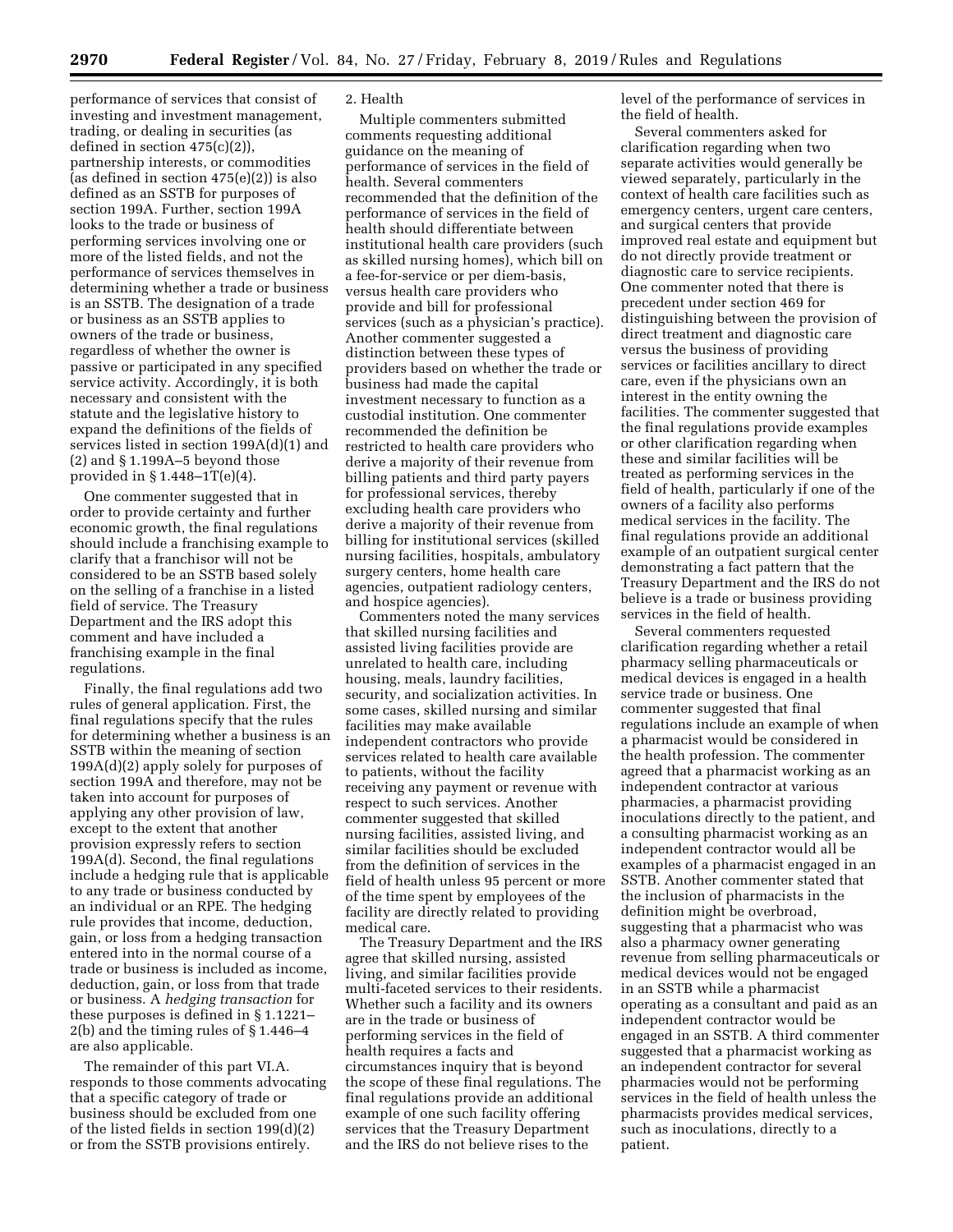performance of services that consist of investing and investment management, trading, or dealing in securities (as defined in section 475(c)(2)), partnership interests, or commodities (as defined in section 475(e)(2)) is also defined as an SSTB for purposes of section 199A. Further, section 199A looks to the trade or business of performing services involving one or more of the listed fields, and not the performance of services themselves in determining whether a trade or business is an SSTB. The designation of a trade or business as an SSTB applies to owners of the trade or business, regardless of whether the owner is passive or participated in any specified service activity. Accordingly, it is both necessary and consistent with the statute and the legislative history to expand the definitions of the fields of services listed in section 199A(d)(1) and (2) and § 1.199A–5 beyond those provided in § 1.448–1T(e)(4).

One commenter suggested that in order to provide certainty and further economic growth, the final regulations should include a franchising example to clarify that a franchisor will not be considered to be an SSTB based solely on the selling of a franchise in a listed field of service. The Treasury Department and the IRS adopt this comment and have included a franchising example in the final regulations.

Finally, the final regulations add two rules of general application. First, the final regulations specify that the rules for determining whether a business is an SSTB within the meaning of section 199A(d)(2) apply solely for purposes of section 199A and therefore, may not be taken into account for purposes of applying any other provision of law, except to the extent that another provision expressly refers to section 199A(d). Second, the final regulations include a hedging rule that is applicable to any trade or business conducted by an individual or an RPE. The hedging rule provides that income, deduction, gain, or loss from a hedging transaction entered into in the normal course of a trade or business is included as income, deduction, gain, or loss from that trade or business. A *hedging transaction* for these purposes is defined in § 1.1221–2(b) and the timing rules of § 1.446–4 are also applicable.

The remainder of this part VI.A. responds to those comments advocating that a specific category of trade or business should be excluded from one of the listed fields in section 199(d)(2) or from the SSTB provisions entirely.

2. Health

Multiple commenters submitted comments requesting additional guidance on the meaning of performance of services in the field of health. Several commenters recommended that the definition of the performance of services in the field of health should differentiate between institutional health care providers (such as skilled nursing homes), which bill on a fee-for-service or per diem-basis, versus health care providers who provide and bill for professional services (such as a physician's practice). Another commenter suggested a distinction between these types of providers based on whether the trade or business had made the capital investment necessary to function as a custodial institution. One commenter recommended the definition be restricted to health care providers who derive a majority of their revenue from billing patients and third party payers for professional services, thereby excluding health care providers who derive a majority of their revenue from billing for institutional services (skilled nursing facilities, hospitals, ambulatory surgery centers, home health care agencies, outpatient radiology centers, and hospice agencies).

Commenters noted the many services that skilled nursing facilities and assisted living facilities provide are unrelated to health care, including housing, meals, laundry facilities, security, and socialization activities. In some cases, skilled nursing and similar facilities may make available independent contractors who provide services related to health care available to patients, without the facility receiving any payment or revenue with respect to such services. Another commenter suggested that skilled nursing facilities, assisted living, and similar facilities should be excluded from the definition of services in the field of health unless 95 percent or more of the time spent by employees of the facility are directly related to providing medical care.

The Treasury Department and the IRS agree that skilled nursing, assisted living, and similar facilities provide multi-faceted services to their residents. Whether such a facility and its owners are in the trade or business of performing services in the field of health requires a facts and circumstances inquiry that is beyond the scope of these final regulations. The final regulations provide an additional example of one such facility offering services that the Treasury Department and the IRS do not believe rises to the level of the performance of services in the field of health.

Several commenters asked for clarification regarding when two separate activities would generally be viewed separately, particularly in the context of health care facilities such as emergency centers, urgent care centers, and surgical centers that provide improved real estate and equipment but do not directly provide treatment or diagnostic care to service recipients. One commenter noted that there is precedent under section 469 for distinguishing between the provision of direct treatment and diagnostic care versus the business of providing services or facilities ancillary to direct care, even if the physicians own an interest in the entity owning the facilities. The commenter suggested that the final regulations provide examples or other clarification regarding when these and similar facilities will be treated as performing services in the field of health, particularly if one of the owners of a facility also performs medical services in the facility. The final regulations provide an additional example of an outpatient surgical center demonstrating a fact pattern that the Treasury Department and the IRS do not believe is a trade or business providing services in the field of health.

Several commenters requested clarification regarding whether a retail pharmacy selling pharmaceuticals or medical devices is engaged in a health service trade or business. One commenter suggested that final regulations include an example of when a pharmacist would be considered in the health profession. The commenter agreed that a pharmacist working as an independent contractor at various pharmacies, a pharmacist providing inoculations directly to the patient, and a consulting pharmacist working as an independent contractor would all be examples of a pharmacist engaged in an SSTB. Another commenter stated that the inclusion of pharmacists in the definition might be overbroad, suggesting that a pharmacist who was also a pharmacy owner generating revenue from selling pharmaceuticals or medical devices would not be engaged in an SSTB while a pharmacist operating as a consultant and paid as an independent contractor would be engaged in an SSTB. A third commenter suggested that a pharmacist working as an independent contractor for several pharmacies would not be performing services in the field of health unless the pharmacists provides medical services, such as inoculations, directly to a patient.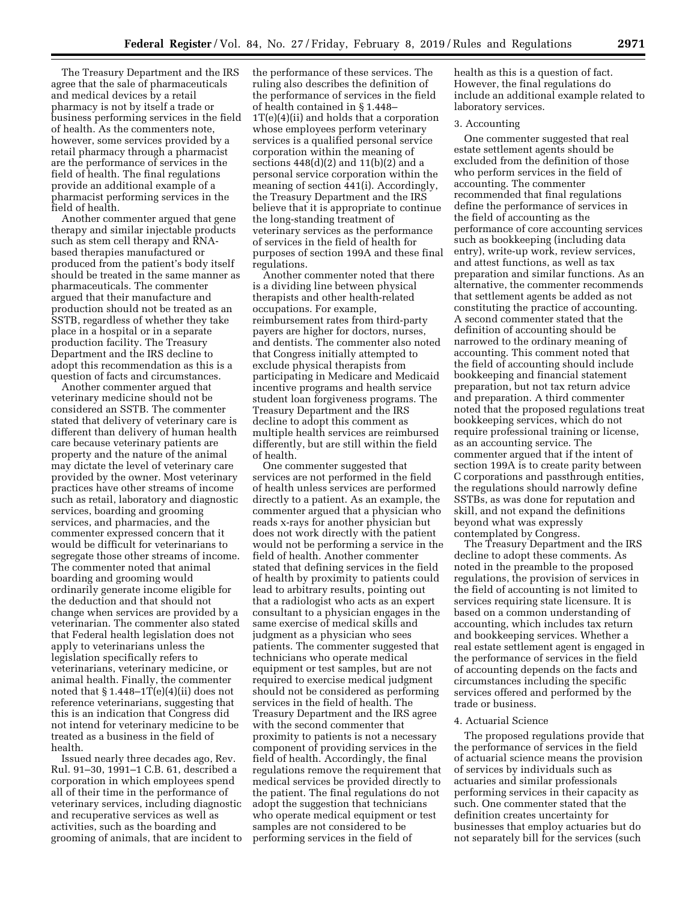The Treasury Department and the IRS agree that the sale of pharmaceuticals and medical devices by a retail pharmacy is not by itself a trade or business performing services in the field of health. As the commenters note, however, some services provided by a retail pharmacy through a pharmacist are the performance of services in the field of health. The final regulations provide an additional example of a pharmacist performing services in the field of health.

Another commenter argued that gene therapy and similar injectable products such as stem cell therapy and RNA-based therapies manufactured or produced from the patient's body itself should be treated in the same manner as pharmaceuticals. The commenter argued that their manufacture and production should not be treated as an SSTB, regardless of whether they take place in a hospital or in a separate production facility. The Treasury Department and the IRS decline to adopt this recommendation as this is a question of facts and circumstances.

Another commenter argued that veterinary medicine should not be considered an SSTB. The commenter stated that delivery of veterinary care is different than delivery of human health care because veterinary patients are property and the nature of the animal may dictate the level of veterinary care provided by the owner. Most veterinary practices have other streams of income such as retail, laboratory and diagnostic services, boarding and grooming services, and pharmacies, and the commenter expressed concern that it would be difficult for veterinarians to segregate those other streams of income. The commenter noted that animal boarding and grooming would ordinarily generate income eligible for the deduction and that should not change when services are provided by a veterinarian. The commenter also stated that Federal health legislation does not apply to veterinarians unless the legislation specifically refers to veterinarians, veterinary medicine, or animal health. Finally, the commenter noted that § 1.448–1T(e)(4)(ii) does not reference veterinarians, suggesting that this is an indication that Congress did not intend for veterinary medicine to be treated as a business in the field of health.

Issued nearly three decades ago, Rev. Rul. 91–30, 1991–1 C.B. 61, described a corporation in which employees spend all of their time in the performance of veterinary services, including diagnostic and recuperative services as well as activities, such as the boarding and grooming of animals, that are incident to the performance of these services. The ruling also describes the definition of the performance of services in the field of health contained in § 1.448–1T(e)(4)(ii) and holds that a corporation whose employees perform veterinary services is a qualified personal service corporation within the meaning of sections 448(d)(2) and 11(b)(2) and a personal service corporation within the meaning of section 441(i). Accordingly, the Treasury Department and the IRS believe that it is appropriate to continue the long-standing treatment of veterinary services as the performance of services in the field of health for purposes of section 199A and these final regulations.

Another commenter noted that there is a dividing line between physical therapists and other health-related occupations. For example, reimbursement rates from third-party payers are higher for doctors, nurses, and dentists. The commenter also noted that Congress initially attempted to exclude physical therapists from participating in Medicare and Medicaid incentive programs and health service student loan forgiveness programs. The Treasury Department and the IRS decline to adopt this comment as multiple health services are reimbursed differently, but are still within the field of health.

One commenter suggested that services are not performed in the field of health unless services are performed directly to a patient. As an example, the commenter argued that a physician who reads x-rays for another physician but does not work directly with the patient would not be performing a service in the field of health. Another commenter stated that defining services in the field of health by proximity to patients could lead to arbitrary results, pointing out that a radiologist who acts as an expert consultant to a physician engages in the same exercise of medical skills and judgment as a physician who sees patients. The commenter suggested that technicians who operate medical equipment or test samples, but are not required to exercise medical judgment should not be considered as performing services in the field of health. The Treasury Department and the IRS agree with the second commenter that proximity to patients is not a necessary component of providing services in the field of health. Accordingly, the final regulations remove the requirement that medical services be provided directly to the patient. The final regulations do not adopt the suggestion that technicians who operate medical equipment or test samples are not considered to be performing services in the field of health as this is a question of fact. However, the final regulations do include an additional example related to laboratory services.

### 3. Accounting

One commenter suggested that real estate settlement agents should be excluded from the definition of those who perform services in the field of accounting. The commenter recommended that final regulations define the performance of services in the field of accounting as the performance of core accounting services such as bookkeeping (including data entry), write-up work, review services, and attest functions, as well as tax preparation and similar functions. As an alternative, the commenter recommends that settlement agents be added as not constituting the practice of accounting. A second commenter stated that the definition of accounting should be narrowed to the ordinary meaning of accounting. This comment noted that the field of accounting should include bookkeeping and financial statement preparation, but not tax return advice and preparation. A third commenter noted that the proposed regulations treat bookkeeping services, which do not require professional training or license, as an accounting service. The commenter argued that if the intent of section 199A is to create parity between C corporations and passthrough entities, the regulations should narrowly define SSTBs, as was done for reputation and skill, and not expand the definitions beyond what was expressly contemplated by Congress.

The Treasury Department and the IRS decline to adopt these comments. As noted in the preamble to the proposed regulations, the provision of services in the field of accounting is not limited to services requiring state licensure. It is based on a common understanding of accounting, which includes tax return and bookkeeping services. Whether a real estate settlement agent is engaged in the performance of services in the field of accounting depends on the facts and circumstances including the specific services offered and performed by the trade or business.

### 4. Actuarial Science

The proposed regulations provide that the performance of services in the field of actuarial science means the provision of services by individuals such as actuaries and similar professionals performing services in their capacity as such. One commenter stated that the definition creates uncertainty for businesses that employ actuaries but do not separately bill for the services (such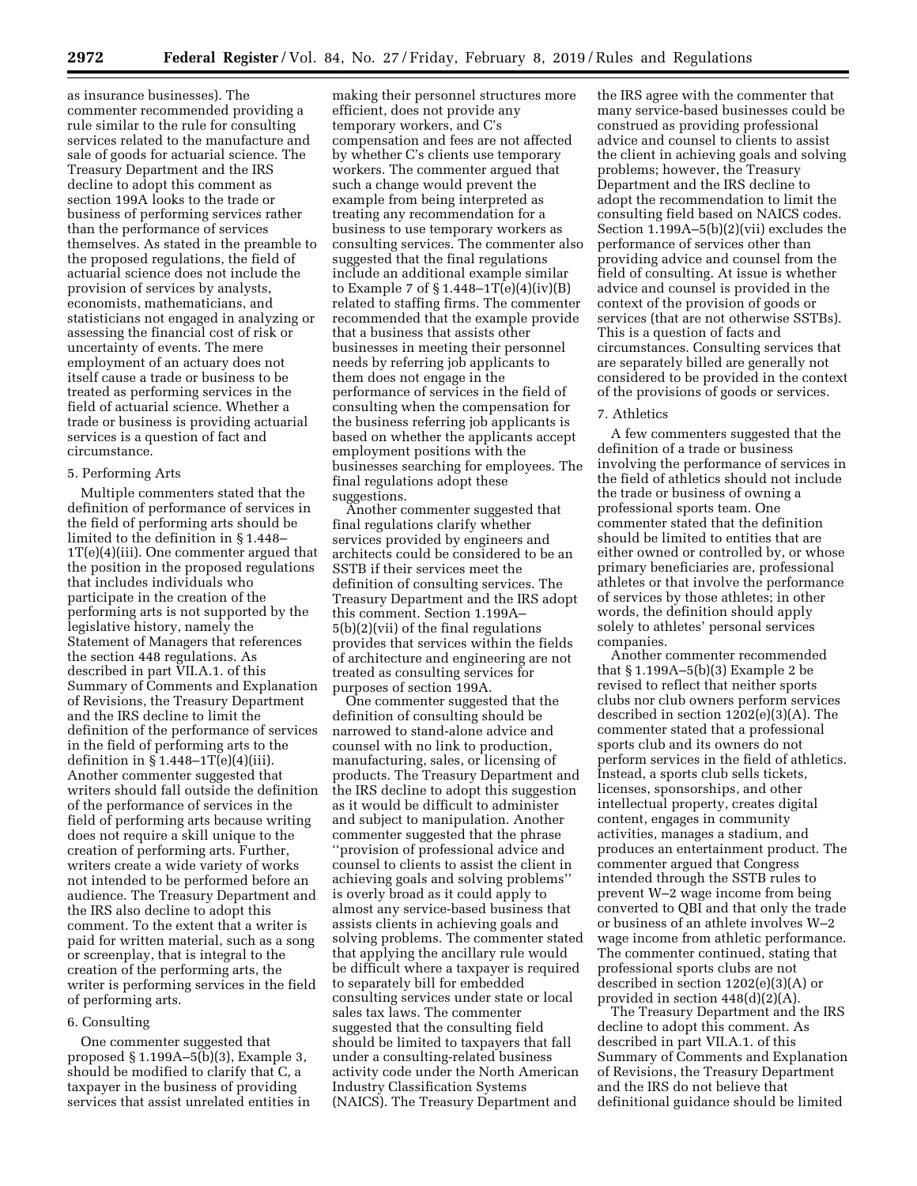as insurance businesses). The commenter recommended providing a rule similar to the rule for consulting services related to the manufacture and sale of goods for actuarial science. The Treasury Department and the IRS decline to adopt this comment as section 199A looks to the trade or business of performing services rather than the performance of services themselves. As stated in the preamble to the proposed regulations, the field of actuarial science does not include the provision of services by analysts, economists, mathematicians, and statisticians not engaged in analyzing or assessing the financial cost of risk or uncertainty of events. The mere employment of an actuary does not itself cause a trade or business to be treated as performing services in the field of actuarial science. Whether a trade or business is providing actuarial services is a question of fact and circumstance.

5. Performing Arts

Multiple commenters stated that the definition of performance of services in the field of performing arts should be limited to the definition in § 1.448–1T(e)(4)(iii). One commenter argued that the position in the proposed regulations that includes individuals who participate in the creation of the performing arts is not supported by the legislative history, namely the Statement of Managers that references the section 448 regulations. As described in part VII.A.1. of this Summary of Comments and Explanation of Revisions, the Treasury Department and the IRS decline to limit the definition of the performance of services in the field of performing arts to the definition in § 1.448–1T(e)(4)(iii). Another commenter suggested that writers should fall outside the definition of the performance of services in the field of performing arts because writing does not require a skill unique to the creation of performing arts. Further, writers create a wide variety of works not intended to be performed before an audience. The Treasury Department and the IRS also decline to adopt this comment. To the extent that a writer is paid for written material, such as a song or screenplay, that is integral to the creation of the performing arts, the writer is performing services in the field of performing arts.

6. Consulting

One commenter suggested that proposed § 1.199A–5(b)(3), Example 3, should be modified to clarify that C, a taxpayer in the business of providing services that assist unrelated entities in making their personnel structures more efficient, does not provide any temporary workers, and C's compensation and fees are not affected by whether C's clients use temporary workers. The commenter argued that such a change would prevent the example from being interpreted as treating any recommendation for a business to use temporary workers as consulting services. The commenter also suggested that the final regulations include an additional example similar to Example 7 of § 1.448–1T(e)(4)(iv)(B) related to staffing firms. The commenter recommended that the example provide that a business that assists other businesses in meeting their personnel needs by referring job applicants to them does not engage in the performance of services in the field of consulting when the compensation for the business referring job applicants is based on whether the applicants accept employment positions with the businesses searching for employees. The final regulations adopt these suggestions.

Another commenter suggested that final regulations clarify whether services provided by engineers and architects could be considered to be an SSTB if their services meet the definition of consulting services. The Treasury Department and the IRS adopt this comment. Section 1.199A–5(b)(2)(vii) of the final regulations provides that services within the fields of architecture and engineering are not treated as consulting services for purposes of section 199A.

One commenter suggested that the definition of consulting should be narrowed to stand-alone advice and counsel with no link to production, manufacturing, sales, or licensing of products. The Treasury Department and the IRS decline to adopt this suggestion as it would be difficult to administer and subject to manipulation. Another commenter suggested that the phrase "provision of professional advice and counsel to clients to assist the client in achieving goals and solving problems" is overly broad as it could apply to almost any service-based business that assists clients in achieving goals and solving problems. The commenter stated that applying the ancillary rule would be difficult where a taxpayer is required to separately bill for embedded consulting services under state or local sales tax laws. The commenter suggested that the consulting field should be limited to taxpayers that fall under a consulting-related business activity code under the North American Industry Classification Systems (NAICS). The Treasury Department and the IRS agree with the commenter that many service-based businesses could be construed as providing professional advice and counsel to clients to assist the client in achieving goals and solving problems; however, the Treasury Department and the IRS decline to adopt the recommendation to limit the consulting field based on NAICS codes. Section 1.199A–5(b)(2)(vii) excludes the performance of services other than providing advice and counsel from the field of consulting. At issue is whether advice and counsel is provided in the context of the provision of goods or services (that are not otherwise SSTBs). This is a question of facts and circumstances. Consulting services that are separately billed are generally not considered to be provided in the context of the provisions of goods or services.

7. Athletics

A few commenters suggested that the definition of a trade or business involving the performance of services in the field of athletics should not include the trade or business of owning a professional sports team. One commenter stated that the definition should be limited to entities that are either owned or controlled by, or whose primary beneficiaries are, professional athletes or that involve the performance of services by those athletes; in other words, the definition should apply solely to athletes' personal services companies.

Another commenter recommended that § 1.199A–5(b)(3) Example 2 be revised to reflect that neither sports clubs nor club owners perform services described in section 1202(e)(3)(A). The commenter stated that a professional sports club and its owners do not perform services in the field of athletics. Instead, a sports club sells tickets, licenses, sponsorships, and other intellectual property, creates digital content, engages in community activities, manages a stadium, and produces an entertainment product. The commenter argued that Congress intended through the SSTB rules to prevent W–2 wage income from being converted to QBI and that only the trade or business of an athlete involves W–2 wage income from athletic performance. The commenter continued, stating that professional sports clubs are not described in section 1202(e)(3)(A) or provided in section 448(d)(2)(A).

The Treasury Department and the IRS decline to adopt this comment. As described in part VII.A.1. of this Summary of Comments and Explanation of Revisions, the Treasury Department and the IRS do not believe that definitional guidance should be limited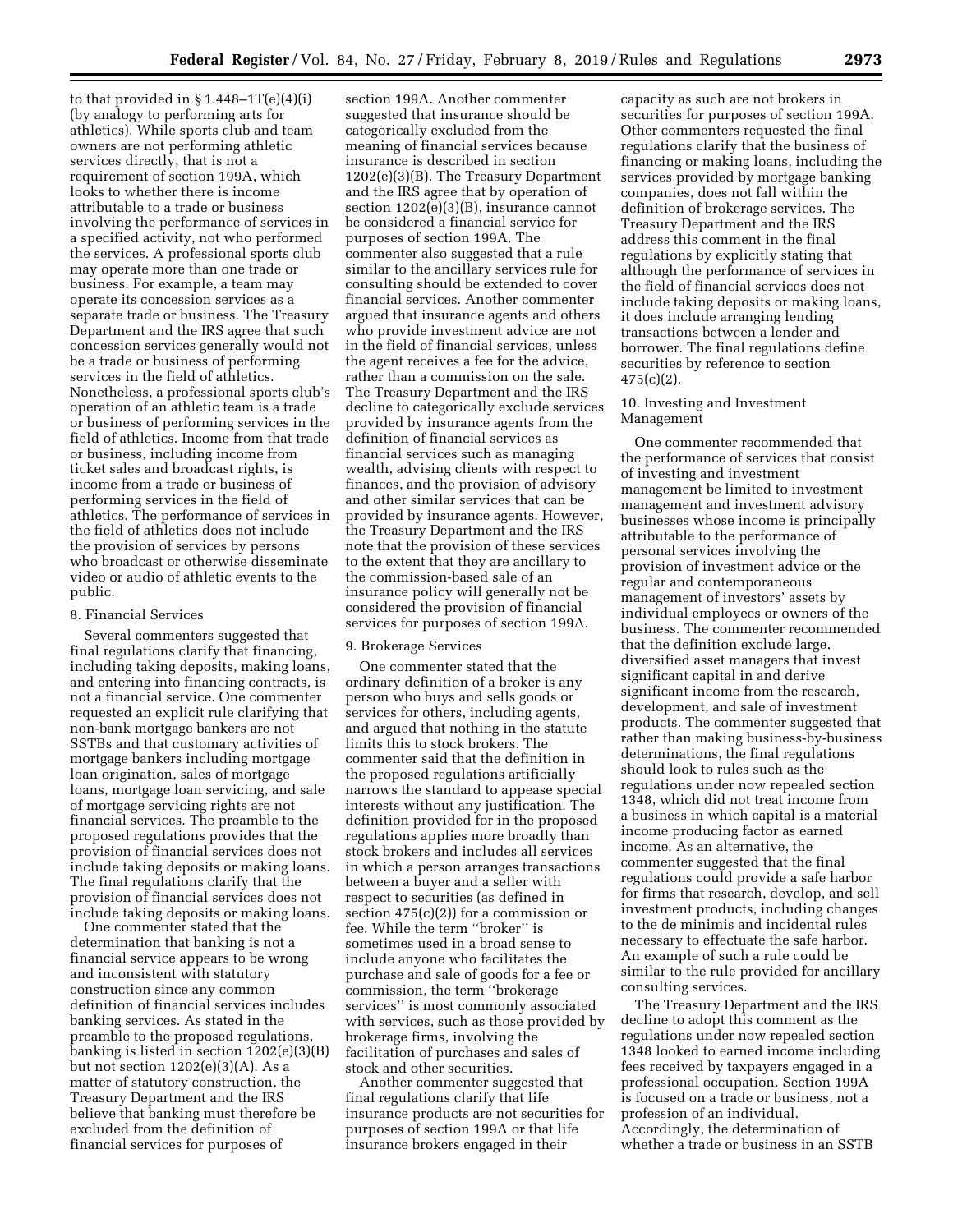to that provided in § 1.448–1T(e)(4)(i) (by analogy to performing arts for athletics). While sports club and team owners are not performing athletic services directly, that is not a requirement of section 199A, which looks to whether there is income attributable to a trade or business involving the performance of services in a specified activity, not who performed the services. A professional sports club may operate more than one trade or business. For example, a team may operate its concession services as a separate trade or business. The Treasury Department and the IRS agree that such concession services generally would not be a trade or business of performing services in the field of athletics. Nonetheless, a professional sports club's operation of an athletic team is a trade or business of performing services in the field of athletics. Income from that trade or business, including income from ticket sales and broadcast rights, is income from a trade or business of performing services in the field of athletics. The performance of services in the field of athletics does not include the provision of services by persons who broadcast or otherwise disseminate video or audio of athletic events to the public.

8. Financial Services

Several commenters suggested that final regulations clarify that financing, including taking deposits, making loans, and entering into financing contracts, is not a financial service. One commenter requested an explicit rule clarifying that non-bank mortgage bankers are not SSTBs and that customary activities of mortgage bankers including mortgage loan origination, sales of mortgage loans, mortgage loan servicing, and sale of mortgage servicing rights are not financial services. The preamble to the proposed regulations provides that the provision of financial services does not include taking deposits or making loans. The final regulations clarify that the provision of financial services does not include taking deposits or making loans.

One commenter stated that the determination that banking is not a financial service appears to be wrong and inconsistent with statutory construction since any common definition of financial services includes banking services. As stated in the preamble to the proposed regulations, banking is listed in section 1202(e)(3)(B) but not section 1202(e)(3)(A). As a matter of statutory construction, the Treasury Department and the IRS believe that banking must therefore be excluded from the definition of financial services for purposes of section 199A. Another commenter suggested that insurance should be categorically excluded from the meaning of financial services because insurance is described in section 1202(e)(3)(B). The Treasury Department and the IRS agree that by operation of section 1202(e)(3)(B), insurance cannot be considered a financial service for purposes of section 199A. The commenter also suggested that a rule similar to the ancillary services rule for consulting should be extended to cover financial services. Another commenter argued that insurance agents and others who provide investment advice are not in the field of financial services, unless the agent receives a fee for the advice, rather than a commission on the sale. The Treasury Department and the IRS decline to categorically exclude services provided by insurance agents from the definition of financial services as financial services such as managing wealth, advising clients with respect to finances, and the provision of advisory and other similar services that can be provided by insurance agents. However, the Treasury Department and the IRS note that the provision of these services to the extent that they are ancillary to the commission-based sale of an insurance policy will generally not be considered the provision of financial services for purposes of section 199A.

9. Brokerage Services

One commenter stated that the ordinary definition of a broker is any person who buys and sells goods or services for others, including agents, and argued that nothing in the statute limits this to stock brokers. The commenter said that the definition in the proposed regulations artificially narrows the standard to appease special interests without any justification. The definition provided for in the proposed regulations applies more broadly than stock brokers and includes all services in which a person arranges transactions between a buyer and a seller with respect to securities (as defined in section 475(c)(2)) for a commission or fee. While the term ''broker'' is sometimes used in a broad sense to include anyone who facilitates the purchase and sale of goods for a fee or commission, the term ''brokerage services'' is most commonly associated with services, such as those provided by brokerage firms, involving the facilitation of purchases and sales of stock and other securities.

Another commenter suggested that final regulations clarify that life insurance products are not securities for purposes of section 199A or that life insurance brokers engaged in their capacity as such are not brokers in securities for purposes of section 199A. Other commenters requested the final regulations clarify that the business of financing or making loans, including the services provided by mortgage banking companies, does not fall within the definition of brokerage services. The Treasury Department and the IRS address this comment in the final regulations by explicitly stating that although the performance of services in the field of financial services does not include taking deposits or making loans, it does include arranging lending transactions between a lender and borrower. The final regulations define securities by reference to section 475(c)(2).

10. Investing and Investment Management

One commenter recommended that the performance of services that consist of investing and investment management be limited to investment management and investment advisory businesses whose income is principally attributable to the performance of personal services involving the provision of investment advice or the regular and contemporaneous management of investors' assets by individual employees or owners of the business. The commenter recommended that the definition exclude large, diversified asset managers that invest significant capital in and derive significant income from the research, development, and sale of investment products. The commenter suggested that rather than making business-by-business determinations, the final regulations should look to rules such as the regulations under now repealed section 1348, which did not treat income from a business in which capital is a material income producing factor as earned income. As an alternative, the commenter suggested that the final regulations could provide a safe harbor for firms that research, develop, and sell investment products, including changes to the de minimis and incidental rules necessary to effectuate the safe harbor. An example of such a rule could be similar to the rule provided for ancillary consulting services.

The Treasury Department and the IRS decline to adopt this comment as the regulations under now repealed section 1348 looked to earned income including fees received by taxpayers engaged in a professional occupation. Section 199A is focused on a trade or business, not a profession of an individual. Accordingly, the determination of whether a trade or business in an SSTB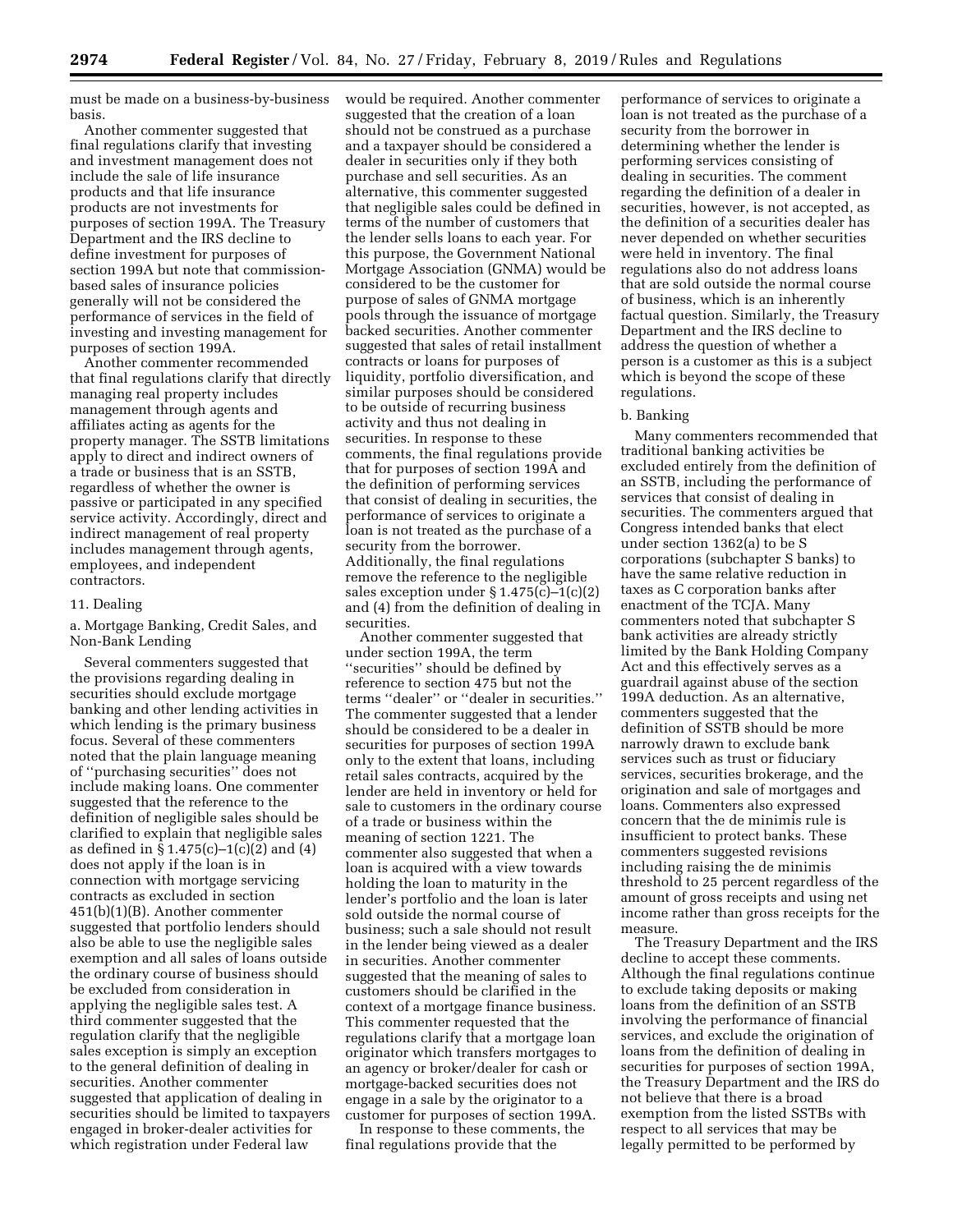must be made on a business-by-business basis.

Another commenter suggested that final regulations clarify that investing and investment management does not include the sale of life insurance products and that life insurance products are not investments for purposes of section 199A. The Treasury Department and the IRS decline to define investment for purposes of section 199A but note that commission-based sales of insurance policies generally will not be considered the performance of services in the field of investing and investing management for purposes of section 199A.

Another commenter recommended that final regulations clarify that directly managing real property includes management through agents and affiliates acting as agents for the property manager. The SSTB limitations apply to direct and indirect owners of a trade or business that is an SSTB, regardless of whether the owner is passive or participated in any specified service activity. Accordingly, direct and indirect management of real property includes management through agents, employees, and independent contractors.

### 11. Dealing

#### a. Mortgage Banking, Credit Sales, and Non-Bank Lending

Several commenters suggested that the provisions regarding dealing in securities should exclude mortgage banking and other lending activities in which lending is the primary business focus. Several of these commenters noted that the plain language meaning of ''purchasing securities'' does not include making loans. One commenter suggested that the reference to the definition of negligible sales should be clarified to explain that negligible sales as defined in § 1.475(c)–1(c)(2) and (4) does not apply if the loan is in connection with mortgage servicing contracts as excluded in section 451(b)(1)(B). Another commenter suggested that portfolio lenders should also be able to use the negligible sales exemption and all sales of loans outside the ordinary course of business should be excluded from consideration in applying the negligible sales test. A third commenter suggested that the regulation clarify that the negligible sales exception is simply an exception to the general definition of dealing in securities. Another commenter suggested that application of dealing in securities should be limited to taxpayers engaged in broker-dealer activities for which registration under Federal law would be required. Another commenter suggested that the creation of a loan should not be construed as a purchase and a taxpayer should be considered a dealer in securities only if they both purchase and sell securities. As an alternative, this commenter suggested that negligible sales could be defined in terms of the number of customers that the lender sells loans to each year. For this purpose, the Government National Mortgage Association (GNMA) would be considered to be the customer for purpose of sales of GNMA mortgage pools through the issuance of mortgage backed securities. Another commenter suggested that sales of retail installment contracts or loans for purposes of liquidity, portfolio diversification, and similar purposes should be considered to be outside of recurring business activity and thus not dealing in securities. In response to these comments, the final regulations provide that for purposes of section 199A and the definition of performing services that consist of dealing in securities, the performance of services to originate a loan is not treated as the purchase of a security from the borrower. Additionally, the final regulations remove the reference to the negligible sales exception under § 1.475(c)–1(c)(2) and (4) from the definition of dealing in securities.

Another commenter suggested that under section 199A, the term ''securities'' should be defined by reference to section 475 but not the terms ''dealer'' or ''dealer in securities.'' The commenter suggested that a lender should be considered to be a dealer in securities for purposes of section 199A only to the extent that loans, including retail sales contracts, acquired by the lender are held in inventory or held for sale to customers in the ordinary course of a trade or business within the meaning of section 1221. The commenter also suggested that when a loan is acquired with a view towards holding the loan to maturity in the lender's portfolio and the loan is later sold outside the normal course of business; such a sale should not result in the lender being viewed as a dealer in securities. Another commenter suggested that the meaning of sales to customers should be clarified in the context of a mortgage finance business. This commenter requested that the regulations clarify that a mortgage loan originator which transfers mortgages to an agency or broker/dealer for cash or mortgage-backed securities does not engage in a sale by the originator to a customer for purposes of section 199A.

In response to these comments, the final regulations provide that the performance of services to originate a loan is not treated as the purchase of a security from the borrower in determining whether the lender is performing services consisting of dealing in securities. The comment regarding the definition of a dealer in securities, however, is not accepted, as the definition of a securities dealer has never depended on whether securities were held in inventory. The final regulations also do not address loans that are sold outside the normal course of business, which is an inherently factual question. Similarly, the Treasury Department and the IRS decline to address the question of whether a person is a customer as this is a subject which is beyond the scope of these regulations.

#### b. Banking

Many commenters recommended that traditional banking activities be excluded entirely from the definition of an SSTB, including the performance of services that consist of dealing in securities. The commenters argued that Congress intended banks that elect under section 1362(a) to be S corporations (subchapter S banks) to have the same relative reduction in taxes as C corporation banks after enactment of the TCJA. Many commenters noted that subchapter S bank activities are already strictly limited by the Bank Holding Company Act and this effectively serves as a guardrail against abuse of the section 199A deduction. As an alternative, commenters suggested that the definition of SSTB should be more narrowly drawn to exclude bank services such as trust or fiduciary services, securities brokerage, and the origination and sale of mortgages and loans. Commenters also expressed concern that the de minimis rule is insufficient to protect banks. These commenters suggested revisions including raising the de minimis threshold to 25 percent regardless of the amount of gross receipts and using net income rather than gross receipts for the measure.

The Treasury Department and the IRS decline to accept these comments. Although the final regulations continue to exclude taking deposits or making loans from the definition of an SSTB involving the performance of financial services, and exclude the origination of loans from the definition of dealing in securities for purposes of section 199A, the Treasury Department and the IRS do not believe that there is a broad exemption from the listed SSTBs with respect to all services that may be legally permitted to be performed by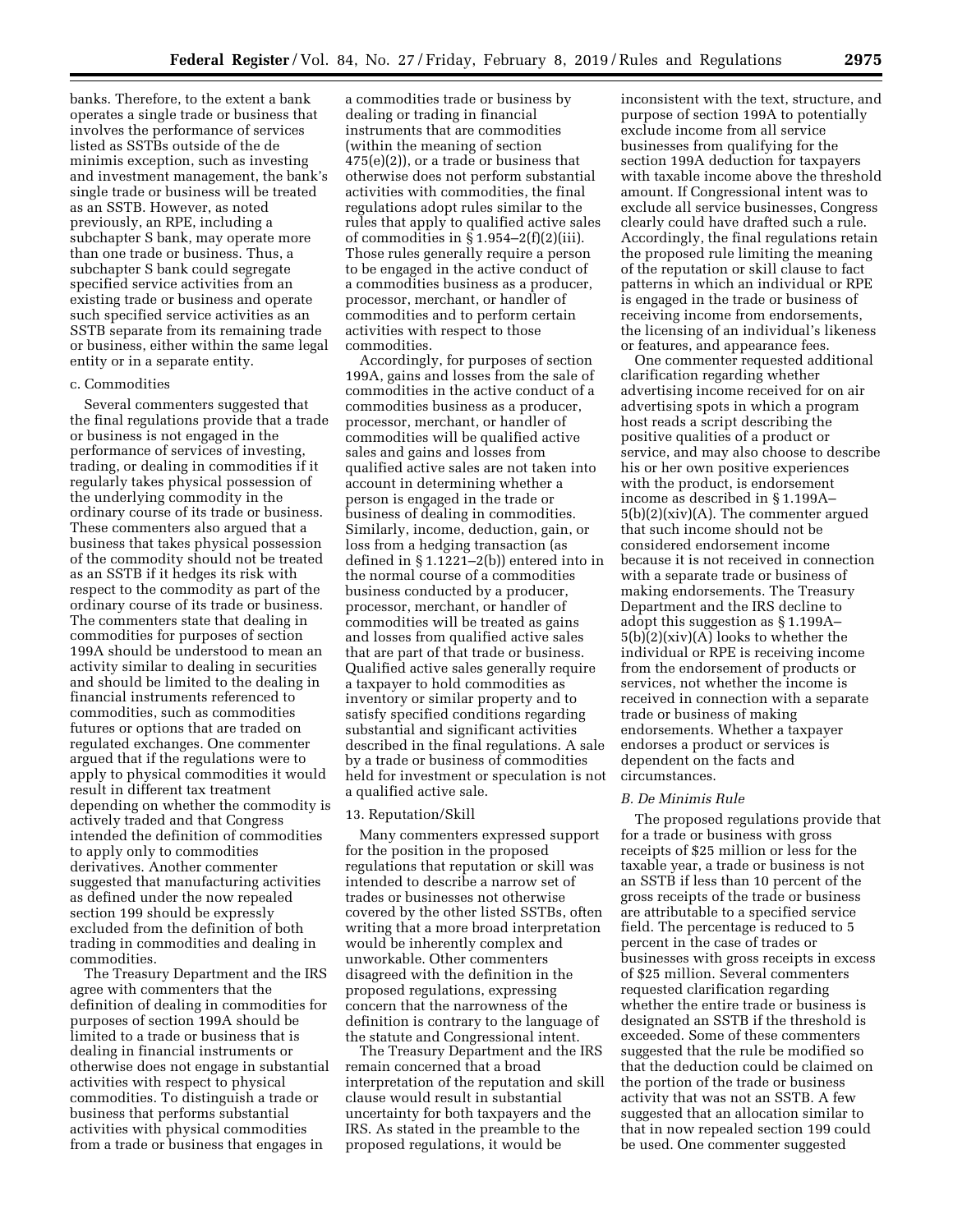banks. Therefore, to the extent a bank operates a single trade or business that involves the performance of services listed as SSTBs outside of the de minimis exception, such as investing and investment management, the bank's single trade or business will be treated as an SSTB. However, as noted previously, an RPE, including a subchapter S bank, may operate more than one trade or business. Thus, a subchapter S bank could segregate specified service activities from an existing trade or business and operate such specified service activities as an SSTB separate from its remaining trade or business, either within the same legal entity or in a separate entity.

c. Commodities

Several commenters suggested that the final regulations provide that a trade or business is not engaged in the performance of services of investing, trading, or dealing in commodities if it regularly takes physical possession of the underlying commodity in the ordinary course of its trade or business. These commenters also argued that a business that takes physical possession of the commodity should not be treated as an SSTB if it hedges its risk with respect to the commodity as part of the ordinary course of its trade or business. The commenters state that dealing in commodities for purposes of section 199A should be understood to mean an activity similar to dealing in securities and should be limited to the dealing in financial instruments referenced to commodities, such as commodities futures or options that are traded on regulated exchanges. One commenter argued that if the regulations were to apply to physical commodities it would result in different tax treatment depending on whether the commodity is actively traded and that Congress intended the definition of commodities to apply only to commodities derivatives. Another commenter suggested that manufacturing activities as defined under the now repealed section 199 should be expressly excluded from the definition of both trading in commodities and dealing in commodities.

The Treasury Department and the IRS agree with commenters that the definition of dealing in commodities for purposes of section 199A should be limited to a trade or business that is dealing in financial instruments or otherwise does not engage in substantial activities with respect to physical commodities. To distinguish a trade or business that performs substantial activities with physical commodities from a trade or business that engages in a commodities trade or business by dealing or trading in financial instruments that are commodities (within the meaning of section 475(e)(2)), or a trade or business that otherwise does not perform substantial activities with commodities, the final regulations adopt rules similar to the rules that apply to qualified active sales of commodities in § 1.954–2(f)(2)(iii). Those rules generally require a person to be engaged in the active conduct of a commodities business as a producer, processor, merchant, or handler of commodities and to perform certain activities with respect to those commodities.

Accordingly, for purposes of section 199A, gains and losses from the sale of commodities in the active conduct of a commodities business as a producer, processor, merchant, or handler of commodities will be qualified active sales and gains and losses from qualified active sales are not taken into account in determining whether a person is engaged in the trade or business of dealing in commodities. Similarly, income, deduction, gain, or loss from a hedging transaction (as defined in § 1.1221–2(b)) entered into in the normal course of a commodities business conducted by a producer, processor, merchant, or handler of commodities will be treated as gains and losses from qualified active sales that are part of that trade or business. Qualified active sales generally require a taxpayer to hold commodities as inventory or similar property and to satisfy specified conditions regarding substantial and significant activities described in the final regulations. A sale by a trade or business of commodities held for investment or speculation is not a qualified active sale.

13. Reputation/Skill

Many commenters expressed support for the position in the proposed regulations that reputation or skill was intended to describe a narrow set of trades or businesses not otherwise covered by the other listed SSTBs, often writing that a more broad interpretation would be inherently complex and unworkable. Other commenters disagreed with the definition in the proposed regulations, expressing concern that the narrowness of the definition is contrary to the language of the statute and Congressional intent.

The Treasury Department and the IRS remain concerned that a broad interpretation of the reputation and skill clause would result in substantial uncertainty for both taxpayers and the IRS. As stated in the preamble to the proposed regulations, it would be inconsistent with the text, structure, and purpose of section 199A to potentially exclude income from all service businesses from qualifying for the section 199A deduction for taxpayers with taxable income above the threshold amount. If Congressional intent was to exclude all service businesses, Congress clearly could have drafted such a rule. Accordingly, the final regulations retain the proposed rule limiting the meaning of the reputation or skill clause to fact patterns in which an individual or RPE is engaged in the trade or business of receiving income from endorsements, the licensing of an individual's likeness or features, and appearance fees.

One commenter requested additional clarification regarding whether advertising income received for on air advertising spots in which a program host reads a script describing the positive qualities of a product or service, and may also choose to describe his or her own positive experiences with the product, is endorsement income as described in § 1.199A–5(b)(2)(xiv)(A). The commenter argued that such income should not be considered endorsement income because it is not received in connection with a separate trade or business of making endorsements. The Treasury Department and the IRS decline to adopt this suggestion as § 1.199A–5(b)(2)(xiv)(A) looks to whether the individual or RPE is receiving income from the endorsement of products or services, not whether the income is received in connection with a separate trade or business of making endorsements. Whether a taxpayer endorses a product or services is dependent on the facts and circumstances.

### *B. De Minimis Rule*

The proposed regulations provide that for a trade or business with gross receipts of $25 million or less for the taxable year, a trade or business is not an SSTB if less than 10 percent of the gross receipts of the trade or business are attributable to a specified service field. The percentage is reduced to 5 percent in the case of trades or businesses with gross receipts in excess of $25 million. Several commenters requested clarification regarding whether the entire trade or business is designated an SSTB if the threshold is exceeded. Some of these commenters suggested that the rule be modified so that the deduction could be claimed on the portion of the trade or business activity that was not an SSTB. A few suggested that an allocation similar to that in now repealed section 199 could be used. One commenter suggested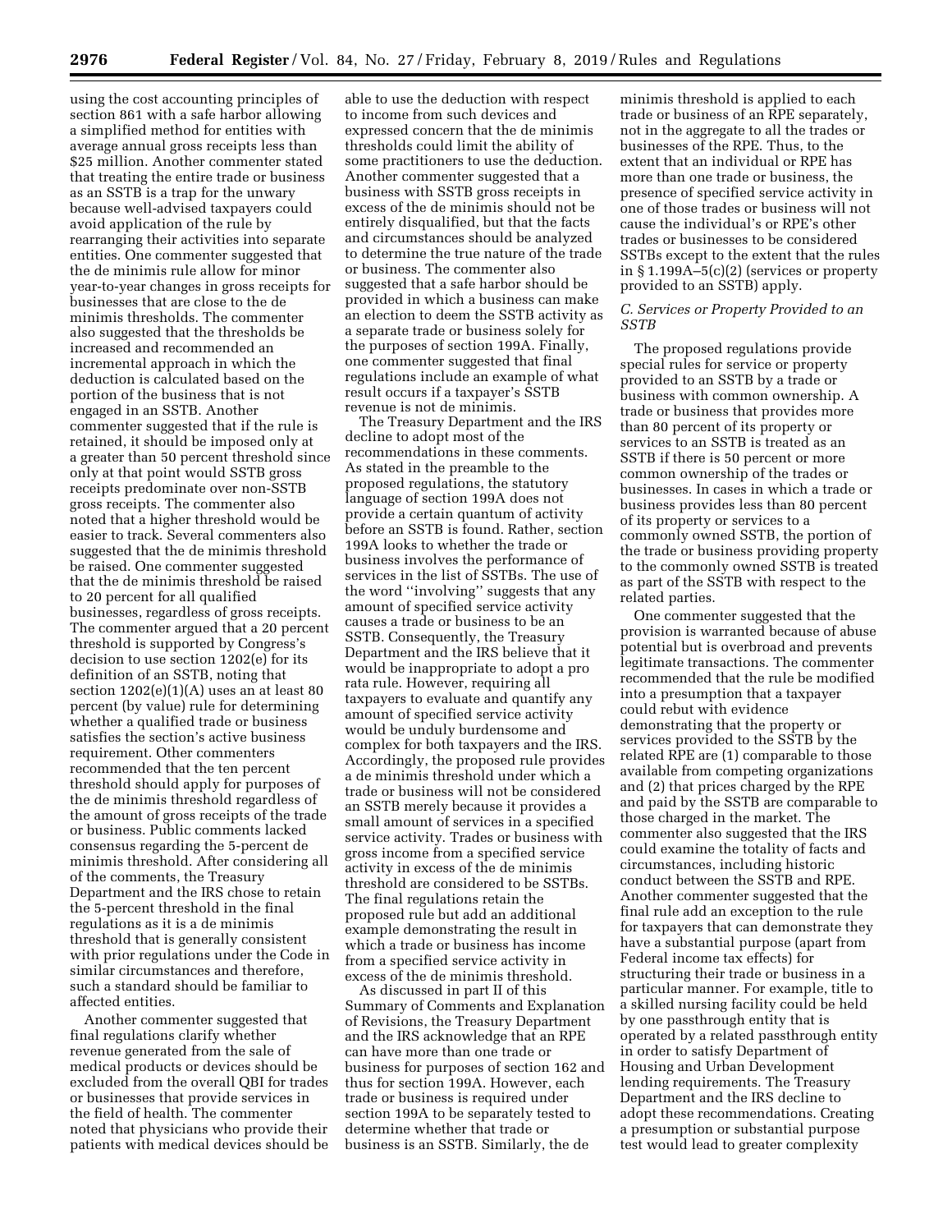using the cost accounting principles of section 861 with a safe harbor allowing a simplified method for entities with average annual gross receipts less than $25 million. Another commenter stated that treating the entire trade or business as an SSTB is a trap for the unwary because well-advised taxpayers could avoid application of the rule by rearranging their activities into separate entities. One commenter suggested that the de minimis rule allow for minor year-to-year changes in gross receipts for businesses that are close to the de minimis thresholds. The commenter also suggested that the thresholds be increased and recommended an incremental approach in which the deduction is calculated based on the portion of the business that is not engaged in an SSTB. Another commenter suggested that if the rule is retained, it should be imposed only at a greater than 50 percent threshold since only at that point would SSTB gross receipts predominate over non-SSTB gross receipts. The commenter also noted that a higher threshold would be easier to track. Several commenters also suggested that the de minimis threshold be raised. One commenter suggested that the de minimis threshold be raised to 20 percent for all qualified businesses, regardless of gross receipts. The commenter argued that a 20 percent threshold is supported by Congress's decision to use section 1202(e) for its definition of an SSTB, noting that section 1202(e)(1)(A) uses an at least 80 percent (by value) rule for determining whether a qualified trade or business satisfies the section's active business requirement. Other commenters recommended that the ten percent threshold should apply for purposes of the de minimis threshold regardless of the amount of gross receipts of the trade or business. Public comments lacked consensus regarding the 5-percent de minimis threshold. After considering all of the comments, the Treasury Department and the IRS chose to retain the 5-percent threshold in the final regulations as it is a de minimis threshold that is generally consistent with prior regulations under the Code in similar circumstances and therefore, such a standard should be familiar to affected entities.

Another commenter suggested that final regulations clarify whether revenue generated from the sale of medical products or devices should be excluded from the overall QBI for trades or businesses that provide services in the field of health. The commenter noted that physicians who provide their patients with medical devices should be able to use the deduction with respect to income from such devices and expressed concern that the de minimis thresholds could limit the ability of some practitioners to use the deduction. Another commenter suggested that a business with SSTB gross receipts in excess of the de minimis should not be entirely disqualified, but that the facts and circumstances should be analyzed to determine the true nature of the trade or business. The commenter also suggested that a safe harbor should be provided in which a business can make an election to deem the SSTB activity as a separate trade or business solely for the purposes of section 199A. Finally, one commenter suggested that final regulations include an example of what result occurs if a taxpayer's SSTB revenue is not de minimis.

The Treasury Department and the IRS decline to adopt most of the recommendations in these comments. As stated in the preamble to the proposed regulations, the statutory language of section 199A does not provide a certain quantum of activity before an SSTB is found. Rather, section 199A looks to whether the trade or business involves the performance of services in the list of SSTBs. The use of the word "involving" suggests that any amount of specified service activity causes a trade or business to be an SSTB. Consequently, the Treasury Department and the IRS believe that it would be inappropriate to adopt a pro rata rule. However, requiring all taxpayers to evaluate and quantify any amount of specified service activity would be unduly burdensome and complex for both taxpayers and the IRS. Accordingly, the proposed rule provides a de minimis threshold under which a trade or business will not be considered an SSTB merely because it provides a small amount of services in a specified service activity. Trades or business with gross income from a specified service activity in excess of the de minimis threshold are considered to be SSTBs. The final regulations retain the proposed rule but add an additional example demonstrating the result in which a trade or business has income from a specified service activity in excess of the de minimis threshold.

As discussed in part II of this Summary of Comments and Explanation of Revisions, the Treasury Department and the IRS acknowledge that an RPE can have more than one trade or business for purposes of section 162 and thus for section 199A. However, each trade or business is required under section 199A to be separately tested to determine whether that trade or business is an SSTB. Similarly, the de minimis threshold is applied to each trade or business of an RPE separately, not in the aggregate to all the trades or businesses of the RPE. Thus, to the extent that an individual or RPE has more than one trade or business, the presence of specified service activity in one of those trades or business will not cause the individual's or RPE's other trades or businesses to be considered SSTBs except to the extent that the rules in § 1.199A–5(c)(2) (services or property provided to an SSTB) apply.

### *C. Services or Property Provided to an SSTB*

The proposed regulations provide special rules for service or property provided to an SSTB by a trade or business with common ownership. A trade or business that provides more than 80 percent of its property or services to an SSTB is treated as an SSTB if there is 50 percent or more common ownership of the trades or businesses. In cases in which a trade or business provides less than 80 percent of its property or services to a commonly owned SSTB, the portion of the trade or business providing property to the commonly owned SSTB is treated as part of the SSTB with respect to the related parties.

One commenter suggested that the provision is warranted because of abuse potential but is overbroad and prevents legitimate transactions. The commenter recommended that the rule be modified into a presumption that a taxpayer could rebut with evidence demonstrating that the property or services provided to the SSTB by the related RPE are (1) comparable to those available from competing organizations and (2) that prices charged by the RPE and paid by the SSTB are comparable to those charged in the market. The commenter also suggested that the IRS could examine the totality of facts and circumstances, including historic conduct between the SSTB and RPE. Another commenter suggested that the final rule add an exception to the rule for taxpayers that can demonstrate they have a substantial purpose (apart from Federal income tax effects) for structuring their trade or business in a particular manner. For example, title to a skilled nursing facility could be held by one passthrough entity that is operated by a related passthrough entity in order to satisfy Department of Housing and Urban Development lending requirements. The Treasury Department and the IRS decline to adopt these recommendations. Creating a presumption or substantial purpose test would lead to greater complexity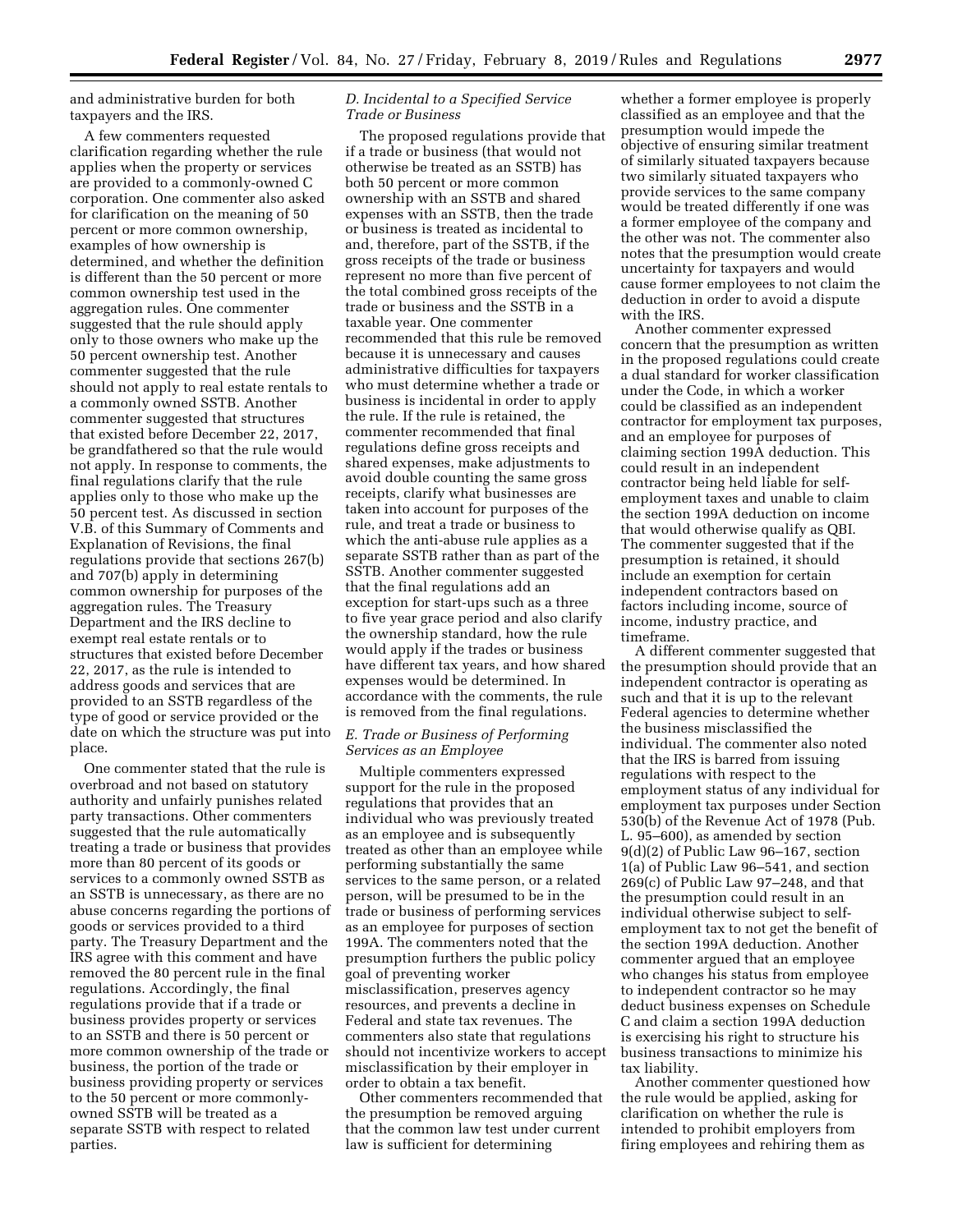and administrative burden for both taxpayers and the IRS.

A few commenters requested clarification regarding whether the rule applies when the property or services are provided to a commonly-owned C corporation. One commenter also asked for clarification on the meaning of 50 percent or more common ownership, examples of how ownership is determined, and whether the definition is different than the 50 percent or more common ownership test used in the aggregation rules. One commenter suggested that the rule should apply only to those owners who make up the 50 percent ownership test. Another commenter suggested that the rule should not apply to real estate rentals to a commonly owned SSTB. Another commenter suggested that structures that existed before December 22, 2017, be grandfathered so that the rule would not apply. In response to comments, the final regulations clarify that the rule applies only to those who make up the 50 percent test. As discussed in section V.B. of this Summary of Comments and Explanation of Revisions, the final regulations provide that sections 267(b) and 707(b) apply in determining common ownership for purposes of the aggregation rules. The Treasury Department and the IRS decline to exempt real estate rentals or to structures that existed before December 22, 2017, as the rule is intended to address goods and services that are provided to an SSTB regardless of the type of good or service provided or the date on which the structure was put into place.

One commenter stated that the rule is overbroad and not based on statutory authority and unfairly punishes related party transactions. Other commenters suggested that the rule automatically treating a trade or business that provides more than 80 percent of its goods or services to a commonly owned SSTB as an SSTB is unnecessary, as there are no abuse concerns regarding the portions of goods or services provided to a third party. The Treasury Department and the IRS agree with this comment and have removed the 80 percent rule in the final regulations. Accordingly, the final regulations provide that if a trade or business provides property or services to an SSTB and there is 50 percent or more common ownership of the trade or business, the portion of the trade or business providing property or services to the 50 percent or more commonly-owned SSTB will be treated as a separate SSTB with respect to related parties.

### *D. Incidental to a Specified Service Trade or Business*

The proposed regulations provide that if a trade or business (that would not otherwise be treated as an SSTB) has both 50 percent or more common ownership with an SSTB and shared expenses with an SSTB, then the trade or business is treated as incidental to and, therefore, part of the SSTB, if the gross receipts of the trade or business represent no more than five percent of the total combined gross receipts of the trade or business and the SSTB in a taxable year. One commenter recommended that this rule be removed because it is unnecessary and causes administrative difficulties for taxpayers who must determine whether a trade or business is incidental in order to apply the rule. If the rule is retained, the commenter recommended that final regulations define gross receipts and shared expenses, make adjustments to avoid double counting the same gross receipts, clarify what businesses are taken into account for purposes of the rule, and treat a trade or business to which the anti-abuse rule applies as a separate SSTB rather than as part of the SSTB. Another commenter suggested that the final regulations add an exception for start-ups such as a three to five year grace period and also clarify the ownership standard, how the rule would apply if the trades or business have different tax years, and how shared expenses would be determined. In accordance with the comments, the rule is removed from the final regulations.

### *E. Trade or Business of Performing Services as an Employee*

Multiple commenters expressed support for the rule in the proposed regulations that provides that an individual who was previously treated as an employee and is subsequently treated as other than an employee while performing substantially the same services to the same person, or a related person, will be presumed to be in the trade or business of performing services as an employee for purposes of section 199A. The commenters noted that the presumption furthers the public policy goal of preventing worker misclassification, preserves agency resources, and prevents a decline in Federal and state tax revenues. The commenters also state that regulations should not incentivize workers to accept misclassification by their employer in order to obtain a tax benefit.

Other commenters recommended that the presumption be removed arguing that the common law test under current law is sufficient for determining whether a former employee is properly classified as an employee and that the presumption would impede the objective of ensuring similar treatment of similarly situated taxpayers because two similarly situated taxpayers who provide services to the same company would be treated differently if one was a former employee of the company and the other was not. The commenter also notes that the presumption would create uncertainty for taxpayers and would cause former employees to not claim the deduction in order to avoid a dispute with the IRS.

Another commenter expressed concern that the presumption as written in the proposed regulations could create a dual standard for worker classification under the Code, in which a worker could be classified as an independent contractor for employment tax purposes, and an employee for purposes of claiming section 199A deduction. This could result in an independent contractor being held liable for self-employment taxes and unable to claim the section 199A deduction on income that would otherwise qualify as QBI. The commenter suggested that if the presumption is retained, it should include an exemption for certain independent contractors based on factors including income, source of income, industry practice, and timeframe.

A different commenter suggested that the presumption should provide that an independent contractor is operating as such and that it is up to the relevant Federal agencies to determine whether the business misclassified the individual. The commenter also noted that the IRS is barred from issuing regulations with respect to the employment status of any individual for employment tax purposes under Section 530(b) of the Revenue Act of 1978 (Pub. L. 95–600), as amended by section 9(d)(2) of Public Law 96–167, section 1(a) of Public Law 96–541, and section 269(c) of Public Law 97–248, and that the presumption could result in an individual otherwise subject to self-employment tax to not get the benefit of the section 199A deduction. Another commenter argued that an employee who changes his status from employee to independent contractor so he may deduct business expenses on Schedule C and claim a section 199A deduction is exercising his right to structure his business transactions to minimize his tax liability.

Another commenter questioned how the rule would be applied, asking for clarification on whether the rule is intended to prohibit employers from firing employees and rehiring them as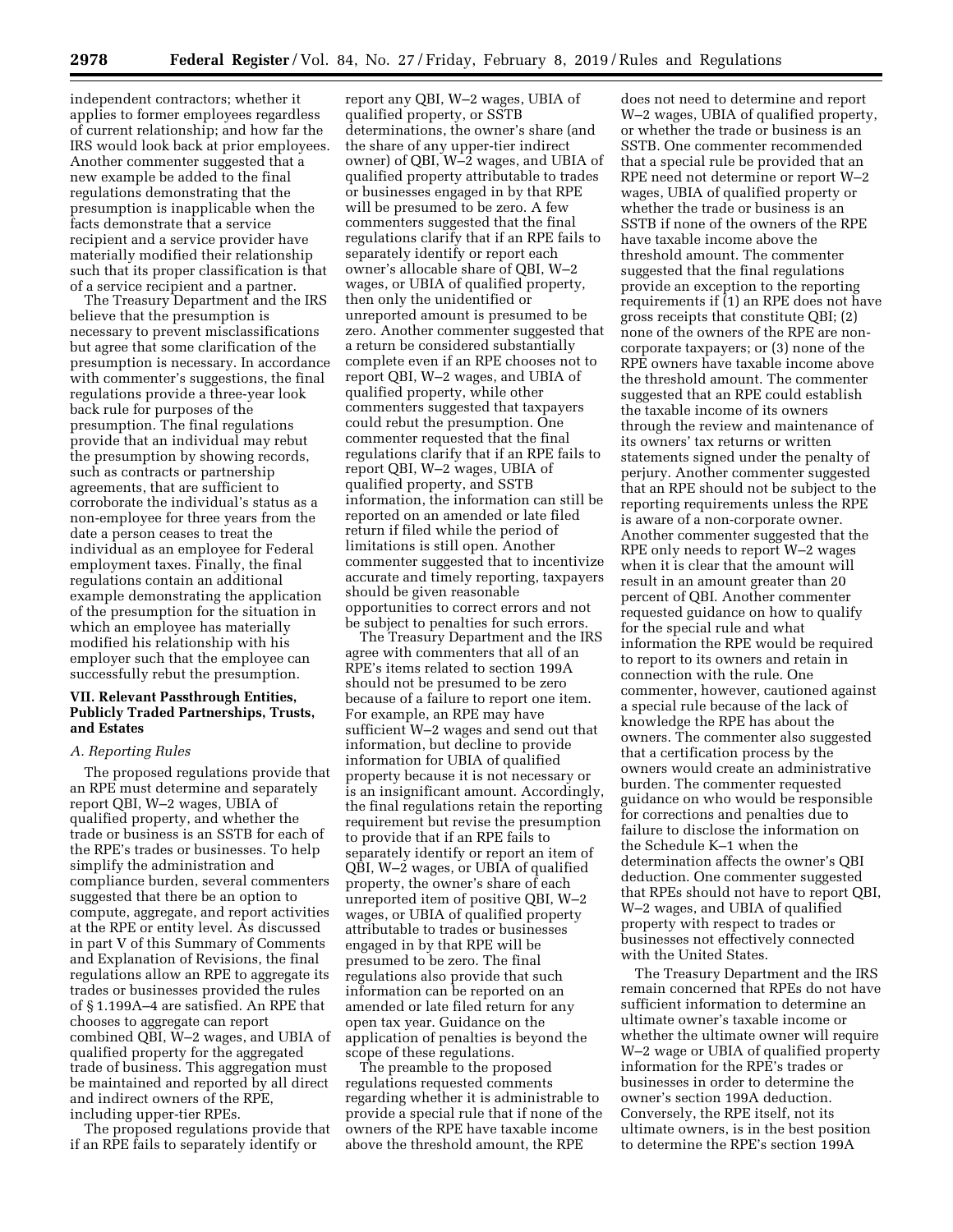independent contractors; whether it applies to former employees regardless of current relationship; and how far the IRS would look back at prior employees. Another commenter suggested that a new example be added to the final regulations demonstrating that the presumption is inapplicable when the facts demonstrate that a service recipient and a service provider have materially modified their relationship such that its proper classification is that of a service recipient and a partner.

The Treasury Department and the IRS believe that the presumption is necessary to prevent misclassifications but agree that some clarification of the presumption is necessary. In accordance with commenter's suggestions, the final regulations provide a three-year look back rule for purposes of the presumption. The final regulations provide that an individual may rebut the presumption by showing records, such as contracts or partnership agreements, that are sufficient to corroborate the individual's status as a non-employee for three years from the date a person ceases to treat the individual as an employee for Federal employment taxes. Finally, the final regulations contain an additional example demonstrating the application of the presumption for the situation in which an employee has materially modified his relationship with his employer such that the employee can successfully rebut the presumption.

## VII. Relevant Passthrough Entities, Publicly Traded Partnerships, Trusts, and Estates

### *A. Reporting Rules*

The proposed regulations provide that an RPE must determine and separately report QBI, W–2 wages, UBIA of qualified property, and whether the trade or business is an SSTB for each of the RPE's trades or businesses. To help simplify the administration and compliance burden, several commenters suggested that there be an option to compute, aggregate, and report activities at the RPE or entity level. As discussed in part V of this Summary of Comments and Explanation of Revisions, the final regulations allow an RPE to aggregate its trades or businesses provided the rules of § 1.199A–4 are satisfied. An RPE that chooses to aggregate can report combined QBI, W–2 wages, and UBIA of qualified property for the aggregated trade of business. This aggregation must be maintained and reported by all direct and indirect owners of the RPE, including upper-tier RPEs.

The proposed regulations provide that if an RPE fails to separately identify or report any QBI, W–2 wages, UBIA of qualified property, or SSTB determinations, the owner's share (and the share of any upper-tier indirect owner) of QBI, W–2 wages, and UBIA of qualified property attributable to trades or businesses engaged in by that RPE will be presumed to be zero. A few commenters suggested that the final regulations clarify that if an RPE fails to separately identify or report each owner's allocable share of QBI, W–2 wages, or UBIA of qualified property, then only the unidentified or unreported amount is presumed to be zero. Another commenter suggested that a return be considered substantially complete even if an RPE chooses not to report QBI, W–2 wages, and UBIA of qualified property, while other commenters suggested that taxpayers could rebut the presumption. One commenter requested that the final regulations clarify that if an RPE fails to report QBI, W–2 wages, UBIA of qualified property, and SSTB information, the information can still be reported on an amended or late filed return if filed while the period of limitations is still open. Another commenter suggested that to incentivize accurate and timely reporting, taxpayers should be given reasonable opportunities to correct errors and not be subject to penalties for such errors.

The Treasury Department and the IRS agree with commenters that all of an RPE's items related to section 199A should not be presumed to be zero because of a failure to report one item. For example, an RPE may have sufficient W–2 wages and send out that information, but decline to provide information for UBIA of qualified property because it is not necessary or is an insignificant amount. Accordingly, the final regulations retain the reporting requirement but revise the presumption to provide that if an RPE fails to separately identify or report an item of QBI, W–2 wages, or UBIA of qualified property, the owner's share of each unreported item of positive QBI, W–2 wages, or UBIA of qualified property attributable to trades or businesses engaged in by that RPE will be presumed to be zero. The final regulations also provide that such information can be reported on an amended or late filed return for any open tax year. Guidance on the application of penalties is beyond the scope of these regulations.

The preamble to the proposed regulations requested comments regarding whether it is administrable to provide a special rule that if none of the owners of the RPE have taxable income above the threshold amount, the RPE does not need to determine and report W–2 wages, UBIA of qualified property, or whether the trade or business is an SSTB. One commenter recommended that a special rule be provided that an RPE need not determine or report W–2 wages, UBIA of qualified property or whether the trade or business is an SSTB if none of the owners of the RPE have taxable income above the threshold amount. The commenter suggested that the final regulations provide an exception to the reporting requirements if (1) an RPE does not have gross receipts that constitute QBI; (2) none of the owners of the RPE are non-corporate taxpayers; or (3) none of the RPE owners have taxable income above the threshold amount. The commenter suggested that an RPE could establish the taxable income of its owners through the review and maintenance of its owners' tax returns or written statements signed under the penalty of perjury. Another commenter suggested that an RPE should not be subject to the reporting requirements unless the RPE is aware of a non-corporate owner. Another commenter suggested that the RPE only needs to report W–2 wages when it is clear that the amount will result in an amount greater than 20 percent of QBI. Another commenter requested guidance on how to qualify for the special rule and what information the RPE would be required to report to its owners and retain in connection with the rule. One commenter, however, cautioned against a special rule because of the lack of knowledge the RPE has about the owners. The commenter also suggested that a certification process by the owners would create an administrative burden. The commenter requested guidance on who would be responsible for corrections and penalties due to failure to disclose the information on the Schedule K–1 when the determination affects the owner's QBI deduction. One commenter suggested that RPEs should not have to report QBI, W–2 wages, and UBIA of qualified property with respect to trades or businesses not effectively connected with the United States.

The Treasury Department and the IRS remain concerned that RPEs do not have sufficient information to determine an ultimate owner's taxable income or whether the ultimate owner will require W–2 wage or UBIA of qualified property information for the RPE's trades or businesses in order to determine the owner's section 199A deduction. Conversely, the RPE itself, not its ultimate owners, is in the best position to determine the RPE's section 199A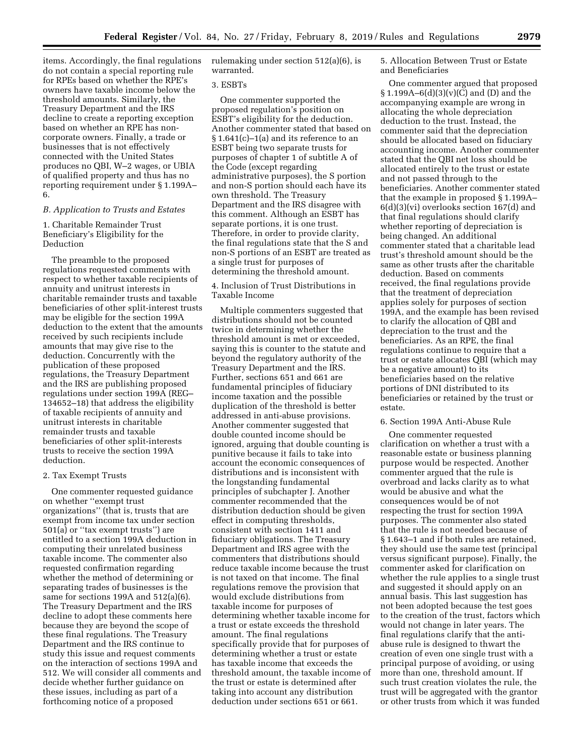items. Accordingly, the final regulations do not contain a special reporting rule for RPEs based on whether the RPE's owners have taxable income below the threshold amounts. Similarly, the Treasury Department and the IRS decline to create a reporting exception based on whether an RPE has non-corporate owners. Finally, a trade or businesses that is not effectively connected with the United States produces no QBI, W–2 wages, or UBIA of qualified property and thus has no reporting requirement under § 1.199A–6.

*B. Application to Trusts and Estates*

1. Charitable Remainder Trust Beneficiary's Eligibility for the Deduction

The preamble to the proposed regulations requested comments with respect to whether taxable recipients of annuity and unitrust interests in charitable remainder trusts and taxable beneficiaries of other split-interest trusts may be eligible for the section 199A deduction to the extent that the amounts received by such recipients include amounts that may give rise to the deduction. Concurrently with the publication of these proposed regulations, the Treasury Department and the IRS are publishing proposed regulations under section 199A (REG–134652–18) that address the eligibility of taxable recipients of annuity and unitrust interests in charitable remainder trusts and taxable beneficiaries of other split-interests trusts to receive the section 199A deduction.

2. Tax Exempt Trusts

One commenter requested guidance on whether "exempt trust organizations" (that is, trusts that are exempt from income tax under section 501(a) or "tax exempt trusts") are entitled to a section 199A deduction in computing their unrelated business taxable income. The commenter also requested confirmation regarding whether the method of determining or separating trades of businesses is the same for sections 199A and 512(a)(6). The Treasury Department and the IRS decline to adopt these comments here because they are beyond the scope of these final regulations. The Treasury Department and the IRS continue to study this issue and request comments on the interaction of sections 199A and 512. We will consider all comments and decide whether further guidance on these issues, including as part of a forthcoming notice of a proposed rulemaking under section 512(a)(6), is warranted.

3. ESBTs

One commenter supported the proposed regulation's position on ESBT's eligibility for the deduction. Another commenter stated that based on § 1.641(c)–1(a) and its reference to an ESBT being two separate trusts for purposes of chapter 1 of subtitle A of the Code (except regarding administrative purposes), the S portion and non-S portion should each have its own threshold. The Treasury Department and the IRS disagree with this comment. Although an ESBT has separate portions, it is one trust. Therefore, in order to provide clarity, the final regulations state that the S and non-S portions of an ESBT are treated as a single trust for purposes of determining the threshold amount.

4. Inclusion of Trust Distributions in Taxable Income

Multiple commenters suggested that distributions should not be counted twice in determining whether the threshold amount is met or exceeded, saying this is counter to the statute and beyond the regulatory authority of the Treasury Department and the IRS. Further, sections 651 and 661 are fundamental principles of fiduciary income taxation and the possible duplication of the threshold is better addressed in anti-abuse provisions. Another commenter suggested that double counted income should be ignored, arguing that double counting is punitive because it fails to take into account the economic consequences of distributions and is inconsistent with the longstanding fundamental principles of subchapter J. Another commenter recommended that the distribution deduction should be given effect in computing thresholds, consistent with section 1411 and fiduciary obligations. The Treasury Department and IRS agree with the commenters that distributions should reduce taxable income because the trust is not taxed on that income. The final regulations remove the provision that would exclude distributions from taxable income for purposes of determining whether taxable income for a trust or estate exceeds the threshold amount. The final regulations specifically provide that for purposes of determining whether a trust or estate has taxable income that exceeds the threshold amount, the taxable income of the trust or estate is determined after taking into account any distribution deduction under sections 651 or 661.

5. Allocation Between Trust or Estate and Beneficiaries

One commenter argued that proposed § 1.199A–6(d)(3)(v)(C) and (D) and the accompanying example are wrong in allocating the whole depreciation deduction to the trust. Instead, the commenter said that the depreciation should be allocated based on fiduciary accounting income. Another commenter stated that the QBI net loss should be allocated entirely to the trust or estate and not passed through to the beneficiaries. Another commenter stated that the example in proposed § 1.199A–6(d)(3)(vi) overlooks section 167(d) and that final regulations should clarify whether reporting of depreciation is being changed. An additional commenter stated that a charitable lead trust's threshold amount should be the same as other trusts after the charitable deduction. Based on comments received, the final regulations provide that the treatment of depreciation applies solely for purposes of section 199A, and the example has been revised to clarify the allocation of QBI and depreciation to the trust and the beneficiaries. As an RPE, the final regulations continue to require that a trust or estate allocates QBI (which may be a negative amount) to its beneficiaries based on the relative portions of DNI distributed to its beneficiaries or retained by the trust or estate.

6. Section 199A Anti-Abuse Rule

One commenter requested clarification on whether a trust with a reasonable estate or business planning purpose would be respected. Another commenter argued that the rule is overbroad and lacks clarity as to what would be abusive and what the consequences would be of not respecting the trust for section 199A purposes. The commenter also stated that the rule is not needed because of § 1.643–1 and if both rules are retained, they should use the same test (principal versus significant purpose). Finally, the commenter asked for clarification on whether the rule applies to a single trust and suggested it should apply on an annual basis. This last suggestion has not been adopted because the test goes to the creation of the trust, factors which would not change in later years. The final regulations clarify that the anti-abuse rule is designed to thwart the creation of even one single trust with a principal purpose of avoiding, or using more than one, threshold amount. If such trust creation violates the rule, the trust will be aggregated with the grantor or other trusts from which it was funded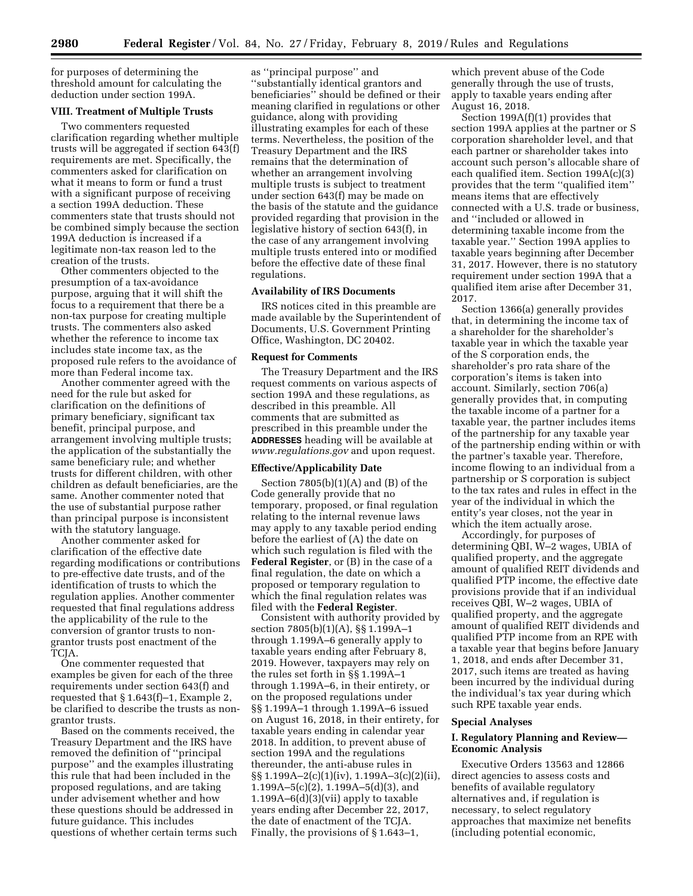for purposes of determining the threshold amount for calculating the deduction under section 199A.

### VIII. Treatment of Multiple Trusts

Two commenters requested clarification regarding whether multiple trusts will be aggregated if section 643(f) requirements are met. Specifically, the commenters asked for clarification on what it means to form or fund a trust with a significant purpose of receiving a section 199A deduction. These commenters state that trusts should not be combined simply because the section 199A deduction is increased if a legitimate non-tax reason led to the creation of the trusts.

Other commenters objected to the presumption of a tax-avoidance purpose, arguing that it will shift the focus to a requirement that there be a non-tax purpose for creating multiple trusts. The commenters also asked whether the reference to income tax includes state income tax, as the proposed rule refers to the avoidance of more than Federal income tax.

Another commenter agreed with the need for the rule but asked for clarification on the definitions of primary beneficiary, significant tax benefit, principal purpose, and arrangement involving multiple trusts; the application of the substantially the same beneficiary rule; and whether trusts for different children, with other children as default beneficiaries, are the same. Another commenter noted that the use of substantial purpose rather than principal purpose is inconsistent with the statutory language.

Another commenter asked for clarification of the effective date regarding modifications or contributions to pre-effective date trusts, and of the identification of trusts to which the regulation applies. Another commenter requested that final regulations address the applicability of the rule to the conversion of grantor trusts to non-grantor trusts post enactment of the TCJA.

One commenter requested that examples be given for each of the three requirements under section 643(f) and requested that § 1.643(f)–1, Example 2, be clarified to describe the trusts as non-grantor trusts.

Based on the comments received, the Treasury Department and the IRS have removed the definition of ''principal purpose'' and the examples illustrating this rule that had been included in the proposed regulations, and are taking under advisement whether and how these questions should be addressed in future guidance. This includes questions of whether certain terms such as ''principal purpose'' and ''substantially identical grantors and beneficiaries'' should be defined or their meaning clarified in regulations or other guidance, along with providing illustrating examples for each of these terms. Nevertheless, the position of the Treasury Department and the IRS remains that the determination of whether an arrangement involving multiple trusts is subject to treatment under section 643(f) may be made on the basis of the statute and the guidance provided regarding that provision in the legislative history of section 643(f), in the case of any arrangement involving multiple trusts entered into or modified before the effective date of these final regulations.

### Availability of IRS Documents

IRS notices cited in this preamble are made available by the Superintendent of Documents, U.S. Government Printing Office, Washington, DC 20402.

### Request for Comments

The Treasury Department and the IRS request comments on various aspects of section 199A and these regulations, as described in this preamble. All comments that are submitted as prescribed in this preamble under the **ADDRESSES** heading will be available at *www.regulations.gov* and upon request.

### Effective/Applicability Date

Section 7805(b)(1)(A) and (B) of the Code generally provide that no temporary, proposed, or final regulation relating to the internal revenue laws may apply to any taxable period ending before the earliest of (A) the date on which such regulation is filed with the **Federal Register**, or (B) in the case of a final regulation, the date on which a proposed or temporary regulation to which the final regulation relates was filed with the **Federal Register**.

Consistent with authority provided by section 7805(b)(1)(A), §§ 1.199A–1 through 1.199A–6 generally apply to taxable years ending after February 8, 2019. However, taxpayers may rely on the rules set forth in §§ 1.199A–1 through 1.199A–6, in their entirety, or on the proposed regulations under §§ 1.199A–1 through 1.199A–6 issued on August 16, 2018, in their entirety, for taxable years ending in calendar year 2018. In addition, to prevent abuse of section 199A and the regulations thereunder, the anti-abuse rules in §§ 1.199A–2(c)(1)(iv), 1.199A–3(c)(2)(ii), 1.199A–5(c)(2), 1.199A–5(d)(3), and 1.199A–6(d)(3)(vii) apply to taxable years ending after December 22, 2017, the date of enactment of the TCJA. Finally, the provisions of § 1.643–1, which prevent abuse of the Code generally through the use of trusts, apply to taxable years ending after August 16, 2018.

Section 199A(f)(1) provides that section 199A applies at the partner or S corporation shareholder level, and that each partner or shareholder takes into account such person's allocable share of each qualified item. Section 199A(c)(3) provides that the term ''qualified item'' means items that are effectively connected with a U.S. trade or business, and ''included or allowed in determining taxable income from the taxable year.'' Section 199A applies to taxable years beginning after December 31, 2017. However, there is no statutory requirement under section 199A that a qualified item arise after December 31, 2017.

Section 1366(a) generally provides that, in determining the income tax of a shareholder for the shareholder's taxable year in which the taxable year of the S corporation ends, the shareholder's pro rata share of the corporation's items is taken into account. Similarly, section 706(a) generally provides that, in computing the taxable income of a partner for a taxable year, the partner includes items of the partnership for any taxable year of the partnership ending within or with the partner's taxable year. Therefore, income flowing to an individual from a partnership or S corporation is subject to the tax rates and rules in effect in the year of the individual in which the entity's year closes, not the year in which the item actually arose.

Accordingly, for purposes of determining QBI, W–2 wages, UBIA of qualified property, and the aggregate amount of qualified REIT dividends and qualified PTP income, the effective date provisions provide that if an individual receives QBI, W–2 wages, UBIA of qualified property, and the aggregate amount of qualified REIT dividends and qualified PTP income from an RPE with a taxable year that begins before January 1, 2018, and ends after December 31, 2017, such items are treated as having been incurred by the individual during the individual's tax year during which such RPE taxable year ends.

### Special Analyses

### I. Regulatory Planning and Review—Economic Analysis

Executive Orders 13563 and 12866 direct agencies to assess costs and benefits of available regulatory alternatives and, if regulation is necessary, to select regulatory approaches that maximize net benefits (including potential economic,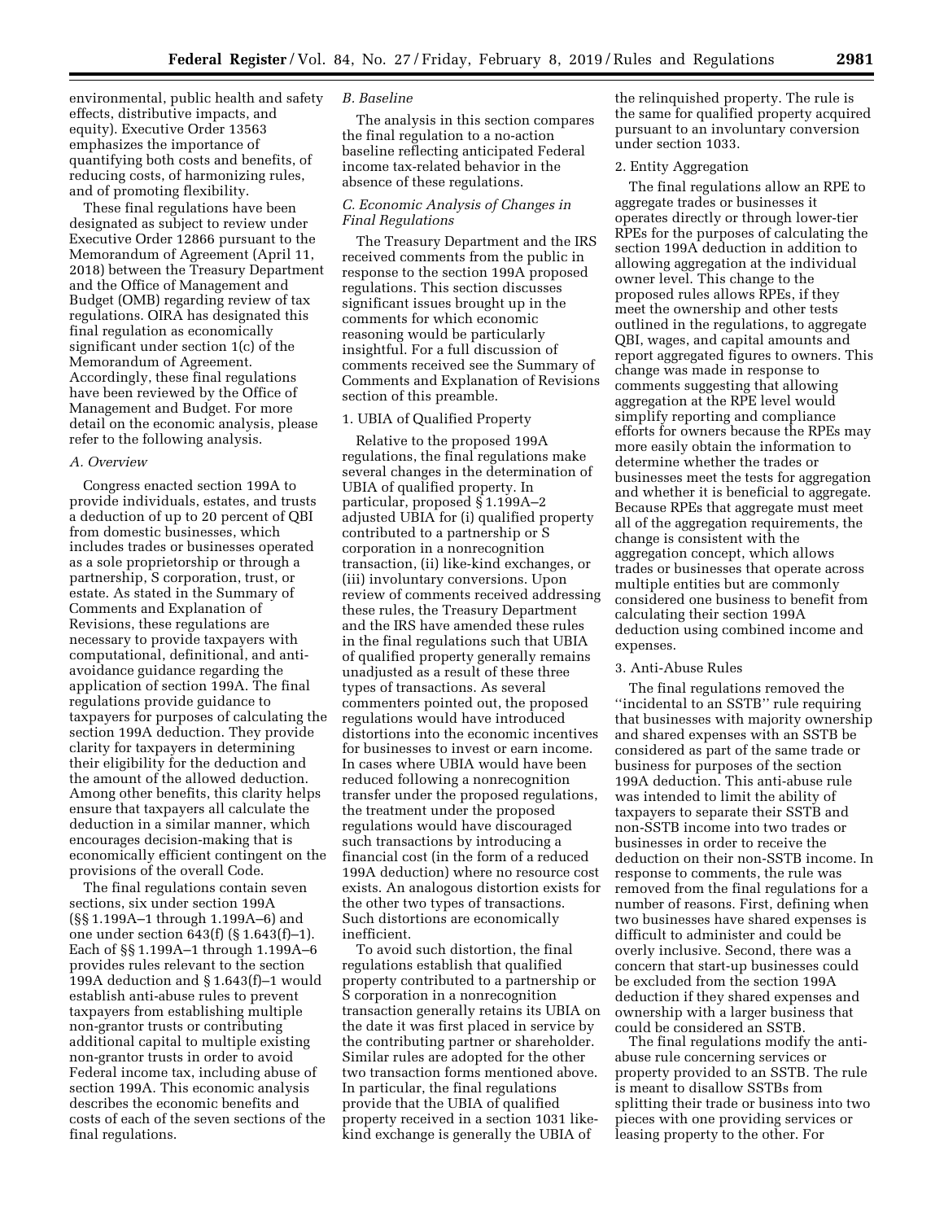environmental, public health and safety effects, distributive impacts, and equity). Executive Order 13563 emphasizes the importance of quantifying both costs and benefits, of reducing costs, of harmonizing rules, and of promoting flexibility.

These final regulations have been designated as subject to review under Executive Order 12866 pursuant to the Memorandum of Agreement (April 11, 2018) between the Treasury Department and the Office of Management and Budget (OMB) regarding review of tax regulations. OIRA has designated this final regulation as economically significant under section 1(c) of the Memorandum of Agreement. Accordingly, these final regulations have been reviewed by the Office of Management and Budget. For more detail on the economic analysis, please refer to the following analysis.

### *A. Overview*

Congress enacted section 199A to provide individuals, estates, and trusts a deduction of up to 20 percent of QBI from domestic businesses, which includes trades or businesses operated as a sole proprietorship or through a partnership, S corporation, trust, or estate. As stated in the Summary of Comments and Explanation of Revisions, these regulations are necessary to provide taxpayers with computational, definitional, and anti-avoidance guidance regarding the application of section 199A. The final regulations provide guidance to taxpayers for purposes of calculating the section 199A deduction. They provide clarity for taxpayers in determining their eligibility for the deduction and the amount of the allowed deduction. Among other benefits, this clarity helps ensure that taxpayers all calculate the deduction in a similar manner, which encourages decision-making that is economically efficient contingent on the provisions of the overall Code.

The final regulations contain seven sections, six under section 199A (§§ 1.199A–1 through 1.199A–6) and one under section 643(f) (§ 1.643(f)–1). Each of §§ 1.199A–1 through 1.199A–6 provides rules relevant to the section 199A deduction and § 1.643(f)–1 would establish anti-abuse rules to prevent taxpayers from establishing multiple non-grantor trusts or contributing additional capital to multiple existing non-grantor trusts in order to avoid Federal income tax, including abuse of section 199A. This economic analysis describes the economic benefits and costs of each of the seven sections of the final regulations.

### *B. Baseline*

The analysis in this section compares the final regulation to a no-action baseline reflecting anticipated Federal income tax-related behavior in the absence of these regulations.

### *C. Economic Analysis of Changes in Final Regulations*

The Treasury Department and the IRS received comments from the public in response to the section 199A proposed regulations. This section discusses significant issues brought up in the comments for which economic reasoning would be particularly insightful. For a full discussion of comments received see the Summary of Comments and Explanation of Revisions section of this preamble.

#### 1. UBIA of Qualified Property

Relative to the proposed 199A regulations, the final regulations make several changes in the determination of UBIA of qualified property. In particular, proposed § 1.199A–2 adjusted UBIA for (i) qualified property contributed to a partnership or S corporation in a nonrecognition transaction, (ii) like-kind exchanges, or (iii) involuntary conversions. Upon review of comments received addressing these rules, the Treasury Department and the IRS have amended these rules in the final regulations such that UBIA of qualified property generally remains unadjusted as a result of these three types of transactions. As several commenters pointed out, the proposed regulations would have introduced distortions into the economic incentives for businesses to invest or earn income. In cases where UBIA would have been reduced following a nonrecognition transfer under the proposed regulations, the treatment under the proposed regulations would have discouraged such transactions by introducing a financial cost (in the form of a reduced 199A deduction) where no resource cost exists. An analogous distortion exists for the other two types of transactions. Such distortions are economically inefficient.

To avoid such distortion, the final regulations establish that qualified property contributed to a partnership or S corporation in a nonrecognition transaction generally retains its UBIA on the date it was first placed in service by the contributing partner or shareholder. Similar rules are adopted for the other two transaction forms mentioned above. In particular, the final regulations provide that the UBIA of qualified property received in a section 1031 like-kind exchange is generally the UBIA of the relinquished property. The rule is the same for qualified property acquired pursuant to an involuntary conversion under section 1033.

#### 2. Entity Aggregation

The final regulations allow an RPE to aggregate trades or businesses it operates directly or through lower-tier RPEs for the purposes of calculating the section 199A deduction in addition to allowing aggregation at the individual owner level. This change to the proposed rules allows RPEs, if they meet the ownership and other tests outlined in the regulations, to aggregate QBI, wages, and capital amounts and report aggregated figures to owners. This change was made in response to comments suggesting that allowing aggregation at the RPE level would simplify reporting and compliance efforts for owners because the RPEs may more easily obtain the information to determine whether the trades or businesses meet the tests for aggregation and whether it is beneficial to aggregate. Because RPEs that aggregate must meet all of the aggregation requirements, the change is consistent with the aggregation concept, which allows trades or businesses that operate across multiple entities but are commonly considered one business to benefit from calculating their section 199A deduction using combined income and expenses.

#### 3. Anti-Abuse Rules

The final regulations removed the ''incidental to an SSTB'' rule requiring that businesses with majority ownership and shared expenses with an SSTB be considered as part of the same trade or business for purposes of the section 199A deduction. This anti-abuse rule was intended to limit the ability of taxpayers to separate their SSTB and non-SSTB income into two trades or businesses in order to receive the deduction on their non-SSTB income. In response to comments, the rule was removed from the final regulations for a number of reasons. First, defining when two businesses have shared expenses is difficult to administer and could be overly inclusive. Second, there was a concern that start-up businesses could be excluded from the section 199A deduction if they shared expenses and ownership with a larger business that could be considered an SSTB.

The final regulations modify the anti-abuse rule concerning services or property provided to an SSTB. The rule is meant to disallow SSTBs from splitting their trade or business into two pieces with one providing services or leasing property to the other. For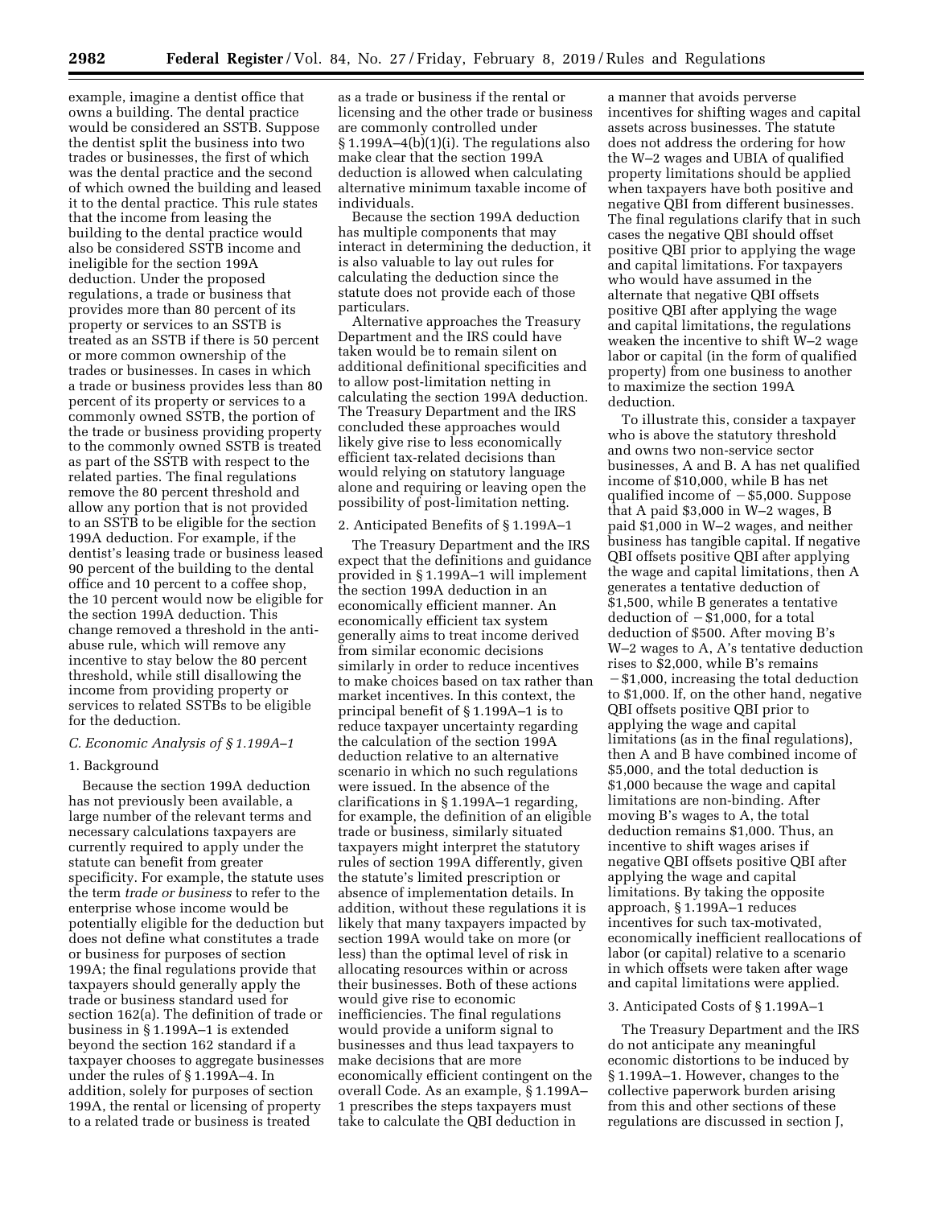example, imagine a dentist office that owns a building. The dental practice would be considered an SSTB. Suppose the dentist split the business into two trades or businesses, the first of which was the dental practice and the second of which owned the building and leased it to the dental practice. This rule states that the income from leasing the building to the dental practice would also be considered SSTB income and ineligible for the section 199A deduction. Under the proposed regulations, a trade or business that provides more than 80 percent of its property or services to an SSTB is treated as an SSTB if there is 50 percent or more common ownership of the trades or businesses. In cases in which a trade or business provides less than 80 percent of its property or services to a commonly owned SSTB, the portion of the trade or business providing property to the commonly owned SSTB is treated as part of the SSTB with respect to the related parties. The final regulations remove the 80 percent threshold and allow any portion that is not provided to an SSTB to be eligible for the section 199A deduction. For example, if the dentist's leasing trade or business leased 90 percent of the building to the dental office and 10 percent to a coffee shop, the 10 percent would now be eligible for the section 199A deduction. This change removed a threshold in the anti-abuse rule, which will remove any incentive to stay below the 80 percent threshold, while still disallowing the income from providing property or services to related SSTBs to be eligible for the deduction.

### C. Economic Analysis of § 1.199A–1

#### 1. Background

Because the section 199A deduction has not previously been available, a large number of the relevant terms and necessary calculations taxpayers are currently required to apply under the statute can benefit from greater specificity. For example, the statute uses the term *trade or business* to refer to the enterprise whose income would be potentially eligible for the deduction but does not define what constitutes a trade or business for purposes of section 199A; the final regulations provide that taxpayers should generally apply the trade or business standard used for section 162(a). The definition of trade or business in § 1.199A–1 is extended beyond the section 162 standard if a taxpayer chooses to aggregate businesses under the rules of § 1.199A–4. In addition, solely for purposes of section 199A, the rental or licensing of property to a related trade or business is treated as a trade or business if the rental or licensing and the other trade or business are commonly controlled under § 1.199A–4(b)(1)(i). The regulations also make clear that the section 199A deduction is allowed when calculating alternative minimum taxable income of individuals.

Because the section 199A deduction has multiple components that may interact in determining the deduction, it is also valuable to lay out rules for calculating the deduction since the statute does not provide each of those particulars.

Alternative approaches the Treasury Department and the IRS could have taken would be to remain silent on additional definitional specificities and to allow post-limitation netting in calculating the section 199A deduction. The Treasury Department and the IRS concluded these approaches would likely give rise to less economically efficient tax-related decisions than would relying on statutory language alone and requiring or leaving open the possibility of post-limitation netting.

#### 2. Anticipated Benefits of § 1.199A–1

The Treasury Department and the IRS expect that the definitions and guidance provided in § 1.199A–1 will implement the section 199A deduction in an economically efficient manner. An economically efficient tax system generally aims to treat income derived from similar economic decisions similarly in order to reduce incentives to make choices based on tax rather than market incentives. In this context, the principal benefit of § 1.199A–1 is to reduce taxpayer uncertainty regarding the calculation of the section 199A deduction relative to an alternative scenario in which no such regulations were issued. In the absence of the clarifications in § 1.199A–1 regarding, for example, the definition of an eligible trade or business, similarly situated taxpayers might interpret the statutory rules of section 199A differently, given the statute's limited prescription or absence of implementation details. In addition, without these regulations it is likely that many taxpayers impacted by section 199A would take on more (or less) than the optimal level of risk in allocating resources within or across their businesses. Both of these actions would give rise to economic inefficiencies. The final regulations would provide a uniform signal to businesses and thus lead taxpayers to make decisions that are more economically efficient contingent on the overall Code. As an example, § 1.199A–1 prescribes the steps taxpayers must take to calculate the QBI deduction in a manner that avoids perverse incentives for shifting wages and capital assets across businesses. The statute does not address the ordering for how the W–2 wages and UBIA of qualified property limitations should be applied when taxpayers have both positive and negative QBI from different businesses. The final regulations clarify that in such cases the negative QBI should offset positive QBI prior to applying the wage and capital limitations. For taxpayers who would have assumed in the alternate that negative QBI offsets positive QBI after applying the wage and capital limitations, the regulations weaken the incentive to shift W–2 wage labor or capital (in the form of qualified property) from one business to another to maximize the section 199A deduction.

To illustrate this, consider a taxpayer who is above the statutory threshold and owns two non-service sector businesses, A and B. A has net qualified income of $10,000, while B has net qualified income of −$5,000. Suppose that A paid $3,000 in W–2 wages, B paid $1,000 in W–2 wages, and neither business has tangible capital. If negative QBI offsets positive QBI after applying the wage and capital limitations, then A generates a tentative deduction of $1,500, while B generates a tentative deduction of −$1,000, for a total deduction of $500. After moving B's W–2 wages to A, A's tentative deduction rises to $2,000, while B's remains −$1,000, increasing the total deduction to $1,000. If, on the other hand, negative QBI offsets positive QBI prior to applying the wage and capital limitations (as in the final regulations), then A and B have combined income of $5,000, and the total deduction is $1,000 because the wage and capital limitations are non-binding. After moving B's wages to A, the total deduction remains $1,000. Thus, an incentive to shift wages arises if negative QBI offsets positive QBI after applying the wage and capital limitations. By taking the opposite approach, § 1.199A–1 reduces incentives for such tax-motivated, economically inefficient reallocations of labor (or capital) relative to a scenario in which offsets were taken after wage and capital limitations were applied.

#### 3. Anticipated Costs of § 1.199A–1

The Treasury Department and the IRS do not anticipate any meaningful economic distortions to be induced by § 1.199A–1. However, changes to the collective paperwork burden arising from this and other sections of these regulations are discussed in section J,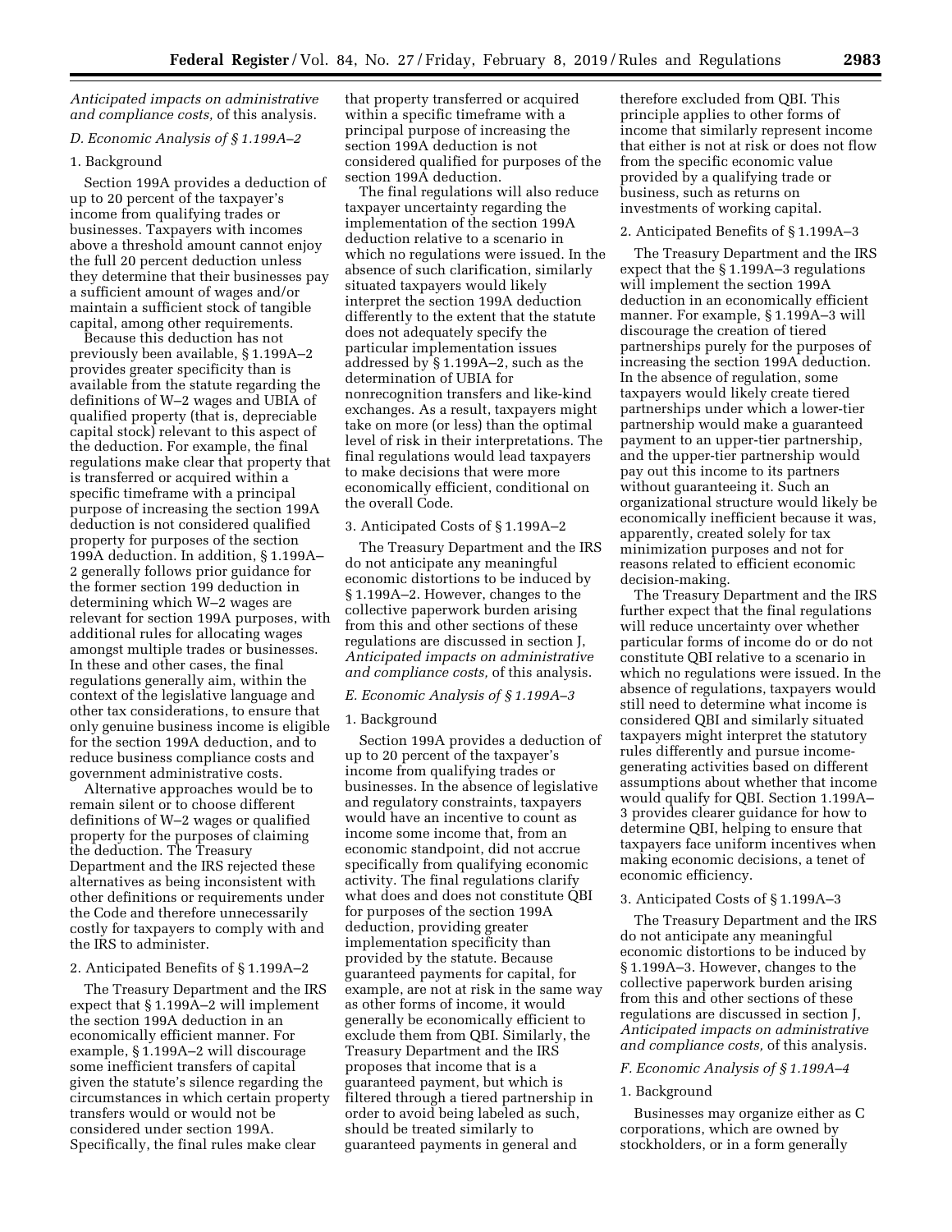*Anticipated impacts on administrative and compliance costs,* of this analysis.

### *D. Economic Analysis of § 1.199A–2*

#### 1. Background

Section 199A provides a deduction of up to 20 percent of the taxpayer's income from qualifying trades or businesses. Taxpayers with incomes above a threshold amount cannot enjoy the full 20 percent deduction unless they determine that their businesses pay a sufficient amount of wages and/or maintain a sufficient stock of tangible capital, among other requirements.

Because this deduction has not previously been available, § 1.199A–2 provides greater specificity than is available from the statute regarding the definitions of W–2 wages and UBIA of qualified property (that is, depreciable capital stock) relevant to this aspect of the deduction. For example, the final regulations make clear that property that is transferred or acquired within a specific timeframe with a principal purpose of increasing the section 199A deduction is not considered qualified property for purposes of the section 199A deduction. In addition, § 1.199A–2 generally follows prior guidance for the former section 199 deduction in determining which W–2 wages are relevant for section 199A purposes, with additional rules for allocating wages amongst multiple trades or businesses. In these and other cases, the final regulations generally aim, within the context of the legislative language and other tax considerations, to ensure that only genuine business income is eligible for the section 199A deduction, and to reduce business compliance costs and government administrative costs.

Alternative approaches would be to remain silent or to choose different definitions of W–2 wages or qualified property for the purposes of claiming the deduction. The Treasury Department and the IRS rejected these alternatives as being inconsistent with other definitions or requirements under the Code and therefore unnecessarily costly for taxpayers to comply with and the IRS to administer.

#### 2. Anticipated Benefits of § 1.199A–2

The Treasury Department and the IRS expect that § 1.199A–2 will implement the section 199A deduction in an economically efficient manner. For example, § 1.199A–2 will discourage some inefficient transfers of capital given the statute's silence regarding the circumstances in which certain property transfers would or would not be considered under section 199A. Specifically, the final rules make clear that property transferred or acquired within a specific timeframe with a principal purpose of increasing the section 199A deduction is not considered qualified for purposes of the section 199A deduction.

The final regulations will also reduce taxpayer uncertainty regarding the implementation of the section 199A deduction relative to a scenario in which no regulations were issued. In the absence of such clarification, similarly situated taxpayers would likely interpret the section 199A deduction differently to the extent that the statute does not adequately specify the particular implementation issues addressed by § 1.199A–2, such as the determination of UBIA for nonrecognition transfers and like-kind exchanges. As a result, taxpayers might take on more (or less) than the optimal level of risk in their interpretations. The final regulations would lead taxpayers to make decisions that were more economically efficient, conditional on the overall Code.

#### 3. Anticipated Costs of § 1.199A–2

The Treasury Department and the IRS do not anticipate any meaningful economic distortions to be induced by § 1.199A–2. However, changes to the collective paperwork burden arising from this and other sections of these regulations are discussed in section J, *Anticipated impacts on administrative and compliance costs,* of this analysis.

### *E. Economic Analysis of § 1.199A–3*

#### 1. Background

Section 199A provides a deduction of up to 20 percent of the taxpayer's income from qualifying trades or businesses. In the absence of legislative and regulatory constraints, taxpayers would have an incentive to count as income some income that, from an economic standpoint, did not accrue specifically from qualifying economic activity. The final regulations clarify what does and does not constitute QBI for purposes of the section 199A deduction, providing greater implementation specificity than provided by the statute. Because guaranteed payments for capital, for example, are not at risk in the same way as other forms of income, it would generally be economically efficient to exclude them from QBI. Similarly, the Treasury Department and the IRS proposes that income that is a guaranteed payment, but which is filtered through a tiered partnership in order to avoid being labeled as such, should be treated similarly to guaranteed payments in general and therefore excluded from QBI. This principle applies to other forms of income that similarly represent income that either is not at risk or does not flow from the specific economic value provided by a qualifying trade or business, such as returns on investments of working capital.

#### 2. Anticipated Benefits of § 1.199A–3

The Treasury Department and the IRS expect that the § 1.199A–3 regulations will implement the section 199A deduction in an economically efficient manner. For example, § 1.199A–3 will discourage the creation of tiered partnerships purely for the purposes of increasing the section 199A deduction. In the absence of regulation, some taxpayers would likely create tiered partnerships under which a lower-tier partnership would make a guaranteed payment to an upper-tier partnership, and the upper-tier partnership would pay out this income to its partners without guaranteeing it. Such an organizational structure would likely be economically inefficient because it was, apparently, created solely for tax minimization purposes and not for reasons related to efficient economic decision-making.

The Treasury Department and the IRS further expect that the final regulations will reduce uncertainty over whether particular forms of income do or do not constitute QBI relative to a scenario in which no regulations were issued. In the absence of regulations, taxpayers would still need to determine what income is considered QBI and similarly situated taxpayers might interpret the statutory rules differently and pursue income-generating activities based on different assumptions about whether that income would qualify for QBI. Section 1.199A–3 provides clearer guidance for how to determine QBI, helping to ensure that taxpayers face uniform incentives when making economic decisions, a tenet of economic efficiency.

#### 3. Anticipated Costs of § 1.199A–3

The Treasury Department and the IRS do not anticipate any meaningful economic distortions to be induced by § 1.199A–3. However, changes to the collective paperwork burden arising from this and other sections of these regulations are discussed in section J, *Anticipated impacts on administrative and compliance costs,* of this analysis.

### *F. Economic Analysis of § 1.199A–4*

#### 1. Background

Businesses may organize either as C corporations, which are owned by stockholders, or in a form generally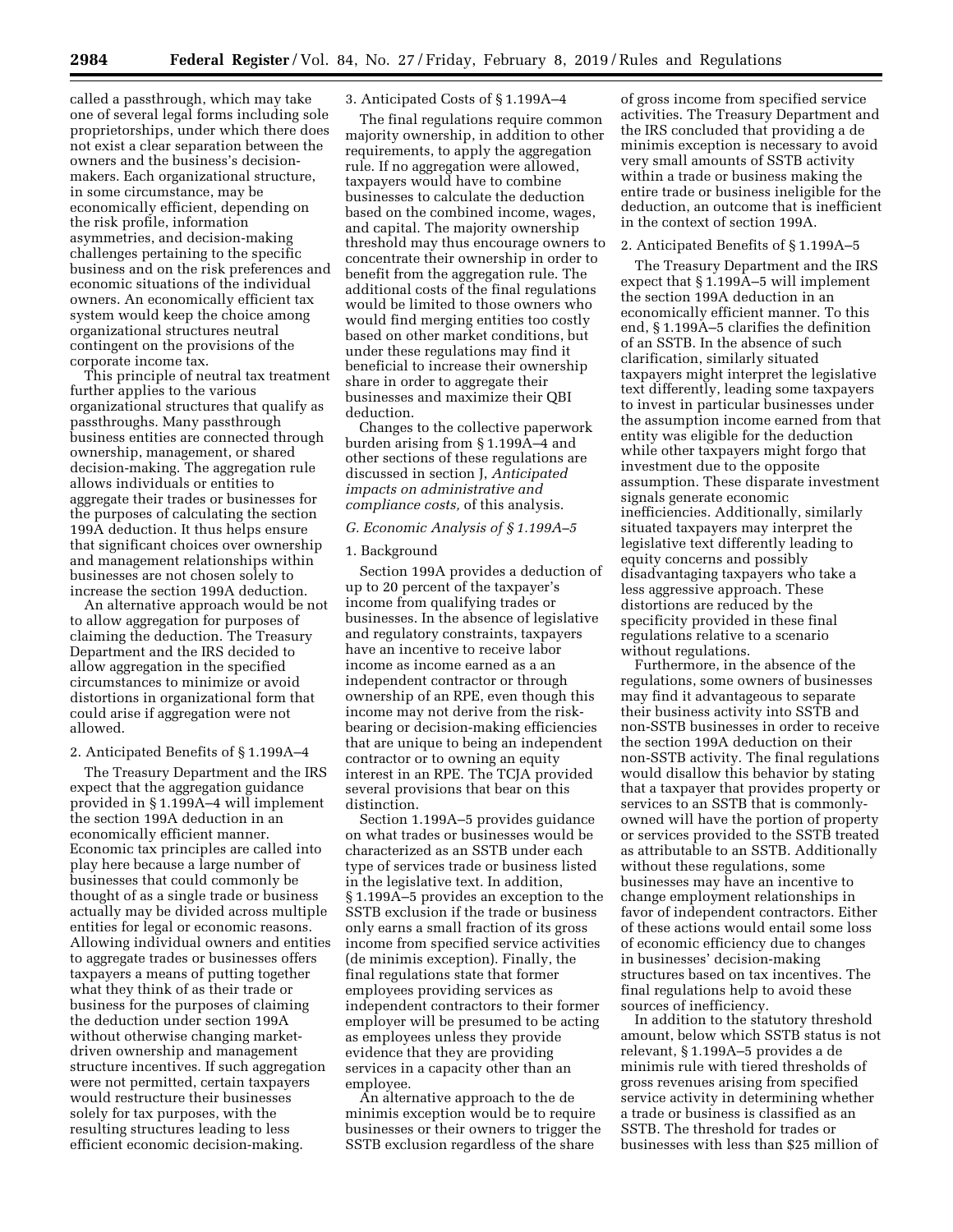called a passthrough, which may take one of several legal forms including sole proprietorships, under which there does not exist a clear separation between the owners and the business's decision-makers. Each organizational structure, in some circumstance, may be economically efficient, depending on the risk profile, information asymmetries, and decision-making challenges pertaining to the specific business and on the risk preferences and economic situations of the individual owners. An economically efficient tax system would keep the choice among organizational structures neutral contingent on the provisions of the corporate income tax.

This principle of neutral tax treatment further applies to the various organizational structures that qualify as passthroughs. Many passthrough business entities are connected through ownership, management, or shared decision-making. The aggregation rule allows individuals or entities to aggregate their trades or businesses for the purposes of calculating the section 199A deduction. It thus helps ensure that significant choices over ownership and management relationships within businesses are not chosen solely to increase the section 199A deduction.

An alternative approach would be not to allow aggregation for purposes of claiming the deduction. The Treasury Department and the IRS decided to allow aggregation in the specified circumstances to minimize or avoid distortions in organizational form that could arise if aggregation were not allowed.

2. Anticipated Benefits of § 1.199A–4

The Treasury Department and the IRS expect that the aggregation guidance provided in § 1.199A–4 will implement the section 199A deduction in an economically efficient manner. Economic tax principles are called into play here because a large number of businesses that could commonly be thought of as a single trade or business actually may be divided across multiple entities for legal or economic reasons. Allowing individual owners and entities to aggregate trades or businesses offers taxpayers a means of putting together what they think of as their trade or business for the purposes of claiming the deduction under section 199A without otherwise changing market-driven ownership and management structure incentives. If such aggregation were not permitted, certain taxpayers would restructure their businesses solely for tax purposes, with the resulting structures leading to less efficient economic decision-making.

3. Anticipated Costs of § 1.199A–4

The final regulations require common majority ownership, in addition to other requirements, to apply the aggregation rule. If no aggregation were allowed, taxpayers would have to combine businesses to calculate the deduction based on the combined income, wages, and capital. The majority ownership threshold may thus encourage owners to concentrate their ownership in order to benefit from the aggregation rule. The additional costs of the final regulations would be limited to those owners who would find merging entities too costly based on other market conditions, but under these regulations may find it beneficial to increase their ownership share in order to aggregate their businesses and maximize their QBI deduction.

Changes to the collective paperwork burden arising from § 1.199A–4 and other sections of these regulations are discussed in section J, *Anticipated impacts on administrative and compliance costs,* of this analysis.

*G. Economic Analysis of § 1.199A–5*

1. Background

Section 199A provides a deduction of up to 20 percent of the taxpayer's income from qualifying trades or businesses. In the absence of legislative and regulatory constraints, taxpayers have an incentive to receive labor income as income earned as a an independent contractor or through ownership of an RPE, even though this income may not derive from the risk-bearing or decision-making efficiencies that are unique to being an independent contractor or to owning an equity interest in an RPE. The TCJA provided several provisions that bear on this distinction.

Section 1.199A–5 provides guidance on what trades or businesses would be characterized as an SSTB under each type of services trade or business listed in the legislative text. In addition, § 1.199A–5 provides an exception to the SSTB exclusion if the trade or business only earns a small fraction of its gross income from specified service activities (de minimis exception). Finally, the final regulations state that former employees providing services as independent contractors to their former employer will be presumed to be acting as employees unless they provide evidence that they are providing services in a capacity other than an employee.

An alternative approach to the de minimis exception would be to require businesses or their owners to trigger the SSTB exclusion regardless of the share of gross income from specified service activities. The Treasury Department and the IRS concluded that providing a de minimis exception is necessary to avoid very small amounts of SSTB activity within a trade or business making the entire trade or business ineligible for the deduction, an outcome that is inefficient in the context of section 199A.

2. Anticipated Benefits of § 1.199A–5

The Treasury Department and the IRS expect that § 1.199A–5 will implement the section 199A deduction in an economically efficient manner. To this end, § 1.199A–5 clarifies the definition of an SSTB. In the absence of such clarification, similarly situated taxpayers might interpret the legislative text differently, leading some taxpayers to invest in particular businesses under the assumption income earned from that entity was eligible for the deduction while other taxpayers might forgo that investment due to the opposite assumption. These disparate investment signals generate economic inefficiencies. Additionally, similarly situated taxpayers may interpret the legislative text differently leading to equity concerns and possibly disadvantaging taxpayers who take a less aggressive approach. These distortions are reduced by the specificity provided in these final regulations relative to a scenario without regulations.

Furthermore, in the absence of the regulations, some owners of businesses may find it advantageous to separate their business activity into SSTB and non-SSTB businesses in order to receive the section 199A deduction on their non-SSTB activity. The final regulations would disallow this behavior by stating that a taxpayer that provides property or services to an SSTB that is commonly-owned will have the portion of property or services provided to the SSTB treated as attributable to an SSTB. Additionally without these regulations, some businesses may have an incentive to change employment relationships in favor of independent contractors. Either of these actions would entail some loss of economic efficiency due to changes in businesses' decision-making structures based on tax incentives. The final regulations help to avoid these sources of inefficiency.

In addition to the statutory threshold amount, below which SSTB status is not relevant, § 1.199A–5 provides a de minimis rule with tiered thresholds of gross revenues arising from specified service activity in determining whether a trade or business is classified as an SSTB. The threshold for trades or businesses with less than $25 million of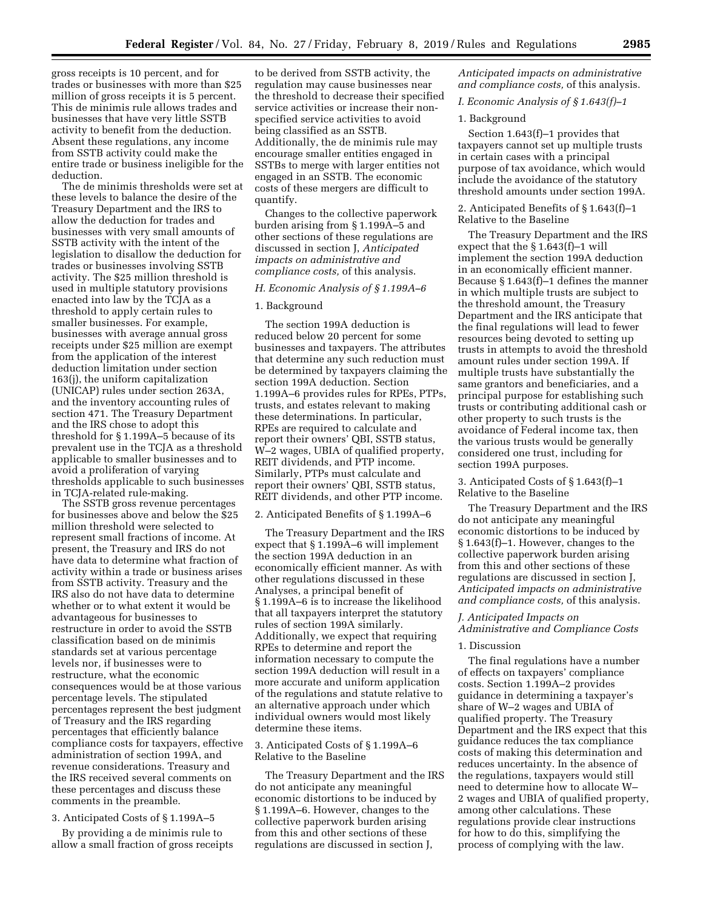gross receipts is 10 percent, and for trades or businesses with more than $25 million of gross receipts it is 5 percent. This de minimis rule allows trades and businesses that have very little SSTB activity to benefit from the deduction. Absent these regulations, any income from SSTB activity could make the entire trade or business ineligible for the deduction.

The de minimis thresholds were set at these levels to balance the desire of the Treasury Department and the IRS to allow the deduction for trades and businesses with very small amounts of SSTB activity with the intent of the legislation to disallow the deduction for trades or businesses involving SSTB activity. The $25 million threshold is used in multiple statutory provisions enacted into law by the TCJA as a threshold to apply certain rules to smaller businesses. For example, businesses with average annual gross receipts under $25 million are exempt from the application of the interest deduction limitation under section 163(j), the uniform capitalization (UNICAP) rules under section 263A, and the inventory accounting rules of section 471. The Treasury Department and the IRS chose to adopt this threshold for § 1.199A–5 because of its prevalent use in the TCJA as a threshold applicable to smaller businesses and to avoid a proliferation of varying thresholds applicable to such businesses in TCJA-related rule-making.

The SSTB gross revenue percentages for businesses above and below the $25 million threshold were selected to represent small fractions of income. At present, the Treasury and IRS do not have data to determine what fraction of activity within a trade or business arises from SSTB activity. Treasury and the IRS also do not have data to determine whether or to what extent it would be advantageous for businesses to restructure in order to avoid the SSTB classification based on de minimis standards set at various percentage levels nor, if businesses were to restructure, what the economic consequences would be at those various percentage levels. The stipulated percentages represent the best judgment of Treasury and the IRS regarding percentages that efficiently balance compliance costs for taxpayers, effective administration of section 199A, and revenue considerations. Treasury and the IRS received several comments on these percentages and discuss these comments in the preamble.

3. Anticipated Costs of § 1.199A–5

By providing a de minimis rule to allow a small fraction of gross receipts to be derived from SSTB activity, the regulation may cause businesses near the threshold to decrease their specified service activities or increase their non-specified service activities to avoid being classified as an SSTB. Additionally, the de minimis rule may encourage smaller entities engaged in SSTBs to merge with larger entities not engaged in an SSTB. The economic costs of these mergers are difficult to quantify.

Changes to the collective paperwork burden arising from § 1.199A–5 and other sections of these regulations are discussed in section J, *Anticipated impacts on administrative and compliance costs,* of this analysis.

### *H. Economic Analysis of § 1.199A–6*

1. Background

The section 199A deduction is reduced below 20 percent for some businesses and taxpayers. The attributes that determine any such reduction must be determined by taxpayers claiming the section 199A deduction. Section 1.199A–6 provides rules for RPEs, PTPs, trusts, and estates relevant to making these determinations. In particular, RPEs are required to calculate and report their owners' QBI, SSTB status, W–2 wages, UBIA of qualified property, REIT dividends, and PTP income. Similarly, PTPs must calculate and report their owners' QBI, SSTB status, REIT dividends, and other PTP income.

2. Anticipated Benefits of § 1.199A–6

The Treasury Department and the IRS expect that § 1.199A–6 will implement the section 199A deduction in an economically efficient manner. As with other regulations discussed in these Analyses, a principal benefit of § 1.199A–6 is to increase the likelihood that all taxpayers interpret the statutory rules of section 199A similarly. Additionally, we expect that requiring RPEs to determine and report the information necessary to compute the section 199A deduction will result in a more accurate and uniform application of the regulations and statute relative to an alternative approach under which individual owners would most likely determine these items.

3. Anticipated Costs of § 1.199A–6 Relative to the Baseline

The Treasury Department and the IRS do not anticipate any meaningful economic distortions to be induced by § 1.199A–6. However, changes to the collective paperwork burden arising from this and other sections of these regulations are discussed in section J, *Anticipated impacts on administrative and compliance costs,* of this analysis.

### *I. Economic Analysis of § 1.643(f)–1*

1. Background

Section 1.643(f)–1 provides that taxpayers cannot set up multiple trusts in certain cases with a principal purpose of tax avoidance, which would include the avoidance of the statutory threshold amounts under section 199A.

2. Anticipated Benefits of § 1.643(f)–1 Relative to the Baseline

The Treasury Department and the IRS expect that the § 1.643(f)–1 will implement the section 199A deduction in an economically efficient manner. Because § 1.643(f)–1 defines the manner in which multiple trusts are subject to the threshold amount, the Treasury Department and the IRS anticipate that the final regulations will lead to fewer resources being devoted to setting up trusts in attempts to avoid the threshold amount rules under section 199A. If multiple trusts have substantially the same grantors and beneficiaries, and a principal purpose for establishing such trusts or contributing additional cash or other property to such trusts is the avoidance of Federal income tax, then the various trusts would be generally considered one trust, including for section 199A purposes.

3. Anticipated Costs of § 1.643(f)–1 Relative to the Baseline

The Treasury Department and the IRS do not anticipate any meaningful economic distortions to be induced by § 1.643(f)–1. However, changes to the collective paperwork burden arising from this and other sections of these regulations are discussed in section J, *Anticipated impacts on administrative and compliance costs,* of this analysis.

### *J. Anticipated Impacts on Administrative and Compliance Costs*

1. Discussion

The final regulations have a number of effects on taxpayers' compliance costs. Section 1.199A–2 provides guidance in determining a taxpayer's share of W–2 wages and UBIA of qualified property. The Treasury Department and the IRS expect that this guidance reduces the tax compliance costs of making this determination and reduces uncertainty. In the absence of the regulations, taxpayers would still need to determine how to allocate W–2 wages and UBIA of qualified property, among other calculations. These regulations provide clear instructions for how to do this, simplifying the process of complying with the law.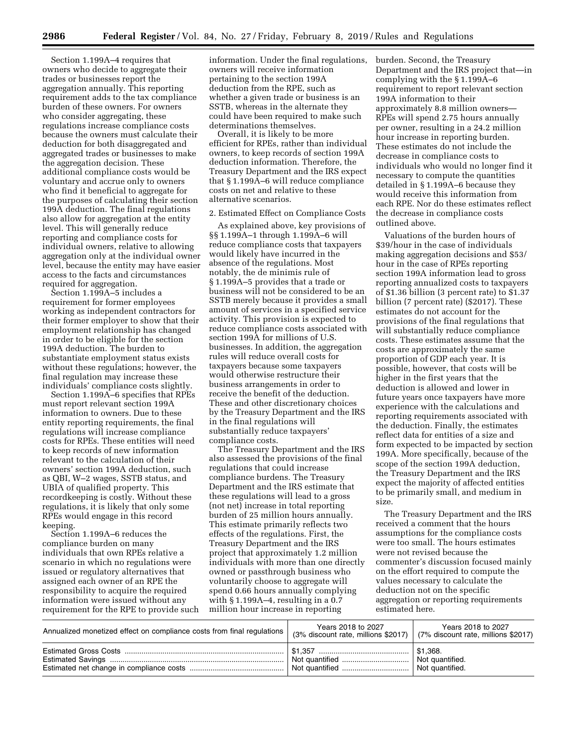Section 1.199A–4 requires that owners who decide to aggregate their trades or businesses report the aggregation annually. This reporting requirement adds to the tax compliance burden of these owners. For owners who consider aggregating, these regulations increase compliance costs because the owners must calculate their deduction for both disaggregated and aggregated trades or businesses to make the aggregation decision. These additional compliance costs would be voluntary and accrue only to owners who find it beneficial to aggregate for the purposes of calculating their section 199A deduction. The final regulations also allow for aggregation at the entity level. This will generally reduce reporting and compliance costs for individual owners, relative to allowing aggregation only at the individual owner level, because the entity may have easier access to the facts and circumstances required for aggregation.

Section 1.199A–5 includes a requirement for former employees working as independent contractors for their former employer to show that their employment relationship has changed in order to be eligible for the section 199A deduction. The burden to substantiate employment status exists without these regulations; however, the final regulation may increase these individuals' compliance costs slightly.

Section 1.199A–6 specifies that RPEs must report relevant section 199A information to owners. Due to these entity reporting requirements, the final regulations will increase compliance costs for RPEs. These entities will need to keep records of new information relevant to the calculation of their owners' section 199A deduction, such as QBI, W–2 wages, SSTB status, and UBIA of qualified property. This recordkeeping is costly. Without these regulations, it is likely that only some RPEs would engage in this record keeping.

Section 1.199A–6 reduces the compliance burden on many individuals that own RPEs relative a scenario in which no regulations were issued or regulatory alternatives that assigned each owner of an RPE the responsibility to acquire the required information were issued without any requirement for the RPE to provide such information. Under the final regulations, owners will receive information pertaining to the section 199A deduction from the RPE, such as whether a given trade or business is an SSTB, whereas in the alternate they could have been required to make such determinations themselves.

Overall, it is likely to be more efficient for RPEs, rather than individual owners, to keep records of section 199A deduction information. Therefore, the Treasury Department and the IRS expect that § 1.199A–6 will reduce compliance costs on net and relative to these alternative scenarios.

2. Estimated Effect on Compliance Costs

As explained above, key provisions of §§ 1.199A–1 through 1.199A–6 will reduce compliance costs that taxpayers would likely have incurred in the absence of the regulations. Most notably, the de minimis rule of § 1.199A–5 provides that a trade or business will not be considered to be an SSTB merely because it provides a small amount of services in a specified service activity. This provision is expected to reduce compliance costs associated with section 199A for millions of U.S. businesses. In addition, the aggregation rules will reduce overall costs for taxpayers because some taxpayers would otherwise restructure their business arrangements in order to receive the benefit of the deduction. These and other discretionary choices by the Treasury Department and the IRS in the final regulations will substantially reduce taxpayers' compliance costs.

The Treasury Department and the IRS also assessed the provisions of the final regulations that could increase compliance burdens. The Treasury Department and the IRS estimate that these regulations will lead to a gross (not net) increase in total reporting burden of 25 million hours annually. This estimate primarily reflects two effects of the regulations. First, the Treasury Department and the IRS project that approximately 1.2 million individuals with more than one directly owned or passthrough business who voluntarily choose to aggregate will spend 0.66 hours annually complying with § 1.199A–4, resulting in a 0.7 million hour increase in reporting burden. Second, the Treasury Department and the IRS project that—in complying with the § 1.199A–6 requirement to report relevant section 199A information to their approximately 8.8 million owners—RPEs will spend 2.75 hours annually per owner, resulting in a 24.2 million hour increase in reporting burden. These estimates do not include the decrease in compliance costs to individuals who would no longer find it necessary to compute the quantities detailed in § 1.199A–6 because they would receive this information from each RPE. Nor do these estimates reflect the decrease in compliance costs outlined above.

Valuations of the burden hours of $39/hour in the case of individuals making aggregation decisions and $53/hour in the case of RPEs reporting section 199A information lead to gross reporting annualized costs to taxpayers of $1.36 billion (3 percent rate) to $1.37 billion (7 percent rate) ($2017). These estimates do not account for the provisions of the final regulations that will substantially reduce compliance costs. These estimates assume that the costs are approximately the same proportion of GDP each year. It is possible, however, that costs will be higher in the first years that the deduction is allowed and lower in future years once taxpayers have more experience with the calculations and reporting requirements associated with the deduction. Finally, the estimates reflect data for entities of a size and form expected to be impacted by section 199A. More specifically, because of the scope of the section 199A deduction, the Treasury Department and the IRS expect the majority of affected entities to be primarily small, and medium in size.

The Treasury Department and the IRS received a comment that the hours assumptions for the compliance costs were too small. The hours estimates were not revised because the commenter's discussion focused mainly on the effort required to compute the values necessary to calculate the deduction not on the specific aggregation or reporting requirements estimated here.

| Annualized monetized effect on compliance costs from final regulations | Years 2018 to 2027 (3% discount rate, millions $2017) | Years 2018 to 2027 (7% discount rate, millions $2017) |
|---|---|---|
| Estimated Gross Costs | $1,357 | $1,368. |
| Estimated Savings | Not quantified | Not quantified. |
| Estimated net change in compliance costs | Not quantified | Not quantified. |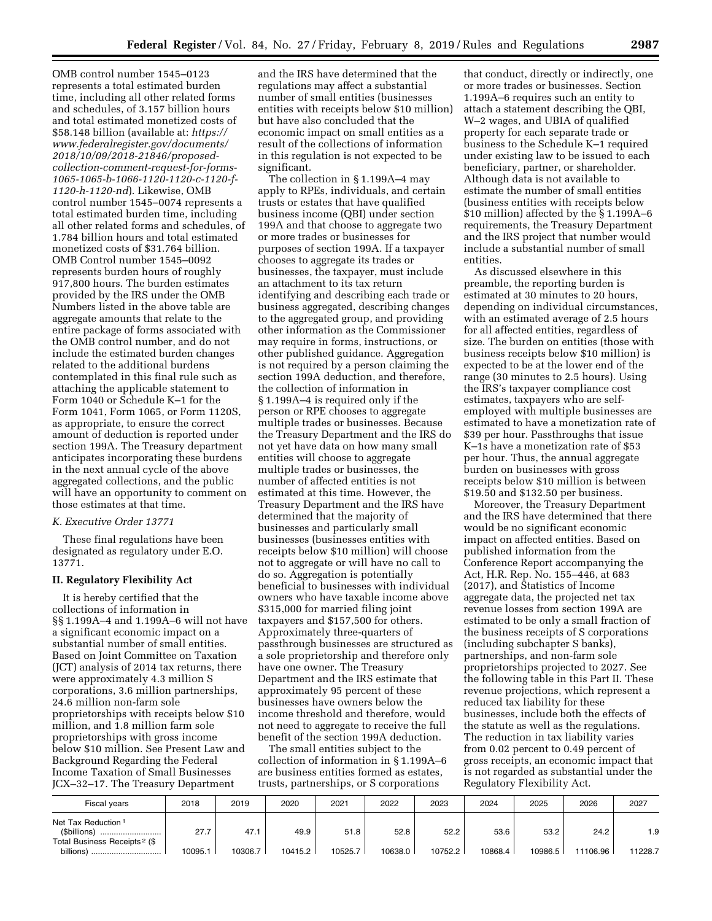OMB control number 1545–0123 represents a total estimated burden time, including all other related forms and schedules, of 3.157 billion hours and total estimated monetized costs of $58.148 billion (available at: *https://www.federalregister.gov/documents/2018/10/09/2018-21846/proposed-collection-comment-request-for-forms-1065-1065-b-1066-1120-1120-c-1120-f-1120-h-1120-nd*). Likewise, OMB control number 1545–0074 represents a total estimated burden time, including all other related forms and schedules, of 1.784 billion hours and total estimated monetized costs of $31.764 billion. OMB Control number 1545–0092 represents burden hours of roughly 917,800 hours. The burden estimates provided by the IRS under the OMB Numbers listed in the above table are aggregate amounts that relate to the entire package of forms associated with the OMB control number, and do not include the estimated burden changes related to the additional burdens contemplated in this final rule such as attaching the applicable statement to Form 1040 or Schedule K–1 for the Form 1041, Form 1065, or Form 1120S, as appropriate, to ensure the correct amount of deduction is reported under section 199A. The Treasury department anticipates incorporating these burdens in the next annual cycle of the above aggregated collections, and the public will have an opportunity to comment on those estimates at that time.

*K. Executive Order 13771*

These final regulations have been designated as regulatory under E.O. 13771.

**II. Regulatory Flexibility Act**

It is hereby certified that the collections of information in §§ 1.199A–4 and 1.199A–6 will not have a significant economic impact on a substantial number of small entities. Based on Joint Committee on Taxation (JCT) analysis of 2014 tax returns, there were approximately 4.3 million S corporations, 3.6 million partnerships, 24.6 million non-farm sole proprietorships with receipts below $10 million, and 1.8 million farm sole proprietorships with gross income below $10 million. See Present Law and Background Regarding the Federal Income Taxation of Small Businesses JCX–32–17. The Treasury Department and the IRS have determined that the regulations may affect a substantial number of small entities (businesses entities with receipts below $10 million) but have also concluded that the economic impact on small entities as a result of the collections of information in this regulation is not expected to be significant.

The collection in § 1.199A–4 may apply to RPEs, individuals, and certain trusts or estates that have qualified business income (QBI) under section 199A and that choose to aggregate two or more trades or businesses for purposes of section 199A. If a taxpayer chooses to aggregate its trades or businesses, the taxpayer, must include an attachment to its tax return identifying and describing each trade or business aggregated, describing changes to the aggregated group, and providing other information as the Commissioner may require in forms, instructions, or other published guidance. Aggregation is not required by a person claiming the section 199A deduction, and therefore, the collection of information in § 1.199A–4 is required only if the person or RPE chooses to aggregate multiple trades or businesses. Because the Treasury Department and the IRS do not yet have data on how many small entities will choose to aggregate multiple trades or businesses, the number of affected entities is not estimated at this time. However, the Treasury Department and the IRS have determined that the majority of businesses and particularly small businesses (businesses entities with receipts below $10 million) will choose not to aggregate or will have no call to do so. Aggregation is potentially beneficial to businesses with individual owners who have taxable income above $315,000 for married filing joint taxpayers and $157,500 for others. Approximately three-quarters of passthrough businesses are structured as a sole proprietorship and therefore only have one owner. The Treasury Department and the IRS estimate that approximately 95 percent of these businesses have owners below the income threshold and therefore, would not need to aggregate to receive the full benefit of the section 199A deduction.

The small entities subject to the collection of information in § 1.199A–6 are business entities formed as estates, trusts, partnerships, or S corporations that conduct, directly or indirectly, one or more trades or businesses. Section 1.199A–6 requires such an entity to attach a statement describing the QBI, W–2 wages, and UBIA of qualified property for each separate trade or business to the Schedule K–1 required under existing law to be issued to each beneficiary, partner, or shareholder. Although data is not available to estimate the number of small entities (business entities with receipts below $10 million) affected by the § 1.199A–6 requirements, the Treasury Department and the IRS project that number would include a substantial number of small entities.

As discussed elsewhere in this preamble, the reporting burden is estimated at 30 minutes to 20 hours, depending on individual circumstances, with an estimated average of 2.5 hours for all affected entities, regardless of size. The burden on entities (those with business receipts below $10 million) is expected to be at the lower end of the range (30 minutes to 2.5 hours). Using the IRS's taxpayer compliance cost estimates, taxpayers who are self-employed with multiple businesses are estimated to have a monetization rate of $39 per hour. Passthroughs that issue K–1s have a monetization rate of $53 per hour. Thus, the annual aggregate burden on businesses with gross receipts below $10 million is between $19.50 and $132.50 per business.

Moreover, the Treasury Department and the IRS have determined that there would be no significant economic impact on affected entities. Based on published information from the Conference Report accompanying the Act, H.R. Rep. No. 155–446, at 683 (2017), and Statistics of Income aggregate data, the projected net tax revenue losses from section 199A are estimated to be only a small fraction of the business receipts of S corporations (including subchapter S banks), partnerships, and non-farm sole proprietorships projected to 2027. See the following table in this Part II. These revenue projections, which represent a reduced tax liability for these businesses, include both the effects of the statute as well as the regulations. The reduction in tax liability varies from 0.02 percent to 0.49 percent of gross receipts, an economic impact that is not regarded as substantial under the Regulatory Flexibility Act.

| Fiscal years | 2018 | 2019 | 2020 | 2021 | 2022 | 2023 | 2024 | 2025 | 2026 | 2027 |
|---|---|---|---|---|---|---|---|---|---|---|
| Net Tax Reduction [1] ($billions) | 27.7 | 47.1 | 49.9 | 51.8 | 52.8 | 52.2 | 53.6 | 53.2 | 24.2 | 1.9 |
| Total Business Receipts [2] ($ billions) | 10095.1 | 10306.7 | 10415.2 | 10525.7 | 10638.0 | 10752.2 | 10868.4 | 10986.5 | 11106.96 | 11228.7 |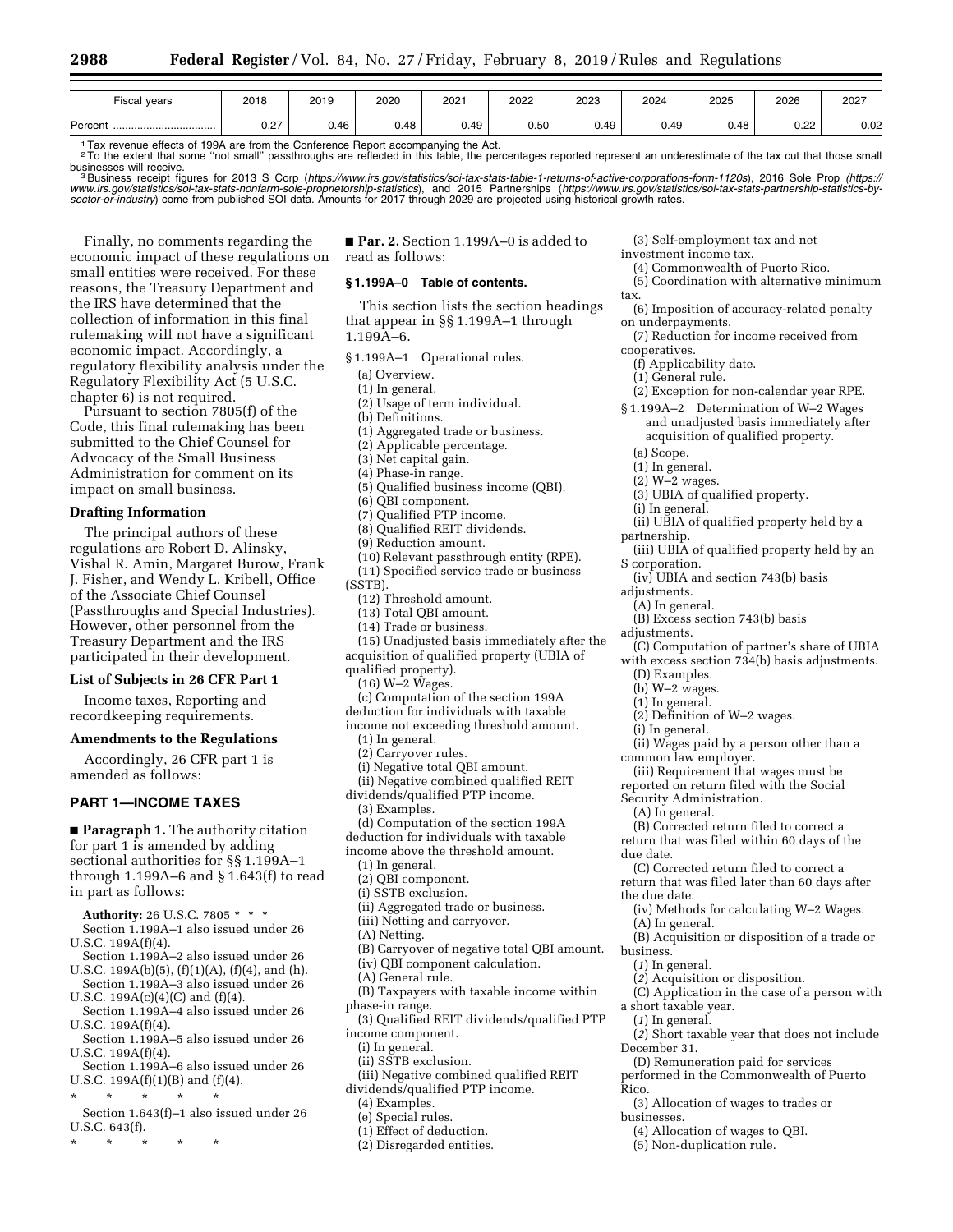| Fiscal years | 2018 | 2019 | 2020 | 2021 | 2022 | 2023 | 2024 | 2025 | 2026 | 2027 |
|---|---|---|---|---|---|---|---|---|---|---|
| Percent | 0.27 | 0.46 | 0.48 | 0.49 | 0.50 | 0.49 | 0.49 | 0.48 | 0.22 | 0.02 |

[1] Tax revenue effects of 199A are from the Conference Report accompanying the Act.

[2] To the extent that some "not small" passthroughs are reflected in this table, the percentages reported represent an underestimate of the tax cut that those small businesses will receive.

[3] Business receipt figures for 2013 S Corp (*https://www.irs.gov/statistics/soi-tax-stats-table-1-returns-of-active-corporations-form-1120s*), 2016 Sole Prop (*https://www.irs.gov/statistics/soi-tax-stats-nonfarm-sole-proprietorship-statistics*), and 2015 Partnerships (*https://www.irs.gov/statistics/soi-tax-stats-partnership-statistics-by-sector-or-industry*) come from published SOI data. Amounts for 2017 through 2029 are projected using historical growth rates.

Finally, no comments regarding the economic impact of these regulations on small entities were received. For these reasons, the Treasury Department and the IRS have determined that the collection of information in this final rulemaking will not have a significant economic impact. Accordingly, a regulatory flexibility analysis under the Regulatory Flexibility Act (5 U.S.C. chapter 6) is not required.

Pursuant to section 7805(f) of the Code, this final rulemaking has been submitted to the Chief Counsel for Advocacy of the Small Business Administration for comment on its impact on small business.

**Drafting Information**

The principal authors of these regulations are Robert D. Alinsky, Vishal R. Amin, Margaret Burow, Frank J. Fisher, and Wendy L. Kribell, Office of the Associate Chief Counsel (Passthroughs and Special Industries). However, other personnel from the Treasury Department and the IRS participated in their development.

**List of Subjects in 26 CFR Part 1**

Income taxes, Reporting and recordkeeping requirements.

**Amendments to the Regulations**

Accordingly, 26 CFR part 1 is amended as follows:

## PART 1—INCOME TAXES

■ **Paragraph 1.** The authority citation for part 1 is amended by adding sectional authorities for §§ 1.199A–1 through 1.199A–6 and § 1.643(f) to read in part as follows:

**Authority:** 26 U.S.C. 7805 * * *

Section 1.199A–1 also issued under 26 U.S.C. 199A(f)(4).

Section 1.199A–2 also issued under 26 U.S.C. 199A(b)(5), (f)(1)(A), (f)(4), and (h).

Section 1.199A–3 also issued under 26 U.S.C. 199A(c)(4)(C) and (f)(4).

Section 1.199A–4 also issued under 26 U.S.C. 199A(f)(4).

Section 1.199A–5 also issued under 26 U.S.C. 199A(f)(4).

Section 1.199A–6 also issued under 26 U.S.C. 199A(f)(1)(B) and (f)(4).

\* \* \* \* \*

Section 1.643(f)–1 also issued under 26 U.S.C. 643(f).

\* \* \* \* \*

■ **Par. 2.** Section 1.199A–0 is added to read as follows:

### § 1.199A–0 Table of contents.

This section lists the section headings that appear in §§ 1.199A–1 through 1.199A–6.

§ 1.199A–1 Operational rules.

(a) Overview.
(1) In general.
(2) Usage of term individual.
(b) Definitions.
(1) Aggregated trade or business.
(2) Applicable percentage.
(3) Net capital gain.
(4) Phase-in range.
(5) Qualified business income (QBI).
(6) QBI component.
(7) Qualified PTP income.
(8) Qualified REIT dividends.
(9) Reduction amount.
(10) Relevant passthrough entity (RPE).
(11) Specified service trade or business (SSTB).
(12) Threshold amount.
(13) Total QBI amount.
(14) Trade or business.
(15) Unadjusted basis immediately after the acquisition of qualified property (UBIA of qualified property).
(16) W–2 Wages.
(c) Computation of the section 199A deduction for individuals with taxable income not exceeding threshold amount.
(1) In general.
(2) Carryover rules.
(i) Negative total QBI amount.
(ii) Negative combined qualified REIT dividends/qualified PTP income.
(3) Examples.
(d) Computation of the section 199A deduction for individuals with taxable income above the threshold amount.
(1) In general.
(2) QBI component.
(i) SSTB exclusion.
(ii) Aggregated trade or business.
(iii) Netting and carryover.
(A) Netting.
(B) Carryover of negative total QBI amount.
(iv) QBI component calculation.
(A) General rule.
(B) Taxpayers with taxable income within phase-in range.
(3) Qualified REIT dividends/qualified PTP income component.
(i) In general.
(ii) SSTB exclusion.
(iii) Negative combined qualified REIT dividends/qualified PTP income.
(4) Examples.
(e) Special rules.
(1) Effect of deduction.
(2) Disregarded entities.
(3) Self-employment tax and net investment income tax.
(4) Commonwealth of Puerto Rico.
(5) Coordination with alternative minimum tax.
(6) Imposition of accuracy-related penalty on underpayments.
(7) Reduction for income received from cooperatives.
(f) Applicability date.
(1) General rule.
(2) Exception for non-calendar year RPE.

§ 1.199A–2 Determination of W–2 Wages and unadjusted basis immediately after acquisition of qualified property.

(a) Scope.
(1) In general.
(2) W–2 wages.
(3) UBIA of qualified property.
(i) In general.
(ii) UBIA of qualified property held by a partnership.
(iii) UBIA of qualified property held by an S corporation.
(iv) UBIA and section 743(b) basis adjustments.
(A) In general.
(B) Excess section 743(b) basis adjustments.
(C) Computation of partner's share of UBIA with excess section 734(b) basis adjustments.
(D) Examples.
(b) W–2 wages.
(1) In general.
(2) Definition of W–2 wages.
(i) In general.
(ii) Wages paid by a person other than a common law employer.
(iii) Requirement that wages must be reported on return filed with the Social Security Administration.
(A) In general.
(B) Corrected return filed to correct a return that was filed within 60 days of the due date.
(C) Corrected return filed to correct a return that was filed later than 60 days after the due date.
(iv) Methods for calculating W–2 Wages.
(A) In general.
(B) Acquisition or disposition of a trade or business.
(*1*) In general.
(*2*) Acquisition or disposition.
(C) Application in the case of a person with a short taxable year.
(*1*) In general.
(*2*) Short taxable year that does not include December 31.
(D) Remuneration paid for services performed in the Commonwealth of Puerto Rico.
(3) Allocation of wages to trades or businesses.
(4) Allocation of wages to QBI.
(5) Non-duplication rule.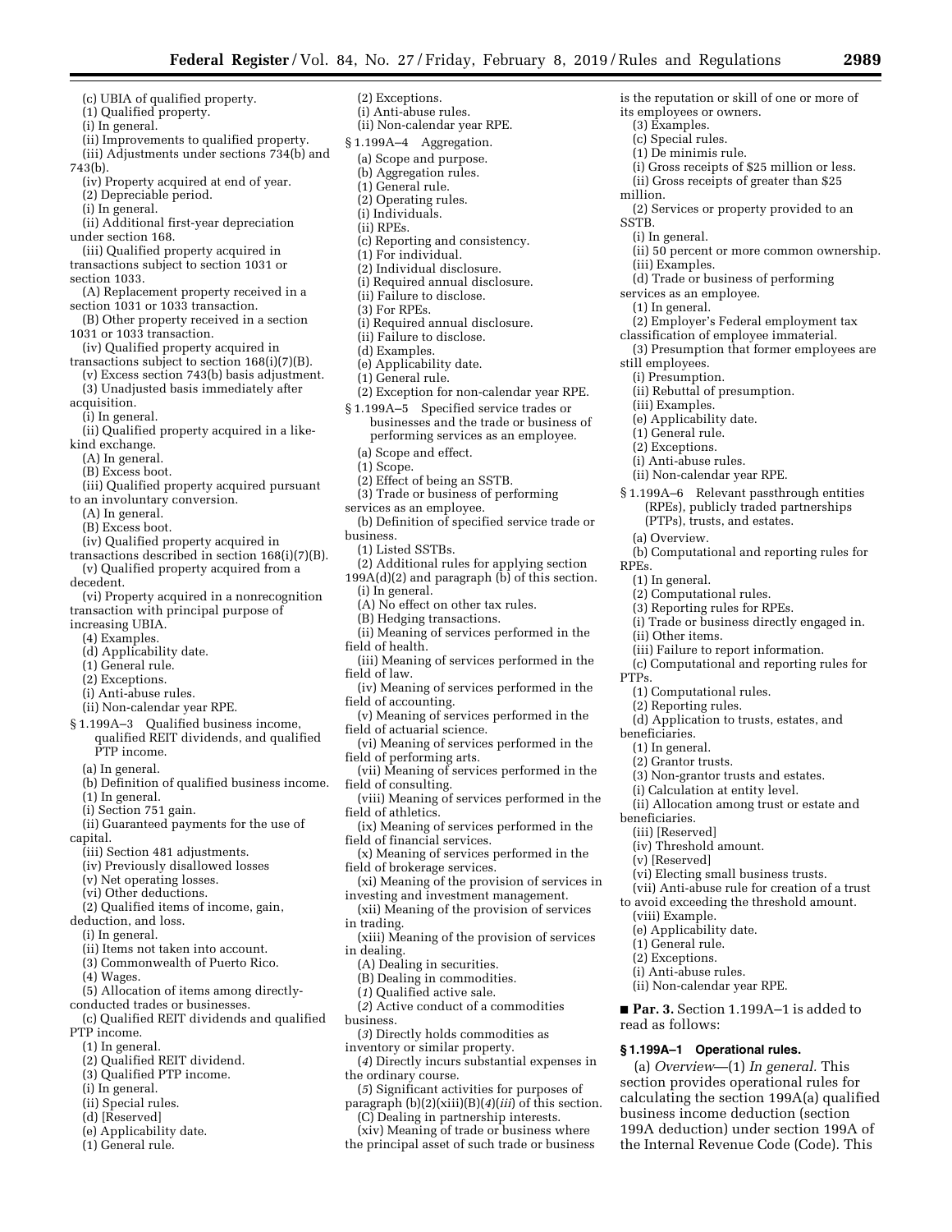(c) UBIA of qualified property.

(1) Qualified property.

(i) In general.

(ii) Improvements to qualified property.

(iii) Adjustments under sections 734(b) and 743(b).

(iv) Property acquired at end of year.

(2) Depreciable period.

(i) In general.

(ii) Additional first-year depreciation under section 168.

(iii) Qualified property acquired in transactions subject to section 1031 or section 1033.

(A) Replacement property received in a section 1031 or 1033 transaction.

(B) Other property received in a section 1031 or 1033 transaction.

(iv) Qualified property acquired in transactions subject to section 168(i)(7)(B).

(v) Excess section 743(b) basis adjustment.

(3) Unadjusted basis immediately after acquisition.

(i) In general.

(ii) Qualified property acquired in a like-kind exchange.

(A) In general.

(B) Excess boot.

(iii) Qualified property acquired pursuant to an involuntary conversion.

(A) In general.

(B) Excess boot.

(iv) Qualified property acquired in transactions described in section 168(i)(7)(B).

(v) Qualified property acquired from a decedent.

(vi) Property acquired in a nonrecognition transaction with principal purpose of increasing UBIA.

(4) Examples.

(d) Applicability date.

(1) General rule.

(2) Exceptions.

(i) Anti-abuse rules.

(ii) Non-calendar year RPE.

§ 1.199A–3 Qualified business income, qualified REIT dividends, and qualified PTP income.

(a) In general.

(b) Definition of qualified business income.

(1) In general.

(i) Section 751 gain.

(ii) Guaranteed payments for the use of capital.

(iii) Section 481 adjustments.

(iv) Previously disallowed losses

(v) Net operating losses.

(vi) Other deductions.

(2) Qualified items of income, gain, deduction, and loss.

(i) In general.

(ii) Items not taken into account.

(3) Commonwealth of Puerto Rico.

(4) Wages.

(5) Allocation of items among directly-conducted trades or businesses.

(c) Qualified REIT dividends and qualified PTP income.

(1) In general.

(2) Qualified REIT dividend.

(3) Qualified PTP income.

(i) In general.

(ii) Special rules.

(d) [Reserved]

(e) Applicability date.

(1) General rule.

(2) Exceptions.

(i) Anti-abuse rules.

(ii) Non-calendar year RPE.

§ 1.199A–4 Aggregation.

(a) Scope and purpose.

(b) Aggregation rules.

(1) General rule.

(2) Operating rules.

(i) Individuals.

(ii) RPEs.

(c) Reporting and consistency.

(1) For individual.

(2) Individual disclosure.

(i) Required annual disclosure.

(ii) Failure to disclose.

(3) For RPEs.

(i) Required annual disclosure.

(ii) Failure to disclose.

(d) Examples.

(e) Applicability date.

(1) General rule.

(2) Exception for non-calendar year RPE.

§ 1.199A–5 Specified service trades or businesses and the trade or business of performing services as an employee.

(a) Scope and effect.

(1) Scope.

(2) Effect of being an SSTB.

(3) Trade or business of performing services as an employee.

(b) Definition of specified service trade or business.

(1) Listed SSTBs.

(2) Additional rules for applying section 199A(d)(2) and paragraph (b) of this section.

(i) In general.

(A) No effect on other tax rules.

(B) Hedging transactions.

(ii) Meaning of services performed in the field of health.

(iii) Meaning of services performed in the field of law.

(iv) Meaning of services performed in the field of accounting.

(v) Meaning of services performed in the field of actuarial science.

(vi) Meaning of services performed in the field of performing arts.

(vii) Meaning of services performed in the field of consulting.

(viii) Meaning of services performed in the field of athletics.

(ix) Meaning of services performed in the field of financial services.

(x) Meaning of services performed in the field of brokerage services.

(xi) Meaning of the provision of services in investing and investment management.

(xii) Meaning of the provision of services in trading.

(xiii) Meaning of the provision of services in dealing.

(A) Dealing in securities.

(B) Dealing in commodities.

(*1*) Qualified active sale.

(*2*) Active conduct of a commodities business.

(*3*) Directly holds commodities as inventory or similar property.

(*4*) Directly incurs substantial expenses in the ordinary course.

(*5*) Significant activities for purposes of paragraph (b)(2)(xiii)(B)(*4*)(*iii*) of this section.

(C) Dealing in partnership interests.

(xiv) Meaning of trade or business where the principal asset of such trade or business is the reputation or skill of one or more of its employees or owners.

(3) Examples.

(c) Special rules.

(1) De minimis rule.

(i) Gross receipts of $25 million or less.

(ii) Gross receipts of greater than $25 million.

(2) Services or property provided to an SSTB.

(i) In general.

(ii) 50 percent or more common ownership.

(iii) Examples.

(d) Trade or business of performing services as an employee.

(1) In general.

(2) Employer's Federal employment tax classification of employee immaterial.

(3) Presumption that former employees are still employees.

(i) Presumption.

(ii) Rebuttal of presumption.

(iii) Examples.

(e) Applicability date.

(1) General rule.

(2) Exceptions.

(i) Anti-abuse rules.

(ii) Non-calendar year RPE.

§ 1.199A–6 Relevant passthrough entities (RPEs), publicly traded partnerships (PTPs), trusts, and estates.

(a) Overview.

(b) Computational and reporting rules for RPEs.

(1) In general.

(2) Computational rules.

(3) Reporting rules for RPEs.

(i) Trade or business directly engaged in.

(ii) Other items.

(iii) Failure to report information.

(c) Computational and reporting rules for PTPs.

(1) Computational rules.

(2) Reporting rules.

(d) Application to trusts, estates, and beneficiaries.

(1) In general.

(2) Grantor trusts.

(3) Non-grantor trusts and estates.

(i) Calculation at entity level.

(ii) Allocation among trust or estate and beneficiaries.

(iii) [Reserved]

(iv) Threshold amount.

(v) [Reserved]

(vi) Electing small business trusts.

(vii) Anti-abuse rule for creation of a trust to avoid exceeding the threshold amount.

(viii) Example.

(e) Applicability date.

(1) General rule.

(2) Exceptions.

(i) Anti-abuse rules.

(ii) Non-calendar year RPE.

■ **Par. 3.** Section 1.199A–1 is added to read as follows:

**§ 1.199A–1 Operational rules.**

(a) *Overview*—(1) *In general.* This section provides operational rules for calculating the section 199A(a) qualified business income deduction (section 199A deduction) under section 199A of the Internal Revenue Code (Code). This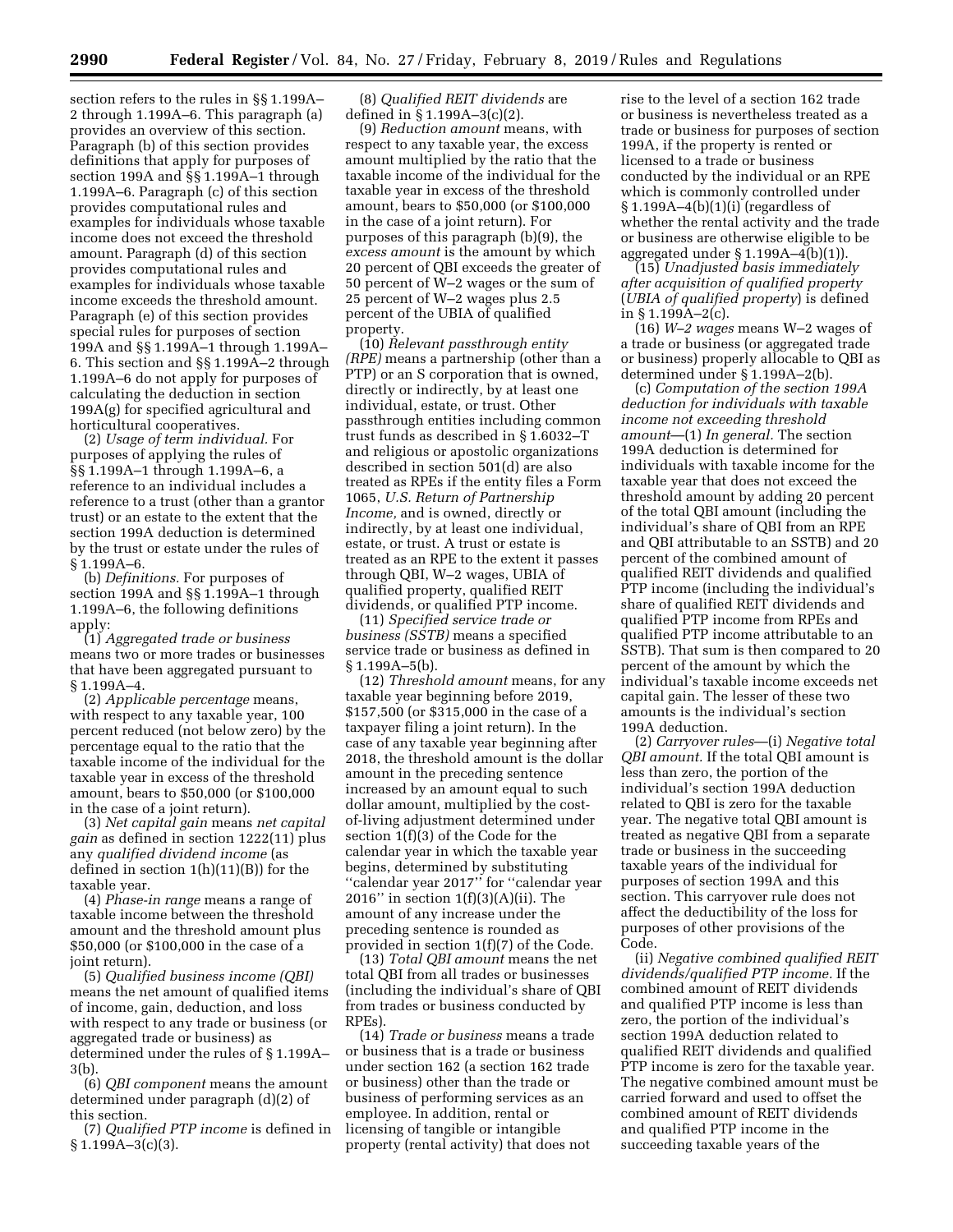section refers to the rules in §§ 1.199A–2 through 1.199A–6. This paragraph (a) provides an overview of this section. Paragraph (b) of this section provides definitions that apply for purposes of section 199A and §§ 1.199A–1 through 1.199A–6. Paragraph (c) of this section provides computational rules and examples for individuals whose taxable income does not exceed the threshold amount. Paragraph (d) of this section provides computational rules and examples for individuals whose taxable income exceeds the threshold amount. Paragraph (e) of this section provides special rules for purposes of section 199A and §§ 1.199A–1 through 1.199A–6. This section and §§ 1.199A–2 through 1.199A–6 do not apply for purposes of calculating the deduction in section 199A(g) for specified agricultural and horticultural cooperatives.

(2) *Usage of term individual.* For purposes of applying the rules of §§ 1.199A–1 through 1.199A–6, a reference to an individual includes a reference to a trust (other than a grantor trust) or an estate to the extent that the section 199A deduction is determined by the trust or estate under the rules of § 1.199A–6.

(b) *Definitions.* For purposes of section 199A and §§ 1.199A–1 through 1.199A–6, the following definitions apply:

(1) *Aggregated trade or business* means two or more trades or businesses that have been aggregated pursuant to § 1.199A–4.

(2) *Applicable percentage* means, with respect to any taxable year, 100 percent reduced (not below zero) by the percentage equal to the ratio that the taxable income of the individual for the taxable year in excess of the threshold amount, bears to $50,000 (or $100,000 in the case of a joint return).

(3) *Net capital gain* means *net capital gain* as defined in section 1222(11) plus any *qualified dividend income* (as defined in section 1(h)(11)(B)) for the taxable year.

(4) *Phase-in range* means a range of taxable income between the threshold amount and the threshold amount plus $50,000 (or $100,000 in the case of a joint return).

(5) *Qualified business income (QBI)* means the net amount of qualified items of income, gain, deduction, and loss with respect to any trade or business (or aggregated trade or business) as determined under the rules of § 1.199A–3(b).

(6) *QBI component* means the amount determined under paragraph (d)(2) of this section.

(7) *Qualified PTP income* is defined in § 1.199A–3(c)(3).

(8) *Qualified REIT dividends* are defined in § 1.199A–3(c)(2).

(9) *Reduction amount* means, with respect to any taxable year, the excess amount multiplied by the ratio that the taxable income of the individual for the taxable year in excess of the threshold amount, bears to $50,000 (or $100,000 in the case of a joint return). For purposes of this paragraph (b)(9), the *excess amount* is the amount by which 20 percent of QBI exceeds the greater of 50 percent of W–2 wages or the sum of 25 percent of W–2 wages plus 2.5 percent of the UBIA of qualified property.

(10) *Relevant passthrough entity (RPE)* means a partnership (other than a PTP) or an S corporation that is owned, directly or indirectly, by at least one individual, estate, or trust. Other passthrough entities including common trust funds as described in § 1.6032–T and religious or apostolic organizations described in section 501(d) are also treated as RPEs if the entity files a Form 1065, *U.S. Return of Partnership Income,* and is owned, directly or indirectly, by at least one individual, estate, or trust. A trust or estate is treated as an RPE to the extent it passes through QBI, W–2 wages, UBIA of qualified property, qualified REIT dividends, or qualified PTP income.

(11) *Specified service trade or business (SSTB)* means a specified service trade or business as defined in § 1.199A–5(b).

(12) *Threshold amount* means, for any taxable year beginning before 2019, $157,500 (or $315,000 in the case of a taxpayer filing a joint return). In the case of any taxable year beginning after 2018, the threshold amount is the dollar amount in the preceding sentence increased by an amount equal to such dollar amount, multiplied by the cost-of-living adjustment determined under section 1(f)(3) of the Code for the calendar year in which the taxable year begins, determined by substituting ''calendar year 2017'' for ''calendar year 2016'' in section 1(f)(3)(A)(ii). The amount of any increase under the preceding sentence is rounded as provided in section 1(f)(7) of the Code.

(13) *Total QBI amount* means the net total QBI from all trades or businesses (including the individual's share of QBI from trades or business conducted by RPEs).

(14) *Trade or business* means a trade or business that is a trade or business under section 162 (a section 162 trade or business) other than the trade or business of performing services as an employee. In addition, rental or licensing of tangible or intangible property (rental activity) that does not rise to the level of a section 162 trade or business is nevertheless treated as a trade or business for purposes of section 199A, if the property is rented or licensed to a trade or business conducted by the individual or an RPE which is commonly controlled under § 1.199A–4(b)(1)(i) (regardless of whether the rental activity and the trade or business are otherwise eligible to be aggregated under § 1.199A–4(b)(1)).

(15) *Unadjusted basis immediately after acquisition of qualified property* (*UBIA of qualified property*) is defined in § 1.199A–2(c).

(16) *W–2 wages* means W–2 wages of a trade or business (or aggregated trade or business) properly allocable to QBI as determined under § 1.199A–2(b).

(c) *Computation of the section 199A deduction for individuals with taxable income not exceeding threshold amount*—(1) *In general.* The section 199A deduction is determined for individuals with taxable income for the taxable year that does not exceed the threshold amount by adding 20 percent of the total QBI amount (including the individual's share of QBI from an RPE and QBI attributable to an SSTB) and 20 percent of the combined amount of qualified REIT dividends and qualified PTP income (including the individual's share of qualified REIT dividends and qualified PTP income from RPEs and qualified PTP income attributable to an SSTB). That sum is then compared to 20 percent of the amount by which the individual's taxable income exceeds net capital gain. The lesser of these two amounts is the individual's section 199A deduction.

(2) *Carryover rules*—(i) *Negative total QBI amount.* If the total QBI amount is less than zero, the portion of the individual's section 199A deduction related to QBI is zero for the taxable year. The negative total QBI amount is treated as negative QBI from a separate trade or business in the succeeding taxable years of the individual for purposes of section 199A and this section. This carryover rule does not affect the deductibility of the loss for purposes of other provisions of the Code.

(ii) *Negative combined qualified REIT dividends/qualified PTP income.* If the combined amount of REIT dividends and qualified PTP income is less than zero, the portion of the individual's section 199A deduction related to qualified REIT dividends and qualified PTP income is zero for the taxable year. The negative combined amount must be carried forward and used to offset the combined amount of REIT dividends and qualified PTP income in the succeeding taxable years of the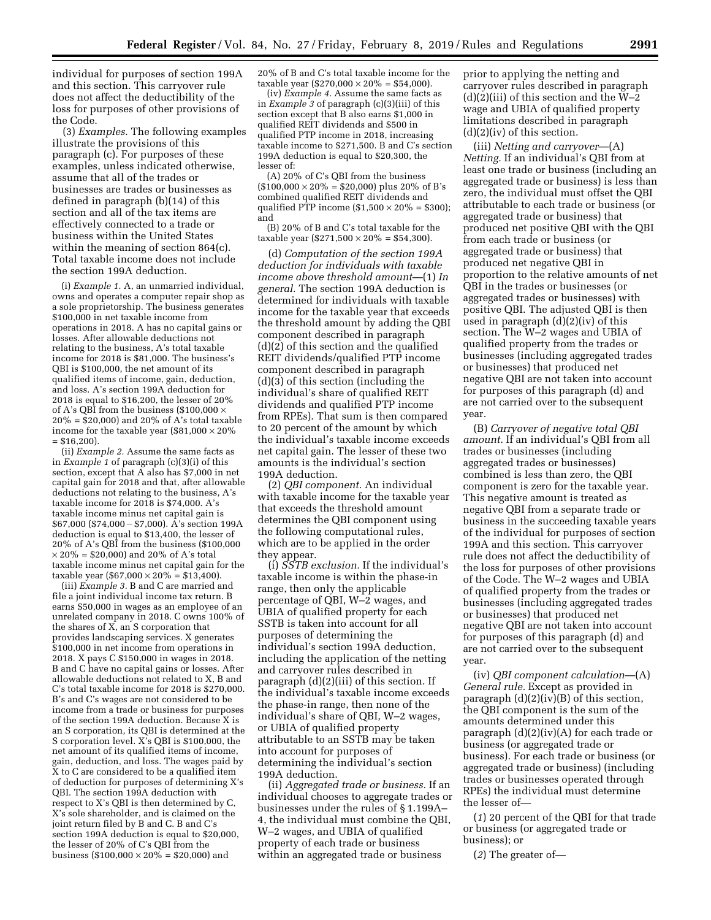individual for purposes of section 199A and this section. This carryover rule does not affect the deductibility of the loss for purposes of other provisions of the Code.

(3) *Examples.* The following examples illustrate the provisions of this paragraph (c). For purposes of these examples, unless indicated otherwise, assume that all of the trades or businesses are trades or businesses as defined in paragraph (b)(14) of this section and all of the tax items are effectively connected to a trade or business within the United States within the meaning of section 864(c). Total taxable income does not include the section 199A deduction.

(i) *Example 1.* A, an unmarried individual, owns and operates a computer repair shop as a sole proprietorship. The business generates $100,000 in net taxable income from operations in 2018. A has no capital gains or losses. After allowable deductions not relating to the business, A's total taxable income for 2018 is $81,000. The business's QBI is $100,000, the net amount of its qualified items of income, gain, deduction, and loss. A's section 199A deduction for 2018 is equal to $16,200, the lesser of 20% of A's QBI from the business ($100,000 × 20% = $20,000) and 20% of A's total taxable income for the taxable year ($81,000 × 20% = $16,200).

(ii) *Example 2.* Assume the same facts as in *Example 1* of paragraph (c)(3)(i) of this section, except that A also has $7,000 in net capital gain for 2018 and that, after allowable deductions not relating to the business, A's taxable income for 2018 is $74,000. A's taxable income minus net capital gain is $67,000 ($74,000 − $7,000). A's section 199A deduction is equal to $13,400, the lesser of 20% of A's QBI from the business ($100,000 × 20% = $20,000) and 20% of A's total taxable income minus net capital gain for the taxable year ($67,000 × 20% = $13,400).

(iii) *Example 3.* B and C are married and file a joint individual income tax return. B earns $50,000 in wages as an employee of an unrelated company in 2018. C owns 100% of the shares of X, an S corporation that provides landscaping services. X generates $100,000 in net income from operations in 2018. X pays C $150,000 in wages in 2018. B and C have no capital gains or losses. After allowable deductions not related to X, B and C's total taxable income for 2018 is $270,000. B's and C's wages are not considered to be income from a trade or business for purposes of the section 199A deduction. Because X is an S corporation, its QBI is determined at the S corporation level. X's QBI is $100,000, the net amount of its qualified items of income, gain, deduction, and loss. The wages paid by X to C are considered to be a qualified item of deduction for purposes of determining X's QBI. The section 199A deduction with respect to X's QBI is then determined by C, X's sole shareholder, and is claimed on the joint return filed by B and C. B and C's section 199A deduction is equal to $20,000, the lesser of 20% of C's QBI from the business ($100,000 × 20% = $20,000) and 20% of B and C's total taxable income for the taxable year ($270,000 × 20% = $54,000).

(iv) *Example 4.* Assume the same facts as in *Example 3* of paragraph (c)(3)(iii) of this section except that B also earns $1,000 in qualified REIT dividends and $500 in qualified PTP income in 2018, increasing taxable income to $271,500. B and C's section 199A deduction is equal to $20,300, the lesser of:

(A) 20% of C's QBI from the business ($100,000 × 20% = $20,000) plus 20% of B's combined qualified REIT dividends and qualified PTP income ($1,500 × 20% = $300); and

(B) 20% of B and C's total taxable for the taxable year ($271,500 × 20% = $54,300).

(d) *Computation of the section 199A deduction for individuals with taxable income above threshold amount*—(1) *In general.* The section 199A deduction is determined for individuals with taxable income for the taxable year that exceeds the threshold amount by adding the QBI component described in paragraph (d)(2) of this section and the qualified REIT dividends/qualified PTP income component described in paragraph (d)(3) of this section (including the individual's share of qualified REIT dividends and qualified PTP income from RPEs). That sum is then compared to 20 percent of the amount by which the individual's taxable income exceeds net capital gain. The lesser of these two amounts is the individual's section 199A deduction.

(2) *QBI component.* An individual with taxable income for the taxable year that exceeds the threshold amount determines the QBI component using the following computational rules, which are to be applied in the order they appear.

(i) *SSTB exclusion.* If the individual's taxable income is within the phase-in range, then only the applicable percentage of QBI, W–2 wages, and UBIA of qualified property for each SSTB is taken into account for all purposes of determining the individual's section 199A deduction, including the application of the netting and carryover rules described in paragraph (d)(2)(iii) of this section. If the individual's taxable income exceeds the phase-in range, then none of the individual's share of QBI, W–2 wages, or UBIA of qualified property attributable to an SSTB may be taken into account for purposes of determining the individual's section 199A deduction.

(ii) *Aggregated trade or business.* If an individual chooses to aggregate trades or businesses under the rules of § 1.199A–4, the individual must combine the QBI, W–2 wages, and UBIA of qualified property of each trade or business within an aggregated trade or business prior to applying the netting and carryover rules described in paragraph (d)(2)(iii) of this section and the W–2 wage and UBIA of qualified property limitations described in paragraph (d)(2)(iv) of this section.

(iii) *Netting and carryover*—(A) *Netting.* If an individual's QBI from at least one trade or business (including an aggregated trade or business) is less than zero, the individual must offset the QBI attributable to each trade or business (or aggregated trade or business) that produced net positive QBI with the QBI from each trade or business (or aggregated trade or business) that produced net negative QBI in proportion to the relative amounts of net QBI in the trades or businesses (or aggregated trades or businesses) with positive QBI. The adjusted QBI is then used in paragraph (d)(2)(iv) of this section. The W–2 wages and UBIA of qualified property from the trades or businesses (including aggregated trades or businesses) that produced net negative QBI are not taken into account for purposes of this paragraph (d) and are not carried over to the subsequent year.

(B) *Carryover of negative total QBI amount.* If an individual's QBI from all trades or businesses (including aggregated trades or businesses) combined is less than zero, the QBI component is zero for the taxable year. This negative amount is treated as negative QBI from a separate trade or business in the succeeding taxable years of the individual for purposes of section 199A and this section. This carryover rule does not affect the deductibility of the loss for purposes of other provisions of the Code. The W–2 wages and UBIA of qualified property from the trades or businesses (including aggregated trades or businesses) that produced net negative QBI are not taken into account for purposes of this paragraph (d) and are not carried over to the subsequent year.

(iv) *QBI component calculation*—(A) *General rule.* Except as provided in paragraph (d)(2)(iv)(B) of this section, the QBI component is the sum of the amounts determined under this paragraph (d)(2)(iv)(A) for each trade or business (or aggregated trade or business). For each trade or business (or aggregated trade or business) (including trades or businesses operated through RPEs) the individual must determine the lesser of—

(*1*) 20 percent of the QBI for that trade or business (or aggregated trade or business); or

(*2*) The greater of—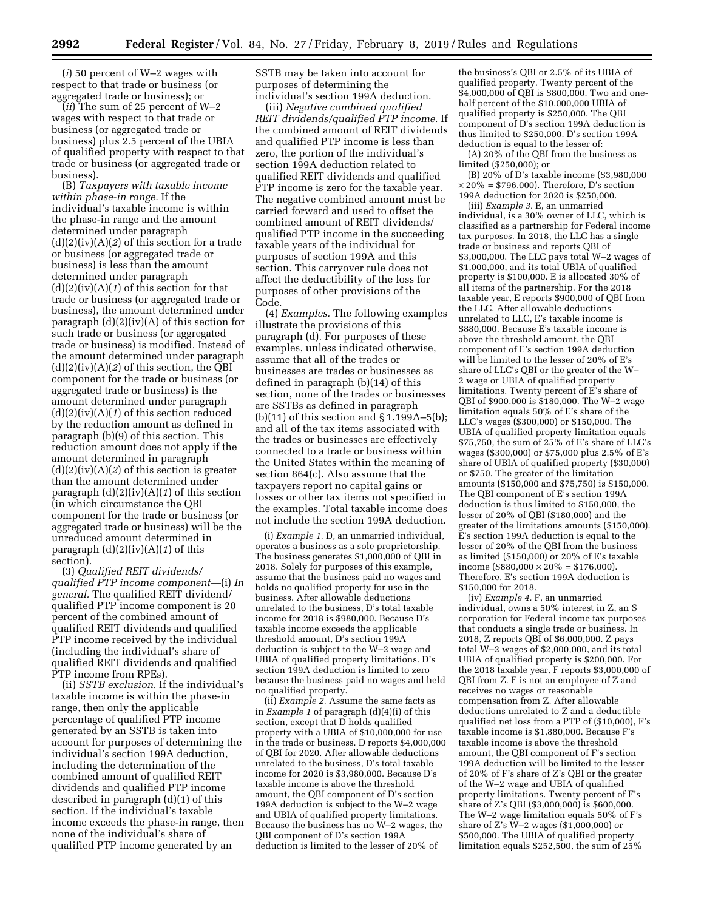(*i*) 50 percent of W–2 wages with respect to that trade or business (or aggregated trade or business); or

(*ii*) The sum of 25 percent of W–2 wages with respect to that trade or business (or aggregated trade or business) plus 2.5 percent of the UBIA of qualified property with respect to that trade or business (or aggregated trade or business).

(B) *Taxpayers with taxable income within phase-in range.* If the individual's taxable income is within the phase-in range and the amount determined under paragraph (d)(2)(iv)(A)(*2*) of this section for a trade or business (or aggregated trade or business) is less than the amount determined under paragraph (d)(2)(iv)(A)(*1*) of this section for that trade or business (or aggregated trade or business), the amount determined under paragraph (d)(2)(iv)(A) of this section for such trade or business (or aggregated trade or business) is modified. Instead of the amount determined under paragraph (d)(2)(iv)(A)(*2*) of this section, the QBI component for the trade or business (or aggregated trade or business) is the amount determined under paragraph (d)(2)(iv)(A)(*1*) of this section reduced by the reduction amount as defined in paragraph (b)(9) of this section. This reduction amount does not apply if the amount determined in paragraph (d)(2)(iv)(A)(*2*) of this section is greater than the amount determined under paragraph (d)(2)(iv)(A)(*1*) of this section (in which circumstance the QBI component for the trade or business (or aggregated trade or business) will be the unreduced amount determined in paragraph (d)(2)(iv)(A)(*1*) of this section).

(3) *Qualified REIT dividends/qualified PTP income component*—(i) *In general.* The qualified REIT dividend/qualified PTP income component is 20 percent of the combined amount of qualified REIT dividends and qualified PTP income received by the individual (including the individual's share of qualified REIT dividends and qualified PTP income from RPEs).

(ii) *SSTB exclusion.* If the individual's taxable income is within the phase-in range, then only the applicable percentage of qualified PTP income generated by an SSTB is taken into account for purposes of determining the individual's section 199A deduction, including the determination of the combined amount of qualified REIT dividends and qualified PTP income described in paragraph (d)(1) of this section. If the individual's taxable income exceeds the phase-in range, then none of the individual's share of qualified PTP income generated by an SSTB may be taken into account for purposes of determining the individual's section 199A deduction.

(iii) *Negative combined qualified REIT dividends/qualified PTP income.* If the combined amount of REIT dividends and qualified PTP income is less than zero, the portion of the individual's section 199A deduction related to qualified REIT dividends and qualified PTP income is zero for the taxable year. The negative combined amount must be carried forward and used to offset the combined amount of REIT dividends/qualified PTP income in the succeeding taxable years of the individual for purposes of section 199A and this section. This carryover rule does not affect the deductibility of the loss for purposes of other provisions of the Code.

(4) *Examples.* The following examples illustrate the provisions of this paragraph (d). For purposes of these examples, unless indicated otherwise, assume that all of the trades or businesses are trades or businesses as defined in paragraph (b)(14) of this section, none of the trades or businesses are SSTBs as defined in paragraph (b)(11) of this section and § 1.199A–5(b); and all of the tax items associated with the trades or businesses are effectively connected to a trade or business within the United States within the meaning of section 864(c). Also assume that the taxpayers report no capital gains or losses or other tax items not specified in the examples. Total taxable income does not include the section 199A deduction.

(i) *Example 1.* D, an unmarried individual, operates a business as a sole proprietorship. The business generates $1,000,000 of QBI in 2018. Solely for purposes of this example, assume that the business paid no wages and holds no qualified property for use in the business. After allowable deductions unrelated to the business, D's total taxable income for 2018 is $980,000. Because D's taxable income exceeds the applicable threshold amount, D's section 199A deduction is subject to the W–2 wage and UBIA of qualified property limitations. D's section 199A deduction is limited to zero because the business paid no wages and held no qualified property.

(ii) *Example 2.* Assume the same facts as in *Example 1* of paragraph (d)(4)(i) of this section, except that D holds qualified property with a UBIA of $10,000,000 for use in the trade or business. D reports $4,000,000 of QBI for 2020. After allowable deductions unrelated to the business, D's total taxable income for 2020 is $3,980,000. Because D's taxable income is above the threshold amount, the QBI component of D's section 199A deduction is subject to the W–2 wage and UBIA of qualified property limitations. Because the business has no W–2 wages, the QBI component of D's section 199A deduction is limited to the lesser of 20% of the business's QBI or 2.5% of its UBIA of qualified property. Twenty percent of the $4,000,000 of QBI is $800,000. Two and one-half percent of the $10,000,000 UBIA of qualified property is $250,000. The QBI component of D's section 199A deduction is thus limited to $250,000. D's section 199A deduction is equal to the lesser of:

(A) 20% of the QBI from the business as limited ($250,000); or

(B) 20% of D's taxable income ($3,980,000 × 20% = $796,000). Therefore, D's section 199A deduction for 2020 is $250,000.

(iii) *Example 3.* E, an unmarried individual, is a 30% owner of LLC, which is classified as a partnership for Federal income tax purposes. In 2018, the LLC has a single trade or business and reports QBI of $3,000,000. The LLC pays total W–2 wages of $1,000,000, and its total UBIA of qualified property is $100,000. E is allocated 30% of all items of the partnership. For the 2018 taxable year, E reports $900,000 of QBI from the LLC. After allowable deductions unrelated to LLC, E's taxable income is $880,000. Because E's taxable income is above the threshold amount, the QBI component of E's section 199A deduction will be limited to the lesser of 20% of E's share of LLC's QBI or the greater of the W–2 wage or UBIA of qualified property limitations. Twenty percent of E's share of QBI of $900,000 is $180,000. The W–2 wage limitation equals 50% of E's share of the LLC's wages ($300,000) or $150,000. The UBIA of qualified property limitation equals $75,750, the sum of 25% of E's share of LLC's wages ($300,000) or $75,000 plus 2.5% of E's share of UBIA of qualified property ($30,000) or $750. The greater of the limitation amounts ($150,000 and $75,750) is $150,000. The QBI component of E's section 199A deduction is thus limited to $150,000, the lesser of 20% of QBI ($180,000) and the greater of the limitations amounts ($150,000). E's section 199A deduction is equal to the lesser of 20% of the QBI from the business as limited ($150,000) or 20% of E's taxable income ($880,000 × 20% = $176,000). Therefore, E's section 199A deduction is $150,000 for 2018.

(iv) *Example 4.* F, an unmarried individual, owns a 50% interest in Z, an S corporation for Federal income tax purposes that conducts a single trade or business. In 2018, Z reports QBI of $6,000,000. Z pays total W–2 wages of $2,000,000, and its total UBIA of qualified property is $200,000. For the 2018 taxable year, F reports $3,000,000 of QBI from Z. F is not an employee of Z and receives no wages or reasonable compensation from Z. After allowable deductions unrelated to Z and a deductible qualified net loss from a PTP of ($10,000), F's taxable income is $1,880,000. Because F's taxable income is above the threshold amount, the QBI component of F's section 199A deduction will be limited to the lesser of 20% of F's share of Z's QBI or the greater of the W–2 wage and UBIA of qualified property limitations. Twenty percent of F's share of Z's QBI ($3,000,000) is $600,000. The W–2 wage limitation equals 50% of F's share of Z's W–2 wages ($1,000,000) or $500,000. The UBIA of qualified property limitation equals $252,500, the sum of 25%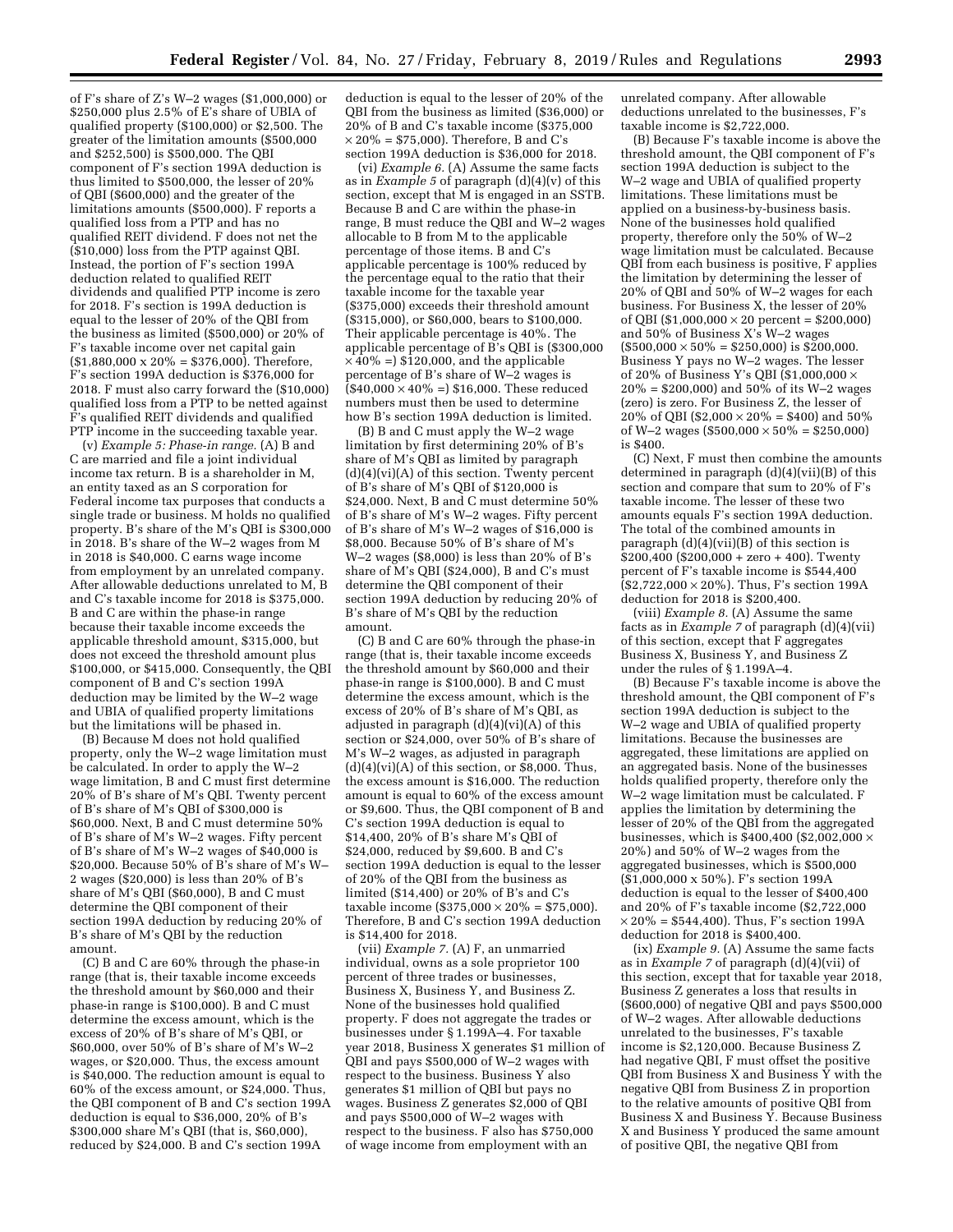of F's share of Z's W–2 wages ($1,000,000) or $250,000 plus 2.5% of E's share of UBIA of qualified property ($100,000) or $2,500. The greater of the limitation amounts ($500,000 and $252,500) is $500,000. The QBI component of F's section 199A deduction is thus limited to $500,000, the lesser of 20% of QBI ($600,000) and the greater of the limitations amounts ($500,000). F reports a qualified loss from a PTP and has no qualified REIT dividend. F does not net the ($10,000) loss from the PTP against QBI. Instead, the portion of F's section 199A deduction related to qualified REIT dividends and qualified PTP income is zero for 2018. F's section is 199A deduction is equal to the lesser of 20% of the QBI from the business as limited ($500,000) or 20% of F's taxable income over net capital gain ($1,880,000 x 20% = $376,000). Therefore, F's section 199A deduction is $376,000 for 2018. F must also carry forward the ($10,000) qualified loss from a PTP to be netted against F's qualified REIT dividends and qualified PTP income in the succeeding taxable year.

(v) *Example 5: Phase-in range.* (A) B and C are married and file a joint individual income tax return. B is a shareholder in M, an entity taxed as an S corporation for Federal income tax purposes that conducts a single trade or business. M holds no qualified property. B's share of the M's QBI is $300,000 in 2018. B's share of the W–2 wages from M in 2018 is $40,000. C earns wage income from employment by an unrelated company. After allowable deductions unrelated to M, B and C's taxable income for 2018 is $375,000. B and C are within the phase-in range because their taxable income exceeds the applicable threshold amount, $315,000, but does not exceed the threshold amount plus $100,000, or $415,000. Consequently, the QBI component of B and C's section 199A deduction may be limited by the W–2 wage and UBIA of qualified property limitations but the limitations will be phased in.

(B) Because M does not hold qualified property, only the W–2 wage limitation must be calculated. In order to apply the W–2 wage limitation, B and C must first determine 20% of B's share of M's QBI. Twenty percent of B's share of M's QBI of $300,000 is $60,000. Next, B and C must determine 50% of B's share of M's W–2 wages. Fifty percent of B's share of M's W–2 wages of $40,000 is $20,000. Because 50% of B's share of M's W–2 wages ($20,000) is less than 20% of B's share of M's QBI ($60,000), B and C must determine the QBI component of their section 199A deduction by reducing 20% of B's share of M's QBI by the reduction amount.

(C) B and C are 60% through the phase-in range (that is, their taxable income exceeds the threshold amount by $60,000 and their phase-in range is $100,000). B and C must determine the excess amount, which is the excess of 20% of B's share of M's QBI, or $60,000, over 50% of B's share of M's W–2 wages, or $20,000. Thus, the excess amount is $40,000. The reduction amount is equal to 60% of the excess amount, or $24,000. Thus, the QBI component of B and C's section 199A deduction is equal to $36,000, 20% of B's $300,000 share M's QBI (that is, $60,000), reduced by $24,000. B and C's section 199A deduction is equal to the lesser of 20% of the QBI from the business as limited ($36,000) or 20% of B and C's taxable income ($375,000 × 20% = $75,000). Therefore, B and C's section 199A deduction is $36,000 for 2018.

(vi) *Example 6.* (A) Assume the same facts as in *Example 5* of paragraph (d)(4)(v) of this section, except that M is engaged in an SSTB. Because B and C are within the phase-in range, B must reduce the QBI and W–2 wages allocable to B from M to the applicable percentage of those items. B and C's applicable percentage is 100% reduced by the percentage equal to the ratio that their taxable income for the taxable year ($375,000) exceeds their threshold amount ($315,000), or $60,000, bears to $100,000. Their applicable percentage is 40%. The applicable percentage of B's QBI is ($300,000 × 40% =) $120,000, and the applicable percentage of B's share of W–2 wages is ($40,000 × 40% =) $16,000. These reduced numbers must then be used to determine how B's section 199A deduction is limited.

(B) B and C must apply the W–2 wage limitation by first determining 20% of B's share of M's QBI as limited by paragraph (d)(4)(vi)(A) of this section. Twenty percent of B's share of M's QBI of $120,000 is $24,000. Next, B and C must determine 50% of B's share of M's W–2 wages. Fifty percent of B's share of M's W–2 wages of $16,000 is $8,000. Because 50% of B's share of M's W–2 wages ($8,000) is less than 20% of B's share of M's QBI ($24,000), B and C's must determine the QBI component of their section 199A deduction by reducing 20% of B's share of M's QBI by the reduction amount.

(C) B and C are 60% through the phase-in range (that is, their taxable income exceeds the threshold amount by $60,000 and their phase-in range is $100,000). B and C must determine the excess amount, which is the excess of 20% of B's share of M's QBI, as adjusted in paragraph (d)(4)(vi)(A) of this section or $24,000, over 50% of B's share of M's W–2 wages, as adjusted in paragraph (d)(4)(vi)(A) of this section, or $8,000. Thus, the excess amount is $16,000. The reduction amount is equal to 60% of the excess amount or $9,600. Thus, the QBI component of B and C's section 199A deduction is equal to $14,400, 20% of B's share M's QBI of $24,000, reduced by $9,600. B and C's section 199A deduction is equal to the lesser of 20% of the QBI from the business as limited ($14,400) or 20% of B's and C's taxable income ($375,000 × 20% = $75,000). Therefore, B and C's section 199A deduction is $14,400 for 2018.

(vii) *Example 7.* (A) F, an unmarried individual, owns as a sole proprietor 100 percent of three trades or businesses, Business X, Business Y, and Business Z. None of the businesses hold qualified property. F does not aggregate the trades or businesses under § 1.199A–4. For taxable year 2018, Business X generates $1 million of QBI and pays $500,000 of W–2 wages with respect to the business. Business Y also generates $1 million of QBI but pays no wages. Business Z generates $2,000 of QBI and pays $500,000 of W–2 wages with respect to the business. F also has $750,000 of wage income from employment with an unrelated company. After allowable deductions unrelated to the businesses, F's taxable income is $2,722,000.

(B) Because F's taxable income is above the threshold amount, the QBI component of F's section 199A deduction is subject to the W–2 wage and UBIA of qualified property limitations. These limitations must be applied on a business-by-business basis. None of the businesses hold qualified property, therefore only the 50% of W–2 wage limitation must be calculated. Because QBI from each business is positive, F applies the limitation by determining the lesser of 20% of QBI and 50% of W–2 wages for each business. For Business X, the lesser of 20% of QBI ($1,000,000 × 20 percent = $200,000) and 50% of Business X's W–2 wages ($500,000 × 50% = $250,000) is $200,000. Business Y pays no W–2 wages. The lesser of 20% of Business Y's QBI ($1,000,000 × 20% = $200,000) and 50% of its W–2 wages (zero) is zero. For Business Z, the lesser of 20% of QBI ($2,000 × 20% = $400) and 50% of W–2 wages ($500,000 × 50% = $250,000) is $400.

(C) Next, F must then combine the amounts determined in paragraph (d)(4)(vii)(B) of this section and compare that sum to 20% of F's taxable income. The lesser of these two amounts equals F's section 199A deduction. The total of the combined amounts in paragraph (d)(4)(vii)(B) of this section is $200,400 ($200,000 + zero + 400). Twenty percent of F's taxable income is $544,400 ($2,722,000 × 20%). Thus, F's section 199A deduction for 2018 is $200,400.

(viii) *Example 8.* (A) Assume the same facts as in *Example 7* of paragraph (d)(4)(vii) of this section, except that F aggregates Business X, Business Y, and Business Z under the rules of § 1.199A–4.

(B) Because F's taxable income is above the threshold amount, the QBI component of F's section 199A deduction is subject to the W–2 wage and UBIA of qualified property limitations. Because the businesses are aggregated, these limitations are applied on an aggregated basis. None of the businesses holds qualified property, therefore only the W–2 wage limitation must be calculated. F applies the limitation by determining the lesser of 20% of the QBI from the aggregated businesses, which is $400,400 ($2,002,000 × 20%) and 50% of W–2 wages from the aggregated businesses, which is $500,000 ($1,000,000 x 50%). F's section 199A deduction is equal to the lesser of $400,400 and 20% of F's taxable income ($2,722,000 × 20% = $544,400). Thus, F's section 199A deduction for 2018 is $400,400.

(ix) *Example 9.* (A) Assume the same facts as in *Example 7* of paragraph (d)(4)(vii) of this section, except that for taxable year 2018, Business Z generates a loss that results in ($600,000) of negative QBI and pays $500,000 of W–2 wages. After allowable deductions unrelated to the businesses, F's taxable income is $2,120,000. Because Business Z had negative QBI, F must offset the positive QBI from Business X and Business Y with the negative QBI from Business Z in proportion to the relative amounts of positive QBI from Business X and Business Y. Because Business X and Business Y produced the same amount of positive QBI, the negative QBI from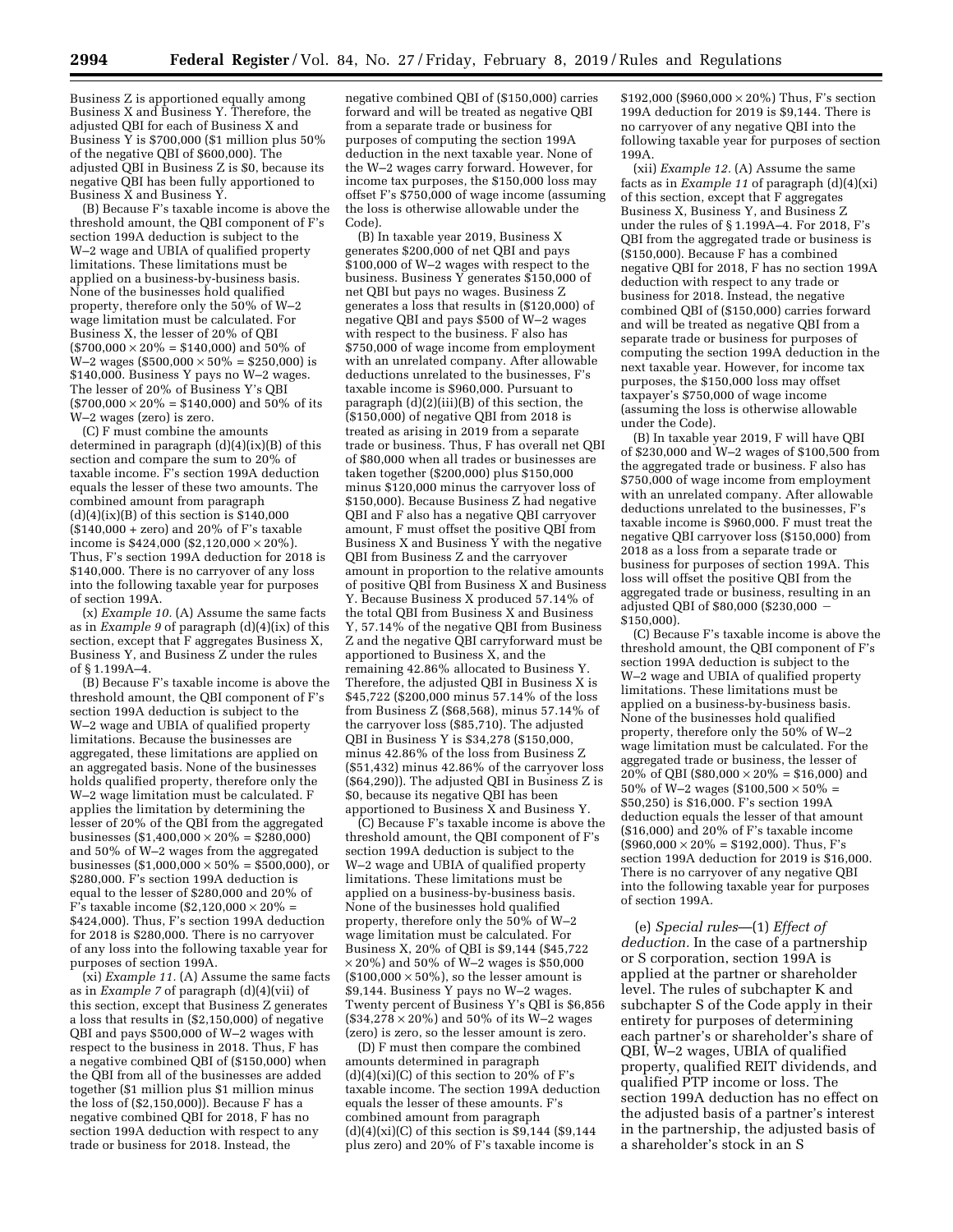Business Z is apportioned equally among Business X and Business Y. Therefore, the adjusted QBI for each of Business X and Business Y is $700,000 ($1 million plus 50% of the negative QBI of $600,000). The adjusted QBI in Business Z is $0, because its negative QBI has been fully apportioned to Business X and Business Y.

(B) Because F's taxable income is above the threshold amount, the QBI component of F's section 199A deduction is subject to the W–2 wage and UBIA of qualified property limitations. These limitations must be applied on a business-by-business basis. None of the businesses hold qualified property, therefore only the 50% of W–2 wage limitation must be calculated. For Business X, the lesser of 20% of QBI ($700,000 × 20% = $140,000) and 50% of W–2 wages ($500,000 × 50% = $250,000) is $140,000. Business Y pays no W–2 wages. The lesser of 20% of Business Y's QBI ($700,000 × 20% = $140,000) and 50% of its W–2 wages (zero) is zero.

(C) F must combine the amounts determined in paragraph (d)(4)(ix)(B) of this section and compare the sum to 20% of taxable income. F's section 199A deduction equals the lesser of these two amounts. The combined amount from paragraph (d)(4)(ix)(B) of this section is $140,000 ($140,000 + zero) and 20% of F's taxable income is $424,000 ($2,120,000 × 20%). Thus, F's section 199A deduction for 2018 is $140,000. There is no carryover of any loss into the following taxable year for purposes of section 199A.

(x) *Example 10.* (A) Assume the same facts as in *Example 9* of paragraph (d)(4)(ix) of this section, except that F aggregates Business X, Business Y, and Business Z under the rules of § 1.199A–4.

(B) Because F's taxable income is above the threshold amount, the QBI component of F's section 199A deduction is subject to the W–2 wage and UBIA of qualified property limitations. Because the businesses are aggregated, these limitations are applied on an aggregated basis. None of the businesses holds qualified property, therefore only the W–2 wage limitation must be calculated. F applies the limitation by determining the lesser of 20% of the QBI from the aggregated businesses ($1,400,000 × 20% = $280,000) and 50% of W–2 wages from the aggregated businesses ($1,000,000 × 50% = $500,000), or $280,000. F's section 199A deduction is equal to the lesser of $280,000 and 20% of F's taxable income ($2,120,000 × 20% = $424,000). Thus, F's section 199A deduction for 2018 is $280,000. There is no carryover of any loss into the following taxable year for purposes of section 199A.

(xi) *Example 11.* (A) Assume the same facts as in *Example 7* of paragraph (d)(4)(vii) of this section, except that Business Z generates a loss that results in ($2,150,000) of negative QBI and pays $500,000 of W–2 wages with respect to the business in 2018. Thus, F has a negative combined QBI of ($150,000) when the QBI from all of the businesses are added together ($1 million plus $1 million minus the loss of ($2,150,000)). Because F has a negative combined QBI for 2018, F has no section 199A deduction with respect to any trade or business for 2018. Instead, the negative combined QBI of ($150,000) carries forward and will be treated as negative QBI from a separate trade or business for purposes of computing the section 199A deduction in the next taxable year. None of the W–2 wages carry forward. However, for income tax purposes, the $150,000 loss may offset F's $750,000 of wage income (assuming the loss is otherwise allowable under the Code).

(B) In taxable year 2019, Business X generates $200,000 of net QBI and pays $100,000 of W–2 wages with respect to the business. Business Y generates $150,000 of net QBI but pays no wages. Business Z generates a loss that results in ($120,000) of negative QBI and pays $500 of W–2 wages with respect to the business. F also has $750,000 of wage income from employment with an unrelated company. After allowable deductions unrelated to the businesses, F's taxable income is $960,000. Pursuant to paragraph (d)(2)(iii)(B) of this section, the ($150,000) of negative QBI from 2018 is treated as arising in 2019 from a separate trade or business. Thus, F has overall net QBI of $80,000 when all trades or businesses are taken together ($200,000) plus $150,000 minus $120,000 minus the carryover loss of $150,000). Because Business Z had negative QBI and F also has a negative QBI carryover amount, F must offset the positive QBI from Business X and Business Y with the negative QBI from Business Z and the carryover amount in proportion to the relative amounts of positive QBI from Business X and Business Y. Because Business X produced 57.14% of the total QBI from Business X and Business Y, 57.14% of the negative QBI from Business Z and the negative QBI carryforward must be apportioned to Business X, and the remaining 42.86% allocated to Business Y. Therefore, the adjusted QBI in Business X is $45,722 ($200,000 minus 57.14% of the loss from Business Z ($68,568), minus 57.14% of the carryover loss ($85,710). The adjusted QBI in Business Y is $34,278 ($150,000, minus 42.86% of the loss from Business Z ($51,432) minus 42.86% of the carryover loss ($64,290)). The adjusted QBI in Business Z is $0, because its negative QBI has been apportioned to Business X and Business Y.

(C) Because F's taxable income is above the threshold amount, the QBI component of F's section 199A deduction is subject to the W–2 wage and UBIA of qualified property limitations. These limitations must be applied on a business-by-business basis. None of the businesses hold qualified property, therefore only the 50% of W–2 wage limitation must be calculated. For Business X, 20% of QBI is $9,144 ($45,722 × 20%) and 50% of W–2 wages is $50,000 ($100,000 × 50%), so the lesser amount is $9,144. Business Y pays no W–2 wages. Twenty percent of Business Y's QBI is $6,856 ($34,278 × 20%) and 50% of its W–2 wages (zero) is zero, so the lesser amount is zero.

(D) F must then compare the combined amounts determined in paragraph (d)(4)(xi)(C) of this section to 20% of F's taxable income. The section 199A deduction equals the lesser of these amounts. F's combined amount from paragraph (d)(4)(xi)(C) of this section is $9,144 ($9,144 plus zero) and 20% of F's taxable income is $192,000 ($960,000 × 20%) Thus, F's section 199A deduction for 2019 is $9,144. There is no carryover of any negative QBI into the following taxable year for purposes of section 199A.

(xii) *Example 12.* (A) Assume the same facts as in *Example 11* of paragraph (d)(4)(xi) of this section, except that F aggregates Business X, Business Y, and Business Z under the rules of § 1.199A–4. For 2018, F's QBI from the aggregated trade or business is ($150,000). Because F has a combined negative QBI for 2018, F has no section 199A deduction with respect to any trade or business for 2018. Instead, the negative combined QBI of ($150,000) carries forward and will be treated as negative QBI from a separate trade or business for purposes of computing the section 199A deduction in the next taxable year. However, for income tax purposes, the $150,000 loss may offset taxpayer's $750,000 of wage income (assuming the loss is otherwise allowable under the Code).

(B) In taxable year 2019, F will have QBI of $230,000 and W–2 wages of $100,500 from the aggregated trade or business. F also has $750,000 of wage income from employment with an unrelated company. After allowable deductions unrelated to the businesses, F's taxable income is $960,000. F must treat the negative QBI carryover loss ($150,000) from 2018 as a loss from a separate trade or business for purposes of section 199A. This loss will offset the positive QBI from the aggregated trade or business, resulting in an adjusted QBI of $80,000 ($230,000 − $150,000).

(C) Because F's taxable income is above the threshold amount, the QBI component of F's section 199A deduction is subject to the W–2 wage and UBIA of qualified property limitations. These limitations must be applied on a business-by-business basis. None of the businesses hold qualified property, therefore only the 50% of W–2 wage limitation must be calculated. For the aggregated trade or business, the lesser of 20% of QBI ($80,000 × 20% = $16,000) and 50% of W–2 wages ($100,500 × 50% = $50,250) is $16,000. F's section 199A deduction equals the lesser of that amount ($16,000) and 20% of F's taxable income ($960,000 × 20% = $192,000). Thus, F's section 199A deduction for 2019 is $16,000. There is no carryover of any negative QBI into the following taxable year for purposes of section 199A.

(e) *Special rules*—(1) *Effect of deduction.* In the case of a partnership or S corporation, section 199A is applied at the partner or shareholder level. The rules of subchapter K and subchapter S of the Code apply in their entirety for purposes of determining each partner's or shareholder's share of QBI, W–2 wages, UBIA of qualified property, qualified REIT dividends, and qualified PTP income or loss. The section 199A deduction has no effect on the adjusted basis of a partner's interest in the partnership, the adjusted basis of a shareholder's stock in an S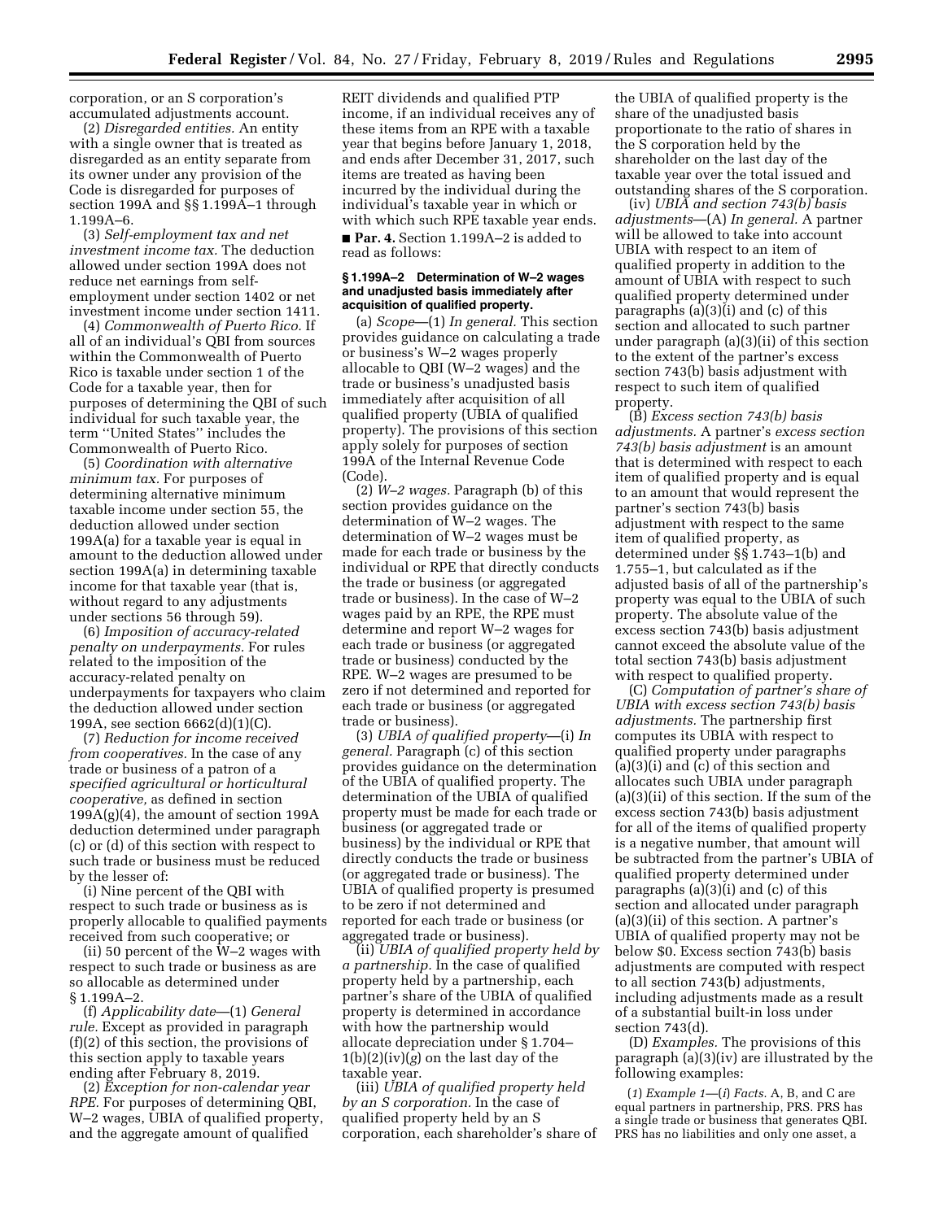corporation, or an S corporation's accumulated adjustments account.

(2) *Disregarded entities.* An entity with a single owner that is treated as disregarded as an entity separate from its owner under any provision of the Code is disregarded for purposes of section 199A and §§ 1.199A–1 through 1.199A–6.

(3) *Self-employment tax and net investment income tax.* The deduction allowed under section 199A does not reduce net earnings from self-employment under section 1402 or net investment income under section 1411.

(4) *Commonwealth of Puerto Rico.* If all of an individual's QBI from sources within the Commonwealth of Puerto Rico is taxable under section 1 of the Code for a taxable year, then for purposes of determining the QBI of such individual for such taxable year, the term ''United States'' includes the Commonwealth of Puerto Rico.

(5) *Coordination with alternative minimum tax.* For purposes of determining alternative minimum taxable income under section 55, the deduction allowed under section 199A(a) for a taxable year is equal in amount to the deduction allowed under section 199A(a) in determining taxable income for that taxable year (that is, without regard to any adjustments under sections 56 through 59).

(6) *Imposition of accuracy-related penalty on underpayments.* For rules related to the imposition of the accuracy-related penalty on underpayments for taxpayers who claim the deduction allowed under section 199A, see section 6662(d)(1)(C).

(7) *Reduction for income received from cooperatives.* In the case of any trade or business of a patron of a *specified agricultural or horticultural cooperative,* as defined in section 199A(g)(4), the amount of section 199A deduction determined under paragraph (c) or (d) of this section with respect to such trade or business must be reduced by the lesser of:

(i) Nine percent of the QBI with respect to such trade or business as is properly allocable to qualified payments received from such cooperative; or

(ii) 50 percent of the W–2 wages with respect to such trade or business as are so allocable as determined under § 1.199A–2.

(f) *Applicability date*—(1) *General rule.* Except as provided in paragraph (f)(2) of this section, the provisions of this section apply to taxable years ending after February 8, 2019.

(2) *Exception for non-calendar year RPE.* For purposes of determining QBI, W–2 wages, UBIA of qualified property, and the aggregate amount of qualified REIT dividends and qualified PTP income, if an individual receives any of these items from an RPE with a taxable year that begins before January 1, 2018, and ends after December 31, 2017, such items are treated as having been incurred by the individual during the individual's taxable year in which or with which such RPE taxable year ends.

■ **Par. 4.** Section 1.199A–2 is added to read as follows:

**§ 1.199A–2 Determination of W–2 wages and unadjusted basis immediately after acquisition of qualified property.**

(a) *Scope*—(1) *In general.* This section provides guidance on calculating a trade or business's W–2 wages properly allocable to QBI (W–2 wages) and the trade or business's unadjusted basis immediately after acquisition of all qualified property (UBIA of qualified property). The provisions of this section apply solely for purposes of section 199A of the Internal Revenue Code (Code).

(2) *W–2 wages.* Paragraph (b) of this section provides guidance on the determination of W–2 wages. The determination of W–2 wages must be made for each trade or business by the individual or RPE that directly conducts the trade or business (or aggregated trade or business). In the case of W–2 wages paid by an RPE, the RPE must determine and report W–2 wages for each trade or business (or aggregated trade or business) conducted by the RPE. W–2 wages are presumed to be zero if not determined and reported for each trade or business (or aggregated trade or business).

(3) *UBIA of qualified property*—(i) *In general.* Paragraph (c) of this section provides guidance on the determination of the UBIA of qualified property. The determination of the UBIA of qualified property must be made for each trade or business (or aggregated trade or business) by the individual or RPE that directly conducts the trade or business (or aggregated trade or business). The UBIA of qualified property is presumed to be zero if not determined and reported for each trade or business (or aggregated trade or business).

(ii) *UBIA of qualified property held by a partnership.* In the case of qualified property held by a partnership, each partner's share of the UBIA of qualified property is determined in accordance with how the partnership would allocate depreciation under § 1.704–1(b)(2)(iv)(*g*) on the last day of the taxable year.

(iii) *UBIA of qualified property held by an S corporation.* In the case of qualified property held by an S corporation, each shareholder's share of the UBIA of qualified property is the share of the unadjusted basis proportionate to the ratio of shares in the S corporation held by the shareholder on the last day of the taxable year over the total issued and outstanding shares of the S corporation.

(iv) *UBIA and section 743(b) basis adjustments*—(A) *In general.* A partner will be allowed to take into account UBIA with respect to an item of qualified property in addition to the amount of UBIA with respect to such qualified property determined under paragraphs (a)(3)(i) and (c) of this section and allocated to such partner under paragraph (a)(3)(ii) of this section to the extent of the partner's excess section 743(b) basis adjustment with respect to such item of qualified property.

(B) *Excess section 743(b) basis adjustments.* A partner's *excess section 743(b) basis adjustment* is an amount that is determined with respect to each item of qualified property and is equal to an amount that would represent the partner's section 743(b) basis adjustment with respect to the same item of qualified property, as determined under §§ 1.743–1(b) and 1.755–1, but calculated as if the adjusted basis of all of the partnership's property was equal to the UBIA of such property. The absolute value of the excess section 743(b) basis adjustment cannot exceed the absolute value of the total section 743(b) basis adjustment with respect to qualified property.

(C) *Computation of partner's share of UBIA with excess section 743(b) basis adjustments.* The partnership first computes its UBIA with respect to qualified property under paragraphs (a)(3)(i) and (c) of this section and allocates such UBIA under paragraph (a)(3)(ii) of this section. If the sum of the excess section 743(b) basis adjustment for all of the items of qualified property is a negative number, that amount will be subtracted from the partner's UBIA of qualified property determined under paragraphs (a)(3)(i) and (c) of this section and allocated under paragraph (a)(3)(ii) of this section. A partner's UBIA of qualified property may not be below $0. Excess section 743(b) basis adjustments are computed with respect to all section 743(b) adjustments, including adjustments made as a result of a substantial built-in loss under section 743(d).

(D) *Examples.* The provisions of this paragraph (a)(3)(iv) are illustrated by the following examples:

(*1*) *Example 1*—(*i*) *Facts.* A, B, and C are equal partners in partnership, PRS. PRS has a single trade or business that generates QBI. PRS has no liabilities and only one asset, a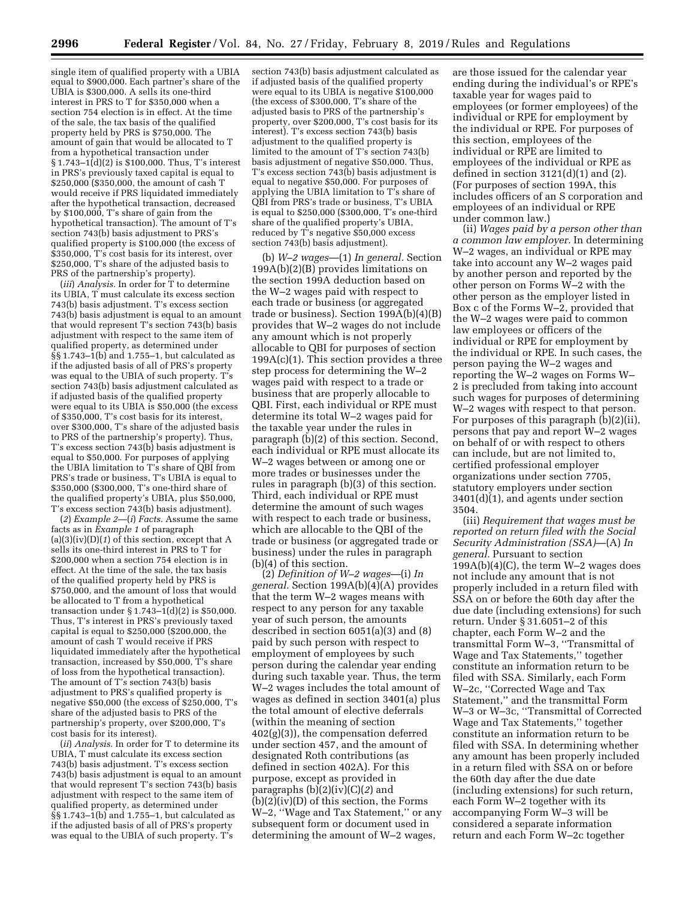single item of qualified property with a UBIA equal to $900,000. Each partner's share of the UBIA is $300,000. A sells its one-third interest in PRS to T for $350,000 when a section 754 election is in effect. At the time of the sale, the tax basis of the qualified property held by PRS is $750,000. The amount of gain that would be allocated to T from a hypothetical transaction under § 1.743–1(d)(2) is $100,000. Thus, T's interest in PRS's previously taxed capital is equal to $250,000 ($350,000, the amount of cash T would receive if PRS liquidated immediately after the hypothetical transaction, decreased by $100,000, T's share of gain from the hypothetical transaction). The amount of T's section 743(b) basis adjustment to PRS's qualified property is $100,000 (the excess of $350,000, T's cost basis for its interest, over $250,000, T's share of the adjusted basis to PRS of the partnership's property).

(*iii*) *Analysis.* In order for T to determine its UBIA, T must calculate its excess section 743(b) basis adjustment. T's excess section 743(b) basis adjustment is equal to an amount that would represent T's section 743(b) basis adjustment with respect to the same item of qualified property, as determined under §§ 1.743–1(b) and 1.755–1, but calculated as if the adjusted basis of all of PRS's property was equal to the UBIA of such property. T's section 743(b) basis adjustment calculated as if adjusted basis of the qualified property were equal to its UBIA is $50,000 (the excess of $350,000, T's cost basis for its interest, over $300,000, T's share of the adjusted basis to PRS of the partnership's property). Thus, T's excess section 743(b) basis adjustment is equal to $50,000. For purposes of applying the UBIA limitation to T's share of QBI from PRS's trade or business, T's UBIA is equal to $350,000 ($300,000, T's one-third share of the qualified property's UBIA, plus $50,000, T's excess section 743(b) basis adjustment).

(*2*) *Example 2*—(*i*) *Facts.* Assume the same facts as in *Example 1* of paragraph (a)(3)(iv)(D)(*1*) of this section, except that A sells its one-third interest in PRS to T for $200,000 when a section 754 election is in effect. At the time of the sale, the tax basis of the qualified property held by PRS is $750,000, and the amount of loss that would be allocated to T from a hypothetical transaction under § 1.743–1(d)(2) is $50,000. Thus, T's interest in PRS's previously taxed capital is equal to $250,000 ($200,000, the amount of cash T would receive if PRS liquidated immediately after the hypothetical transaction, increased by $50,000, T's share of loss from the hypothetical transaction). The amount of T's section 743(b) basis adjustment to PRS's qualified property is negative $50,000 (the excess of $250,000, T's share of the adjusted basis to PRS of the partnership's property, over $200,000, T's cost basis for its interest).

(*ii*) *Analysis.* In order for T to determine its UBIA, T must calculate its excess section 743(b) basis adjustment. T's excess section 743(b) basis adjustment is equal to an amount that would represent T's section 743(b) basis adjustment with respect to the same item of qualified property, as determined under §§ 1.743–1(b) and 1.755–1, but calculated as if the adjusted basis of all of PRS's property was equal to the UBIA of such property. T's section 743(b) basis adjustment calculated as if adjusted basis of the qualified property were equal to its UBIA is negative $100,000 (the excess of $300,000, T's share of the adjusted basis to PRS of the partnership's property, over $200,000, T's cost basis for its interest). T's excess section 743(b) basis adjustment to the qualified property is limited to the amount of T's section 743(b) basis adjustment of negative $50,000. Thus, T's excess section 743(b) basis adjustment is equal to negative $50,000. For purposes of applying the UBIA limitation to T's share of QBI from PRS's trade or business, T's UBIA is equal to $250,000 ($300,000, T's one-third share of the qualified property's UBIA, reduced by T's negative $50,000 excess section 743(b) basis adjustment).

(b) *W–2 wages*—(1) *In general.* Section 199A(b)(2)(B) provides limitations on the section 199A deduction based on the W–2 wages paid with respect to each trade or business (or aggregated trade or business). Section 199A(b)(4)(B) provides that W–2 wages do not include any amount which is not properly allocable to QBI for purposes of section 199A(c)(1). This section provides a three step process for determining the W–2 wages paid with respect to a trade or business that are properly allocable to QBI. First, each individual or RPE must determine its total W–2 wages paid for the taxable year under the rules in paragraph (b)(2) of this section. Second, each individual or RPE must allocate its W–2 wages between or among one or more trades or businesses under the rules in paragraph (b)(3) of this section. Third, each individual or RPE must determine the amount of such wages with respect to each trade or business, which are allocable to the QBI of the trade or business (or aggregated trade or business) under the rules in paragraph (b)(4) of this section.

(2) *Definition of W–2 wages*—(i) *In general.* Section 199A(b)(4)(A) provides that the term W–2 wages means with respect to any person for any taxable year of such person, the amounts described in section 6051(a)(3) and (8) paid by such person with respect to employment of employees by such person during the calendar year ending during such taxable year. Thus, the term W–2 wages includes the total amount of wages as defined in section 3401(a) plus the total amount of elective deferrals (within the meaning of section 402(g)(3)), the compensation deferred under section 457, and the amount of designated Roth contributions (as defined in section 402A). For this purpose, except as provided in paragraphs (b)(2)(iv)(C)(*2*) and (b)(2)(iv)(D) of this section, the Forms W–2, ''Wage and Tax Statement,'' or any subsequent form or document used in determining the amount of W–2 wages, are those issued for the calendar year ending during the individual's or RPE's taxable year for wages paid to employees (or former employees) of the individual or RPE for employment by the individual or RPE. For purposes of this section, employees of the individual or RPE are limited to employees of the individual or RPE as defined in section 3121(d)(1) and (2). (For purposes of section 199A, this includes officers of an S corporation and employees of an individual or RPE under common law.)

(ii) *Wages paid by a person other than a common law employer.* In determining W–2 wages, an individual or RPE may take into account any W–2 wages paid by another person and reported by the other person on Forms W–2 with the other person as the employer listed in Box c of the Forms W–2, provided that the W–2 wages were paid to common law employees or officers of the individual or RPE for employment by the individual or RPE. In such cases, the person paying the W–2 wages and reporting the W–2 wages on Forms W–2 is precluded from taking into account such wages for purposes of determining W–2 wages with respect to that person. For purposes of this paragraph (b)(2)(ii), persons that pay and report W–2 wages on behalf of or with respect to others can include, but are not limited to, certified professional employer organizations under section 7705, statutory employers under section 3401(d)(1), and agents under section 3504.

(iii) *Requirement that wages must be reported on return filed with the Social Security Administration (SSA)*—(A) *In general.* Pursuant to section 199A(b)(4)(C), the term W–2 wages does not include any amount that is not properly included in a return filed with SSA on or before the 60th day after the due date (including extensions) for such return. Under § 31.6051–2 of this chapter, each Form W–2 and the transmittal Form W–3, ''Transmittal of Wage and Tax Statements,'' together constitute an information return to be filed with SSA. Similarly, each Form W–2c, ''Corrected Wage and Tax Statement,'' and the transmittal Form W–3 or W–3c, ''Transmittal of Corrected Wage and Tax Statements,'' together constitute an information return to be filed with SSA. In determining whether any amount has been properly included in a return filed with SSA on or before the 60th day after the due date (including extensions) for such return, each Form W–2 together with its accompanying Form W–3 will be considered a separate information return and each Form W–2c together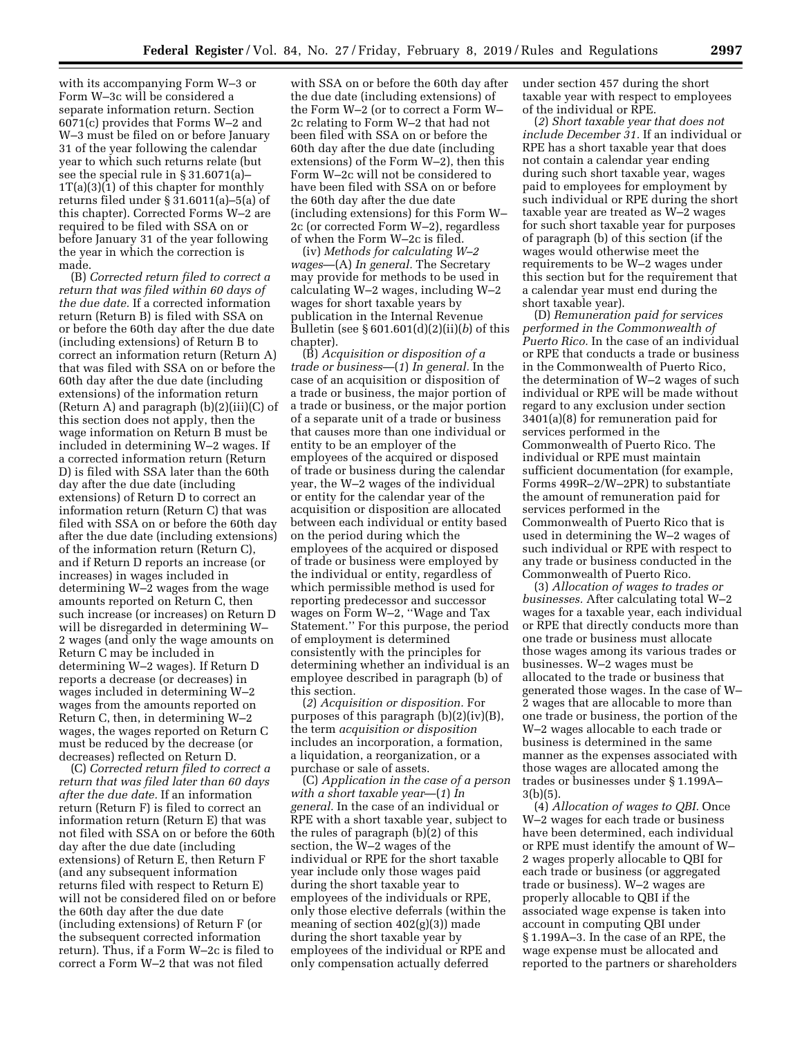with its accompanying Form W–3 or Form W–3c will be considered a separate information return. Section 6071(c) provides that Forms W–2 and W–3 must be filed on or before January 31 of the year following the calendar year to which such returns relate (but see the special rule in § 31.6071(a)–1T(a)(3)(1) of this chapter for monthly returns filed under § 31.6011(a)–5(a) of this chapter). Corrected Forms W–2 are required to be filed with SSA on or before January 31 of the year following the year in which the correction is made.

(B) *Corrected return filed to correct a return that was filed within 60 days of the due date.* If a corrected information return (Return B) is filed with SSA on or before the 60th day after the due date (including extensions) of Return B to correct an information return (Return A) that was filed with SSA on or before the 60th day after the due date (including extensions) of the information return (Return A) and paragraph (b)(2)(iii)(C) of this section does not apply, then the wage information on Return B must be included in determining W–2 wages. If a corrected information return (Return D) is filed with SSA later than the 60th day after the due date (including extensions) of Return D to correct an information return (Return C) that was filed with SSA on or before the 60th day after the due date (including extensions) of the information return (Return C), and if Return D reports an increase (or increases) in wages included in determining W–2 wages from the wage amounts reported on Return C, then such increase (or increases) on Return D will be disregarded in determining W–2 wages (and only the wage amounts on Return C may be included in determining W–2 wages). If Return D reports a decrease (or decreases) in wages included in determining W–2 wages from the amounts reported on Return C, then, in determining W–2 wages, the wages reported on Return C must be reduced by the decrease (or decreases) reflected on Return D.

(C) *Corrected return filed to correct a return that was filed later than 60 days after the due date.* If an information return (Return F) is filed to correct an information return (Return E) that was not filed with SSA on or before the 60th day after the due date (including extensions) of Return E, then Return F (and any subsequent information returns filed with respect to Return E) will not be considered filed on or before the 60th day after the due date (including extensions) of Return F (or the subsequent corrected information return). Thus, if a Form W–2c is filed to correct a Form W–2 that was not filed with SSA on or before the 60th day after the due date (including extensions) of the Form W–2 (or to correct a Form W–2c relating to Form W–2 that had not been filed with SSA on or before the 60th day after the due date (including extensions) of the Form W–2), then this Form W–2c will not be considered to have been filed with SSA on or before the 60th day after the due date (including extensions) for this Form W–2c (or corrected Form W–2), regardless of when the Form W–2c is filed.

(iv) *Methods for calculating W–2 wages*—(A) *In general.* The Secretary may provide for methods to be used in calculating W–2 wages, including W–2 wages for short taxable years by publication in the Internal Revenue Bulletin (see § 601.601(d)(2)(ii)(*b*) of this chapter).

(B) *Acquisition or disposition of a trade or business*—(*1*) *In general.* In the case of an acquisition or disposition of a trade or business, the major portion of a trade or business, or the major portion of a separate unit of a trade or business that causes more than one individual or entity to be an employer of the employees of the acquired or disposed of trade or business during the calendar year, the W–2 wages of the individual or entity for the calendar year of the acquisition or disposition are allocated between each individual or entity based on the period during which the employees of the acquired or disposed of trade or business were employed by the individual or entity, regardless of which permissible method is used for reporting predecessor and successor wages on Form W–2, ''Wage and Tax Statement.'' For this purpose, the period of employment is determined consistently with the principles for determining whether an individual is an employee described in paragraph (b) of this section.

(*2*) *Acquisition or disposition.* For purposes of this paragraph (b)(2)(iv)(B), the term *acquisition or disposition* includes an incorporation, a formation, a liquidation, a reorganization, or a purchase or sale of assets.

(C) *Application in the case of a person with a short taxable year*—(*1*) *In general.* In the case of an individual or RPE with a short taxable year, subject to the rules of paragraph (b)(2) of this section, the W–2 wages of the individual or RPE for the short taxable year include only those wages paid during the short taxable year to employees of the individuals or RPE, only those elective deferrals (within the meaning of section 402(g)(3)) made during the short taxable year by employees of the individual or RPE and only compensation actually deferred under section 457 during the short taxable year with respect to employees of the individual or RPE.

(*2*) *Short taxable year that does not include December 31.* If an individual or RPE has a short taxable year that does not contain a calendar year ending during such short taxable year, wages paid to employees for employment by such individual or RPE during the short taxable year are treated as W–2 wages for such short taxable year for purposes of paragraph (b) of this section (if the wages would otherwise meet the requirements to be W–2 wages under this section but for the requirement that a calendar year must end during the short taxable year).

(D) *Remuneration paid for services performed in the Commonwealth of Puerto Rico.* In the case of an individual or RPE that conducts a trade or business in the Commonwealth of Puerto Rico, the determination of W–2 wages of such individual or RPE will be made without regard to any exclusion under section 3401(a)(8) for remuneration paid for services performed in the Commonwealth of Puerto Rico. The individual or RPE must maintain sufficient documentation (for example, Forms 499R–2/W–2PR) to substantiate the amount of remuneration paid for services performed in the Commonwealth of Puerto Rico that is used in determining the W–2 wages of such individual or RPE with respect to any trade or business conducted in the Commonwealth of Puerto Rico.

(3) *Allocation of wages to trades or businesses.* After calculating total W–2 wages for a taxable year, each individual or RPE that directly conducts more than one trade or business must allocate those wages among its various trades or businesses. W–2 wages must be allocated to the trade or business that generated those wages. In the case of W–2 wages that are allocable to more than one trade or business, the portion of the W–2 wages allocable to each trade or business is determined in the same manner as the expenses associated with those wages are allocated among the trades or businesses under § 1.199A–3(b)(5).

(4) *Allocation of wages to QBI.* Once W–2 wages for each trade or business have been determined, each individual or RPE must identify the amount of W–2 wages properly allocable to QBI for each trade or business (or aggregated trade or business). W–2 wages are properly allocable to QBI if the associated wage expense is taken into account in computing QBI under § 1.199A–3. In the case of an RPE, the wage expense must be allocated and reported to the partners or shareholders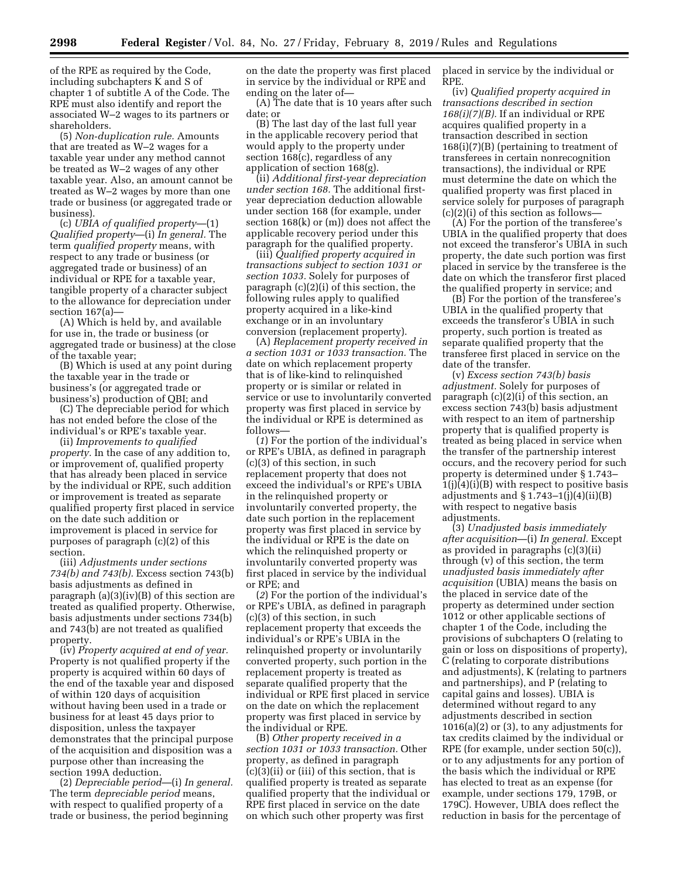of the RPE as required by the Code, including subchapters K and S of chapter 1 of subtitle A of the Code. The RPE must also identify and report the associated W–2 wages to its partners or shareholders.

(5) *Non-duplication rule.* Amounts that are treated as W–2 wages for a taxable year under any method cannot be treated as W–2 wages of any other taxable year. Also, an amount cannot be treated as W–2 wages by more than one trade or business (or aggregated trade or business).

(c) *UBIA of qualified property*—(1) *Qualified property*—(i) *In general.* The term *qualified property* means, with respect to any trade or business (or aggregated trade or business) of an individual or RPE for a taxable year, tangible property of a character subject to the allowance for depreciation under section 167(a)—

(A) Which is held by, and available for use in, the trade or business (or aggregated trade or business) at the close of the taxable year;

(B) Which is used at any point during the taxable year in the trade or business's (or aggregated trade or business's) production of QBI; and

(C) The depreciable period for which has not ended before the close of the individual's or RPE's taxable year.

(ii) *Improvements to qualified property.* In the case of any addition to, or improvement of, qualified property that has already been placed in service by the individual or RPE, such addition or improvement is treated as separate qualified property first placed in service on the date such addition or improvement is placed in service for purposes of paragraph (c)(2) of this section.

(iii) *Adjustments under sections 734(b) and 743(b).* Excess section 743(b) basis adjustments as defined in paragraph (a)(3)(iv)(B) of this section are treated as qualified property. Otherwise, basis adjustments under sections 734(b) and 743(b) are not treated as qualified property.

(iv) *Property acquired at end of year.* Property is not qualified property if the property is acquired within 60 days of the end of the taxable year and disposed of within 120 days of acquisition without having been used in a trade or business for at least 45 days prior to disposition, unless the taxpayer demonstrates that the principal purpose of the acquisition and disposition was a purpose other than increasing the section 199A deduction.

(2) *Depreciable period*—(i) *In general.* The term *depreciable period* means, with respect to qualified property of a trade or business, the period beginning on the date the property was first placed in service by the individual or RPE and ending on the later of—

(A) The date that is 10 years after such date; or

(B) The last day of the last full year in the applicable recovery period that would apply to the property under section 168(c), regardless of any application of section 168(g).

(ii) *Additional first-year depreciation under section 168.* The additional first-year depreciation deduction allowable under section 168 (for example, under section 168(k) or (m)) does not affect the applicable recovery period under this paragraph for the qualified property.

(iii) *Qualified property acquired in transactions subject to section 1031 or section 1033.* Solely for purposes of paragraph (c)(2)(i) of this section, the following rules apply to qualified property acquired in a like-kind exchange or in an involuntary conversion (replacement property).

(A) *Replacement property received in a section 1031 or 1033 transaction.* The date on which replacement property that is of like-kind to relinquished property or is similar or related in service or use to involuntarily converted property was first placed in service by the individual or RPE is determined as follows—

(*1*) For the portion of the individual's or RPE's UBIA, as defined in paragraph (c)(3) of this section, in such replacement property that does not exceed the individual's or RPE's UBIA in the relinquished property or involuntarily converted property, the date such portion in the replacement property was first placed in service by the individual or RPE is the date on which the relinquished property or involuntarily converted property was first placed in service by the individual or RPE; and

(*2*) For the portion of the individual's or RPE's UBIA, as defined in paragraph (c)(3) of this section, in such replacement property that exceeds the individual's or RPE's UBIA in the relinquished property or involuntarily converted property, such portion in the replacement property is treated as separate qualified property that the individual or RPE first placed in service on the date on which the replacement property was first placed in service by the individual or RPE.

(B) *Other property received in a section 1031 or 1033 transaction.* Other property, as defined in paragraph (c)(3)(ii) or (iii) of this section, that is qualified property is treated as separate qualified property that the individual or RPE first placed in service on the date on which such other property was first placed in service by the individual or RPE.

(iv) *Qualified property acquired in transactions described in section 168(i)(7)(B).* If an individual or RPE acquires qualified property in a transaction described in section 168(i)(7)(B) (pertaining to treatment of transferees in certain nonrecognition transactions), the individual or RPE must determine the date on which the qualified property was first placed in service solely for purposes of paragraph (c)(2)(i) of this section as follows—

(A) For the portion of the transferee's UBIA in the qualified property that does not exceed the transferor's UBIA in such property, the date such portion was first placed in service by the transferee is the date on which the transferor first placed the qualified property in service; and

(B) For the portion of the transferee's UBIA in the qualified property that exceeds the transferor's UBIA in such property, such portion is treated as separate qualified property that the transferee first placed in service on the date of the transfer.

(v) *Excess section 743(b) basis adjustment.* Solely for purposes of paragraph (c)(2)(i) of this section, an excess section 743(b) basis adjustment with respect to an item of partnership property that is qualified property is treated as being placed in service when the transfer of the partnership interest occurs, and the recovery period for such property is determined under § 1.743–1(j)(4)(i)(B) with respect to positive basis adjustments and § 1.743–1(j)(4)(ii)(B) with respect to negative basis adjustments.

(3) *Unadjusted basis immediately after acquisition*—(i) *In general.* Except as provided in paragraphs (c)(3)(ii) through (v) of this section, the term *unadjusted basis immediately after acquisition* (UBIA) means the basis on the placed in service date of the property as determined under section 1012 or other applicable sections of chapter 1 of the Code, including the provisions of subchapters O (relating to gain or loss on dispositions of property), C (relating to corporate distributions and adjustments), K (relating to partners and partnerships), and P (relating to capital gains and losses). UBIA is determined without regard to any adjustments described in section 1016(a)(2) or (3), to any adjustments for tax credits claimed by the individual or RPE (for example, under section 50(c)), or to any adjustments for any portion of the basis which the individual or RPE has elected to treat as an expense (for example, under sections 179, 179B, or 179C). However, UBIA does reflect the reduction in basis for the percentage of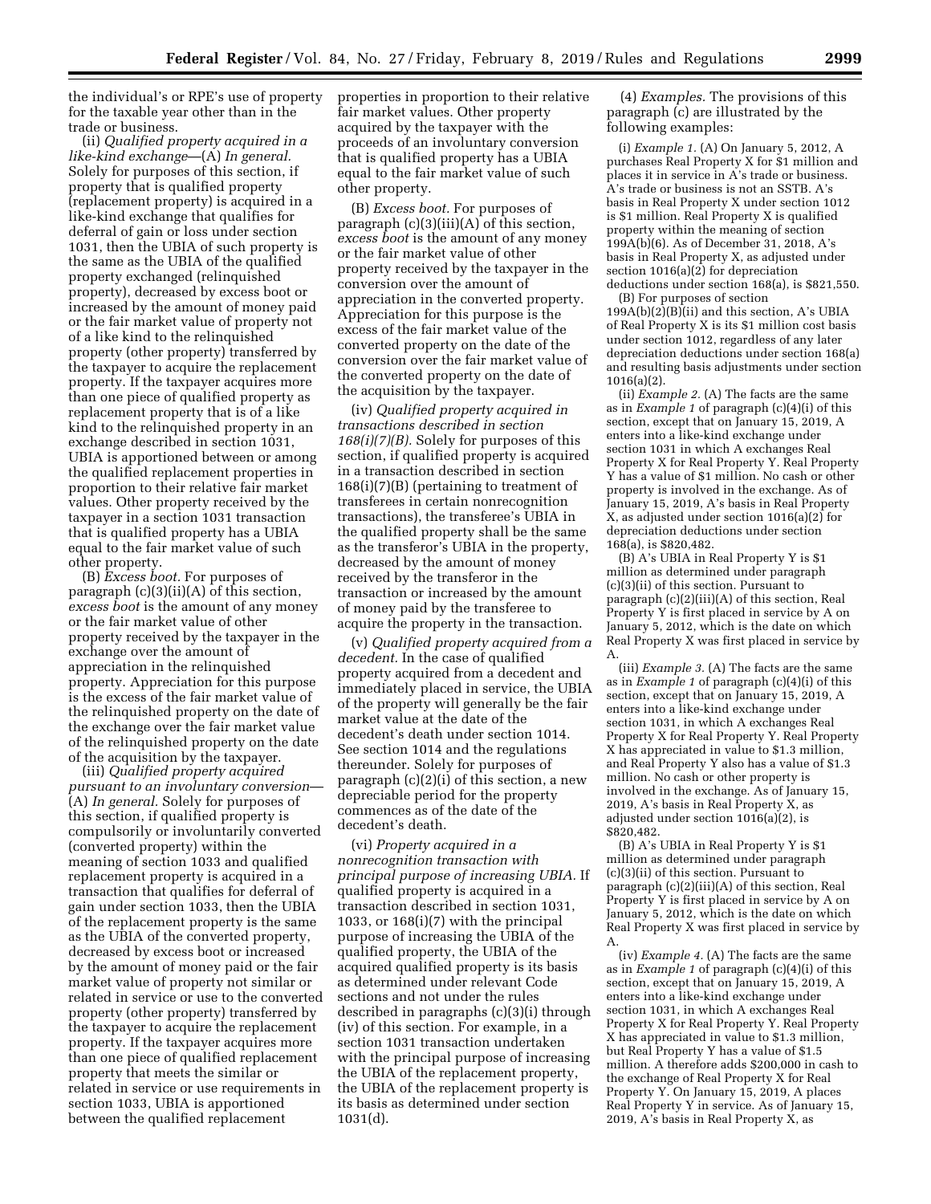the individual's or RPE's use of property for the taxable year other than in the trade or business.

(ii) *Qualified property acquired in a like-kind exchange*—(A) *In general.* Solely for purposes of this section, if property that is qualified property (replacement property) is acquired in a like-kind exchange that qualifies for deferral of gain or loss under section 1031, then the UBIA of such property is the same as the UBIA of the qualified property exchanged (relinquished property), decreased by excess boot or increased by the amount of money paid or the fair market value of property not of a like kind to the relinquished property (other property) transferred by the taxpayer to acquire the replacement property. If the taxpayer acquires more than one piece of qualified property as replacement property that is of a like kind to the relinquished property in an exchange described in section 1031, UBIA is apportioned between or among the qualified replacement properties in proportion to their relative fair market values. Other property received by the taxpayer in a section 1031 transaction that is qualified property has a UBIA equal to the fair market value of such other property.

(B) *Excess boot.* For purposes of paragraph (c)(3)(ii)(A) of this section, *excess boot* is the amount of any money or the fair market value of other property received by the taxpayer in the exchange over the amount of appreciation in the relinquished property. Appreciation for this purpose is the excess of the fair market value of the relinquished property on the date of the exchange over the fair market value of the relinquished property on the date of the acquisition by the taxpayer.

(iii) *Qualified property acquired pursuant to an involuntary conversion*—(A) *In general.* Solely for purposes of this section, if qualified property is compulsorily or involuntarily converted (converted property) within the meaning of section 1033 and qualified replacement property is acquired in a transaction that qualifies for deferral of gain under section 1033, then the UBIA of the replacement property is the same as the UBIA of the converted property, decreased by excess boot or increased by the amount of money paid or the fair market value of property not similar or related in service or use to the converted property (other property) transferred by the taxpayer to acquire the replacement property. If the taxpayer acquires more than one piece of qualified replacement property that meets the similar or related in service or use requirements in section 1033, UBIA is apportioned between the qualified replacement properties in proportion to their relative fair market values. Other property acquired by the taxpayer with the proceeds of an involuntary conversion that is qualified property has a UBIA equal to the fair market value of such other property.

(B) *Excess boot.* For purposes of paragraph (c)(3)(iii)(A) of this section, *excess boot* is the amount of any money or the fair market value of other property received by the taxpayer in the conversion over the amount of appreciation in the converted property. Appreciation for this purpose is the excess of the fair market value of the converted property on the date of the conversion over the fair market value of the converted property on the date of the acquisition by the taxpayer.

(iv) *Qualified property acquired in transactions described in section 168(i)(7)(B).* Solely for purposes of this section, if qualified property is acquired in a transaction described in section 168(i)(7)(B) (pertaining to treatment of transferees in certain nonrecognition transactions), the transferee's UBIA in the qualified property shall be the same as the transferor's UBIA in the property, decreased by the amount of money received by the transferor in the transaction or increased by the amount of money paid by the transferee to acquire the property in the transaction.

(v) *Qualified property acquired from a decedent.* In the case of qualified property acquired from a decedent and immediately placed in service, the UBIA of the property will generally be the fair market value at the date of the decedent's death under section 1014. See section 1014 and the regulations thereunder. Solely for purposes of paragraph (c)(2)(i) of this section, a new depreciable period for the property commences as of the date of the decedent's death.

(vi) *Property acquired in a nonrecognition transaction with principal purpose of increasing UBIA.* If qualified property is acquired in a transaction described in section 1031, 1033, or 168(i)(7) with the principal purpose of increasing the UBIA of the qualified property, the UBIA of the acquired qualified property is its basis as determined under relevant Code sections and not under the rules described in paragraphs (c)(3)(i) through (iv) of this section. For example, in a section 1031 transaction undertaken with the principal purpose of increasing the UBIA of the replacement property, the UBIA of the replacement property is its basis as determined under section 1031(d).

(4) *Examples.* The provisions of this paragraph (c) are illustrated by the following examples:

(i) *Example 1.* (A) On January 5, 2012, A purchases Real Property X for $1 million and places it in service in A's trade or business. A's trade or business is not an SSTB. A's basis in Real Property X under section 1012 is $1 million. Real Property X is qualified property within the meaning of section 199A(b)(6). As of December 31, 2018, A's basis in Real Property X, as adjusted under section 1016(a)(2) for depreciation deductions under section 168(a), is $821,550.

(B) For purposes of section 199A(b)(2)(B)(ii) and this section, A's UBIA of Real Property X is its $1 million cost basis under section 1012, regardless of any later depreciation deductions under section 168(a) and resulting basis adjustments under section 1016(a)(2).

(ii) *Example 2.* (A) The facts are the same as in *Example 1* of paragraph (c)(4)(i) of this section, except that on January 15, 2019, A enters into a like-kind exchange under section 1031 in which A exchanges Real Property X for Real Property Y. Real Property Y has a value of $1 million. No cash or other property is involved in the exchange. As of January 15, 2019, A's basis in Real Property X, as adjusted under section 1016(a)(2) for depreciation deductions under section 168(a), is $820,482.

(B) A's UBIA in Real Property Y is $1 million as determined under paragraph (c)(3)(ii) of this section. Pursuant to paragraph (c)(2)(iii)(A) of this section, Real Property Y is first placed in service by A on January 5, 2012, which is the date on which Real Property X was first placed in service by A.

(iii) *Example 3.* (A) The facts are the same as in *Example 1* of paragraph (c)(4)(i) of this section, except that on January 15, 2019, A enters into a like-kind exchange under section 1031, in which A exchanges Real Property X for Real Property Y. Real Property X has appreciated in value to $1.3 million, and Real Property Y also has a value of $1.3 million. No cash or other property is involved in the exchange. As of January 15, 2019, A's basis in Real Property X, as adjusted under section 1016(a)(2), is $820,482.

(B) A's UBIA in Real Property Y is $1 million as determined under paragraph (c)(3)(ii) of this section. Pursuant to paragraph (c)(2)(iii)(A) of this section, Real Property Y is first placed in service by A on January 5, 2012, which is the date on which Real Property X was first placed in service by A.

(iv) *Example 4.* (A) The facts are the same as in *Example 1* of paragraph (c)(4)(i) of this section, except that on January 15, 2019, A enters into a like-kind exchange under section 1031, in which A exchanges Real Property X for Real Property Y. Real Property X has appreciated in value to $1.3 million, but Real Property Y has a value of $1.5 million. A therefore adds $200,000 in cash to the exchange of Real Property X for Real Property Y. On January 15, 2019, A places Real Property Y in service. As of January 15, 2019, A's basis in Real Property X, as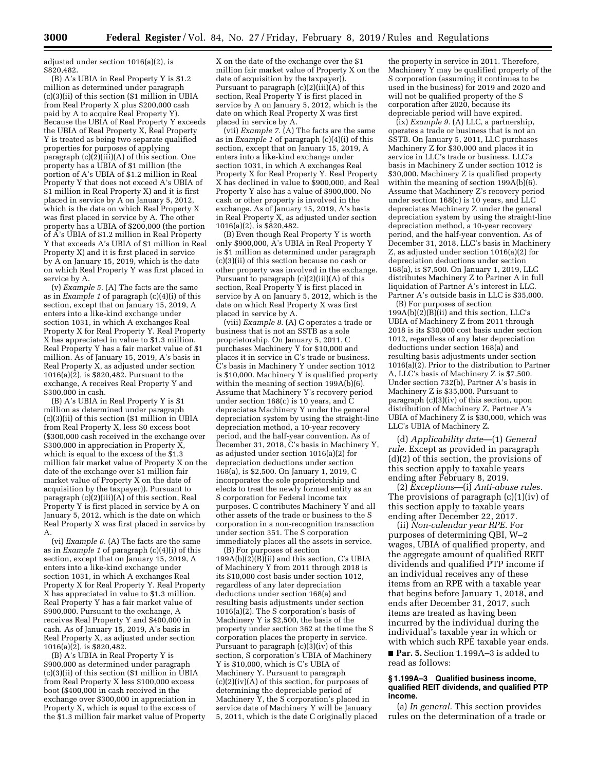adjusted under section 1016(a)(2), is $820,482.

(B) A's UBIA in Real Property Y is $1.2 million as determined under paragraph (c)(3)(ii) of this section ($1 million in UBIA from Real Property X plus $200,000 cash paid by A to acquire Real Property Y). Because the UBIA of Real Property Y exceeds the UBIA of Real Property X, Real Property Y is treated as being two separate qualified properties for purposes of applying paragraph (c)(2)(iii)(A) of this section. One property has a UBIA of $1 million (the portion of A's UBIA of $1.2 million in Real Property Y that does not exceed A's UBIA of $1 million in Real Property X) and it is first placed in service by A on January 5, 2012, which is the date on which Real Property X was first placed in service by A. The other property has a UBIA of $200,000 (the portion of A's UBIA of $1.2 million in Real Property Y that exceeds A's UBIA of $1 million in Real Property X) and it is first placed in service by A on January 15, 2019, which is the date on which Real Property Y was first placed in service by A.

(v) *Example 5.* (A) The facts are the same as in *Example 1* of paragraph (c)(4)(i) of this section, except that on January 15, 2019, A enters into a like-kind exchange under section 1031, in which A exchanges Real Property X for Real Property Y. Real Property X has appreciated in value to $1.3 million. Real Property Y has a fair market value of $1 million. As of January 15, 2019, A's basis in Real Property X, as adjusted under section 1016(a)(2), is $820,482. Pursuant to the exchange, A receives Real Property Y and $300,000 in cash.

(B) A's UBIA in Real Property Y is $1 million as determined under paragraph (c)(3)(ii) of this section ($1 million in UBIA from Real Property X, less $0 excess boot ($300,000 cash received in the exchange over $300,000 in appreciation in Property X, which is equal to the excess of the $1.3 million fair market value of Property X on the date of the exchange over $1 million fair market value of Property X on the date of acquisition by the taxpayer)). Pursuant to paragraph (c)(2)(iii)(A) of this section, Real Property Y is first placed in service by A on January 5, 2012, which is the date on which Real Property X was first placed in service by A.

(vi) *Example 6.* (A) The facts are the same as in *Example 1* of paragraph (c)(4)(i) of this section, except that on January 15, 2019, A enters into a like-kind exchange under section 1031, in which A exchanges Real Property X for Real Property Y. Real Property X has appreciated in value to $1.3 million. Real Property Y has a fair market value of $900,000. Pursuant to the exchange, A receives Real Property Y and $400,000 in cash. As of January 15, 2019, A's basis in Real Property X, as adjusted under section 1016(a)(2), is $820,482.

(B) A's UBIA in Real Property Y is $900,000 as determined under paragraph (c)(3)(ii) of this section ($1 million in UBIA from Real Property X less $100,000 excess boot ($400,000 in cash received in the exchange over $300,000 in appreciation in Property X, which is equal to the excess of the $1.3 million fair market value of Property X on the date of the exchange over the $1 million fair market value of Property X on the date of acquisition by the taxpayer)). Pursuant to paragraph (c)(2)(iii)(A) of this section, Real Property Y is first placed in service by A on January 5, 2012, which is the date on which Real Property X was first placed in service by A.

(vii) *Example 7.* (A) The facts are the same as in *Example 1* of paragraph (c)(4)(i) of this section, except that on January 15, 2019, A enters into a like-kind exchange under section 1031, in which A exchanges Real Property X for Real Property Y. Real Property X has declined in value to $900,000, and Real Property Y also has a value of $900,000. No cash or other property is involved in the exchange. As of January 15, 2019, A's basis in Real Property X, as adjusted under section 1016(a)(2), is $820,482.

(B) Even though Real Property Y is worth only $900,000, A's UBIA in Real Property Y is $1 million as determined under paragraph (c)(3)(ii) of this section because no cash or other property was involved in the exchange. Pursuant to paragraph (c)(2)(iii)(A) of this section, Real Property Y is first placed in service by A on January 5, 2012, which is the date on which Real Property X was first placed in service by A.

(viii) *Example 8.* (A) C operates a trade or business that is not an SSTB as a sole proprietorship. On January 5, 2011, C purchases Machinery Y for $10,000 and places it in service in C's trade or business. C's basis in Machinery Y under section 1012 is $10,000. Machinery Y is qualified property within the meaning of section 199A(b)(6). Assume that Machinery Y's recovery period under section 168(c) is 10 years, and C depreciates Machinery Y under the general depreciation system by using the straight-line depreciation method, a 10-year recovery period, and the half-year convention. As of December 31, 2018, C's basis in Machinery Y, as adjusted under section 1016(a)(2) for depreciation deductions under section 168(a), is $2,500. On January 1, 2019, C incorporates the sole proprietorship and elects to treat the newly formed entity as an S corporation for Federal income tax purposes. C contributes Machinery Y and all other assets of the trade or business to the S corporation in a non-recognition transaction under section 351. The S corporation immediately places all the assets in service.

(B) For purposes of section 199A(b)(2)(B)(ii) and this section, C's UBIA of Machinery Y from 2011 through 2018 is its $10,000 cost basis under section 1012, regardless of any later depreciation deductions under section 168(a) and resulting basis adjustments under section 1016(a)(2). The S corporation's basis of Machinery Y is $2,500, the basis of the property under section 362 at the time the S corporation places the property in service. Pursuant to paragraph (c)(3)(iv) of this section, S corporation's UBIA of Machinery Y is $10,000, which is C's UBIA of Machinery Y. Pursuant to paragraph (c)(2)(iv)(A) of this section, for purposes of determining the depreciable period of Machinery Y, the S corporation's placed in service date of Machinery Y will be January 5, 2011, which is the date C originally placed the property in service in 2011. Therefore, Machinery Y may be qualified property of the S corporation (assuming it continues to be used in the business) for 2019 and 2020 and will not be qualified property of the S corporation after 2020, because its depreciable period will have expired.

(ix) *Example 9.* (A) LLC, a partnership, operates a trade or business that is not an SSTB. On January 5, 2011, LLC purchases Machinery Z for $30,000 and places it in service in LLC's trade or business. LLC's basis in Machinery Z under section 1012 is $30,000. Machinery Z is qualified property within the meaning of section 199A(b)(6). Assume that Machinery Z's recovery period under section 168(c) is 10 years, and LLC depreciates Machinery Z under the general depreciation system by using the straight-line depreciation method, a 10-year recovery period, and the half-year convention. As of December 31, 2018, LLC's basis in Machinery Z, as adjusted under section 1016(a)(2) for depreciation deductions under section 168(a), is $7,500. On January 1, 2019, LLC distributes Machinery Z to Partner A in full liquidation of Partner A's interest in LLC. Partner A's outside basis in LLC is $35,000.

(B) For purposes of section 199A(b)(2)(B)(ii) and this section, LLC's UBIA of Machinery Z from 2011 through 2018 is its $30,000 cost basis under section 1012, regardless of any later depreciation deductions under section 168(a) and resulting basis adjustments under section 1016(a)(2). Prior to the distribution to Partner A, LLC's basis of Machinery Z is $7,500. Under section 732(b), Partner A's basis in Machinery Z is $35,000. Pursuant to paragraph (c)(3)(iv) of this section, upon distribution of Machinery Z, Partner A's UBIA of Machinery Z is $30,000, which was LLC's UBIA of Machinery Z.

(d) *Applicability date*—(1) *General rule.* Except as provided in paragraph (d)(2) of this section, the provisions of this section apply to taxable years ending after February 8, 2019.

(2) *Exceptions*—(i) *Anti-abuse rules.* The provisions of paragraph (c)(1)(iv) of this section apply to taxable years ending after December 22, 2017.

(ii) *Non-calendar year RPE.* For purposes of determining QBI, W–2 wages, UBIA of qualified property, and the aggregate amount of qualified REIT dividends and qualified PTP income if an individual receives any of these items from an RPE with a taxable year that begins before January 1, 2018, and ends after December 31, 2017, such items are treated as having been incurred by the individual during the individual's taxable year in which or with which such RPE taxable year ends.

■ **Par. 5.** Section 1.199A–3 is added to read as follows:

**§ 1.199A–3 Qualified business income, qualified REIT dividends, and qualified PTP income.**

(a) *In general.* This section provides rules on the determination of a trade or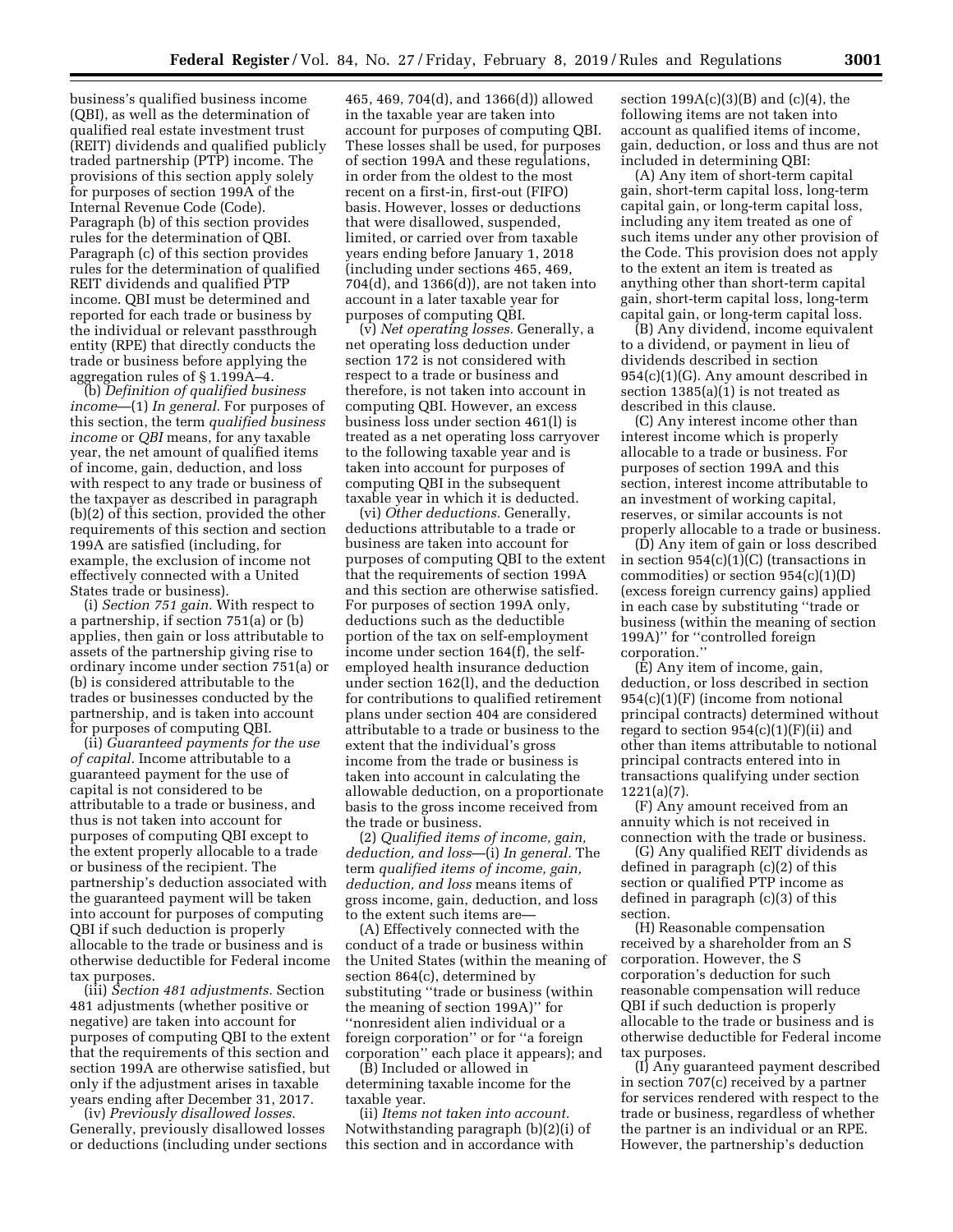business's qualified business income (QBI), as well as the determination of qualified real estate investment trust (REIT) dividends and qualified publicly traded partnership (PTP) income. The provisions of this section apply solely for purposes of section 199A of the Internal Revenue Code (Code). Paragraph (b) of this section provides rules for the determination of QBI. Paragraph (c) of this section provides rules for the determination of qualified REIT dividends and qualified PTP income. QBI must be determined and reported for each trade or business by the individual or relevant passthrough entity (RPE) that directly conducts the trade or business before applying the aggregation rules of § 1.199A–4.

(b) *Definition of qualified business income*—(1) *In general.* For purposes of this section, the term *qualified business income* or *QBI* means, for any taxable year, the net amount of qualified items of income, gain, deduction, and loss with respect to any trade or business of the taxpayer as described in paragraph (b)(2) of this section, provided the other requirements of this section and section 199A are satisfied (including, for example, the exclusion of income not effectively connected with a United States trade or business).

(i) *Section 751 gain.* With respect to a partnership, if section 751(a) or (b) applies, then gain or loss attributable to assets of the partnership giving rise to ordinary income under section 751(a) or (b) is considered attributable to the trades or businesses conducted by the partnership, and is taken into account for purposes of computing QBI.

(ii) *Guaranteed payments for the use of capital.* Income attributable to a guaranteed payment for the use of capital is not considered to be attributable to a trade or business, and thus is not taken into account for purposes of computing QBI except to the extent properly allocable to a trade or business of the recipient. The partnership's deduction associated with the guaranteed payment will be taken into account for purposes of computing QBI if such deduction is properly allocable to the trade or business and is otherwise deductible for Federal income tax purposes.

(iii) *Section 481 adjustments.* Section 481 adjustments (whether positive or negative) are taken into account for purposes of computing QBI to the extent that the requirements of this section and section 199A are otherwise satisfied, but only if the adjustment arises in taxable years ending after December 31, 2017.

(iv) *Previously disallowed losses.* Generally, previously disallowed losses or deductions (including under sections 465, 469, 704(d), and 1366(d)) allowed in the taxable year are taken into account for purposes of computing QBI. These losses shall be used, for purposes of section 199A and these regulations, in order from the oldest to the most recent on a first-in, first-out (FIFO) basis. However, losses or deductions that were disallowed, suspended, limited, or carried over from taxable years ending before January 1, 2018 (including under sections 465, 469, 704(d), and 1366(d)), are not taken into account in a later taxable year for purposes of computing QBI.

(v) *Net operating losses.* Generally, a net operating loss deduction under section 172 is not considered with respect to a trade or business and therefore, is not taken into account in computing QBI. However, an excess business loss under section 461(l) is treated as a net operating loss carryover to the following taxable year and is taken into account for purposes of computing QBI in the subsequent taxable year in which it is deducted.

(vi) *Other deductions.* Generally, deductions attributable to a trade or business are taken into account for purposes of computing QBI to the extent that the requirements of section 199A and this section are otherwise satisfied. For purposes of section 199A only, deductions such as the deductible portion of the tax on self-employment income under section 164(f), the self-employed health insurance deduction under section 162(l), and the deduction for contributions to qualified retirement plans under section 404 are considered attributable to a trade or business to the extent that the individual's gross income from the trade or business is taken into account in calculating the allowable deduction, on a proportionate basis to the gross income received from the trade or business.

(2) *Qualified items of income, gain, deduction, and loss*—(i) *In general.* The term *qualified items of income, gain, deduction, and loss* means items of gross income, gain, deduction, and loss to the extent such items are—

(A) Effectively connected with the conduct of a trade or business within the United States (within the meaning of section 864(c), determined by substituting "trade or business (within the meaning of section 199A)" for "nonresident alien individual or a foreign corporation" or for "a foreign corporation" each place it appears); and

(B) Included or allowed in determining taxable income for the taxable year.

(ii) *Items not taken into account.* Notwithstanding paragraph (b)(2)(i) of this section and in accordance with section 199A(c)(3)(B) and (c)(4), the following items are not taken into account as qualified items of income, gain, deduction, or loss and thus are not included in determining QBI:

(A) Any item of short-term capital gain, short-term capital loss, long-term capital gain, or long-term capital loss, including any item treated as one of such items under any other provision of the Code. This provision does not apply to the extent an item is treated as anything other than short-term capital gain, short-term capital loss, long-term capital gain, or long-term capital loss.

(B) Any dividend, income equivalent to a dividend, or payment in lieu of dividends described in section 954(c)(1)(G). Any amount described in section 1385(a)(1) is not treated as described in this clause.

(C) Any interest income other than interest income which is properly allocable to a trade or business. For purposes of section 199A and this section, interest income attributable to an investment of working capital, reserves, or similar accounts is not properly allocable to a trade or business.

(D) Any item of gain or loss described in section 954(c)(1)(C) (transactions in commodities) or section 954(c)(1)(D) (excess foreign currency gains) applied in each case by substituting "trade or business (within the meaning of section 199A)" for "controlled foreign corporation."

(E) Any item of income, gain, deduction, or loss described in section 954(c)(1)(F) (income from notional principal contracts) determined without regard to section 954(c)(1)(F)(ii) and other than items attributable to notional principal contracts entered into in transactions qualifying under section 1221(a)(7).

(F) Any amount received from an annuity which is not received in connection with the trade or business.

(G) Any qualified REIT dividends as defined in paragraph (c)(2) of this section or qualified PTP income as defined in paragraph (c)(3) of this section.

(H) Reasonable compensation received by a shareholder from an S corporation. However, the S corporation's deduction for such reasonable compensation will reduce QBI if such deduction is properly allocable to the trade or business and is otherwise deductible for Federal income tax purposes.

(I) Any guaranteed payment described in section 707(c) received by a partner for services rendered with respect to the trade or business, regardless of whether the partner is an individual or an RPE. However, the partnership's deduction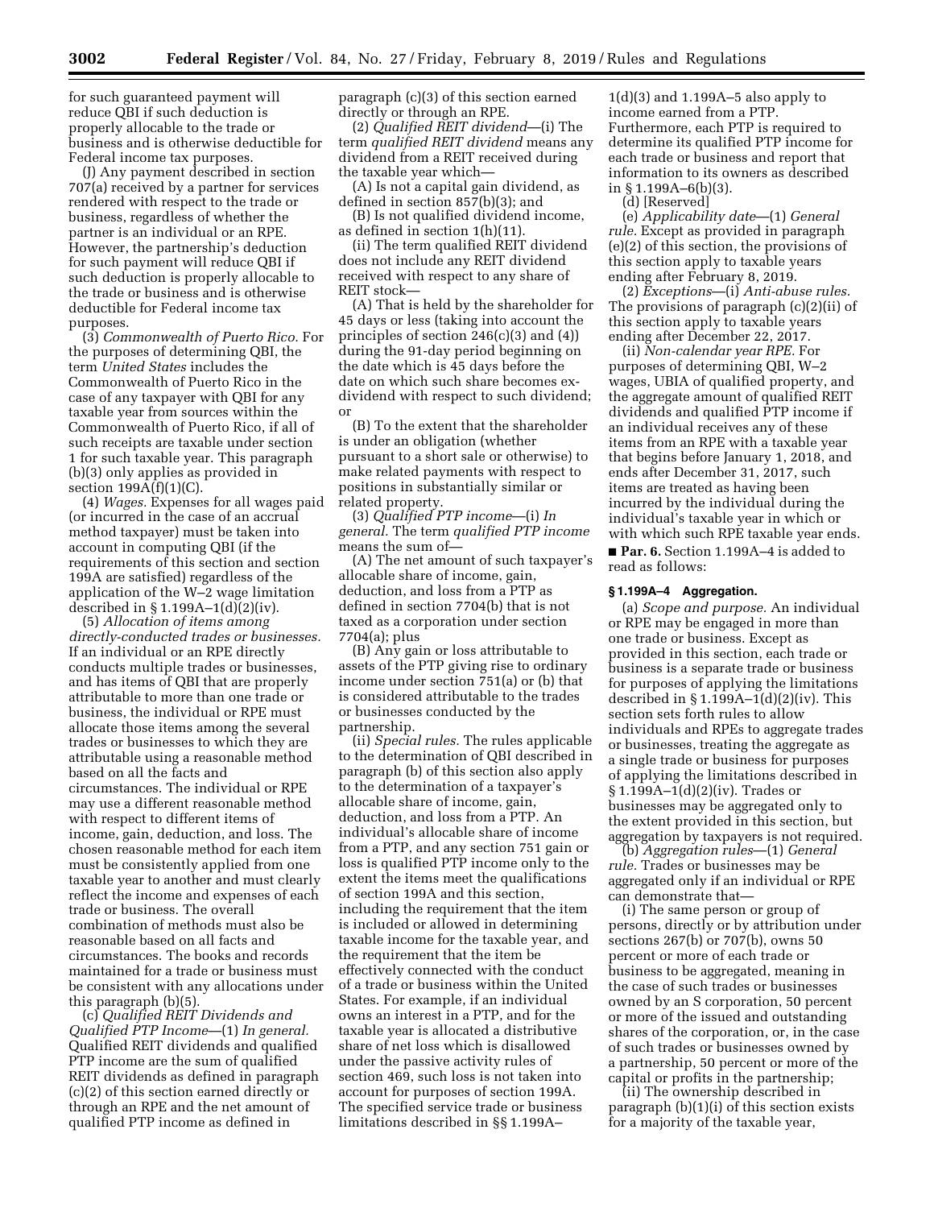for such guaranteed payment will reduce QBI if such deduction is properly allocable to the trade or business and is otherwise deductible for Federal income tax purposes.

(J) Any payment described in section 707(a) received by a partner for services rendered with respect to the trade or business, regardless of whether the partner is an individual or an RPE. However, the partnership's deduction for such payment will reduce QBI if such deduction is properly allocable to the trade or business and is otherwise deductible for Federal income tax purposes.

(3) *Commonwealth of Puerto Rico.* For the purposes of determining QBI, the term *United States* includes the Commonwealth of Puerto Rico in the case of any taxpayer with QBI for any taxable year from sources within the Commonwealth of Puerto Rico, if all of such receipts are taxable under section 1 for such taxable year. This paragraph (b)(3) only applies as provided in section 199A(f)(1)(C).

(4) *Wages.* Expenses for all wages paid (or incurred in the case of an accrual method taxpayer) must be taken into account in computing QBI (if the requirements of this section and section 199A are satisfied) regardless of the application of the W–2 wage limitation described in § 1.199A–1(d)(2)(iv).

(5) *Allocation of items among directly-conducted trades or businesses.* If an individual or an RPE directly conducts multiple trades or businesses, and has items of QBI that are properly attributable to more than one trade or business, the individual or RPE must allocate those items among the several trades or businesses to which they are attributable using a reasonable method based on all the facts and circumstances. The individual or RPE may use a different reasonable method with respect to different items of income, gain, deduction, and loss. The chosen reasonable method for each item must be consistently applied from one taxable year to another and must clearly reflect the income and expenses of each trade or business. The overall combination of methods must also be reasonable based on all facts and circumstances. The books and records maintained for a trade or business must be consistent with any allocations under this paragraph (b)(5).

(c) *Qualified REIT Dividends and Qualified PTP Income*—(1) *In general.* Qualified REIT dividends and qualified PTP income are the sum of qualified REIT dividends as defined in paragraph (c)(2) of this section earned directly or through an RPE and the net amount of qualified PTP income as defined in paragraph (c)(3) of this section earned directly or through an RPE.

(2) *Qualified REIT dividend*—(i) The term *qualified REIT dividend* means any dividend from a REIT received during the taxable year which—

(A) Is not a capital gain dividend, as defined in section 857(b)(3); and

(B) Is not qualified dividend income, as defined in section 1(h)(11).

(ii) The term qualified REIT dividend does not include any REIT dividend received with respect to any share of REIT stock—

(A) That is held by the shareholder for 45 days or less (taking into account the principles of section 246(c)(3) and (4)) during the 91-day period beginning on the date which is 45 days before the date on which such share becomes ex-dividend with respect to such dividend; or

(B) To the extent that the shareholder is under an obligation (whether pursuant to a short sale or otherwise) to make related payments with respect to positions in substantially similar or related property.

(3) *Qualified PTP income*—(i) *In general.* The term *qualified PTP income* means the sum of—

(A) The net amount of such taxpayer's allocable share of income, gain, deduction, and loss from a PTP as defined in section 7704(b) that is not taxed as a corporation under section 7704(a); plus

(B) Any gain or loss attributable to assets of the PTP giving rise to ordinary income under section 751(a) or (b) that is considered attributable to the trades or businesses conducted by the partnership.

(ii) *Special rules.* The rules applicable to the determination of QBI described in paragraph (b) of this section also apply to the determination of a taxpayer's allocable share of income, gain, deduction, and loss from a PTP. An individual's allocable share of income from a PTP, and any section 751 gain or loss is qualified PTP income only to the extent the items meet the qualifications of section 199A and this section, including the requirement that the item is included or allowed in determining taxable income for the taxable year, and the requirement that the item be effectively connected with the conduct of a trade or business within the United States. For example, if an individual owns an interest in a PTP, and for the taxable year is allocated a distributive share of net loss which is disallowed under the passive activity rules of section 469, such loss is not taken into account for purposes of section 199A. The specified service trade or business limitations described in §§ 1.199A–1(d)(3) and 1.199A–5 also apply to income earned from a PTP. Furthermore, each PTP is required to determine its qualified PTP income for each trade or business and report that information to its owners as described in § 1.199A–6(b)(3).

(d) [Reserved]

(e) *Applicability date*—(1) *General rule.* Except as provided in paragraph (e)(2) of this section, the provisions of this section apply to taxable years ending after February 8, 2019.

(2) *Exceptions*—(i) *Anti-abuse rules.* The provisions of paragraph (c)(2)(ii) of this section apply to taxable years ending after December 22, 2017.

(ii) *Non-calendar year RPE.* For purposes of determining QBI, W–2 wages, UBIA of qualified property, and the aggregate amount of qualified REIT dividends and qualified PTP income if an individual receives any of these items from an RPE with a taxable year that begins before January 1, 2018, and ends after December 31, 2017, such items are treated as having been incurred by the individual during the individual's taxable year in which or with which such RPE taxable year ends.

■ **Par. 6.** Section 1.199A–4 is added to read as follows:

### § 1.199A–4 Aggregation.

(a) *Scope and purpose.* An individual or RPE may be engaged in more than one trade or business. Except as provided in this section, each trade or business is a separate trade or business for purposes of applying the limitations described in § 1.199A–1(d)(2)(iv). This section sets forth rules to allow individuals and RPEs to aggregate trades or businesses, treating the aggregate as a single trade or business for purposes of applying the limitations described in § 1.199A–1(d)(2)(iv). Trades or businesses may be aggregated only to the extent provided in this section, but aggregation by taxpayers is not required.

(b) *Aggregation rules*—(1) *General rule.* Trades or businesses may be aggregated only if an individual or RPE can demonstrate that—

(i) The same person or group of persons, directly or by attribution under sections 267(b) or 707(b), owns 50 percent or more of each trade or business to be aggregated, meaning in the case of such trades or businesses owned by an S corporation, 50 percent or more of the issued and outstanding shares of the corporation, or, in the case of such trades or businesses owned by a partnership, 50 percent or more of the capital or profits in the partnership;

(ii) The ownership described in paragraph (b)(1)(i) of this section exists for a majority of the taxable year,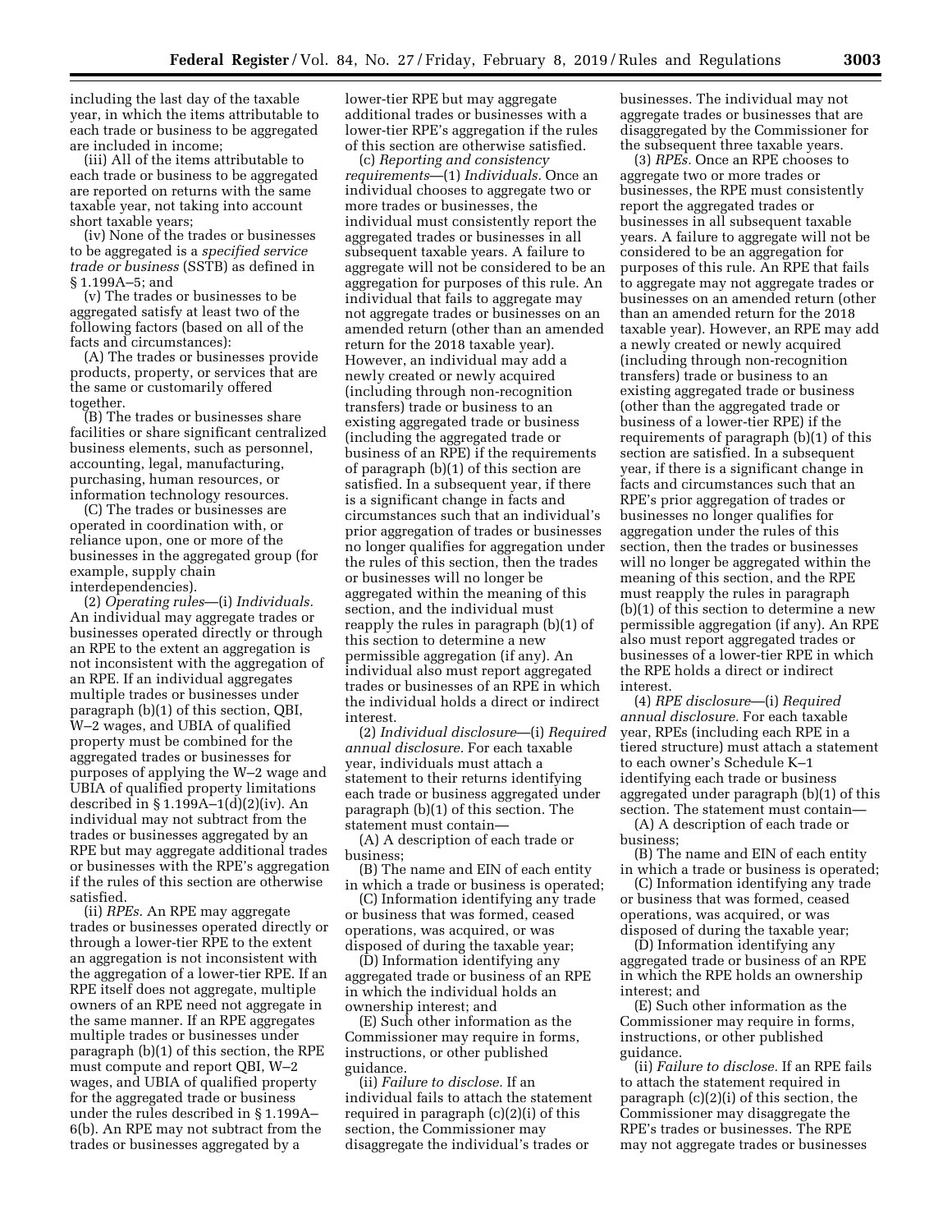including the last day of the taxable year, in which the items attributable to each trade or business to be aggregated are included in income;

(iii) All of the items attributable to each trade or business to be aggregated are reported on returns with the same taxable year, not taking into account short taxable years;

(iv) None of the trades or businesses to be aggregated is a *specified service trade or business* (SSTB) as defined in § 1.199A–5; and

(v) The trades or businesses to be aggregated satisfy at least two of the following factors (based on all of the facts and circumstances):

(A) The trades or businesses provide products, property, or services that are the same or customarily offered together.

(B) The trades or businesses share facilities or share significant centralized business elements, such as personnel, accounting, legal, manufacturing, purchasing, human resources, or information technology resources.

(C) The trades or businesses are operated in coordination with, or reliance upon, one or more of the businesses in the aggregated group (for example, supply chain interdependencies).

(2) *Operating rules*—(i) *Individuals.* An individual may aggregate trades or businesses operated directly or through an RPE to the extent an aggregation is not inconsistent with the aggregation of an RPE. If an individual aggregates multiple trades or businesses under paragraph (b)(1) of this section, QBI, W–2 wages, and UBIA of qualified property must be combined for the aggregated trades or businesses for purposes of applying the W–2 wage and UBIA of qualified property limitations described in § 1.199A–1(d)(2)(iv). An individual may not subtract from the trades or businesses aggregated by an RPE but may aggregate additional trades or businesses with the RPE's aggregation if the rules of this section are otherwise satisfied.

(ii) *RPEs.* An RPE may aggregate trades or businesses operated directly or through a lower-tier RPE to the extent an aggregation is not inconsistent with the aggregation of a lower-tier RPE. If an RPE itself does not aggregate, multiple owners of an RPE need not aggregate in the same manner. If an RPE aggregates multiple trades or businesses under paragraph (b)(1) of this section, the RPE must compute and report QBI, W–2 wages, and UBIA of qualified property for the aggregated trade or business under the rules described in § 1.199A–6(b). An RPE may not subtract from the trades or businesses aggregated by a lower-tier RPE but may aggregate additional trades or businesses with a lower-tier RPE's aggregation if the rules of this section are otherwise satisfied.

(c) *Reporting and consistency requirements*—(1) *Individuals.* Once an individual chooses to aggregate two or more trades or businesses, the individual must consistently report the aggregated trades or businesses in all subsequent taxable years. A failure to aggregate will not be considered to be an aggregation for purposes of this rule. An individual that fails to aggregate may not aggregate trades or businesses on an amended return (other than an amended return for the 2018 taxable year). However, an individual may add a newly created or newly acquired (including through non-recognition transfers) trade or business to an existing aggregated trade or business (including the aggregated trade or business of an RPE) if the requirements of paragraph (b)(1) of this section are satisfied. In a subsequent year, if there is a significant change in facts and circumstances such that an individual's prior aggregation of trades or businesses no longer qualifies for aggregation under the rules of this section, then the trades or businesses will no longer be aggregated within the meaning of this section, and the individual must reapply the rules in paragraph (b)(1) of this section to determine a new permissible aggregation (if any). An individual also must report aggregated trades or businesses of an RPE in which the individual holds a direct or indirect interest.

(2) *Individual disclosure*—(i) *Required annual disclosure.* For each taxable year, individuals must attach a statement to their returns identifying each trade or business aggregated under paragraph (b)(1) of this section. The statement must contain—

(A) A description of each trade or business;

(B) The name and EIN of each entity in which a trade or business is operated;

(C) Information identifying any trade or business that was formed, ceased operations, was acquired, or was disposed of during the taxable year;

(D) Information identifying any aggregated trade or business of an RPE in which the individual holds an ownership interest; and

(E) Such other information as the Commissioner may require in forms, instructions, or other published guidance.

(ii) *Failure to disclose.* If an individual fails to attach the statement required in paragraph (c)(2)(i) of this section, the Commissioner may disaggregate the individual's trades or businesses. The individual may not aggregate trades or businesses that are disaggregated by the Commissioner for the subsequent three taxable years.

(3) *RPEs.* Once an RPE chooses to aggregate two or more trades or businesses, the RPE must consistently report the aggregated trades or businesses in all subsequent taxable years. A failure to aggregate will not be considered to be an aggregation for purposes of this rule. An RPE that fails to aggregate may not aggregate trades or businesses on an amended return (other than an amended return for the 2018 taxable year). However, an RPE may add a newly created or newly acquired (including through non-recognition transfers) trade or business to an existing aggregated trade or business (other than the aggregated trade or business of a lower-tier RPE) if the requirements of paragraph (b)(1) of this section are satisfied. In a subsequent year, if there is a significant change in facts and circumstances such that an RPE's prior aggregation of trades or businesses no longer qualifies for aggregation under the rules of this section, then the trades or businesses will no longer be aggregated within the meaning of this section, and the RPE must reapply the rules in paragraph (b)(1) of this section to determine a new permissible aggregation (if any). An RPE also must report aggregated trades or businesses of a lower-tier RPE in which the RPE holds a direct or indirect interest.

(4) *RPE disclosure*—(i) *Required annual disclosure.* For each taxable year, RPEs (including each RPE in a tiered structure) must attach a statement to each owner's Schedule K–1 identifying each trade or business aggregated under paragraph (b)(1) of this section. The statement must contain—

(A) A description of each trade or business;

(B) The name and EIN of each entity in which a trade or business is operated;

(C) Information identifying any trade or business that was formed, ceased operations, was acquired, or was disposed of during the taxable year;

(D) Information identifying any aggregated trade or business of an RPE in which the RPE holds an ownership interest; and

(E) Such other information as the Commissioner may require in forms, instructions, or other published guidance.

(ii) *Failure to disclose.* If an RPE fails to attach the statement required in paragraph (c)(2)(i) of this section, the Commissioner may disaggregate the RPE's trades or businesses. The RPE may not aggregate trades or businesses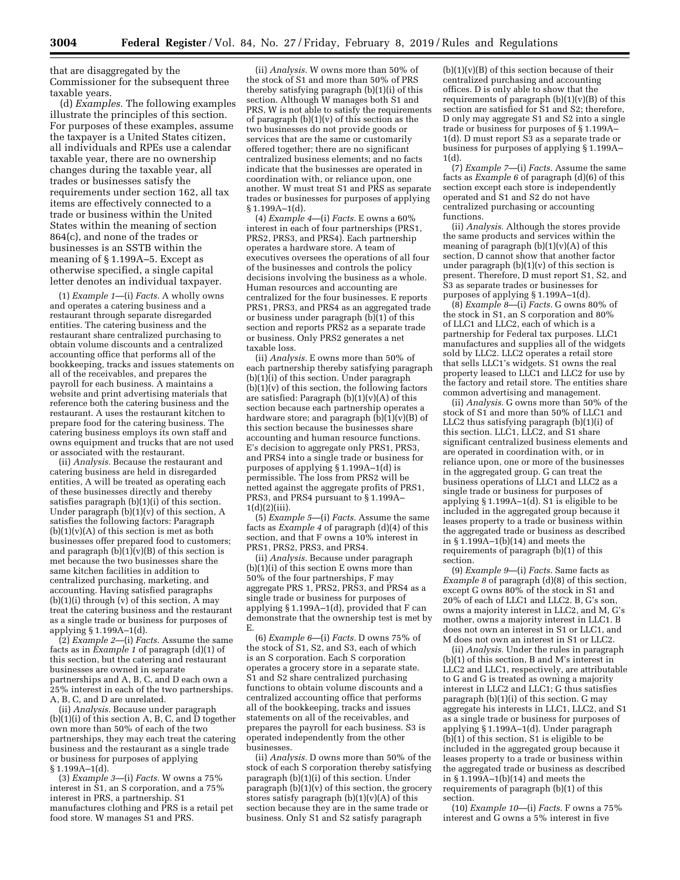that are disaggregated by the Commissioner for the subsequent three taxable years.

(d) *Examples.* The following examples illustrate the principles of this section. For purposes of these examples, assume the taxpayer is a United States citizen, all individuals and RPEs use a calendar taxable year, there are no ownership changes during the taxable year, all trades or businesses satisfy the requirements under section 162, all tax items are effectively connected to a trade or business within the United States within the meaning of section 864(c), and none of the trades or businesses is an SSTB within the meaning of § 1.199A–5. Except as otherwise specified, a single capital letter denotes an individual taxpayer.

(1) *Example 1*—(i) *Facts.* A wholly owns and operates a catering business and a restaurant through separate disregarded entities. The catering business and the restaurant share centralized purchasing to obtain volume discounts and a centralized accounting office that performs all of the bookkeeping, tracks and issues statements on all of the receivables, and prepares the payroll for each business. A maintains a website and print advertising materials that reference both the catering business and the restaurant. A uses the restaurant kitchen to prepare food for the catering business. The catering business employs its own staff and owns equipment and trucks that are not used or associated with the restaurant.

(ii) *Analysis.* Because the restaurant and catering business are held in disregarded entities, A will be treated as operating each of these businesses directly and thereby satisfies paragraph (b)(1)(i) of this section. Under paragraph (b)(1)(v) of this section, A satisfies the following factors: Paragraph (b)(1)(v)(A) of this section is met as both businesses offer prepared food to customers; and paragraph (b)(1)(v)(B) of this section is met because the two businesses share the same kitchen facilities in addition to centralized purchasing, marketing, and accounting. Having satisfied paragraphs (b)(1)(i) through (v) of this section, A may treat the catering business and the restaurant as a single trade or business for purposes of applying § 1.199A–1(d).

(2) *Example 2*—(i) *Facts.* Assume the same facts as in *Example 1* of paragraph (d)(1) of this section, but the catering and restaurant businesses are owned in separate partnerships and A, B, C, and D each own a 25% interest in each of the two partnerships. A, B, C, and D are unrelated.

(ii) *Analysis.* Because under paragraph (b)(1)(i) of this section A, B, C, and D together own more than 50% of each of the two partnerships, they may each treat the catering business and the restaurant as a single trade or business for purposes of applying § 1.199A–1(d).

(3) *Example 3*—(i) *Facts.* W owns a 75% interest in S1, an S corporation, and a 75% interest in PRS, a partnership. S1 manufactures clothing and PRS is a retail pet food store. W manages S1 and PRS.

(ii) *Analysis.* W owns more than 50% of the stock of S1 and more than 50% of PRS thereby satisfying paragraph (b)(1)(i) of this section. Although W manages both S1 and PRS, W is not able to satisfy the requirements of paragraph (b)(1)(v) of this section as the two businesses do not provide goods or services that are the same or customarily offered together; there are no significant centralized business elements; and no facts indicate that the businesses are operated in coordination with, or reliance upon, one another. W must treat S1 and PRS as separate trades or businesses for purposes of applying § 1.199A–1(d).

(4) *Example 4*—(i) *Facts.* E owns a 60% interest in each of four partnerships (PRS1, PRS2, PRS3, and PRS4). Each partnership operates a hardware store. A team of executives oversees the operations of all four of the businesses and controls the policy decisions involving the business as a whole. Human resources and accounting are centralized for the four businesses. E reports PRS1, PRS3, and PRS4 as an aggregated trade or business under paragraph (b)(1) of this section and reports PRS2 as a separate trade or business. Only PRS2 generates a net taxable loss.

(ii) *Analysis.* E owns more than 50% of each partnership thereby satisfying paragraph (b)(1)(i) of this section. Under paragraph (b)(1)(v) of this section, the following factors are satisfied: Paragraph (b)(1)(v)(A) of this section because each partnership operates a hardware store; and paragraph (b)(1)(v)(B) of this section because the businesses share accounting and human resource functions. E's decision to aggregate only PRS1, PRS3, and PRS4 into a single trade or business for purposes of applying § 1.199A–1(d) is permissible. The loss from PRS2 will be netted against the aggregate profits of PRS1, PRS3, and PRS4 pursuant to § 1.199A–1(d)(2)(iii).

(5) *Example 5*—(i) *Facts.* Assume the same facts as *Example 4* of paragraph (d)(4) of this section, and that F owns a 10% interest in PRS1, PRS2, PRS3, and PRS4.

(ii) *Analysis.* Because under paragraph (b)(1)(i) of this section E owns more than 50% of the four partnerships, F may aggregate PRS 1, PRS2, PRS3, and PRS4 as a single trade or business for purposes of applying § 1.199A–1(d), provided that F can demonstrate that the ownership test is met by E.

(6) *Example 6*—(i) *Facts.* D owns 75% of the stock of S1, S2, and S3, each of which is an S corporation. Each S corporation operates a grocery store in a separate state. S1 and S2 share centralized purchasing functions to obtain volume discounts and a centralized accounting office that performs all of the bookkeeping, tracks and issues statements on all of the receivables, and prepares the payroll for each business. S3 is operated independently from the other businesses.

(ii) *Analysis.* D owns more than 50% of the stock of each S corporation thereby satisfying paragraph (b)(1)(i) of this section. Under paragraph (b)(1)(v) of this section, the grocery stores satisfy paragraph (b)(1)(v)(A) of this section because they are in the same trade or business. Only S1 and S2 satisfy paragraph (b)(1)(v)(B) of this section because of their centralized purchasing and accounting offices. D is only able to show that the requirements of paragraph (b)(1)(v)(B) of this section are satisfied for S1 and S2; therefore, D only may aggregate S1 and S2 into a single trade or business for purposes of § 1.199A–1(d). D must report S3 as a separate trade or business for purposes of applying § 1.199A–1(d).

(7) *Example 7*—(i) *Facts.* Assume the same facts as *Example 6* of paragraph (d)(6) of this section except each store is independently operated and S1 and S2 do not have centralized purchasing or accounting functions.

(ii) *Analysis.* Although the stores provide the same products and services within the meaning of paragraph (b)(1)(v)(A) of this section, D cannot show that another factor under paragraph (b)(1)(v) of this section is present. Therefore, D must report S1, S2, and S3 as separate trades or businesses for purposes of applying § 1.199A–1(d).

(8) *Example 8*—(i) *Facts.* G owns 80% of the stock in S1, an S corporation and 80% of LLC1 and LLC2, each of which is a partnership for Federal tax purposes. LLC1 manufactures and supplies all of the widgets sold by LLC2. LLC2 operates a retail store that sells LLC1's widgets. S1 owns the real property leased to LLC1 and LLC2 for use by the factory and retail store. The entities share common advertising and management.

(ii) *Analysis.* G owns more than 50% of the stock of S1 and more than 50% of LLC1 and LLC2 thus satisfying paragraph (b)(1)(i) of this section. LLC1, LLC2, and S1 share significant centralized business elements and are operated in coordination with, or in reliance upon, one or more of the businesses in the aggregated group. G can treat the business operations of LLC1 and LLC2 as a single trade or business for purposes of applying § 1.199A–1(d). S1 is eligible to be included in the aggregated group because it leases property to a trade or business within the aggregated trade or business as described in § 1.199A–1(b)(14) and meets the requirements of paragraph (b)(1) of this section.

(9) *Example 9*—(i) *Facts.* Same facts as *Example 8* of paragraph (d)(8) of this section, except G owns 80% of the stock in S1 and 20% of each of LLC1 and LLC2. B, G's son, owns a majority interest in LLC2, and M, G's mother, owns a majority interest in LLC1. B does not own an interest in S1 or LLC1, and M does not own an interest in S1 or LLC2.

(ii) *Analysis.* Under the rules in paragraph (b)(1) of this section, B and M's interest in LLC2 and LLC1, respectively, are attributable to G and G is treated as owning a majority interest in LLC2 and LLC1; G thus satisfies paragraph (b)(1)(i) of this section. G may aggregate his interests in LLC1, LLC2, and S1 as a single trade or business for purposes of applying § 1.199A–1(d). Under paragraph (b)(1) of this section, S1 is eligible to be included in the aggregated group because it leases property to a trade or business within the aggregated trade or business as described in § 1.199A–1(b)(14) and meets the requirements of paragraph (b)(1) of this section.

(10) *Example 10*—(i) *Facts.* F owns a 75% interest and G owns a 5% interest in five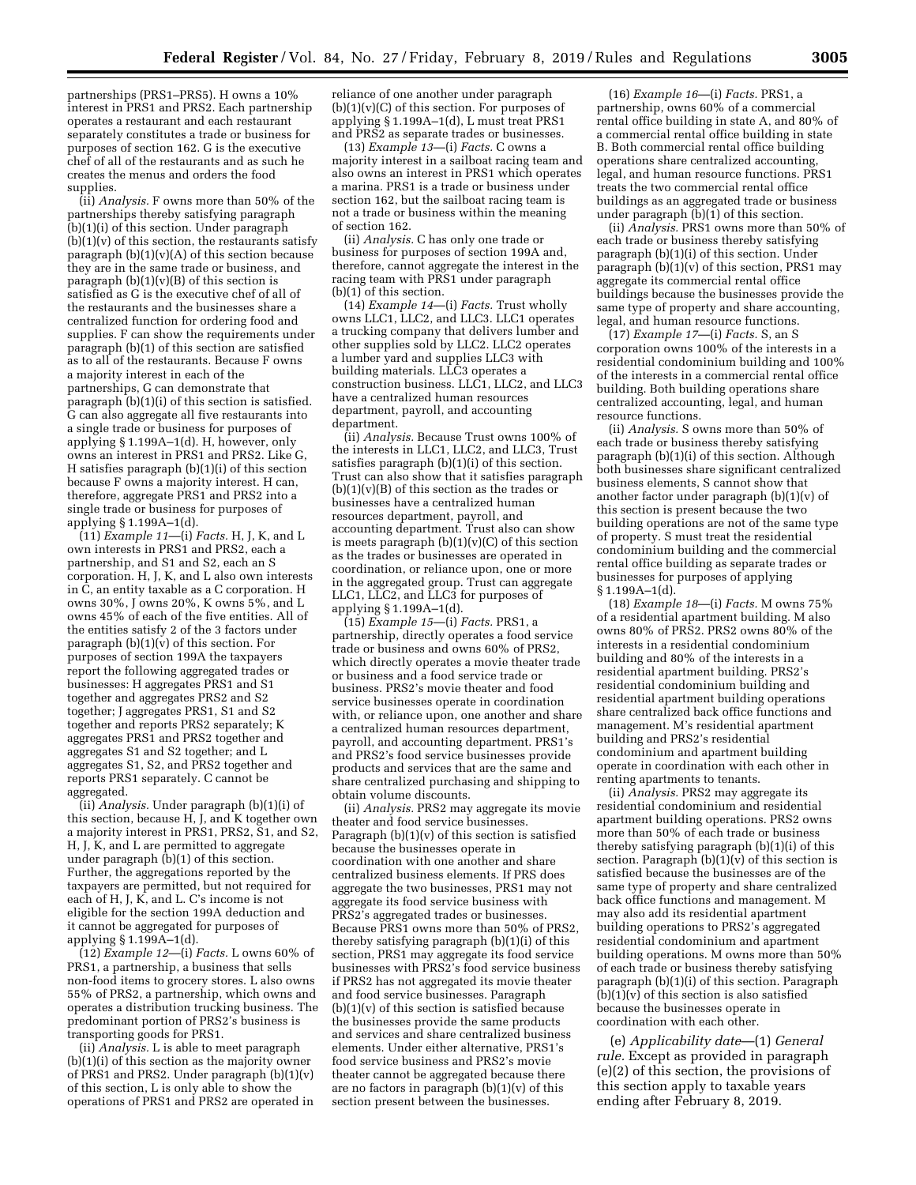partnerships (PRS1–PRS5). H owns a 10% interest in PRS1 and PRS2. Each partnership operates a restaurant and each restaurant separately constitutes a trade or business for purposes of section 162. G is the executive chef of all of the restaurants and as such he creates the menus and orders the food supplies.

(ii) *Analysis.* F owns more than 50% of the partnerships thereby satisfying paragraph (b)(1)(i) of this section. Under paragraph (b)(1)(v) of this section, the restaurants satisfy paragraph (b)(1)(v)(A) of this section because they are in the same trade or business, and paragraph (b)(1)(v)(B) of this section is satisfied as G is the executive chef of all of the restaurants and the businesses share a centralized function for ordering food and supplies. F can show the requirements under paragraph (b)(1) of this section are satisfied as to all of the restaurants. Because F owns a majority interest in each of the partnerships, G can demonstrate that paragraph (b)(1)(i) of this section is satisfied. G can also aggregate all five restaurants into a single trade or business for purposes of applying § 1.199A–1(d). H, however, only owns an interest in PRS1 and PRS2. Like G, H satisfies paragraph (b)(1)(i) of this section because F owns a majority interest. H can, therefore, aggregate PRS1 and PRS2 into a single trade or business for purposes of applying § 1.199A–1(d).

(11) *Example 11*—(i) *Facts.* H, J, K, and L own interests in PRS1 and PRS2, each a partnership, and S1 and S2, each an S corporation. H, J, K, and L also own interests in C, an entity taxable as a C corporation. H owns 30%, J owns 20%, K owns 5%, and L owns 45% of each of the five entities. All of the entities satisfy 2 of the 3 factors under paragraph (b)(1)(v) of this section. For purposes of section 199A the taxpayers report the following aggregated trades or businesses: H aggregates PRS1 and S1 together and aggregates PRS2 and S2 together; J aggregates PRS1, S1 and S2 together and reports PRS2 separately; K aggregates PRS1 and PRS2 together and aggregates S1 and S2 together; and L aggregates S1, S2, and PRS2 together and reports PRS1 separately. C cannot be aggregated.

(ii) *Analysis.* Under paragraph (b)(1)(i) of this section, because H, J, and K together own a majority interest in PRS1, PRS2, S1, and S2, H, J, K, and L are permitted to aggregate under paragraph (b)(1) of this section. Further, the aggregations reported by the taxpayers are permitted, but not required for each of H, J, K, and L. C's income is not eligible for the section 199A deduction and it cannot be aggregated for purposes of applying § 1.199A–1(d).

(12) *Example 12*—(i) *Facts.* L owns 60% of PRS1, a partnership, a business that sells non-food items to grocery stores. L also owns 55% of PRS2, a partnership, which owns and operates a distribution trucking business. The predominant portion of PRS2's business is transporting goods for PRS1.

(ii) *Analysis.* L is able to meet paragraph (b)(1)(i) of this section as the majority owner of PRS1 and PRS2. Under paragraph (b)(1)(v) of this section, L is only able to show the operations of PRS1 and PRS2 are operated in reliance of one another under paragraph (b)(1)(v)(C) of this section. For purposes of applying § 1.199A–1(d), L must treat PRS1 and PRS2 as separate trades or businesses.

(13) *Example 13*—(i) *Facts.* C owns a majority interest in a sailboat racing team and also owns an interest in PRS1 which operates a marina. PRS1 is a trade or business under section 162, but the sailboat racing team is not a trade or business within the meaning of section 162.

(ii) *Analysis.* C has only one trade or business for purposes of section 199A and, therefore, cannot aggregate the interest in the racing team with PRS1 under paragraph (b)(1) of this section.

(14) *Example 14*—(i) *Facts.* Trust wholly owns LLC1, LLC2, and LLC3. LLC1 operates a trucking company that delivers lumber and other supplies sold by LLC2. LLC2 operates a lumber yard and supplies LLC3 with building materials. LLC3 operates a construction business. LLC1, LLC2, and LLC3 have a centralized human resources department, payroll, and accounting department.

(ii) *Analysis.* Because Trust owns 100% of the interests in LLC1, LLC2, and LLC3, Trust satisfies paragraph (b)(1)(i) of this section. Trust can also show that it satisfies paragraph (b)(1)(v)(B) of this section as the trades or businesses have a centralized human resources department, payroll, and accounting department. Trust also can show is meets paragraph (b)(1)(v)(C) of this section as the trades or businesses are operated in coordination, or reliance upon, one or more in the aggregated group. Trust can aggregate LLC1, LLC2, and LLC3 for purposes of applying § 1.199A–1(d).

(15) *Example 15*—(i) *Facts.* PRS1, a partnership, directly operates a food service trade or business and owns 60% of PRS2, which directly operates a movie theater trade or business and a food service trade or business. PRS2's movie theater and food service businesses operate in coordination with, or reliance upon, one another and share a centralized human resources department, payroll, and accounting department. PRS1's and PRS2's food service businesses provide products and services that are the same and share centralized purchasing and shipping to obtain volume discounts.

(ii) *Analysis.* PRS2 may aggregate its movie theater and food service businesses. Paragraph (b)(1)(v) of this section is satisfied because the businesses operate in coordination with one another and share centralized business elements. If PRS does aggregate the two businesses, PRS1 may not aggregate its food service business with PRS2's aggregated trades or businesses. Because PRS1 owns more than 50% of PRS2, thereby satisfying paragraph (b)(1)(i) of this section, PRS1 may aggregate its food service businesses with PRS2's food service business if PRS2 has not aggregated its movie theater and food service businesses. Paragraph (b)(1)(v) of this section is satisfied because the businesses provide the same products and services and share centralized business elements. Under either alternative, PRS1's food service business and PRS2's movie theater cannot be aggregated because there are no factors in paragraph (b)(1)(v) of this section present between the businesses.

(16) *Example 16*—(i) *Facts.* PRS1, a partnership, owns 60% of a commercial rental office building in state A, and 80% of a commercial rental office building in state B. Both commercial rental office building operations share centralized accounting, legal, and human resource functions. PRS1 treats the two commercial rental office buildings as an aggregated trade or business under paragraph (b)(1) of this section.

(ii) *Analysis.* PRS1 owns more than 50% of each trade or business thereby satisfying paragraph (b)(1)(i) of this section. Under paragraph (b)(1)(v) of this section, PRS1 may aggregate its commercial rental office buildings because the businesses provide the same type of property and share accounting, legal, and human resource functions.

(17) *Example 17*—(i) *Facts.* S, an S corporation owns 100% of the interests in a residential condominium building and 100% of the interests in a commercial rental office building. Both building operations share centralized accounting, legal, and human resource functions.

(ii) *Analysis.* S owns more than 50% of each trade or business thereby satisfying paragraph (b)(1)(i) of this section. Although both businesses share significant centralized business elements, S cannot show that another factor under paragraph (b)(1)(v) of this section is present because the two building operations are not of the same type of property. S must treat the residential condominium building and the commercial rental office building as separate trades or businesses for purposes of applying § 1.199A–1(d).

(18) *Example 18*—(i) *Facts.* M owns 75% of a residential apartment building. M also owns 80% of PRS2. PRS2 owns 80% of the interests in a residential condominium building and 80% of the interests in a residential apartment building. PRS2's residential condominium building and residential apartment building operations share centralized back office functions and management. M's residential apartment building and PRS2's residential condominium and apartment building operate in coordination with each other in renting apartments to tenants.

(ii) *Analysis.* PRS2 may aggregate its residential condominium and residential apartment building operations. PRS2 owns more than 50% of each trade or business thereby satisfying paragraph (b)(1)(i) of this section. Paragraph (b)(1)(v) of this section is satisfied because the businesses are of the same type of property and share centralized back office functions and management. M may also add its residential apartment building operations to PRS2's aggregated residential condominium and apartment building operations. M owns more than 50% of each trade or business thereby satisfying paragraph (b)(1)(i) of this section. Paragraph (b)(1)(v) of this section is also satisfied because the businesses operate in coordination with each other.

(e) *Applicability date*—(1) *General rule.* Except as provided in paragraph (e)(2) of this section, the provisions of this section apply to taxable years ending after February 8, 2019.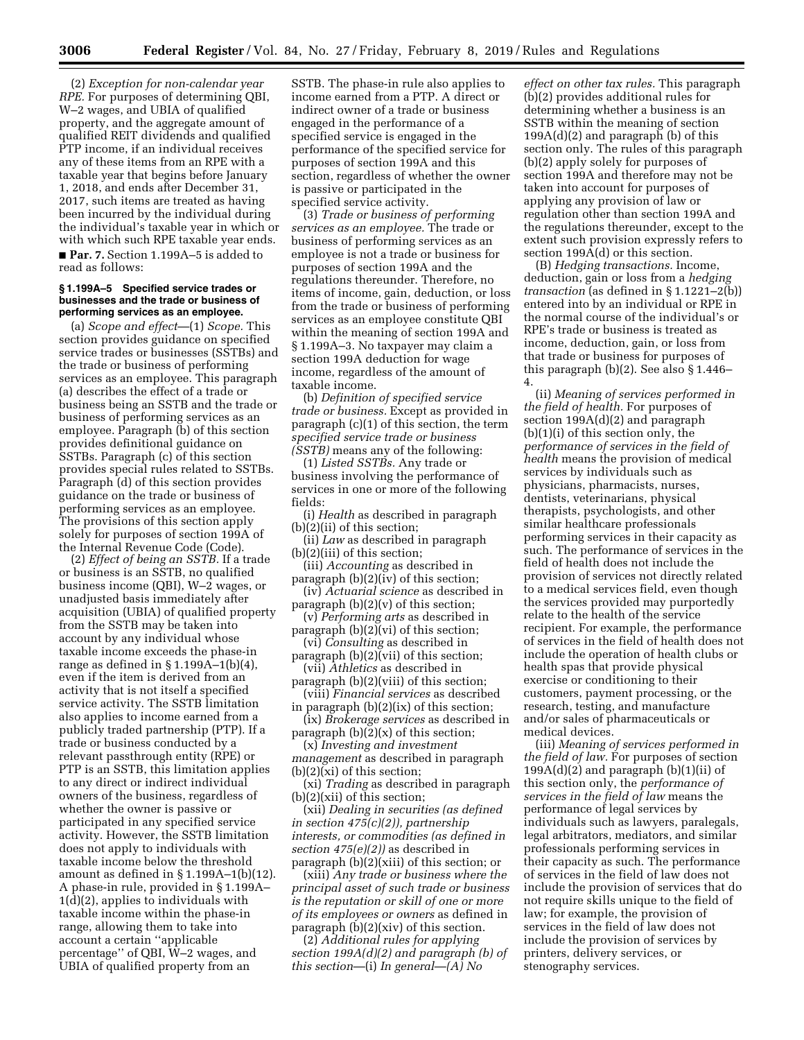(2) *Exception for non-calendar year RPE.* For purposes of determining QBI, W–2 wages, and UBIA of qualified property, and the aggregate amount of qualified REIT dividends and qualified PTP income, if an individual receives any of these items from an RPE with a taxable year that begins before January 1, 2018, and ends after December 31, 2017, such items are treated as having been incurred by the individual during the individual's taxable year in which or with which such RPE taxable year ends.

■ **Par. 7.** Section 1.199A–5 is added to read as follows:

### § 1.199A–5 Specified service trades or businesses and the trade or business of performing services as an employee.

(a) *Scope and effect*—(1) *Scope.* This section provides guidance on specified service trades or businesses (SSTBs) and the trade or business of performing services as an employee. This paragraph (a) describes the effect of a trade or business being an SSTB and the trade or business of performing services as an employee. Paragraph (b) of this section provides definitional guidance on SSTBs. Paragraph (c) of this section provides special rules related to SSTBs. Paragraph (d) of this section provides guidance on the trade or business of performing services as an employee. The provisions of this section apply solely for purposes of section 199A of the Internal Revenue Code (Code).

(2) *Effect of being an SSTB.* If a trade or business is an SSTB, no qualified business income (QBI), W–2 wages, or unadjusted basis immediately after acquisition (UBIA) of qualified property from the SSTB may be taken into account by any individual whose taxable income exceeds the phase-in range as defined in § 1.199A–1(b)(4), even if the item is derived from an activity that is not itself a specified service activity. The SSTB limitation also applies to income earned from a publicly traded partnership (PTP). If a trade or business conducted by a relevant passthrough entity (RPE) or PTP is an SSTB, this limitation applies to any direct or indirect individual owners of the business, regardless of whether the owner is passive or participated in any specified service activity. However, the SSTB limitation does not apply to individuals with taxable income below the threshold amount as defined in § 1.199A–1(b)(12). A phase-in rule, provided in § 1.199A–1(d)(2), applies to individuals with taxable income within the phase-in range, allowing them to take into account a certain ''applicable percentage'' of QBI, W–2 wages, and UBIA of qualified property from an SSTB. The phase-in rule also applies to income earned from a PTP. A direct or indirect owner of a trade or business engaged in the performance of a specified service is engaged in the performance of the specified service for purposes of section 199A and this section, regardless of whether the owner is passive or participated in the specified service activity.

(3) *Trade or business of performing services as an employee.* The trade or business of performing services as an employee is not a trade or business for purposes of section 199A and the regulations thereunder. Therefore, no items of income, gain, deduction, or loss from the trade or business of performing services as an employee constitute QBI within the meaning of section 199A and § 1.199A–3. No taxpayer may claim a section 199A deduction for wage income, regardless of the amount of taxable income.

(b) *Definition of specified service trade or business.* Except as provided in paragraph (c)(1) of this section, the term *specified service trade or business (SSTB)* means any of the following:

(1) *Listed SSTBs.* Any trade or business involving the performance of services in one or more of the following fields:

(i) *Health* as described in paragraph (b)(2)(ii) of this section;

(ii) *Law* as described in paragraph (b)(2)(iii) of this section;

(iii) *Accounting* as described in paragraph (b)(2)(iv) of this section;

(iv) *Actuarial science* as described in paragraph (b)(2)(v) of this section;

(v) *Performing arts* as described in paragraph (b)(2)(vi) of this section;

(vi) *Consulting* as described in paragraph (b)(2)(vii) of this section;

(vii) *Athletics* as described in paragraph (b)(2)(viii) of this section;

(viii) *Financial services* as described in paragraph (b)(2)(ix) of this section;

(ix) *Brokerage services* as described in paragraph (b)(2)(x) of this section;

(x) *Investing and investment management* as described in paragraph (b)(2)(xi) of this section;

(xi) *Trading* as described in paragraph (b)(2)(xii) of this section;

(xii) *Dealing in securities (as defined in section 475(c)(2)), partnership interests, or commodities (as defined in section 475(e)(2))* as described in paragraph (b)(2)(xiii) of this section; or

(xiii) *Any trade or business where the principal asset of such trade or business is the reputation or skill of one or more of its employees or owners* as defined in paragraph (b)(2)(xiv) of this section.

(2) *Additional rules for applying section 199A(d)(2) and paragraph (b) of this section*—(i) *In general*—(A) *No effect on other tax rules.* This paragraph (b)(2) provides additional rules for determining whether a business is an SSTB within the meaning of section 199A(d)(2) and paragraph (b) of this section only. The rules of this paragraph (b)(2) apply solely for purposes of section 199A and therefore may not be taken into account for purposes of applying any provision of law or regulation other than section 199A and the regulations thereunder, except to the extent such provision expressly refers to section 199A(d) or this section.

(B) *Hedging transactions.* Income, deduction, gain or loss from a *hedging transaction* (as defined in § 1.1221–2(b)) entered into by an individual or RPE in the normal course of the individual's or RPE's trade or business is treated as income, deduction, gain, or loss from that trade or business for purposes of this paragraph (b)(2). See also § 1.446–4.

(ii) *Meaning of services performed in the field of health.* For purposes of section 199A(d)(2) and paragraph (b)(1)(i) of this section only, the *performance of services in the field of health* means the provision of medical services by individuals such as physicians, pharmacists, nurses, dentists, veterinarians, physical therapists, psychologists, and other similar healthcare professionals performing services in their capacity as such. The performance of services in the field of health does not include the provision of services not directly related to a medical services field, even though the services provided may purportedly relate to the health of the service recipient. For example, the performance of services in the field of health does not include the operation of health clubs or health spas that provide physical exercise or conditioning to their customers, payment processing, or the research, testing, and manufacture and/or sales of pharmaceuticals or medical devices.

(iii) *Meaning of services performed in the field of law.* For purposes of section 199A(d)(2) and paragraph (b)(1)(ii) of this section only, the *performance of services in the field of law* means the performance of legal services by individuals such as lawyers, paralegals, legal arbitrators, mediators, and similar professionals performing services in their capacity as such. The performance of services in the field of law does not include the provision of services that do not require skills unique to the field of law; for example, the provision of services in the field of law does not include the provision of services by printers, delivery services, or stenography services.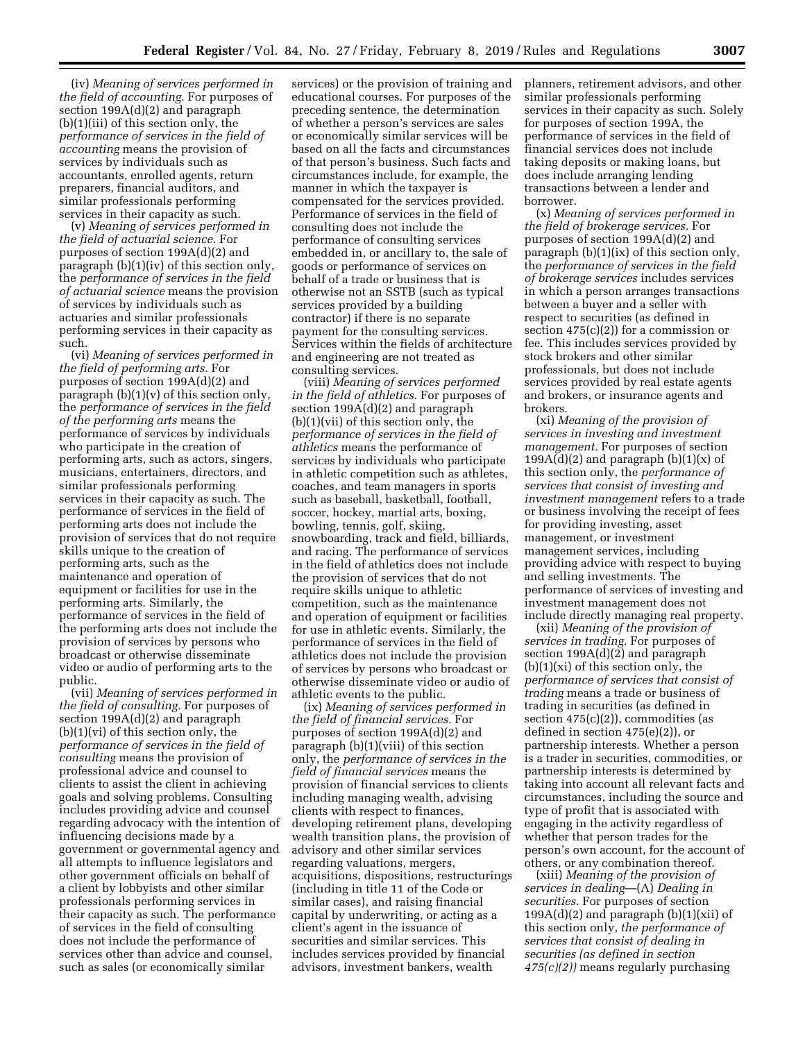(iv) *Meaning of services performed in the field of accounting.* For purposes of section 199A(d)(2) and paragraph (b)(1)(iii) of this section only, the *performance of services in the field of accounting* means the provision of services by individuals such as accountants, enrolled agents, return preparers, financial auditors, and similar professionals performing services in their capacity as such.

(v) *Meaning of services performed in the field of actuarial science.* For purposes of section 199A(d)(2) and paragraph (b)(1)(iv) of this section only, the *performance of services in the field of actuarial science* means the provision of services by individuals such as actuaries and similar professionals performing services in their capacity as such.

(vi) *Meaning of services performed in the field of performing arts.* For purposes of section 199A(d)(2) and paragraph (b)(1)(v) of this section only, the *performance of services in the field of the performing arts* means the performance of services by individuals who participate in the creation of performing arts, such as actors, singers, musicians, entertainers, directors, and similar professionals performing services in their capacity as such. The performance of services in the field of performing arts does not include the provision of services that do not require skills unique to the creation of performing arts, such as the maintenance and operation of equipment or facilities for use in the performing arts. Similarly, the performance of services in the field of the performing arts does not include the provision of services by persons who broadcast or otherwise disseminate video or audio of performing arts to the public.

(vii) *Meaning of services performed in the field of consulting.* For purposes of section 199A(d)(2) and paragraph (b)(1)(vi) of this section only, the *performance of services in the field of consulting* means the provision of professional advice and counsel to clients to assist the client in achieving goals and solving problems. Consulting includes providing advice and counsel regarding advocacy with the intention of influencing decisions made by a government or governmental agency and all attempts to influence legislators and other government officials on behalf of a client by lobbyists and other similar professionals performing services in their capacity as such. The performance of services in the field of consulting does not include the performance of services other than advice and counsel, such as sales (or economically similar services) or the provision of training and educational courses. For purposes of the preceding sentence, the determination of whether a person's services are sales or economically similar services will be based on all the facts and circumstances of that person's business. Such facts and circumstances include, for example, the manner in which the taxpayer is compensated for the services provided. Performance of services in the field of consulting does not include the performance of consulting services embedded in, or ancillary to, the sale of goods or performance of services on behalf of a trade or business that is otherwise not an SSTB (such as typical services provided by a building contractor) if there is no separate payment for the consulting services. Services within the fields of architecture and engineering are not treated as consulting services.

(viii) *Meaning of services performed in the field of athletics.* For purposes of section 199A(d)(2) and paragraph (b)(1)(vii) of this section only, the *performance of services in the field of athletics* means the performance of services by individuals who participate in athletic competition such as athletes, coaches, and team managers in sports such as baseball, basketball, football, soccer, hockey, martial arts, boxing, bowling, tennis, golf, skiing, snowboarding, track and field, billiards, and racing. The performance of services in the field of athletics does not include the provision of services that do not require skills unique to athletic competition, such as the maintenance and operation of equipment or facilities for use in athletic events. Similarly, the performance of services in the field of athletics does not include the provision of services by persons who broadcast or otherwise disseminate video or audio of athletic events to the public.

(ix) *Meaning of services performed in the field of financial services.* For purposes of section 199A(d)(2) and paragraph (b)(1)(viii) of this section only, the *performance of services in the field of financial services* means the provision of financial services to clients including managing wealth, advising clients with respect to finances, developing retirement plans, developing wealth transition plans, the provision of advisory and other similar services regarding valuations, mergers, acquisitions, dispositions, restructurings (including in title 11 of the Code or similar cases), and raising financial capital by underwriting, or acting as a client's agent in the issuance of securities and similar services. This includes services provided by financial advisors, investment bankers, wealth planners, retirement advisors, and other similar professionals performing services in their capacity as such. Solely for purposes of section 199A, the performance of services in the field of financial services does not include taking deposits or making loans, but does include arranging lending transactions between a lender and borrower.

(x) *Meaning of services performed in the field of brokerage services.* For purposes of section 199A(d)(2) and paragraph (b)(1)(ix) of this section only, the *performance of services in the field of brokerage services* includes services in which a person arranges transactions between a buyer and a seller with respect to securities (as defined in section 475(c)(2)) for a commission or fee. This includes services provided by stock brokers and other similar professionals, but does not include services provided by real estate agents and brokers, or insurance agents and brokers.

(xi) *Meaning of the provision of services in investing and investment management.* For purposes of section 199A(d)(2) and paragraph (b)(1)(x) of this section only, the *performance of services that consist of investing and investment management* refers to a trade or business involving the receipt of fees for providing investing, asset management, or investment management services, including providing advice with respect to buying and selling investments. The performance of services of investing and investment management does not include directly managing real property.

(xii) *Meaning of the provision of services in trading.* For purposes of section 199A(d)(2) and paragraph (b)(1)(xi) of this section only, the *performance of services that consist of trading* means a trade or business of trading in securities (as defined in section 475(c)(2)), commodities (as defined in section 475(e)(2)), or partnership interests. Whether a person is a trader in securities, commodities, or partnership interests is determined by taking into account all relevant facts and circumstances, including the source and type of profit that is associated with engaging in the activity regardless of whether that person trades for the person's own account, for the account of others, or any combination thereof.

(xiii) *Meaning of the provision of services in dealing*—(A) *Dealing in securities.* For purposes of section 199A(d)(2) and paragraph (b)(1)(xii) of this section only, *the performance of services that consist of dealing in securities (as defined in section 475(c)(2))* means regularly purchasing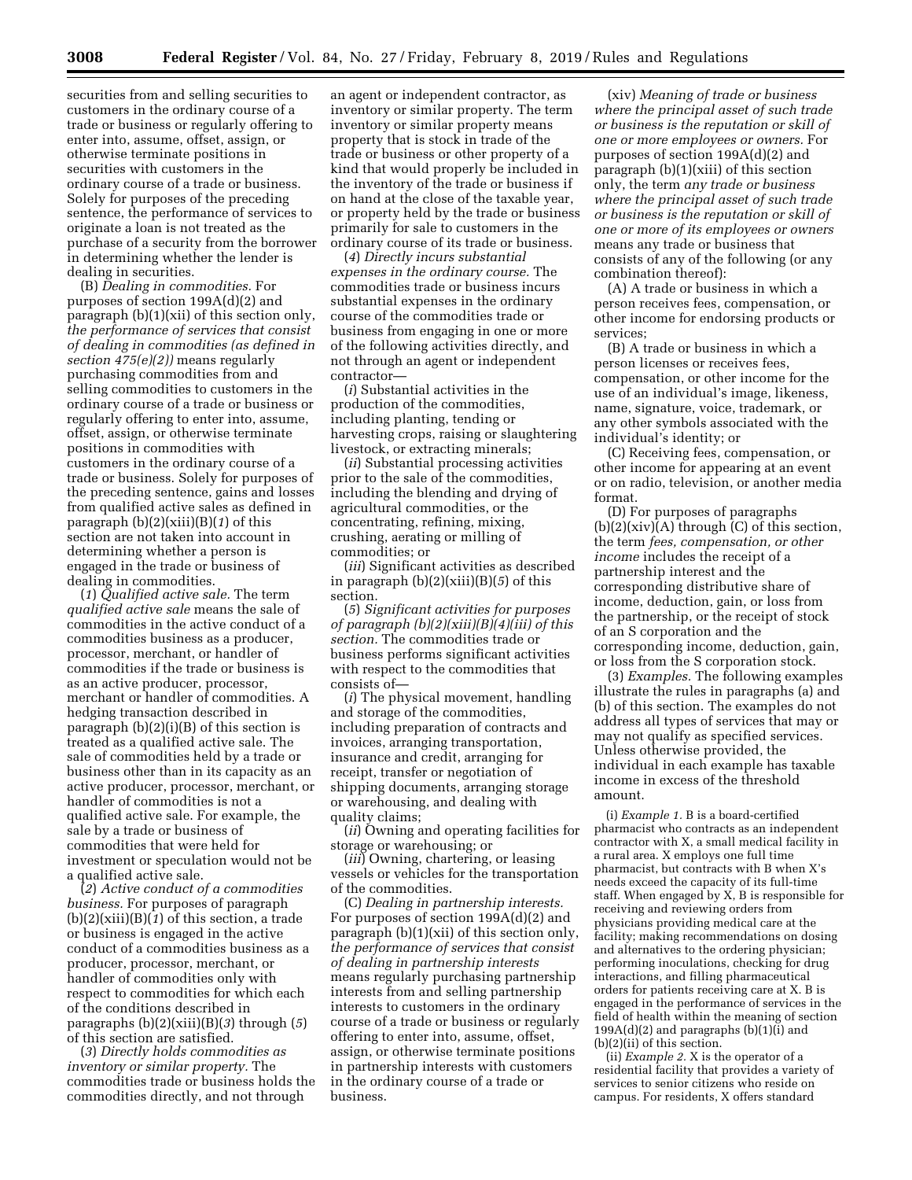securities from and selling securities to customers in the ordinary course of a trade or business or regularly offering to enter into, assume, offset, assign, or otherwise terminate positions in securities with customers in the ordinary course of a trade or business. Solely for purposes of the preceding sentence, the performance of services to originate a loan is not treated as the purchase of a security from the borrower in determining whether the lender is dealing in securities.

(B) *Dealing in commodities.* For purposes of section 199A(d)(2) and paragraph (b)(1)(xii) of this section only, *the performance of services that consist of dealing in commodities (as defined in section 475(e)(2))* means regularly purchasing commodities from and selling commodities to customers in the ordinary course of a trade or business or regularly offering to enter into, assume, offset, assign, or otherwise terminate positions in commodities with customers in the ordinary course of a trade or business. Solely for purposes of the preceding sentence, gains and losses from qualified active sales as defined in paragraph (b)(2)(xiii)(B)(*1*) of this section are not taken into account in determining whether a person is engaged in the trade or business of dealing in commodities.

(*1*) *Qualified active sale.* The term *qualified active sale* means the sale of commodities in the active conduct of a commodities business as a producer, processor, merchant, or handler of commodities if the trade or business is as an active producer, processor, merchant or handler of commodities. A hedging transaction described in paragraph (b)(2)(i)(B) of this section is treated as a qualified active sale. The sale of commodities held by a trade or business other than in its capacity as an active producer, processor, merchant, or handler of commodities is not a qualified active sale. For example, the sale by a trade or business of commodities that were held for investment or speculation would not be a qualified active sale.

(*2*) *Active conduct of a commodities business.* For purposes of paragraph (b)(2)(xiii)(B)(*1*) of this section, a trade or business is engaged in the active conduct of a commodities business as a producer, processor, merchant, or handler of commodities only with respect to commodities for which each of the conditions described in paragraphs (b)(2)(xiii)(B)(*3*) through (*5*) of this section are satisfied.

(*3*) *Directly holds commodities as inventory or similar property.* The commodities trade or business holds the commodities directly, and not through an agent or independent contractor, as inventory or similar property. The term inventory or similar property means property that is stock in trade of the trade or business or other property of a kind that would properly be included in the inventory of the trade or business if on hand at the close of the taxable year, or property held by the trade or business primarily for sale to customers in the ordinary course of its trade or business.

(*4*) *Directly incurs substantial expenses in the ordinary course.* The commodities trade or business incurs substantial expenses in the ordinary course of the commodities trade or business from engaging in one or more of the following activities directly, and not through an agent or independent contractor—

(*i*) Substantial activities in the production of the commodities, including planting, tending or harvesting crops, raising or slaughtering livestock, or extracting minerals;

(*ii*) Substantial processing activities prior to the sale of the commodities, including the blending and drying of agricultural commodities, or the concentrating, refining, mixing, crushing, aerating or milling of commodities; or

(*iii*) Significant activities as described in paragraph (b)(2)(xiii)(B)(*5*) of this section.

(*5*) *Significant activities for purposes of paragraph (b)(2)(xiii)(B)(4)(iii) of this section.* The commodities trade or business performs significant activities with respect to the commodities that consists of—

(*i*) The physical movement, handling and storage of the commodities, including preparation of contracts and invoices, arranging transportation, insurance and credit, arranging for receipt, transfer or negotiation of shipping documents, arranging storage or warehousing, and dealing with quality claims;

(*ii*) Owning and operating facilities for storage or warehousing; or

(*iii*) Owning, chartering, or leasing vessels or vehicles for the transportation of the commodities.

(C) *Dealing in partnership interests.* For purposes of section 199A(d)(2) and paragraph (b)(1)(xii) of this section only, *the performance of services that consist of dealing in partnership interests* means regularly purchasing partnership interests from and selling partnership interests to customers in the ordinary course of a trade or business or regularly offering to enter into, assume, offset, assign, or otherwise terminate positions in partnership interests with customers in the ordinary course of a trade or business.

(xiv) *Meaning of trade or business where the principal asset of such trade or business is the reputation or skill of one or more employees or owners.* For purposes of section 199A(d)(2) and paragraph (b)(1)(xiii) of this section only, the term *any trade or business where the principal asset of such trade or business is the reputation or skill of one or more of its employees or owners* means any trade or business that consists of any of the following (or any combination thereof):

(A) A trade or business in which a person receives fees, compensation, or other income for endorsing products or services;

(B) A trade or business in which a person licenses or receives fees, compensation, or other income for the use of an individual's image, likeness, name, signature, voice, trademark, or any other symbols associated with the individual's identity; or

(C) Receiving fees, compensation, or other income for appearing at an event or on radio, television, or another media format.

(D) For purposes of paragraphs (b)(2)(xiv)(A) through (C) of this section, the term *fees, compensation, or other income* includes the receipt of a partnership interest and the corresponding distributive share of income, deduction, gain, or loss from the partnership, or the receipt of stock of an S corporation and the corresponding income, deduction, gain, or loss from the S corporation stock.

(3) *Examples.* The following examples illustrate the rules in paragraphs (a) and (b) of this section. The examples do not address all types of services that may or may not qualify as specified services. Unless otherwise provided, the individual in each example has taxable income in excess of the threshold amount.

(i) *Example 1.* B is a board-certified pharmacist who contracts as an independent contractor with X, a small medical facility in a rural area. X employs one full time pharmacist, but contracts with B when X's needs exceed the capacity of its full-time staff. When engaged by X, B is responsible for receiving and reviewing orders from physicians providing medical care at the facility; making recommendations on dosing and alternatives to the ordering physician; performing inoculations, checking for drug interactions, and filling pharmaceutical orders for patients receiving care at X. B is engaged in the performance of services in the field of health within the meaning of section 199A(d)(2) and paragraphs (b)(1)(i) and (b)(2)(ii) of this section.

(ii) *Example 2.* X is the operator of a residential facility that provides a variety of services to senior citizens who reside on campus. For residents, X offers standard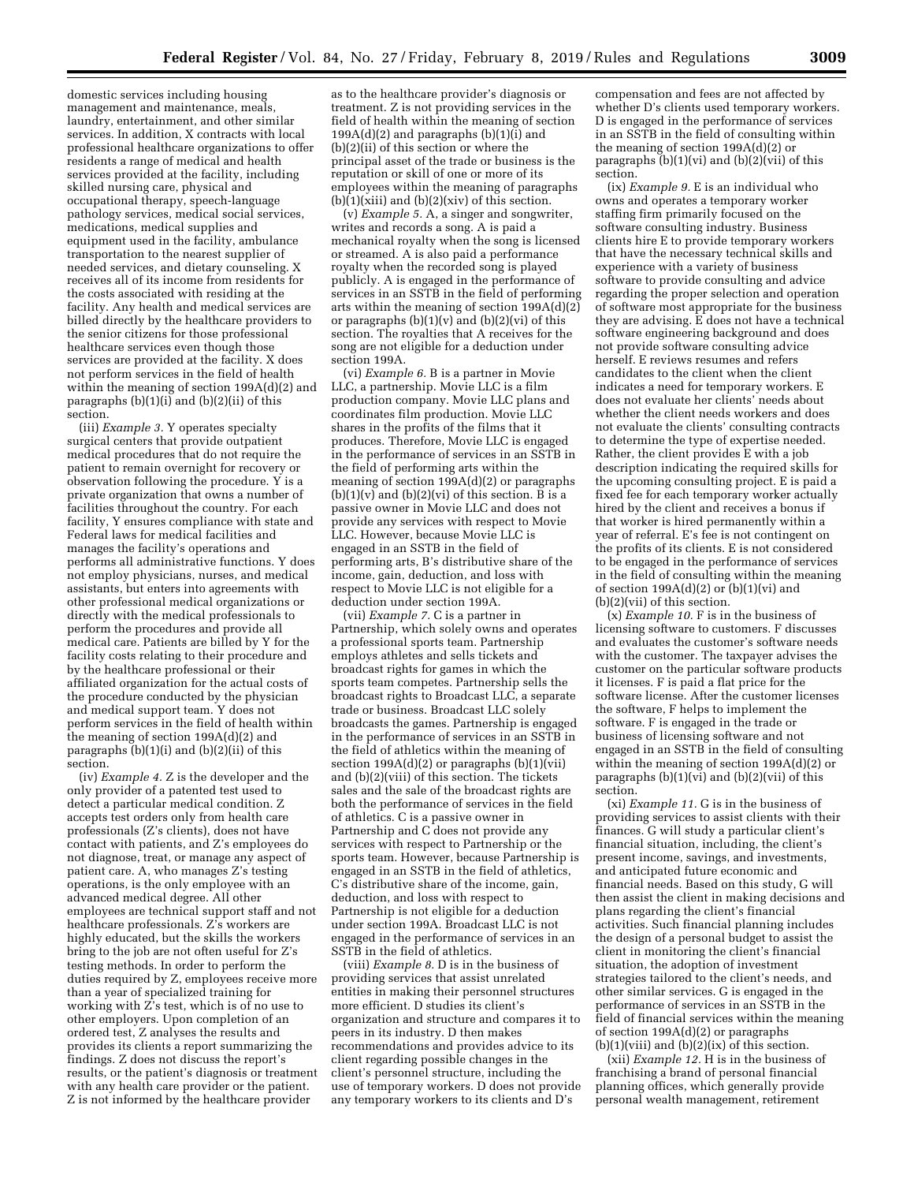domestic services including housing management and maintenance, meals, laundry, entertainment, and other similar services. In addition, X contracts with local professional healthcare organizations to offer residents a range of medical and health services provided at the facility, including skilled nursing care, physical and occupational therapy, speech-language pathology services, medical social services, medications, medical supplies and equipment used in the facility, ambulance transportation to the nearest supplier of needed services, and dietary counseling. X receives all of its income from residents for the costs associated with residing at the facility. Any health and medical services are billed directly by the healthcare providers to the senior citizens for those professional healthcare services even though those services are provided at the facility. X does not perform services in the field of health within the meaning of section 199A(d)(2) and paragraphs (b)(1)(i) and (b)(2)(ii) of this section.

(iii) *Example 3.* Y operates specialty surgical centers that provide outpatient medical procedures that do not require the patient to remain overnight for recovery or observation following the procedure. Y is a private organization that owns a number of facilities throughout the country. For each facility, Y ensures compliance with state and Federal laws for medical facilities and manages the facility's operations and performs all administrative functions. Y does not employ physicians, nurses, and medical assistants, but enters into agreements with other professional medical organizations or directly with the medical professionals to perform the procedures and provide all medical care. Patients are billed by Y for the facility costs relating to their procedure and by the healthcare professional or their affiliated organization for the actual costs of the procedure conducted by the physician and medical support team. Y does not perform services in the field of health within the meaning of section 199A(d)(2) and paragraphs (b)(1)(i) and (b)(2)(ii) of this section.

(iv) *Example 4.* Z is the developer and the only provider of a patented test used to detect a particular medical condition. Z accepts test orders only from health care professionals (Z's clients), does not have contact with patients, and Z's employees do not diagnose, treat, or manage any aspect of patient care. A, who manages Z's testing operations, is the only employee with an advanced medical degree. All other employees are technical support staff and not healthcare professionals. Z's workers are highly educated, but the skills the workers bring to the job are not often useful for Z's testing methods. In order to perform the duties required by Z, employees receive more than a year of specialized training for working with Z's test, which is of no use to other employers. Upon completion of an ordered test, Z analyses the results and provides its clients a report summarizing the findings. Z does not discuss the report's results, or the patient's diagnosis or treatment with any health care provider or the patient. Z is not informed by the healthcare provider as to the healthcare provider's diagnosis or treatment. Z is not providing services in the field of health within the meaning of section 199A(d)(2) and paragraphs (b)(1)(i) and (b)(2)(ii) of this section or where the principal asset of the trade or business is the reputation or skill of one or more of its employees within the meaning of paragraphs (b)(1)(xiii) and (b)(2)(xiv) of this section.

(v) *Example 5.* A, a singer and songwriter, writes and records a song. A is paid a mechanical royalty when the song is licensed or streamed. A is also paid a performance royalty when the recorded song is played publicly. A is engaged in the performance of services in an SSTB in the field of performing arts within the meaning of section 199A(d)(2) or paragraphs (b)(1)(v) and (b)(2)(vi) of this section. The royalties that A receives for the song are not eligible for a deduction under section 199A.

(vi) *Example 6.* B is a partner in Movie LLC, a partnership. Movie LLC is a film production company. Movie LLC plans and coordinates film production. Movie LLC shares in the profits of the films that it produces. Therefore, Movie LLC is engaged in the performance of services in an SSTB in the field of performing arts within the meaning of section 199A(d)(2) or paragraphs (b)(1)(v) and (b)(2)(vi) of this section. B is a passive owner in Movie LLC and does not provide any services with respect to Movie LLC. However, because Movie LLC is engaged in an SSTB in the field of performing arts, B's distributive share of the income, gain, deduction, and loss with respect to Movie LLC is not eligible for a deduction under section 199A.

(vii) *Example 7.* C is a partner in Partnership, which solely owns and operates a professional sports team. Partnership employs athletes and sells tickets and broadcast rights for games in which the sports team competes. Partnership sells the broadcast rights to Broadcast LLC, a separate trade or business. Broadcast LLC solely broadcasts the games. Partnership is engaged in the performance of services in an SSTB in the field of athletics within the meaning of section 199A(d)(2) or paragraphs (b)(1)(vii) and (b)(2)(viii) of this section. The tickets sales and the sale of the broadcast rights are both the performance of services in the field of athletics. C is a passive owner in Partnership and C does not provide any services with respect to Partnership or the sports team. However, because Partnership is engaged in an SSTB in the field of athletics, C's distributive share of the income, gain, deduction, and loss with respect to Partnership is not eligible for a deduction under section 199A. Broadcast LLC is not engaged in the performance of services in an SSTB in the field of athletics.

(viii) *Example 8.* D is in the business of providing services that assist unrelated entities in making their personnel structures more efficient. D studies its client's organization and structure and compares it to peers in its industry. D then makes recommendations and provides advice to its client regarding possible changes in the client's personnel structure, including the use of temporary workers. D does not provide any temporary workers to its clients and D's compensation and fees are not affected by whether D's clients used temporary workers. D is engaged in the performance of services in an SSTB in the field of consulting within the meaning of section 199A(d)(2) or paragraphs (b)(1)(vi) and (b)(2)(vii) of this section.

(ix) *Example 9.* E is an individual who owns and operates a temporary worker staffing firm primarily focused on the software consulting industry. Business clients hire E to provide temporary workers that have the necessary technical skills and experience with a variety of business software to provide consulting and advice regarding the proper selection and operation of software most appropriate for the business they are advising. E does not have a technical software engineering background and does not provide software consulting advice herself. E reviews resumes and refers candidates to the client when the client indicates a need for temporary workers. E does not evaluate her clients' needs about whether the client needs workers and does not evaluate the clients' consulting contracts to determine the type of expertise needed. Rather, the client provides E with a job description indicating the required skills for the upcoming consulting project. E is paid a fixed fee for each temporary worker actually hired by the client and receives a bonus if that worker is hired permanently within a year of referral. E's fee is not contingent on the profits of its clients. E is not considered to be engaged in the performance of services in the field of consulting within the meaning of section 199A(d)(2) or (b)(1)(vi) and (b)(2)(vii) of this section.

(x) *Example 10.* F is in the business of licensing software to customers. F discusses and evaluates the customer's software needs with the customer. The taxpayer advises the customer on the particular software products it licenses. F is paid a flat price for the software license. After the customer licenses the software, F helps to implement the software. F is engaged in the trade or business of licensing software and not engaged in an SSTB in the field of consulting within the meaning of section 199A(d)(2) or paragraphs (b)(1)(vi) and (b)(2)(vii) of this section.

(xi) *Example 11.* G is in the business of providing services to assist clients with their finances. G will study a particular client's financial situation, including, the client's present income, savings, and investments, and anticipated future economic and financial needs. Based on this study, G will then assist the client in making decisions and plans regarding the client's financial activities. Such financial planning includes the design of a personal budget to assist the client in monitoring the client's financial situation, the adoption of investment strategies tailored to the client's needs, and other similar services. G is engaged in the performance of services in an SSTB in the field of financial services within the meaning of section 199A(d)(2) or paragraphs (b)(1)(viii) and (b)(2)(ix) of this section.

(xii) *Example 12.* H is in the business of franchising a brand of personal financial planning offices, which generally provide personal wealth management, retirement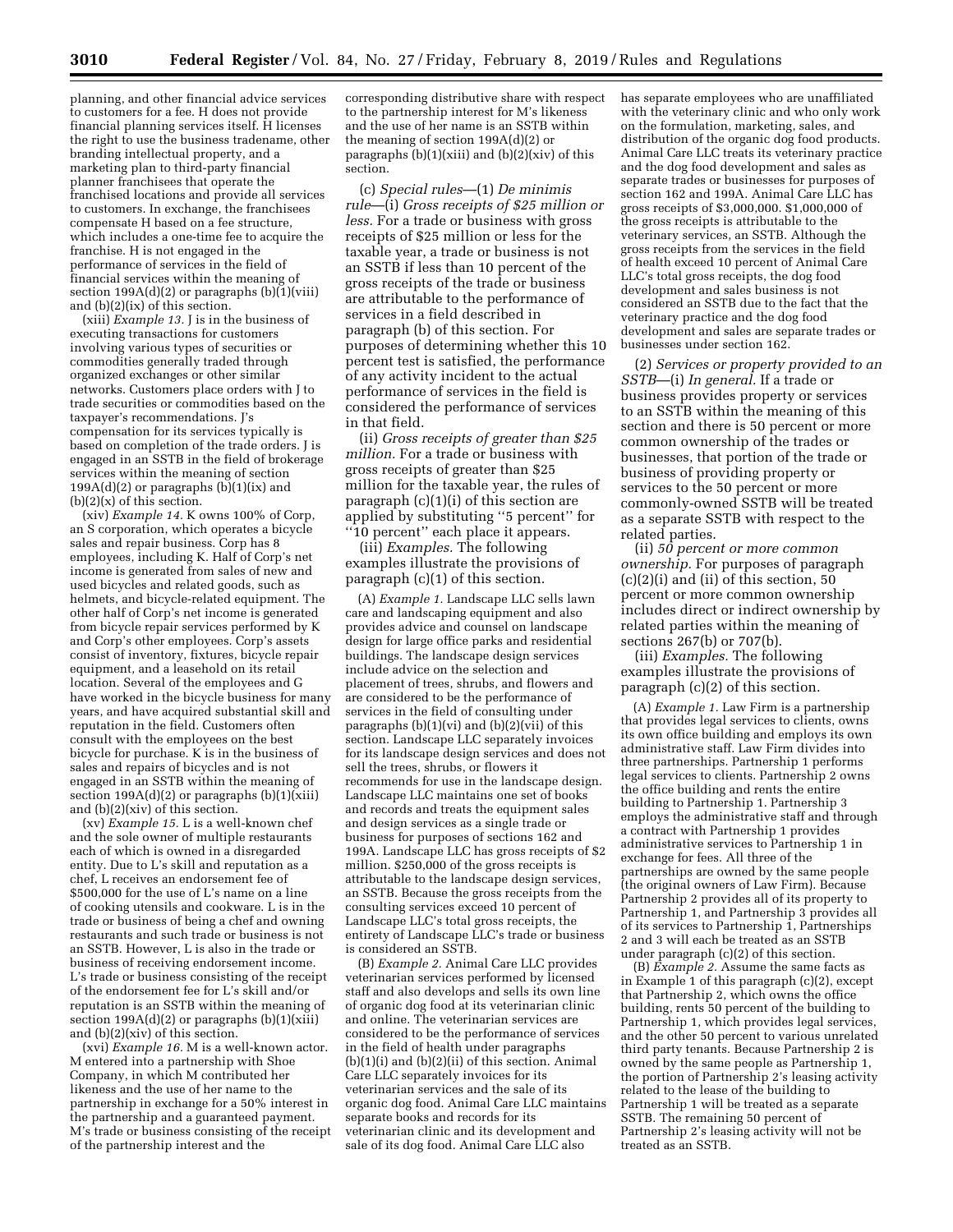planning, and other financial advice services to customers for a fee. H does not provide financial planning services itself. H licenses the right to use the business tradename, other branding intellectual property, and a marketing plan to third-party financial planner franchisees that operate the franchised locations and provide all services to customers. In exchange, the franchisees compensate H based on a fee structure, which includes a one-time fee to acquire the franchise. H is not engaged in the performance of services in the field of financial services within the meaning of section 199A(d)(2) or paragraphs (b)(1)(viii) and (b)(2)(ix) of this section.

(xiii) *Example 13.* J is in the business of executing transactions for customers involving various types of securities or commodities generally traded through organized exchanges or other similar networks. Customers place orders with J to trade securities or commodities based on the taxpayer's recommendations. J's compensation for its services typically is based on completion of the trade orders. J is engaged in an SSTB in the field of brokerage services within the meaning of section 199A(d)(2) or paragraphs (b)(1)(ix) and (b)(2)(x) of this section.

(xiv) *Example 14.* K owns 100% of Corp, an S corporation, which operates a bicycle sales and repair business. Corp has 8 employees, including K. Half of Corp's net income is generated from sales of new and used bicycles and related goods, such as helmets, and bicycle-related equipment. The other half of Corp's net income is generated from bicycle repair services performed by K and Corp's other employees. Corp's assets consist of inventory, fixtures, bicycle repair equipment, and a leasehold on its retail location. Several of the employees and G have worked in the bicycle business for many years, and have acquired substantial skill and reputation in the field. Customers often consult with the employees on the best bicycle for purchase. K is in the business of sales and repairs of bicycles and is not engaged in an SSTB within the meaning of section 199A(d)(2) or paragraphs (b)(1)(xiii) and (b)(2)(xiv) of this section.

(xv) *Example 15.* L is a well-known chef and the sole owner of multiple restaurants each of which is owned in a disregarded entity. Due to L's skill and reputation as a chef, L receives an endorsement fee of $500,000 for the use of L's name on a line of cooking utensils and cookware. L is in the trade or business of being a chef and owning restaurants and such trade or business is not an SSTB. However, L is also in the trade or business of receiving endorsement income. L's trade or business consisting of the receipt of the endorsement fee for L's skill and/or reputation is an SSTB within the meaning of section 199A(d)(2) or paragraphs (b)(1)(xiii) and (b)(2)(xiv) of this section.

(xvi) *Example 16.* M is a well-known actor. M entered into a partnership with Shoe Company, in which M contributed her likeness and the use of her name to the partnership in exchange for a 50% interest in the partnership and a guaranteed payment. M's trade or business consisting of the receipt of the partnership interest and the corresponding distributive share with respect to the partnership interest for M's likeness and the use of her name is an SSTB within the meaning of section 199A(d)(2) or paragraphs (b)(1)(xiii) and (b)(2)(xiv) of this section.

(c) *Special rules*—(1) *De minimis rule*—(i) *Gross receipts of $25 million or less.* For a trade or business with gross receipts of $25 million or less for the taxable year, a trade or business is not an SSTB if less than 10 percent of the gross receipts of the trade or business are attributable to the performance of services in a field described in paragraph (b) of this section. For purposes of determining whether this 10 percent test is satisfied, the performance of any activity incident to the actual performance of services in the field is considered the performance of services in that field.

(ii) *Gross receipts of greater than $25 million.* For a trade or business with gross receipts of greater than $25 million for the taxable year, the rules of paragraph (c)(1)(i) of this section are applied by substituting ''5 percent'' for ''10 percent'' each place it appears.

(iii) *Examples.* The following examples illustrate the provisions of paragraph (c)(1) of this section.

(A) *Example 1.* Landscape LLC sells lawn care and landscaping equipment and also provides advice and counsel on landscape design for large office parks and residential buildings. The landscape design services include advice on the selection and placement of trees, shrubs, and flowers and are considered to be the performance of services in the field of consulting under paragraphs (b)(1)(vi) and (b)(2)(vii) of this section. Landscape LLC separately invoices for its landscape design services and does not sell the trees, shrubs, or flowers it recommends for use in the landscape design. Landscape LLC maintains one set of books and records and treats the equipment sales and design services as a single trade or business for purposes of sections 162 and 199A. Landscape LLC has gross receipts of $2 million. $250,000 of the gross receipts is attributable to the landscape design services, an SSTB. Because the gross receipts from the consulting services exceed 10 percent of Landscape LLC's total gross receipts, the entirety of Landscape LLC's trade or business is considered an SSTB.

(B) *Example 2.* Animal Care LLC provides veterinarian services performed by licensed staff and also develops and sells its own line of organic dog food at its veterinarian clinic and online. The veterinarian services are considered to be the performance of services in the field of health under paragraphs (b)(1)(i) and (b)(2)(ii) of this section. Animal Care LLC separately invoices for its veterinarian services and the sale of its organic dog food. Animal Care LLC maintains separate books and records for its veterinarian clinic and its development and sale of its dog food. Animal Care LLC also has separate employees who are unaffiliated with the veterinary clinic and who only work on the formulation, marketing, sales, and distribution of the organic dog food products. Animal Care LLC treats its veterinary practice and the dog food development and sales as separate trades or businesses for purposes of section 162 and 199A. Animal Care LLC has gross receipts of $3,000,000. $1,000,000 of the gross receipts is attributable to the veterinary services, an SSTB. Although the gross receipts from the services in the field of health exceed 10 percent of Animal Care LLC's total gross receipts, the dog food development and sales business is not considered an SSTB due to the fact that the veterinary practice and the dog food development and sales are separate trades or businesses under section 162.

(2) *Services or property provided to an SSTB*—(i) *In general.* If a trade or business provides property or services to an SSTB within the meaning of this section and there is 50 percent or more common ownership of the trades or businesses, that portion of the trade or business of providing property or services to the 50 percent or more commonly-owned SSTB will be treated as a separate SSTB with respect to the related parties.

(ii) *50 percent or more common ownership.* For purposes of paragraph (c)(2)(i) and (ii) of this section, 50 percent or more common ownership includes direct or indirect ownership by related parties within the meaning of sections 267(b) or 707(b).

(iii) *Examples.* The following examples illustrate the provisions of paragraph (c)(2) of this section.

(A) *Example 1.* Law Firm is a partnership that provides legal services to clients, owns its own office building and employs its own administrative staff. Law Firm divides into three partnerships. Partnership 1 performs legal services to clients. Partnership 2 owns the office building and rents the entire building to Partnership 1. Partnership 3 employs the administrative staff and through a contract with Partnership 1 provides administrative services to Partnership 1 in exchange for fees. All three of the partnerships are owned by the same people (the original owners of Law Firm). Because Partnership 2 provides all of its property to Partnership 1, and Partnership 3 provides all of its services to Partnership 1, Partnerships 2 and 3 will each be treated as an SSTB under paragraph (c)(2) of this section.

(B) *Example 2.* Assume the same facts as in Example 1 of this paragraph (c)(2), except that Partnership 2, which owns the office building, rents 50 percent of the building to Partnership 1, which provides legal services, and the other 50 percent to various unrelated third party tenants. Because Partnership 2 is owned by the same people as Partnership 1, the portion of Partnership 2's leasing activity related to the lease of the building to Partnership 1 will be treated as a separate SSTB. The remaining 50 percent of Partnership 2's leasing activity will not be treated as an SSTB.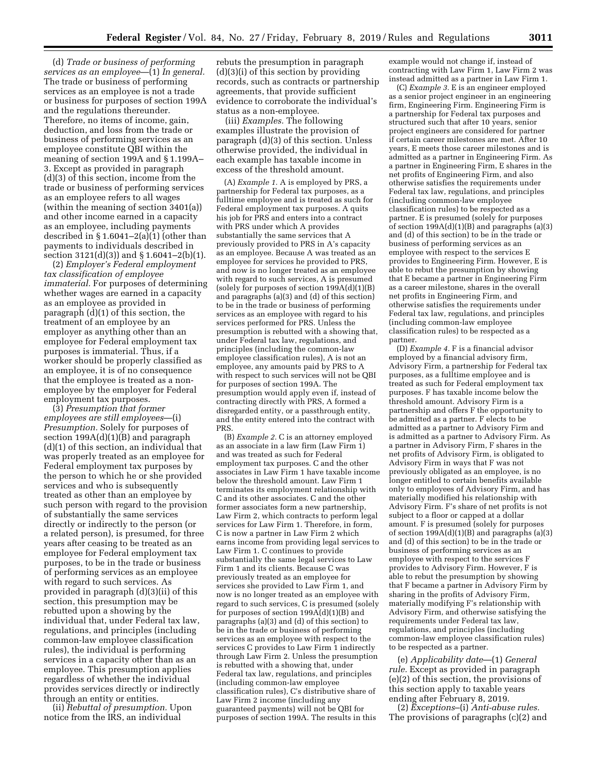(d) *Trade or business of performing services as an employee*—(1) *In general.* The trade or business of performing services as an employee is not a trade or business for purposes of section 199A and the regulations thereunder. Therefore, no items of income, gain, deduction, and loss from the trade or business of performing services as an employee constitute QBI within the meaning of section 199A and § 1.199A–3. Except as provided in paragraph (d)(3) of this section, income from the trade or business of performing services as an employee refers to all wages (within the meaning of section 3401(a)) and other income earned in a capacity as an employee, including payments described in § 1.6041–2(a)(1) (other than payments to individuals described in section 3121(d)(3)) and § 1.6041–2(b)(1).

(2) *Employer's Federal employment tax classification of employee immaterial.* For purposes of determining whether wages are earned in a capacity as an employee as provided in paragraph (d)(1) of this section, the treatment of an employee by an employer as anything other than an employee for Federal employment tax purposes is immaterial. Thus, if a worker should be properly classified as an employee, it is of no consequence that the employee is treated as a non-employee by the employer for Federal employment tax purposes.

(3) *Presumption that former employees are still employees*—(i) *Presumption.* Solely for purposes of section 199A(d)(1)(B) and paragraph (d)(1) of this section, an individual that was properly treated as an employee for Federal employment tax purposes by the person to which he or she provided services and who is subsequently treated as other than an employee by such person with regard to the provision of substantially the same services directly or indirectly to the person (or a related person), is presumed, for three years after ceasing to be treated as an employee for Federal employment tax purposes, to be in the trade or business of performing services as an employee with regard to such services. As provided in paragraph (d)(3)(ii) of this section, this presumption may be rebutted upon a showing by the individual that, under Federal tax law, regulations, and principles (including common-law employee classification rules), the individual is performing services in a capacity other than as an employee. This presumption applies regardless of whether the individual provides services directly or indirectly through an entity or entities.

(ii) *Rebuttal of presumption.* Upon notice from the IRS, an individual rebuts the presumption in paragraph (d)(3)(i) of this section by providing records, such as contracts or partnership agreements, that provide sufficient evidence to corroborate the individual's status as a non-employee.

(iii) *Examples.* The following examples illustrate the provision of paragraph (d)(3) of this section. Unless otherwise provided, the individual in each example has taxable income in excess of the threshold amount.

(A) *Example 1.* A is employed by PRS, a partnership for Federal tax purposes, as a fulltime employee and is treated as such for Federal employment tax purposes. A quits his job for PRS and enters into a contract with PRS under which A provides substantially the same services that A previously provided to PRS in A's capacity as an employee. Because A was treated as an employee for services he provided to PRS, and now is no longer treated as an employee with regard to such services, A is presumed (solely for purposes of section 199A(d)(1)(B) and paragraphs (a)(3) and (d) of this section) to be in the trade or business of performing services as an employee with regard to his services performed for PRS. Unless the presumption is rebutted with a showing that, under Federal tax law, regulations, and principles (including the common-law employee classification rules), A is not an employee, any amounts paid by PRS to A with respect to such services will not be QBI for purposes of section 199A. The presumption would apply even if, instead of contracting directly with PRS, A formed a disregarded entity, or a passthrough entity, and the entity entered into the contract with PRS.

(B) *Example 2.* C is an attorney employed as an associate in a law firm (Law Firm 1) and was treated as such for Federal employment tax purposes. C and the other associates in Law Firm 1 have taxable income below the threshold amount. Law Firm 1 terminates its employment relationship with C and its other associates. C and the other former associates form a new partnership, Law Firm 2, which contracts to perform legal services for Law Firm 1. Therefore, in form, C is now a partner in Law Firm 2 which earns income from providing legal services to Law Firm 1. C continues to provide substantially the same legal services to Law Firm 1 and its clients. Because C was previously treated as an employee for services she provided to Law Firm 1, and now is no longer treated as an employee with regard to such services, C is presumed (solely for purposes of section 199A(d)(1)(B) and paragraphs (a)(3) and (d) of this section) to be in the trade or business of performing services as an employee with respect to the services C provides to Law Firm 1 indirectly through Law Firm 2. Unless the presumption is rebutted with a showing that, under Federal tax law, regulations, and principles (including common-law employee classification rules), C's distributive share of Law Firm 2 income (including any guaranteed payments) will not be QBI for purposes of section 199A. The results in this example would not change if, instead of contracting with Law Firm 1, Law Firm 2 was instead admitted as a partner in Law Firm 1.

(C) *Example 3.* E is an engineer employed as a senior project engineer in an engineering firm, Engineering Firm. Engineering Firm is a partnership for Federal tax purposes and structured such that after 10 years, senior project engineers are considered for partner if certain career milestones are met. After 10 years, E meets those career milestones and is admitted as a partner in Engineering Firm. As a partner in Engineering Firm, E shares in the net profits of Engineering Firm, and also otherwise satisfies the requirements under Federal tax law, regulations, and principles (including common-law employee classification rules) to be respected as a partner. E is presumed (solely for purposes of section 199A(d)(1)(B) and paragraphs (a)(3) and (d) of this section) to be in the trade or business of performing services as an employee with respect to the services E provides to Engineering Firm. However, E is able to rebut the presumption by showing that E became a partner in Engineering Firm as a career milestone, shares in the overall net profits in Engineering Firm, and otherwise satisfies the requirements under Federal tax law, regulations, and principles (including common-law employee classification rules) to be respected as a partner.

(D) *Example 4.* F is a financial advisor employed by a financial advisory firm, Advisory Firm, a partnership for Federal tax purposes, as a fulltime employee and is treated as such for Federal employment tax purposes. F has taxable income below the threshold amount. Advisory Firm is a partnership and offers F the opportunity to be admitted as a partner. F elects to be admitted as a partner to Advisory Firm and is admitted as a partner to Advisory Firm. As a partner in Advisory Firm, F shares in the net profits of Advisory Firm, is obligated to Advisory Firm in ways that F was not previously obligated as an employee, is no longer entitled to certain benefits available only to employees of Advisory Firm, and has materially modified his relationship with Advisory Firm. F's share of net profits is not subject to a floor or capped at a dollar amount. F is presumed (solely for purposes of section 199A(d)(1)(B) and paragraphs (a)(3) and (d) of this section) to be in the trade or business of performing services as an employee with respect to the services F provides to Advisory Firm. However, F is able to rebut the presumption by showing that F became a partner in Advisory Firm by sharing in the profits of Advisory Firm, materially modifying F's relationship with Advisory Firm, and otherwise satisfying the requirements under Federal tax law, regulations, and principles (including common-law employee classification rules) to be respected as a partner.

(e) *Applicability date*—(1) *General rule.* Except as provided in paragraph (e)(2) of this section, the provisions of this section apply to taxable years ending after February 8, 2019.

(2) *Exceptions*–(i) *Anti-abuse rules.* The provisions of paragraphs (c)(2) and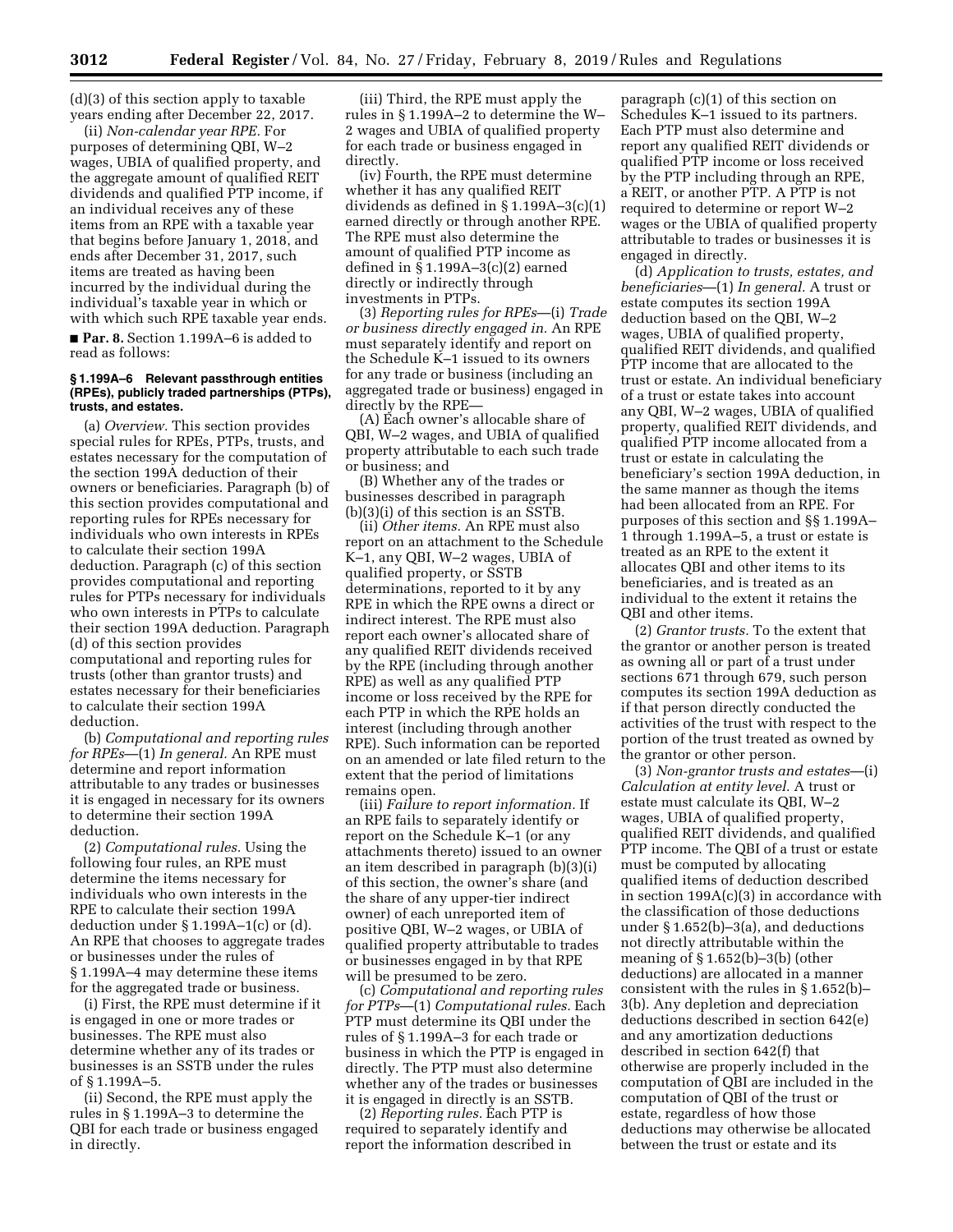(d)(3) of this section apply to taxable years ending after December 22, 2017.

(ii) *Non-calendar year RPE.* For purposes of determining QBI, W–2 wages, UBIA of qualified property, and the aggregate amount of qualified REIT dividends and qualified PTP income, if an individual receives any of these items from an RPE with a taxable year that begins before January 1, 2018, and ends after December 31, 2017, such items are treated as having been incurred by the individual during the individual's taxable year in which or with which such RPE taxable year ends.

■ **Par. 8.** Section 1.199A–6 is added to read as follows:

**§ 1.199A–6 Relevant passthrough entities (RPEs), publicly traded partnerships (PTPs), trusts, and estates.**

(a) *Overview.* This section provides special rules for RPEs, PTPs, trusts, and estates necessary for the computation of the section 199A deduction of their owners or beneficiaries. Paragraph (b) of this section provides computational and reporting rules for RPEs necessary for individuals who own interests in RPEs to calculate their section 199A deduction. Paragraph (c) of this section provides computational and reporting rules for PTPs necessary for individuals who own interests in PTPs to calculate their section 199A deduction. Paragraph (d) of this section provides computational and reporting rules for trusts (other than grantor trusts) and estates necessary for their beneficiaries to calculate their section 199A deduction.

(b) *Computational and reporting rules for RPEs*—(1) *In general.* An RPE must determine and report information attributable to any trades or businesses it is engaged in necessary for its owners to determine their section 199A deduction.

(2) *Computational rules.* Using the following four rules, an RPE must determine the items necessary for individuals who own interests in the RPE to calculate their section 199A deduction under § 1.199A–1(c) or (d). An RPE that chooses to aggregate trades or businesses under the rules of § 1.199A–4 may determine these items for the aggregated trade or business.

(i) First, the RPE must determine if it is engaged in one or more trades or businesses. The RPE must also determine whether any of its trades or businesses is an SSTB under the rules of § 1.199A–5.

(ii) Second, the RPE must apply the rules in § 1.199A–3 to determine the QBI for each trade or business engaged in directly.

(iii) Third, the RPE must apply the rules in § 1.199A–2 to determine the W–2 wages and UBIA of qualified property for each trade or business engaged in directly.

(iv) Fourth, the RPE must determine whether it has any qualified REIT dividends as defined in § 1.199A–3(c)(1) earned directly or through another RPE. The RPE must also determine the amount of qualified PTP income as defined in § 1.199A–3(c)(2) earned directly or indirectly through investments in PTPs.

(3) *Reporting rules for RPEs*—(i) *Trade or business directly engaged in.* An RPE must separately identify and report on the Schedule K–1 issued to its owners for any trade or business (including an aggregated trade or business) engaged in directly by the RPE—

(A) Each owner's allocable share of QBI, W–2 wages, and UBIA of qualified property attributable to each such trade or business; and

(B) Whether any of the trades or businesses described in paragraph (b)(3)(i) of this section is an SSTB.

(ii) *Other items.* An RPE must also report on an attachment to the Schedule K–1, any QBI, W–2 wages, UBIA of qualified property, or SSTB determinations, reported to it by any RPE in which the RPE owns a direct or indirect interest. The RPE must also report each owner's allocated share of any qualified REIT dividends received by the RPE (including through another RPE) as well as any qualified PTP income or loss received by the RPE for each PTP in which the RPE holds an interest (including through another RPE). Such information can be reported on an amended or late filed return to the extent that the period of limitations remains open.

(iii) *Failure to report information.* If an RPE fails to separately identify or report on the Schedule K–1 (or any attachments thereto) issued to an owner an item described in paragraph (b)(3)(i) of this section, the owner's share (and the share of any upper-tier indirect owner) of each unreported item of positive QBI, W–2 wages, or UBIA of qualified property attributable to trades or businesses engaged in by that RPE will be presumed to be zero.

(c) *Computational and reporting rules for PTPs*—(1) *Computational rules.* Each PTP must determine its QBI under the rules of § 1.199A–3 for each trade or business in which the PTP is engaged in directly. The PTP must also determine whether any of the trades or businesses it is engaged in directly is an SSTB.

(2) *Reporting rules.* Each PTP is required to separately identify and report the information described in paragraph (c)(1) of this section on Schedules K–1 issued to its partners. Each PTP must also determine and report any qualified REIT dividends or qualified PTP income or loss received by the PTP including through an RPE, a REIT, or another PTP. A PTP is not required to determine or report W–2 wages or the UBIA of qualified property attributable to trades or businesses it is engaged in directly.

(d) *Application to trusts, estates, and beneficiaries*—(1) *In general.* A trust or estate computes its section 199A deduction based on the QBI, W–2 wages, UBIA of qualified property, qualified REIT dividends, and qualified PTP income that are allocated to the trust or estate. An individual beneficiary of a trust or estate takes into account any QBI, W–2 wages, UBIA of qualified property, qualified REIT dividends, and qualified PTP income allocated from a trust or estate in calculating the beneficiary's section 199A deduction, in the same manner as though the items had been allocated from an RPE. For purposes of this section and §§ 1.199A–1 through 1.199A–5, a trust or estate is treated as an RPE to the extent it allocates QBI and other items to its beneficiaries, and is treated as an individual to the extent it retains the QBI and other items.

(2) *Grantor trusts.* To the extent that the grantor or another person is treated as owning all or part of a trust under sections 671 through 679, such person computes its section 199A deduction as if that person directly conducted the activities of the trust with respect to the portion of the trust treated as owned by the grantor or other person.

(3) *Non-grantor trusts and estates*—(i) *Calculation at entity level.* A trust or estate must calculate its QBI, W–2 wages, UBIA of qualified property, qualified REIT dividends, and qualified PTP income. The QBI of a trust or estate must be computed by allocating qualified items of deduction described in section 199A(c)(3) in accordance with the classification of those deductions under § 1.652(b)–3(a), and deductions not directly attributable within the meaning of § 1.652(b)–3(b) (other deductions) are allocated in a manner consistent with the rules in § 1.652(b)–3(b). Any depletion and depreciation deductions described in section 642(e) and any amortization deductions described in section 642(f) that otherwise are properly included in the computation of QBI are included in the computation of QBI of the trust or estate, regardless of how those deductions may otherwise be allocated between the trust or estate and its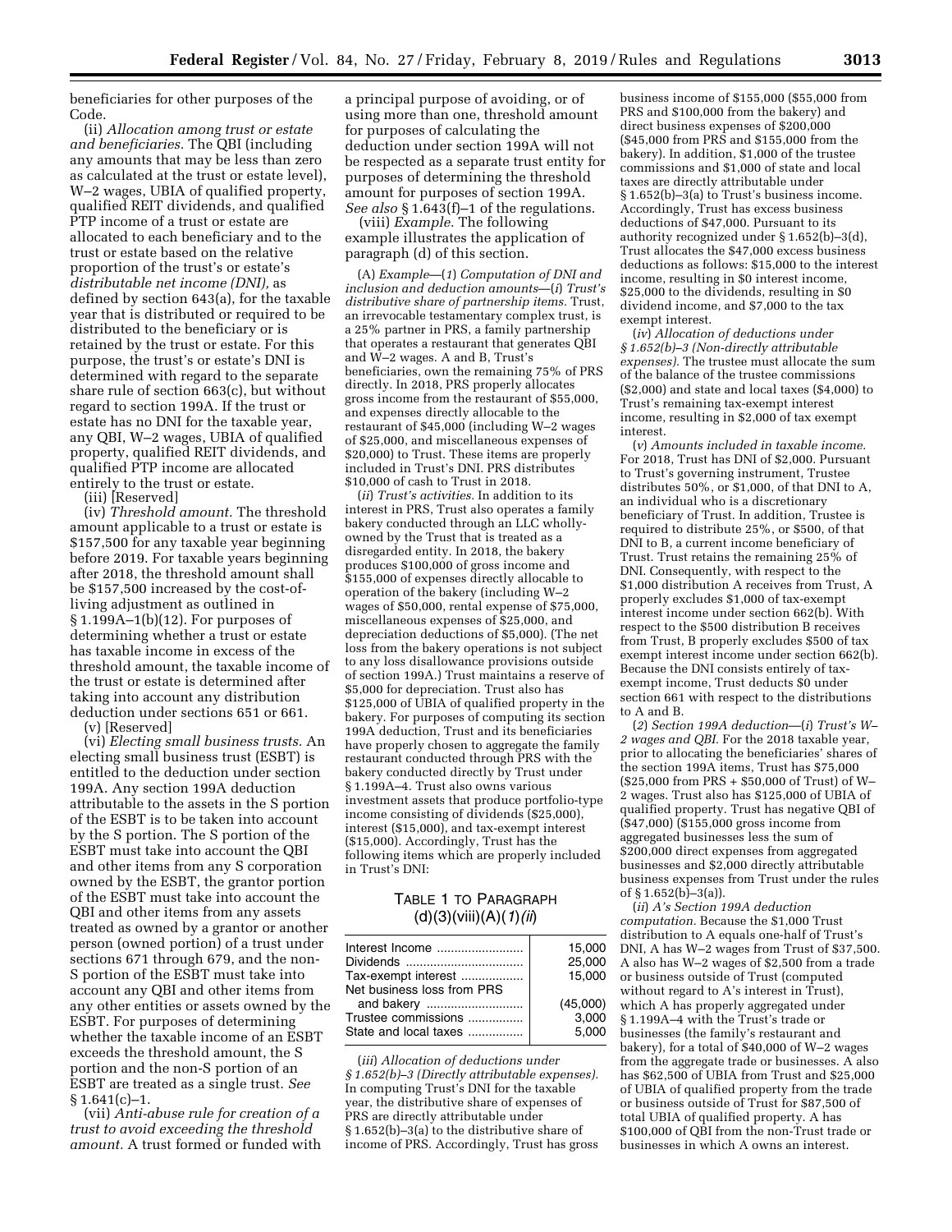beneficiaries for other purposes of the Code.

(ii) *Allocation among trust or estate and beneficiaries.* The QBI (including any amounts that may be less than zero as calculated at the trust or estate level), W–2 wages, UBIA of qualified property, qualified REIT dividends, and qualified PTP income of a trust or estate are allocated to each beneficiary and to the trust or estate based on the relative proportion of the trust's or estate's *distributable net income (DNI),* as defined by section 643(a), for the taxable year that is distributed or required to be distributed to the beneficiary or is retained by the trust or estate. For this purpose, the trust's or estate's DNI is determined with regard to the separate share rule of section 663(c), but without regard to section 199A. If the trust or estate has no DNI for the taxable year, any QBI, W–2 wages, UBIA of qualified property, qualified REIT dividends, and qualified PTP income are allocated entirely to the trust or estate.

(iii) [Reserved]

(iv) *Threshold amount.* The threshold amount applicable to a trust or estate is $157,500 for any taxable year beginning before 2019. For taxable years beginning after 2018, the threshold amount shall be $157,500 increased by the cost-of-living adjustment as outlined in § 1.199A–1(b)(12). For purposes of determining whether a trust or estate has taxable income in excess of the threshold amount, the taxable income of the trust or estate is determined after taking into account any distribution deduction under sections 651 or 661.

(v) [Reserved]

(vi) *Electing small business trusts.* An electing small business trust (ESBT) is entitled to the deduction under section 199A. Any section 199A deduction attributable to the assets in the S portion of the ESBT is to be taken into account by the S portion. The S portion of the ESBT must take into account the QBI and other items from any S corporation owned by the ESBT, the grantor portion of the ESBT must take into account the QBI and other items from any assets treated as owned by a grantor or another person (owned portion) of a trust under sections 671 through 679, and the non-S portion of the ESBT must take into account any QBI and other items from any other entities or assets owned by the ESBT. For purposes of determining whether the taxable income of an ESBT exceeds the threshold amount, the S portion and the non-S portion of an ESBT are treated as a single trust. *See* § 1.641(c)–1.

(vii) *Anti-abuse rule for creation of a trust to avoid exceeding the threshold amount.* A trust formed or funded with a principal purpose of avoiding, or of using more than one, threshold amount for purposes of calculating the deduction under section 199A will not be respected as a separate trust entity for purposes of determining the threshold amount for purposes of section 199A. *See also* § 1.643(f)–1 of the regulations.

(viii) *Example.* The following example illustrates the application of paragraph (d) of this section.

(A) *Example*—(*1*) *Computation of DNI and inclusion and deduction amounts*—(*i*) *Trust's distributive share of partnership items.* Trust, an irrevocable testamentary complex trust, is a 25% partner in PRS, a family partnership that operates a restaurant that generates QBI and W–2 wages. A and B, Trust's beneficiaries, own the remaining 75% of PRS directly. In 2018, PRS properly allocates gross income from the restaurant of $55,000, and expenses directly allocable to the restaurant of $45,000 (including W–2 wages of $25,000, and miscellaneous expenses of $20,000) to Trust. These items are properly included in Trust's DNI. PRS distributes $10,000 of cash to Trust in 2018.

(*ii*) *Trust's activities.* In addition to its interest in PRS, Trust also operates a family bakery conducted through an LLC wholly-owned by the Trust that is treated as a disregarded entity. In 2018, the bakery produces $100,000 of gross income and $155,000 of expenses directly allocable to operation of the bakery (including W–2 wages of $50,000, rental expense of $75,000, miscellaneous expenses of $25,000, and depreciation deductions of $5,000). (The net loss from the bakery operations is not subject to any loss disallowance provisions outside of section 199A.) Trust maintains a reserve of $5,000 for depreciation. Trust also has $125,000 of UBIA of qualified property in the bakery. For purposes of computing its section 199A deduction, Trust and its beneficiaries have properly chosen to aggregate the family restaurant conducted through PRS with the bakery conducted directly by Trust under § 1.199A–4. Trust also owns various investment assets that produce portfolio-type income consisting of dividends ($25,000), interest ($15,000), and tax-exempt interest ($15,000). Accordingly, Trust has the following items which are properly included in Trust's DNI:

TABLE 1 TO PARAGRAPH (d)(3)(viii)(A)(*1*)(*ii*)

| | |
|---|---|
| Interest Income | 15,000 |
| Dividends | 25,000 |
| Tax-exempt interest | 15,000 |
| Net business loss from PRS and bakery | (45,000) |
| Trustee commissions | 3,000 |
| State and local taxes | 5,000 |

(*iii*) *Allocation of deductions under § 1.652(b)–3 (Directly attributable expenses).* In computing Trust's DNI for the taxable year, the distributive share of expenses of PRS are directly attributable under § 1.652(b)–3(a) to the distributive share of income of PRS. Accordingly, Trust has gross business income of $155,000 ($55,000 from PRS and $100,000 from the bakery) and direct business expenses of $200,000 ($45,000 from PRS and $155,000 from the bakery). In addition, $1,000 of the trustee commissions and $1,000 of state and local taxes are directly attributable under § 1.652(b)–3(a) to Trust's business income. Accordingly, Trust has excess business deductions of $47,000. Pursuant to its authority recognized under § 1.652(b)–3(d), Trust allocates the $47,000 excess business deductions as follows: $15,000 to the interest income, resulting in $0 interest income, $25,000 to the dividends, resulting in $0 dividend income, and $7,000 to the tax exempt interest.

(*iv*) *Allocation of deductions under § 1.652(b)–3 (Non-directly attributable expenses).* The trustee must allocate the sum of the balance of the trustee commissions ($2,000) and state and local taxes ($4,000) to Trust's remaining tax-exempt interest income, resulting in $2,000 of tax exempt interest.

(*v*) *Amounts included in taxable income.* For 2018, Trust has DNI of $2,000. Pursuant to Trust's governing instrument, Trustee distributes 50%, or $1,000, of that DNI to A, an individual who is a discretionary beneficiary of Trust. In addition, Trustee is required to distribute 25%, or $500, of that DNI to B, a current income beneficiary of Trust. Trust retains the remaining 25% of DNI. Consequently, with respect to the $1,000 distribution A receives from Trust, A properly excludes $1,000 of tax-exempt interest income under section 662(b). With respect to the $500 distribution B receives from Trust, B properly excludes $500 of tax exempt interest income under section 662(b). Because the DNI consists entirely of tax-exempt income, Trust deducts $0 under section 661 with respect to the distributions to A and B.

(*2*) *Section 199A deduction*—(*i*) *Trust's W–2 wages and QBI.* For the 2018 taxable year, prior to allocating the beneficiaries' shares of the section 199A items, Trust has $75,000 ($25,000 from PRS + $50,000 of Trust) of W–2 wages. Trust also has $125,000 of UBIA of qualified property. Trust has negative QBI of ($47,000) ($155,000 gross income from aggregated businesses less the sum of $200,000 direct expenses from aggregated businesses and $2,000 directly attributable business expenses from Trust under the rules of § 1.652(b)–3(a)).

(*ii*) *A's Section 199A deduction computation.* Because the $1,000 Trust distribution to A equals one-half of Trust's DNI, A has W–2 wages from Trust of $37,500. A also has W–2 wages of $2,500 from a trade or business outside of Trust (computed without regard to A's interest in Trust), which A has properly aggregated under § 1.199A–4 with the Trust's trade or businesses (the family's restaurant and bakery), for a total of $40,000 of W–2 wages from the aggregate trade or businesses. A also has $62,500 of UBIA from Trust and $25,000 of UBIA of qualified property from the trade or business outside of Trust for $87,500 of total UBIA of qualified property. A has $100,000 of QBI from the non-Trust trade or businesses in which A owns an interest.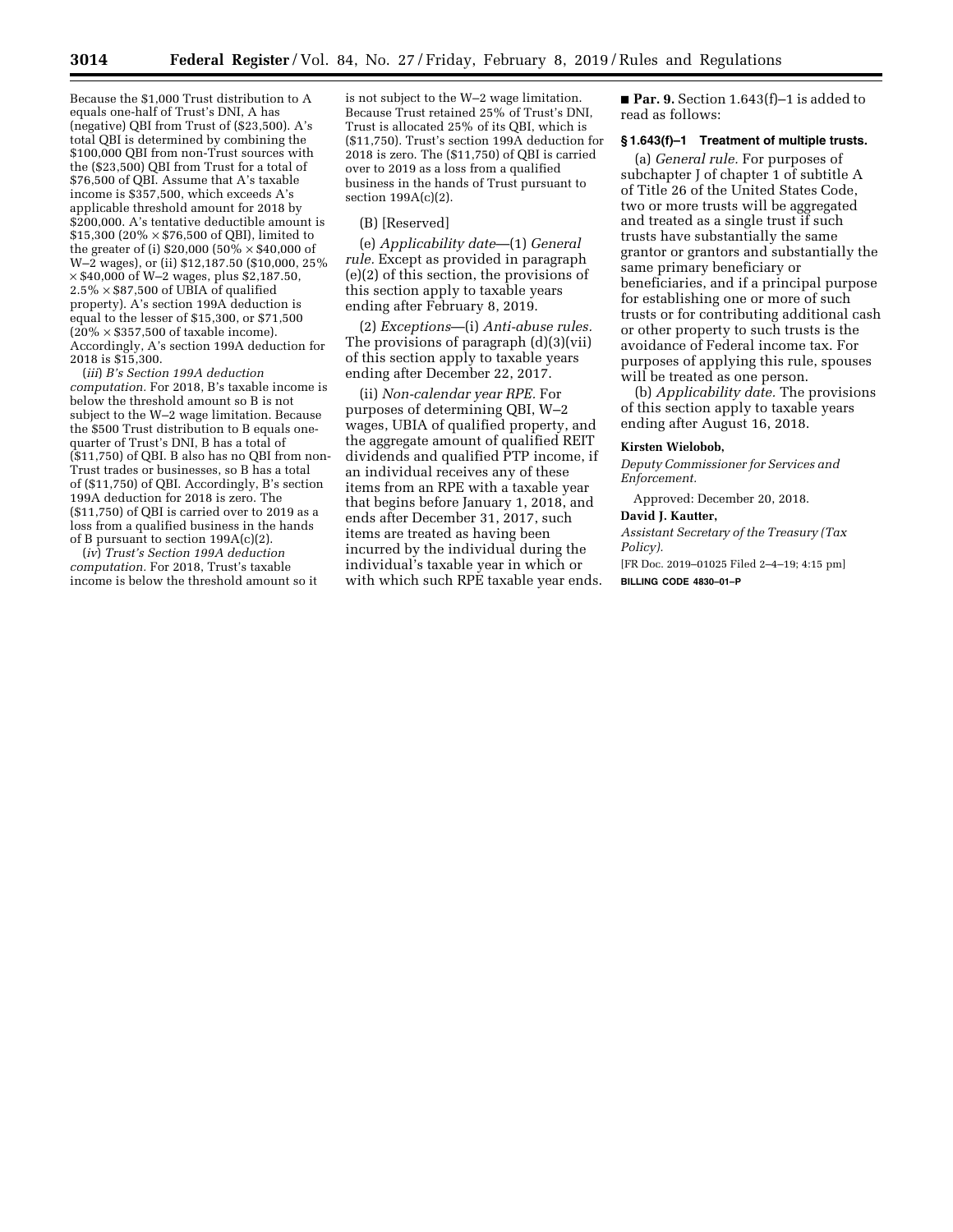Because the $1,000 Trust distribution to A equals one-half of Trust's DNI, A has (negative) QBI from Trust of ($23,500). A's total QBI is determined by combining the $100,000 QBI from non-Trust sources with the ($23,500) QBI from Trust for a total of $76,500 of QBI. Assume that A's taxable income is $357,500, which exceeds A's applicable threshold amount for 2018 by $200,000. A's tentative deductible amount is $15,300 (20% × $76,500 of QBI), limited to the greater of (i) $20,000 (50% × $40,000 of W–2 wages), or (ii) $12,187.50 ($10,000, 25% × $40,000 of W–2 wages, plus $2,187.50, 2.5% × $87,500 of UBIA of qualified property). A's section 199A deduction is equal to the lesser of $15,300, or $71,500 (20% × $357,500 of taxable income). Accordingly, A's section 199A deduction for 2018 is $15,300.

(*iii*) *B's Section 199A deduction computation.* For 2018, B's taxable income is below the threshold amount so B is not subject to the W–2 wage limitation. Because the $500 Trust distribution to B equals one-quarter of Trust's DNI, B has a total of ($11,750) of QBI. B also has no QBI from non-Trust trades or businesses, so B has a total of ($11,750) of QBI. Accordingly, B's section 199A deduction for 2018 is zero. The ($11,750) of QBI is carried over to 2019 as a loss from a qualified business in the hands of B pursuant to section 199A(c)(2).

(*iv*) *Trust's Section 199A deduction computation.* For 2018, Trust's taxable income is below the threshold amount so it is not subject to the W–2 wage limitation. Because Trust retained 25% of Trust's DNI, Trust is allocated 25% of its QBI, which is ($11,750). Trust's section 199A deduction for 2018 is zero. The ($11,750) of QBI is carried over to 2019 as a loss from a qualified business in the hands of Trust pursuant to section 199A(c)(2).

(B) [Reserved]

(e) *Applicability date*—(1) *General rule.* Except as provided in paragraph (e)(2) of this section, the provisions of this section apply to taxable years ending after February 8, 2019.

(2) *Exceptions*—(i) *Anti-abuse rules.* The provisions of paragraph (d)(3)(vii) of this section apply to taxable years ending after December 22, 2017.

(ii) *Non-calendar year RPE.* For purposes of determining QBI, W–2 wages, UBIA of qualified property, and the aggregate amount of qualified REIT dividends and qualified PTP income, if an individual receives any of these items from an RPE with a taxable year that begins before January 1, 2018, and ends after December 31, 2017, such items are treated as having been incurred by the individual during the individual's taxable year in which or with which such RPE taxable year ends.

■ **Par. 9.** Section 1.643(f)–1 is added to read as follows:

**§ 1.643(f)–1 Treatment of multiple trusts.**

(a) *General rule.* For purposes of subchapter J of chapter 1 of subtitle A of Title 26 of the United States Code, two or more trusts will be aggregated and treated as a single trust if such trusts have substantially the same grantor or grantors and substantially the same primary beneficiary or beneficiaries, and if a principal purpose for establishing one or more of such trusts or for contributing additional cash or other property to such trusts is the avoidance of Federal income tax. For purposes of applying this rule, spouses will be treated as one person.

(b) *Applicability date.* The provisions of this section apply to taxable years ending after August 16, 2018.

**Kirsten Wielobob,**

*Deputy Commissioner for Services and Enforcement.*

Approved: December 20, 2018.

**David J. Kautter,**

*Assistant Secretary of the Treasury (Tax Policy).*

[FR Doc. 2019–01025 Filed 2–4–19; 4:15 pm]

**BILLING CODE 4830–01–P**